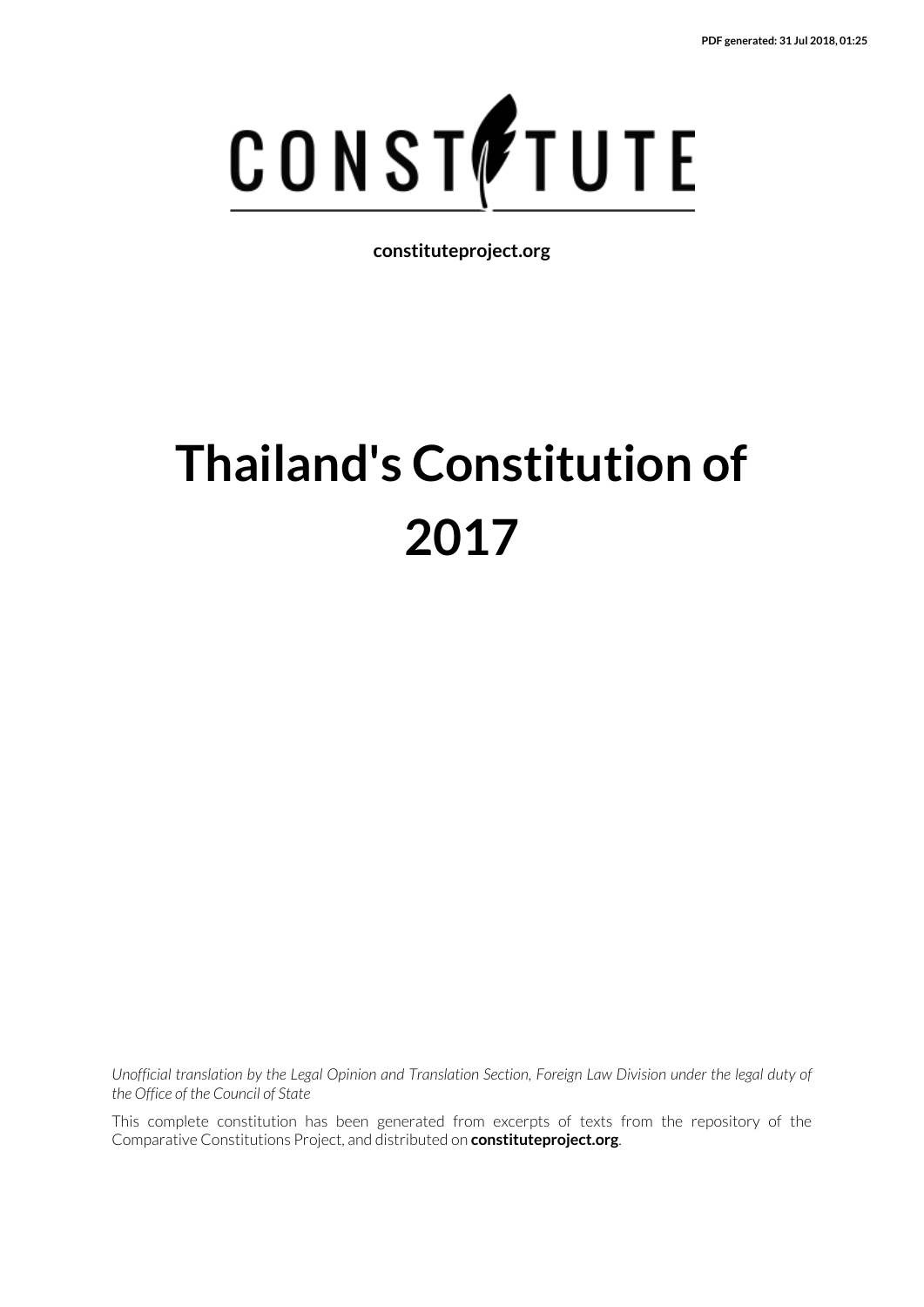PDF generated: 31 Jul 2018, 01:25

CONSTITUTE

**constituteproject.org**

# Thailand's Constitution of 2017

*Unofficial translation by the Legal Opinion and Translation Section, Foreign Law Division under the legal duty of the Office of the Council of State*

This complete constitution has been generated from excerpts of texts from the repository of the Comparative Constitutions Project, and distributed on **constituteproject.org**.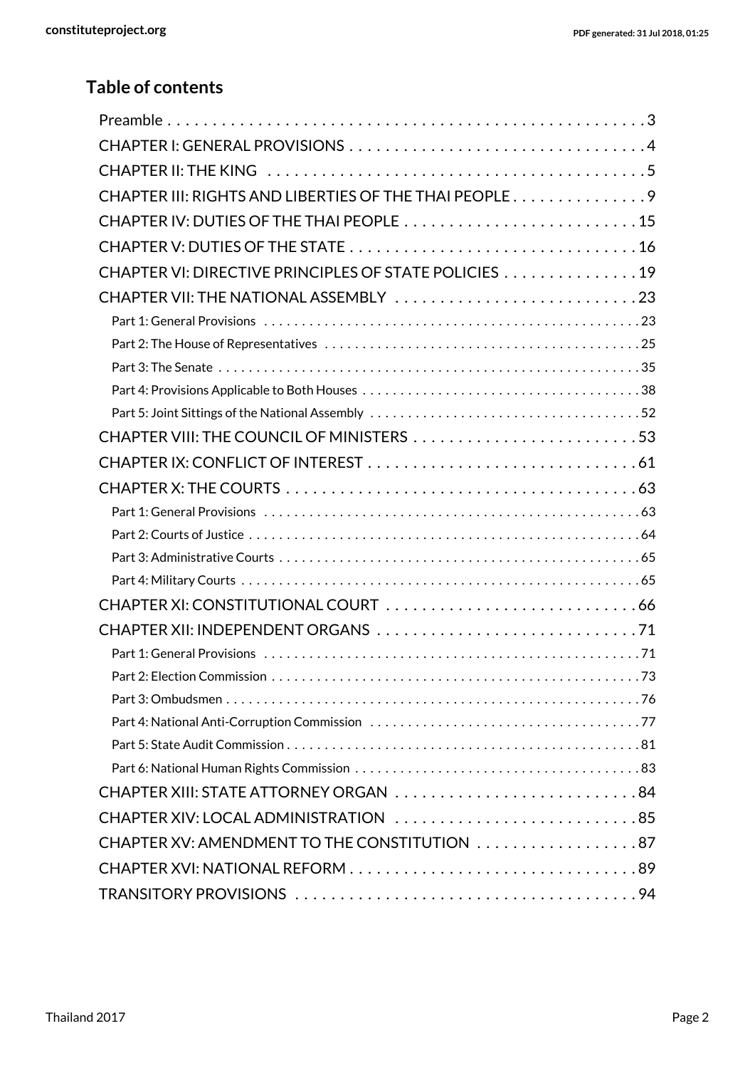## Table of contents

- Preamble . . . 3
- CHAPTER I: GENERAL PROVISIONS . . . 4
- CHAPTER II: THE KING . . . 5
- CHAPTER III: RIGHTS AND LIBERTIES OF THE THAI PEOPLE . . . 9
- CHAPTER IV: DUTIES OF THE THAI PEOPLE . . . 15
- CHAPTER V: DUTIES OF THE STATE . . . 16
- CHAPTER VI: DIRECTIVE PRINCIPLES OF STATE POLICIES . . . 19
- CHAPTER VII: THE NATIONAL ASSEMBLY . . . 23
  - Part 1: General Provisions . . . 23
  - Part 2: The House of Representatives . . . 25
  - Part 3: The Senate . . . 35
  - Part 4: Provisions Applicable to Both Houses . . . 38
  - Part 5: Joint Sittings of the National Assembly . . . 52
- CHAPTER VIII: THE COUNCIL OF MINISTERS . . . 53
- CHAPTER IX: CONFLICT OF INTEREST . . . 61
- CHAPTER X: THE COURTS . . . 63
  - Part 1: General Provisions . . . 63
  - Part 2: Courts of Justice . . . 64
  - Part 3: Administrative Courts . . . 65
  - Part 4: Military Courts . . . 65
- CHAPTER XI: CONSTITUTIONAL COURT . . . 66
- CHAPTER XII: INDEPENDENT ORGANS . . . 71
  - Part 1: General Provisions . . . 71
  - Part 2: Election Commission . . . 73
  - Part 3: Ombudsmen . . . 76
  - Part 4: National Anti-Corruption Commission . . . 77
  - Part 5: State Audit Commission . . . 81
  - Part 6: National Human Rights Commission . . . 83
- CHAPTER XIII: STATE ATTORNEY ORGAN . . . 84
- CHAPTER XIV: LOCAL ADMINISTRATION . . . 85
- CHAPTER XV: AMENDMENT TO THE CONSTITUTION . . . 87
- CHAPTER XVI: NATIONAL REFORM . . . 89
- TRANSITORY PROVISIONS . . . 94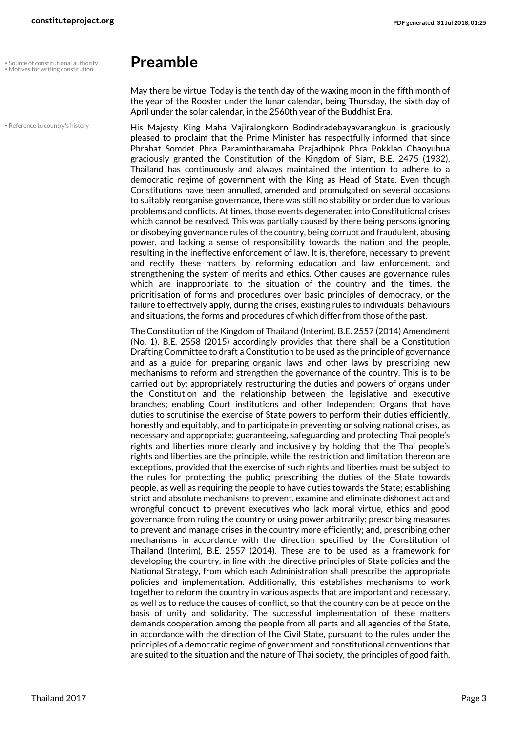# Preamble

May there be virtue. Today is the tenth day of the waxing moon in the fifth month of the year of the Rooster under the lunar calendar, being Thursday, the sixth day of April under the solar calendar, in the 2560th year of the Buddhist Era.

His Majesty King Maha Vajiralongkorn Bodindradebayavarangkun is graciously pleased to proclaim that the Prime Minister has respectfully informed that since Phrabat Somdet Phra Paramintharamaha Prajadhipok Phra Pokklao Chaoyuhua graciously granted the Constitution of the Kingdom of Siam, B.E. 2475 (1932), Thailand has continuously and always maintained the intention to adhere to a democratic regime of government with the King as Head of State. Even though Constitutions have been annulled, amended and promulgated on several occasions to suitably reorganise governance, there was still no stability or order due to various problems and conflicts. At times, those events degenerated into Constitutional crises which cannot be resolved. This was partially caused by there being persons ignoring or disobeying governance rules of the country, being corrupt and fraudulent, abusing power, and lacking a sense of responsibility towards the nation and the people, resulting in the ineffective enforcement of law. It is, therefore, necessary to prevent and rectify these matters by reforming education and law enforcement, and strengthening the system of merits and ethics. Other causes are governance rules which are inappropriate to the situation of the country and the times, the prioritisation of forms and procedures over basic principles of democracy, or the failure to effectively apply, during the crises, existing rules to individuals' behaviours and situations, the forms and procedures of which differ from those of the past.

The Constitution of the Kingdom of Thailand (Interim), B.E. 2557 (2014) Amendment (No. 1), B.E. 2558 (2015) accordingly provides that there shall be a Constitution Drafting Committee to draft a Constitution to be used as the principle of governance and as a guide for preparing organic laws and other laws by prescribing new mechanisms to reform and strengthen the governance of the country. This is to be carried out by: appropriately restructuring the duties and powers of organs under the Constitution and the relationship between the legislative and executive branches; enabling Court institutions and other Independent Organs that have duties to scrutinise the exercise of State powers to perform their duties efficiently, honestly and equitably, and to participate in preventing or solving national crises, as necessary and appropriate; guaranteeing, safeguarding and protecting Thai people's rights and liberties more clearly and inclusively by holding that the Thai people's rights and liberties are the principle, while the restriction and limitation thereon are exceptions, provided that the exercise of such rights and liberties must be subject to the rules for protecting the public; prescribing the duties of the State towards people, as well as requiring the people to have duties towards the State; establishing strict and absolute mechanisms to prevent, examine and eliminate dishonest act and wrongful conduct to prevent executives who lack moral virtue, ethics and good governance from ruling the country or using power arbitrarily; prescribing measures to prevent and manage crises in the country more efficiently; and, prescribing other mechanisms in accordance with the direction specified by the Constitution of Thailand (Interim), B.E. 2557 (2014). These are to be used as a framework for developing the country, in line with the directive principles of State policies and the National Strategy, from which each Administration shall prescribe the appropriate policies and implementation. Additionally, this establishes mechanisms to work together to reform the country in various aspects that are important and necessary, as well as to reduce the causes of conflict, so that the country can be at peace on the basis of unity and solidarity. The successful implementation of these matters demands cooperation among the people from all parts and all agencies of the State, in accordance with the direction of the Civil State, pursuant to the rules under the principles of a democratic regime of government and constitutional conventions that are suited to the situation and the nature of Thai society, the principles of good faith,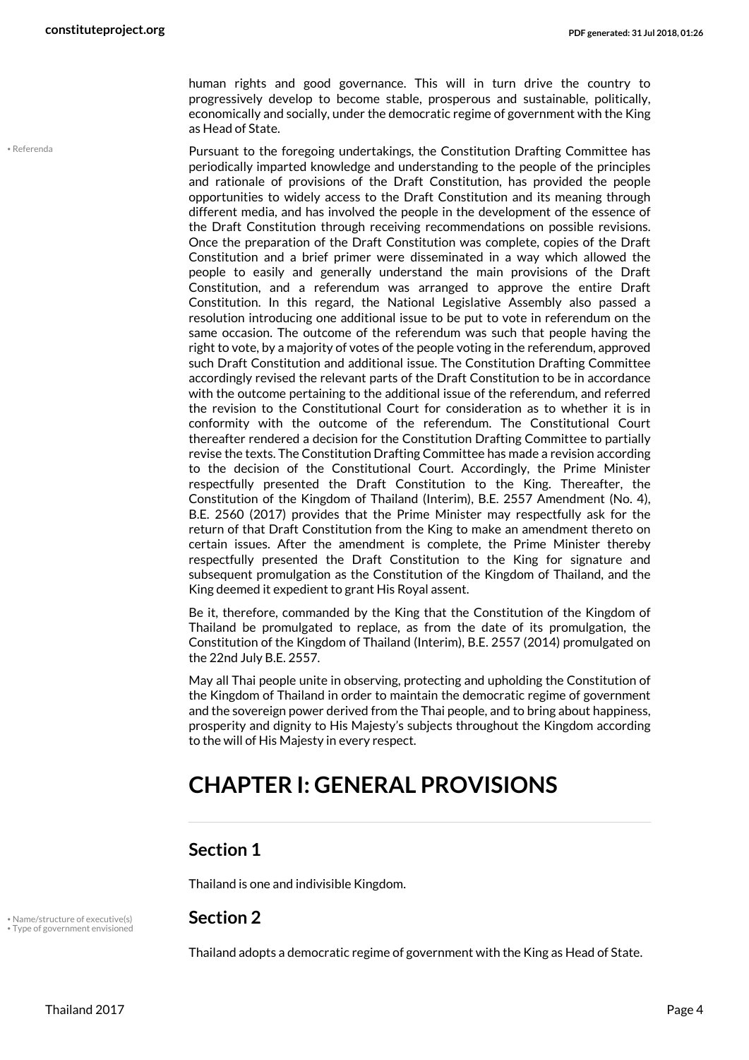human rights and good governance. This will in turn drive the country to progressively develop to become stable, prosperous and sustainable, politically, economically and socially, under the democratic regime of government with the King as Head of State.

Pursuant to the foregoing undertakings, the Constitution Drafting Committee has periodically imparted knowledge and understanding to the people of the principles and rationale of provisions of the Draft Constitution, has provided the people opportunities to widely access to the Draft Constitution and its meaning through different media, and has involved the people in the development of the essence of the Draft Constitution through receiving recommendations on possible revisions. Once the preparation of the Draft Constitution was complete, copies of the Draft Constitution and a brief primer were disseminated in a way which allowed the people to easily and generally understand the main provisions of the Draft Constitution, and a referendum was arranged to approve the entire Draft Constitution. In this regard, the National Legislative Assembly also passed a resolution introducing one additional issue to be put to vote in referendum on the same occasion. The outcome of the referendum was such that people having the right to vote, by a majority of votes of the people voting in the referendum, approved such Draft Constitution and additional issue. The Constitution Drafting Committee accordingly revised the relevant parts of the Draft Constitution to be in accordance with the outcome pertaining to the additional issue of the referendum, and referred the revision to the Constitutional Court for consideration as to whether it is in conformity with the outcome of the referendum. The Constitutional Court thereafter rendered a decision for the Constitution Drafting Committee to partially revise the texts. The Constitution Drafting Committee has made a revision according to the decision of the Constitutional Court. Accordingly, the Prime Minister respectfully presented the Draft Constitution to the King. Thereafter, the Constitution of the Kingdom of Thailand (Interim), B.E. 2557 Amendment (No. 4), B.E. 2560 (2017) provides that the Prime Minister may respectfully ask for the return of that Draft Constitution from the King to make an amendment thereto on certain issues. After the amendment is complete, the Prime Minister thereby respectfully presented the Draft Constitution to the King for signature and subsequent promulgation as the Constitution of the Kingdom of Thailand, and the King deemed it expedient to grant His Royal assent.

Be it, therefore, commanded by the King that the Constitution of the Kingdom of Thailand be promulgated to replace, as from the date of its promulgation, the Constitution of the Kingdom of Thailand (Interim), B.E. 2557 (2014) promulgated on the 22nd July B.E. 2557.

May all Thai people unite in observing, protecting and upholding the Constitution of the Kingdom of Thailand in order to maintain the democratic regime of government and the sovereign power derived from the Thai people, and to bring about happiness, prosperity and dignity to His Majesty's subjects throughout the Kingdom according to the will of His Majesty in every respect.

# CHAPTER I: GENERAL PROVISIONS

## Section 1

Thailand is one and indivisible Kingdom.

## Section 2

Thailand adopts a democratic regime of government with the King as Head of State.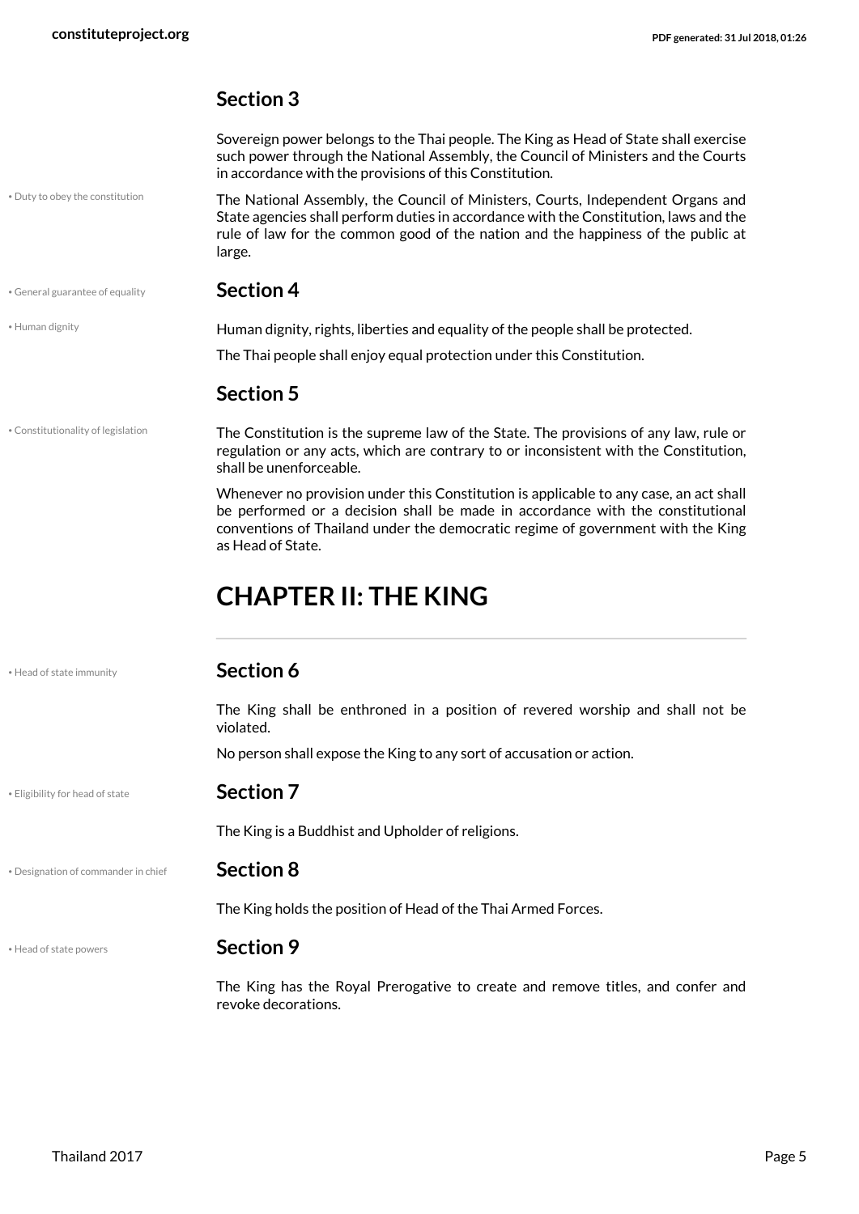### Section 3

Sovereign power belongs to the Thai people. The King as Head of State shall exercise such power through the National Assembly, the Council of Ministers and the Courts in accordance with the provisions of this Constitution.

• Duty to obey the constitution

The National Assembly, the Council of Ministers, Courts, Independent Organs and State agencies shall perform duties in accordance with the Constitution, laws and the rule of law for the common good of the nation and the happiness of the public at large.

• General guarantee of equality

### Section 4

• Human dignity

Human dignity, rights, liberties and equality of the people shall be protected.

The Thai people shall enjoy equal protection under this Constitution.

### Section 5

• Constitutionality of legislation

The Constitution is the supreme law of the State. The provisions of any law, rule or regulation or any acts, which are contrary to or inconsistent with the Constitution, shall be unenforceable.

Whenever no provision under this Constitution is applicable to any case, an act shall be performed or a decision shall be made in accordance with the constitutional conventions of Thailand under the democratic regime of government with the King as Head of State.

## CHAPTER II: THE KING

• Head of state immunity

### Section 6

The King shall be enthroned in a position of revered worship and shall not be violated.

No person shall expose the King to any sort of accusation or action.

• Eligibility for head of state

### Section 7

The King is a Buddhist and Upholder of religions.

• Designation of commander in chief

### Section 8

The King holds the position of Head of the Thai Armed Forces.

• Head of state powers

### Section 9

The King has the Royal Prerogative to create and remove titles, and confer and revoke decorations.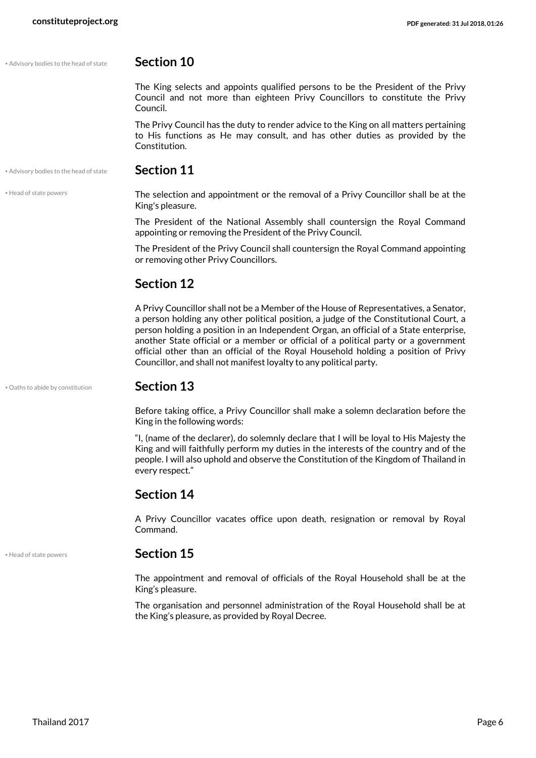## Section 10

The King selects and appoints qualified persons to be the President of the Privy Council and not more than eighteen Privy Councillors to constitute the Privy Council.

The Privy Council has the duty to render advice to the King on all matters pertaining to His functions as He may consult, and has other duties as provided by the Constitution.

## Section 11

The selection and appointment or the removal of a Privy Councillor shall be at the King's pleasure.

The President of the National Assembly shall countersign the Royal Command appointing or removing the President of the Privy Council.

The President of the Privy Council shall countersign the Royal Command appointing or removing other Privy Councillors.

## Section 12

A Privy Councillor shall not be a Member of the House of Representatives, a Senator, a person holding any other political position, a judge of the Constitutional Court, a person holding a position in an Independent Organ, an official of a State enterprise, another State official or a member or official of a political party or a government official other than an official of the Royal Household holding a position of Privy Councillor, and shall not manifest loyalty to any political party.

## Section 13

Before taking office, a Privy Councillor shall make a solemn declaration before the King in the following words:

"I, (name of the declarer), do solemnly declare that I will be loyal to His Majesty the King and will faithfully perform my duties in the interests of the country and of the people. I will also uphold and observe the Constitution of the Kingdom of Thailand in every respect."

## Section 14

A Privy Councillor vacates office upon death, resignation or removal by Royal Command.

## Section 15

The appointment and removal of officials of the Royal Household shall be at the King's pleasure.

The organisation and personnel administration of the Royal Household shall be at the King's pleasure, as provided by Royal Decree.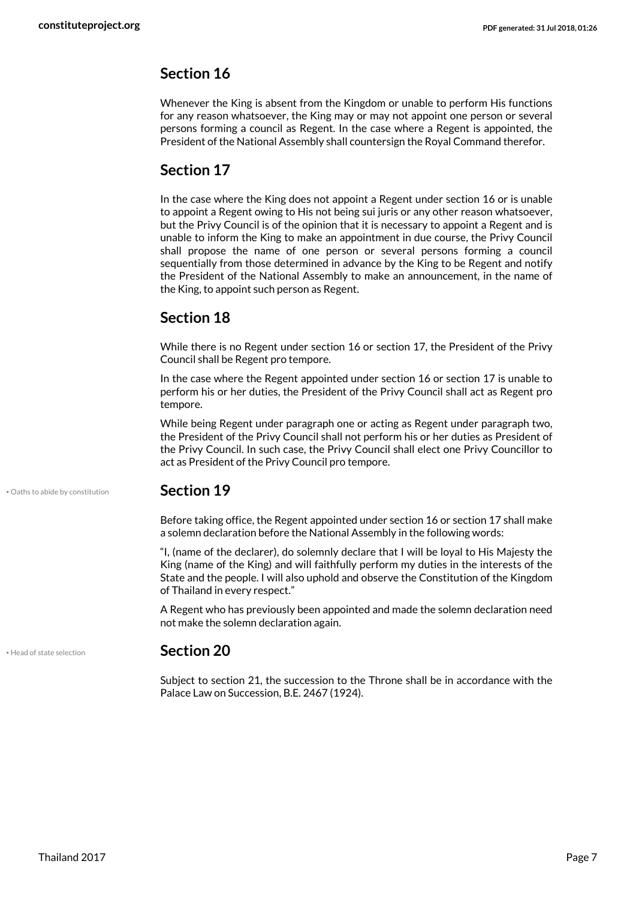## Section 16

Whenever the King is absent from the Kingdom or unable to perform His functions for any reason whatsoever, the King may or may not appoint one person or several persons forming a council as Regent. In the case where a Regent is appointed, the President of the National Assembly shall countersign the Royal Command therefor.

## Section 17

In the case where the King does not appoint a Regent under section 16 or is unable to appoint a Regent owing to His not being sui juris or any other reason whatsoever, but the Privy Council is of the opinion that it is necessary to appoint a Regent and is unable to inform the King to make an appointment in due course, the Privy Council shall propose the name of one person or several persons forming a council sequentially from those determined in advance by the King to be Regent and notify the President of the National Assembly to make an announcement, in the name of the King, to appoint such person as Regent.

## Section 18

While there is no Regent under section 16 or section 17, the President of the Privy Council shall be Regent pro tempore.

In the case where the Regent appointed under section 16 or section 17 is unable to perform his or her duties, the President of the Privy Council shall act as Regent pro tempore.

While being Regent under paragraph one or acting as Regent under paragraph two, the President of the Privy Council shall not perform his or her duties as President of the Privy Council. In such case, the Privy Council shall elect one Privy Councillor to act as President of the Privy Council pro tempore.

• Oaths to abide by constitution

## Section 19

Before taking office, the Regent appointed under section 16 or section 17 shall make a solemn declaration before the National Assembly in the following words:

"I, (name of the declarer), do solemnly declare that I will be loyal to His Majesty the King (name of the King) and will faithfully perform my duties in the interests of the State and the people. I will also uphold and observe the Constitution of the Kingdom of Thailand in every respect."

A Regent who has previously been appointed and made the solemn declaration need not make the solemn declaration again.

• Head of state selection

## Section 20

Subject to section 21, the succession to the Throne shall be in accordance with the Palace Law on Succession, B.E. 2467 (1924).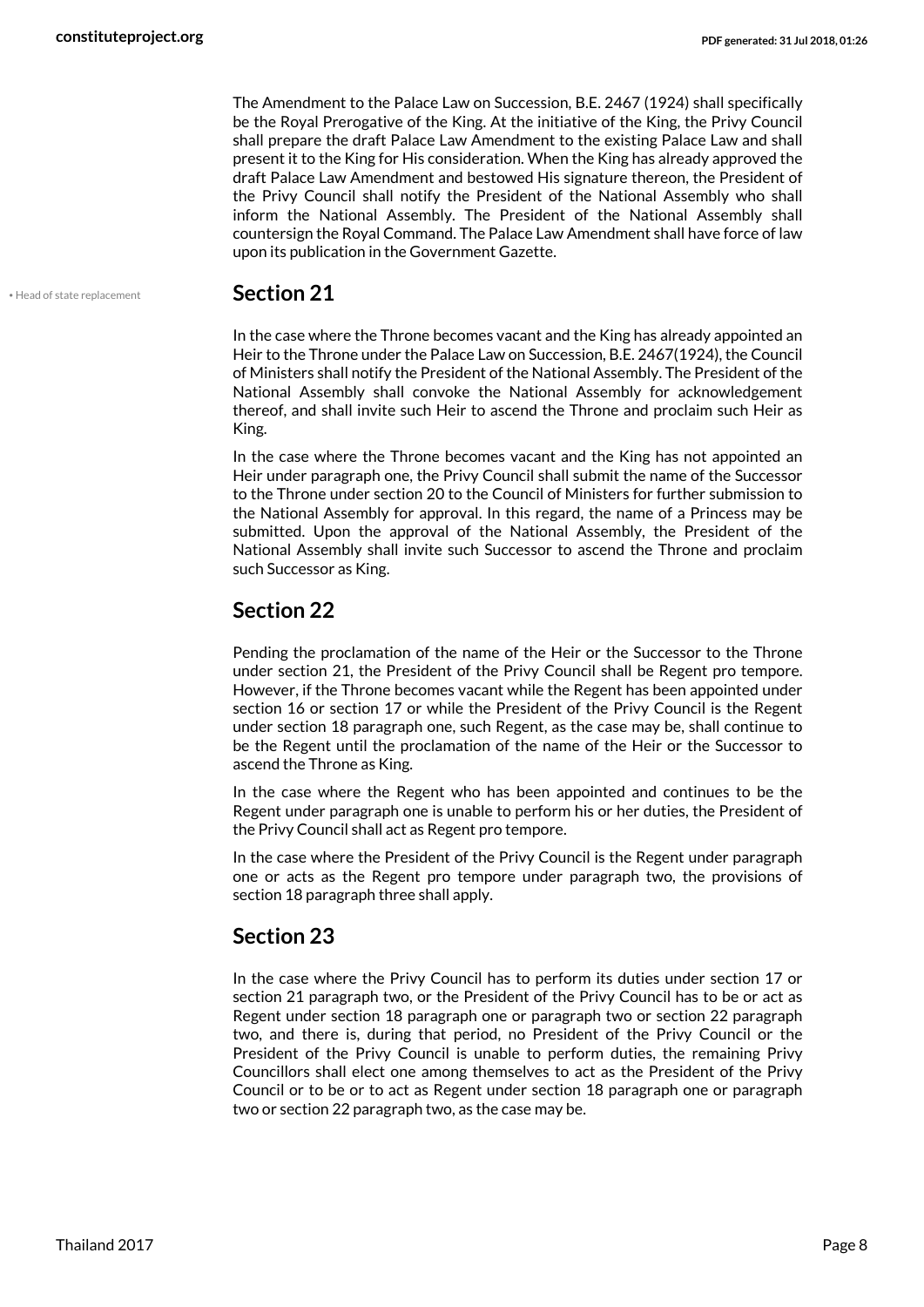The Amendment to the Palace Law on Succession, B.E. 2467 (1924) shall specifically be the Royal Prerogative of the King. At the initiative of the King, the Privy Council shall prepare the draft Palace Law Amendment to the existing Palace Law and shall present it to the King for His consideration. When the King has already approved the draft Palace Law Amendment and bestowed His signature thereon, the President of the Privy Council shall notify the President of the National Assembly who shall inform the National Assembly. The President of the National Assembly shall countersign the Royal Command. The Palace Law Amendment shall have force of law upon its publication in the Government Gazette.

• Head of state replacement

## Section 21

In the case where the Throne becomes vacant and the King has already appointed an Heir to the Throne under the Palace Law on Succession, B.E. 2467(1924), the Council of Ministers shall notify the President of the National Assembly. The President of the National Assembly shall convoke the National Assembly for acknowledgement thereof, and shall invite such Heir to ascend the Throne and proclaim such Heir as King.

In the case where the Throne becomes vacant and the King has not appointed an Heir under paragraph one, the Privy Council shall submit the name of the Successor to the Throne under section 20 to the Council of Ministers for further submission to the National Assembly for approval. In this regard, the name of a Princess may be submitted. Upon the approval of the National Assembly, the President of the National Assembly shall invite such Successor to ascend the Throne and proclaim such Successor as King.

## Section 22

Pending the proclamation of the name of the Heir or the Successor to the Throne under section 21, the President of the Privy Council shall be Regent pro tempore. However, if the Throne becomes vacant while the Regent has been appointed under section 16 or section 17 or while the President of the Privy Council is the Regent under section 18 paragraph one, such Regent, as the case may be, shall continue to be the Regent until the proclamation of the name of the Heir or the Successor to ascend the Throne as King.

In the case where the Regent who has been appointed and continues to be the Regent under paragraph one is unable to perform his or her duties, the President of the Privy Council shall act as Regent pro tempore.

In the case where the President of the Privy Council is the Regent under paragraph one or acts as the Regent pro tempore under paragraph two, the provisions of section 18 paragraph three shall apply.

## Section 23

In the case where the Privy Council has to perform its duties under section 17 or section 21 paragraph two, or the President of the Privy Council has to be or act as Regent under section 18 paragraph one or paragraph two or section 22 paragraph two, and there is, during that period, no President of the Privy Council or the President of the Privy Council is unable to perform duties, the remaining Privy Councillors shall elect one among themselves to act as the President of the Privy Council or to be or to act as Regent under section 18 paragraph one or paragraph two or section 22 paragraph two, as the case may be.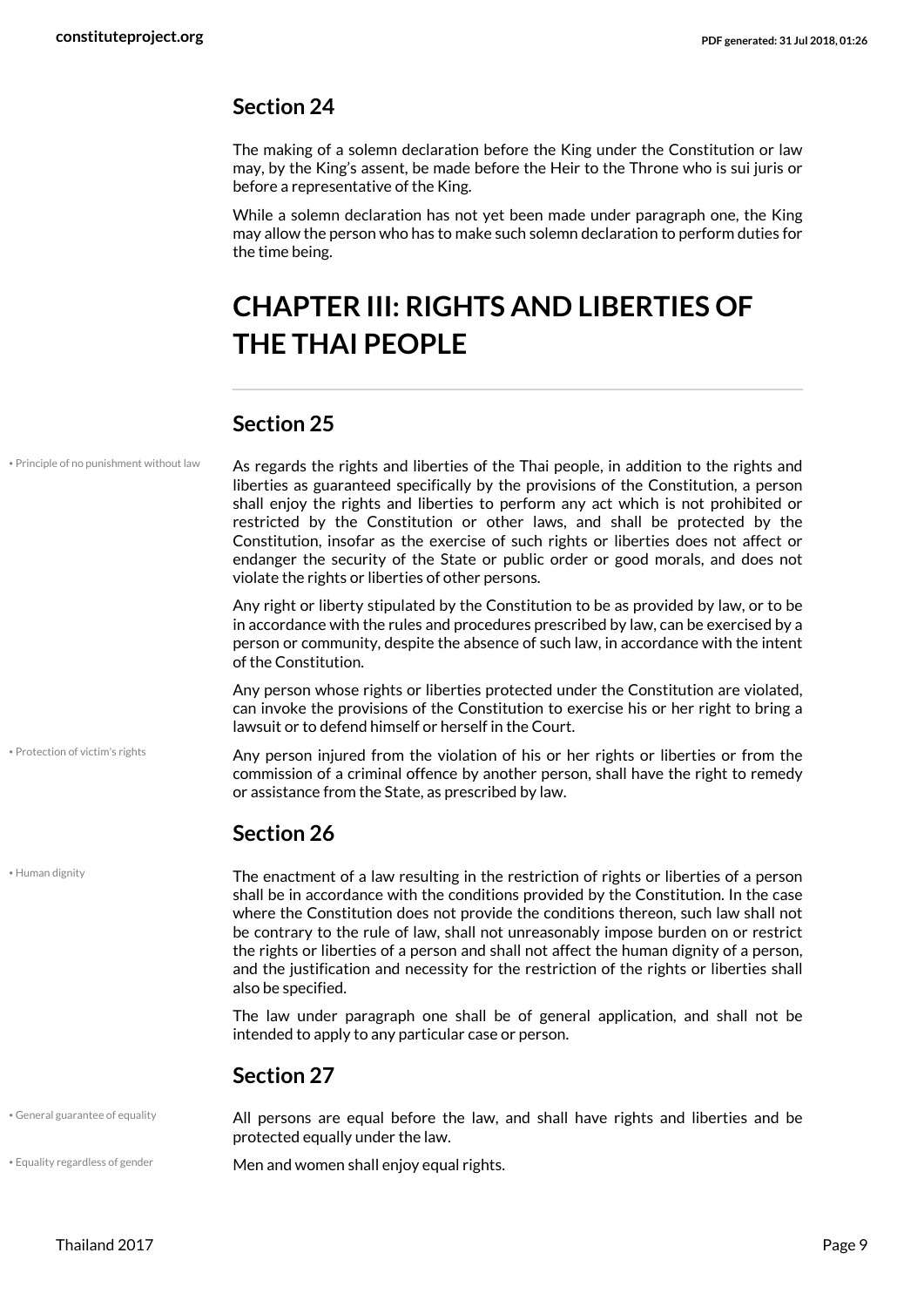### Section 24

The making of a solemn declaration before the King under the Constitution or law may, by the King's assent, be made before the Heir to the Throne who is sui juris or before a representative of the King.

While a solemn declaration has not yet been made under paragraph one, the King may allow the person who has to make such solemn declaration to perform duties for the time being.

## CHAPTER III: RIGHTS AND LIBERTIES OF THE THAI PEOPLE

### Section 25

• Principle of no punishment without law

As regards the rights and liberties of the Thai people, in addition to the rights and liberties as guaranteed specifically by the provisions of the Constitution, a person shall enjoy the rights and liberties to perform any act which is not prohibited or restricted by the Constitution or other laws, and shall be protected by the Constitution, insofar as the exercise of such rights or liberties does not affect or endanger the security of the State or public order or good morals, and does not violate the rights or liberties of other persons.

Any right or liberty stipulated by the Constitution to be as provided by law, or to be in accordance with the rules and procedures prescribed by law, can be exercised by a person or community, despite the absence of such law, in accordance with the intent of the Constitution.

Any person whose rights or liberties protected under the Constitution are violated, can invoke the provisions of the Constitution to exercise his or her right to bring a lawsuit or to defend himself or herself in the Court.

• Protection of victim's rights

Any person injured from the violation of his or her rights or liberties or from the commission of a criminal offence by another person, shall have the right to remedy or assistance from the State, as prescribed by law.

### Section 26

• Human dignity

The enactment of a law resulting in the restriction of rights or liberties of a person shall be in accordance with the conditions provided by the Constitution. In the case where the Constitution does not provide the conditions thereon, such law shall not be contrary to the rule of law, shall not unreasonably impose burden on or restrict the rights or liberties of a person and shall not affect the human dignity of a person, and the justification and necessity for the restriction of the rights or liberties shall also be specified.

The law under paragraph one shall be of general application, and shall not be intended to apply to any particular case or person.

### Section 27

• General guarantee of equality

All persons are equal before the law, and shall have rights and liberties and be protected equally under the law.

• Equality regardless of gender

Men and women shall enjoy equal rights.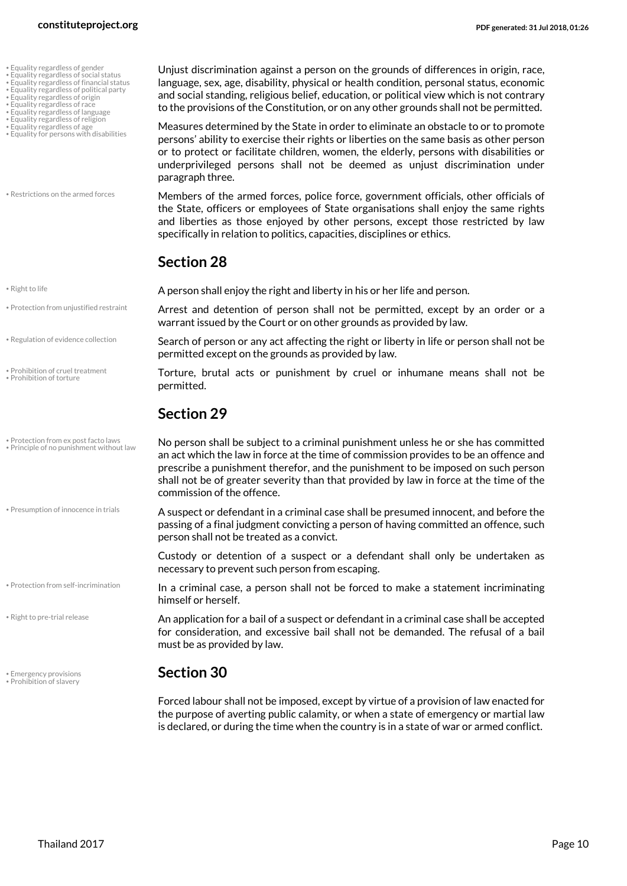Unjust discrimination against a person on the grounds of differences in origin, race, language, sex, age, disability, physical or health condition, personal status, economic and social standing, religious belief, education, or political view which is not contrary to the provisions of the Constitution, or on any other grounds shall not be permitted.

Measures determined by the State in order to eliminate an obstacle to or to promote persons' ability to exercise their rights or liberties on the same basis as other person or to protect or facilitate children, women, the elderly, persons with disabilities or underprivileged persons shall not be deemed as unjust discrimination under paragraph three.

Members of the armed forces, police force, government officials, other officials of the State, officers or employees of State organisations shall enjoy the same rights and liberties as those enjoyed by other persons, except those restricted by law specifically in relation to politics, capacities, disciplines or ethics.

## Section 28

A person shall enjoy the right and liberty in his or her life and person.

Arrest and detention of person shall not be permitted, except by an order or a warrant issued by the Court or on other grounds as provided by law.

Search of person or any act affecting the right or liberty in life or person shall not be permitted except on the grounds as provided by law.

Torture, brutal acts or punishment by cruel or inhumane means shall not be permitted.

## Section 29

No person shall be subject to a criminal punishment unless he or she has committed an act which the law in force at the time of commission provides to be an offence and prescribe a punishment therefor, and the punishment to be imposed on such person shall not be of greater severity than that provided by law in force at the time of the commission of the offence.

A suspect or defendant in a criminal case shall be presumed innocent, and before the passing of a final judgment convicting a person of having committed an offence, such person shall not be treated as a convict.

Custody or detention of a suspect or a defendant shall only be undertaken as necessary to prevent such person from escaping.

In a criminal case, a person shall not be forced to make a statement incriminating himself or herself.

An application for a bail of a suspect or defendant in a criminal case shall be accepted for consideration, and excessive bail shall not be demanded. The refusal of a bail must be as provided by law.

## Section 30

Forced labour shall not be imposed, except by virtue of a provision of law enacted for the purpose of averting public calamity, or when a state of emergency or martial law is declared, or during the time when the country is in a state of war or armed conflict.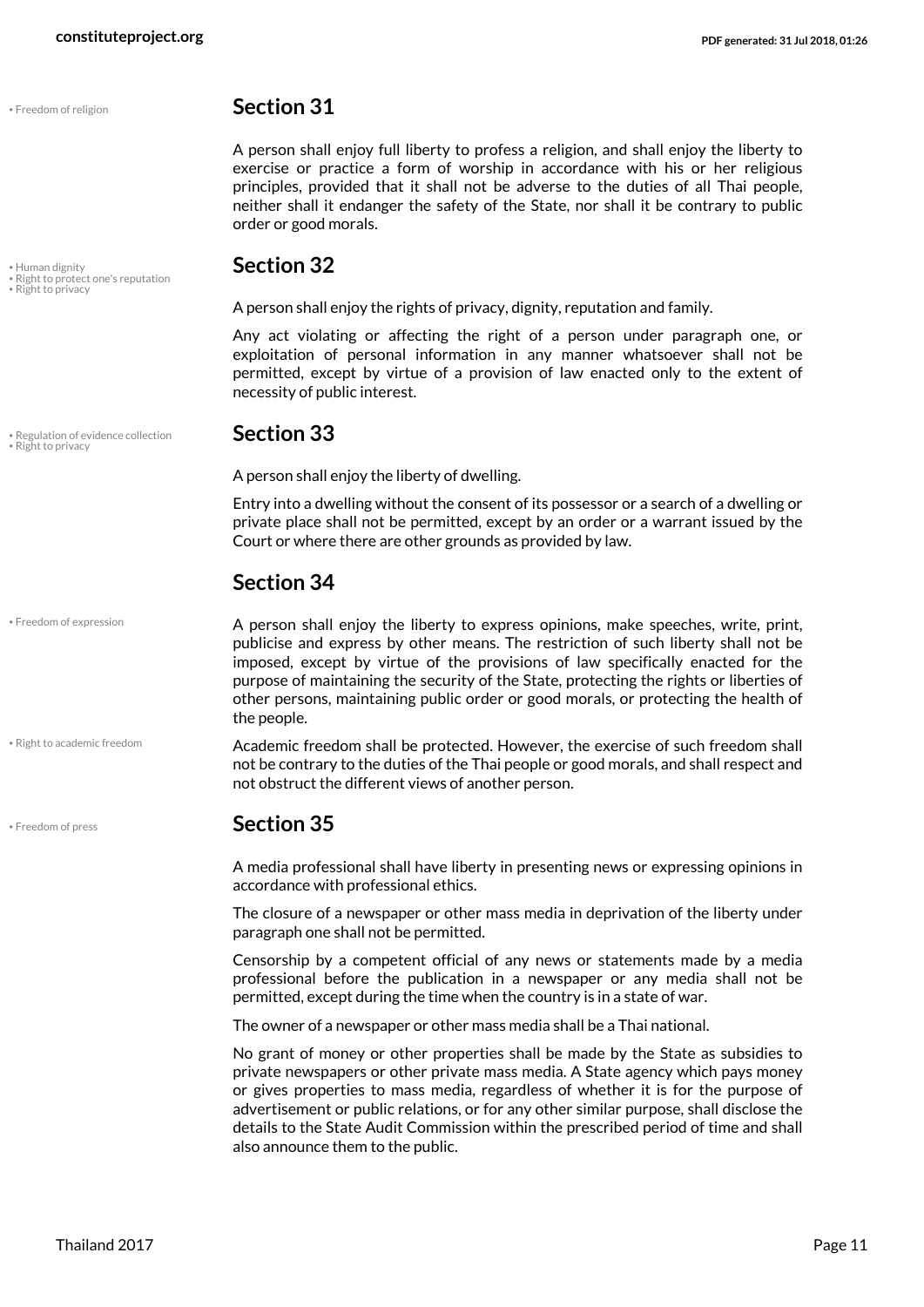• Freedom of religion

## Section 31

A person shall enjoy full liberty to profess a religion, and shall enjoy the liberty to exercise or practice a form of worship in accordance with his or her religious principles, provided that it shall not be adverse to the duties of all Thai people, neither shall it endanger the safety of the State, nor shall it be contrary to public order or good morals.

• Human dignity
• Right to protect one's reputation
• Right to privacy

## Section 32

A person shall enjoy the rights of privacy, dignity, reputation and family.

Any act violating or affecting the right of a person under paragraph one, or exploitation of personal information in any manner whatsoever shall not be permitted, except by virtue of a provision of law enacted only to the extent of necessity of public interest.

• Regulation of evidence collection
• Right to privacy

## Section 33

A person shall enjoy the liberty of dwelling.

Entry into a dwelling without the consent of its possessor or a search of a dwelling or private place shall not be permitted, except by an order or a warrant issued by the Court or where there are other grounds as provided by law.

## Section 34

• Freedom of expression

A person shall enjoy the liberty to express opinions, make speeches, write, print, publicise and express by other means. The restriction of such liberty shall not be imposed, except by virtue of the provisions of law specifically enacted for the purpose of maintaining the security of the State, protecting the rights or liberties of other persons, maintaining public order or good morals, or protecting the health of the people.

• Right to academic freedom

Academic freedom shall be protected. However, the exercise of such freedom shall not be contrary to the duties of the Thai people or good morals, and shall respect and not obstruct the different views of another person.

• Freedom of press

## Section 35

A media professional shall have liberty in presenting news or expressing opinions in accordance with professional ethics.

The closure of a newspaper or other mass media in deprivation of the liberty under paragraph one shall not be permitted.

Censorship by a competent official of any news or statements made by a media professional before the publication in a newspaper or any media shall not be permitted, except during the time when the country is in a state of war.

The owner of a newspaper or other mass media shall be a Thai national.

No grant of money or other properties shall be made by the State as subsidies to private newspapers or other private mass media. A State agency which pays money or gives properties to mass media, regardless of whether it is for the purpose of advertisement or public relations, or for any other similar purpose, shall disclose the details to the State Audit Commission within the prescribed period of time and shall also announce them to the public.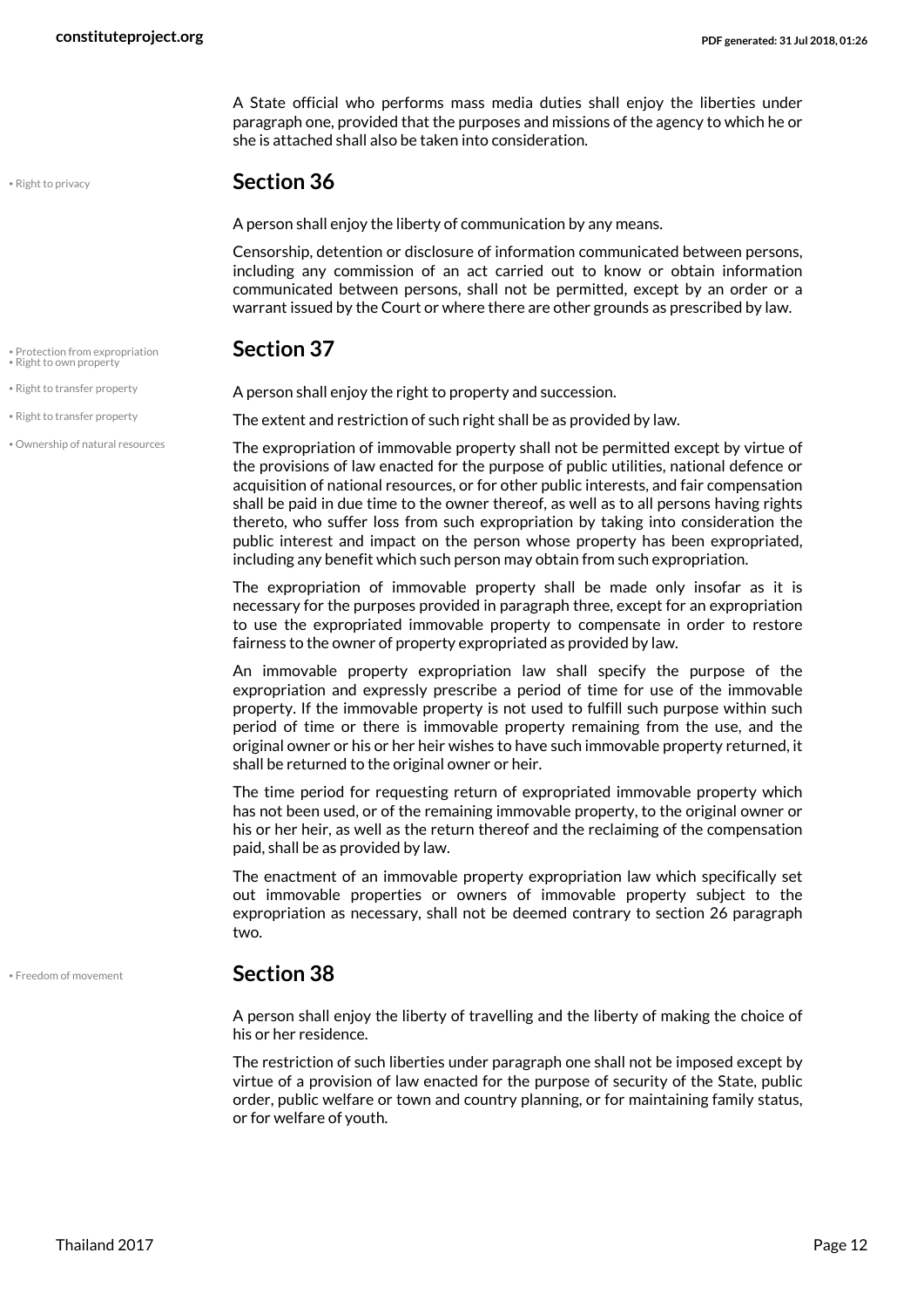A State official who performs mass media duties shall enjoy the liberties under paragraph one, provided that the purposes and missions of the agency to which he or she is attached shall also be taken into consideration.

## Section 36

A person shall enjoy the liberty of communication by any means.

Censorship, detention or disclosure of information communicated between persons, including any commission of an act carried out to know or obtain information communicated between persons, shall not be permitted, except by an order or a warrant issued by the Court or where there are other grounds as prescribed by law.

## Section 37

A person shall enjoy the right to property and succession.

The extent and restriction of such right shall be as provided by law.

The expropriation of immovable property shall not be permitted except by virtue of the provisions of law enacted for the purpose of public utilities, national defence or acquisition of national resources, or for other public interests, and fair compensation shall be paid in due time to the owner thereof, as well as to all persons having rights thereto, who suffer loss from such expropriation by taking into consideration the public interest and impact on the person whose property has been expropriated, including any benefit which such person may obtain from such expropriation.

The expropriation of immovable property shall be made only insofar as it is necessary for the purposes provided in paragraph three, except for an expropriation to use the expropriated immovable property to compensate in order to restore fairness to the owner of property expropriated as provided by law.

An immovable property expropriation law shall specify the purpose of the expropriation and expressly prescribe a period of time for use of the immovable property. If the immovable property is not used to fulfill such purpose within such period of time or there is immovable property remaining from the use, and the original owner or his or her heir wishes to have such immovable property returned, it shall be returned to the original owner or heir.

The time period for requesting return of expropriated immovable property which has not been used, or of the remaining immovable property, to the original owner or his or her heir, as well as the return thereof and the reclaiming of the compensation paid, shall be as provided by law.

The enactment of an immovable property expropriation law which specifically set out immovable properties or owners of immovable property subject to the expropriation as necessary, shall not be deemed contrary to section 26 paragraph two.

## Section 38

A person shall enjoy the liberty of travelling and the liberty of making the choice of his or her residence.

The restriction of such liberties under paragraph one shall not be imposed except by virtue of a provision of law enacted for the purpose of security of the State, public order, public welfare or town and country planning, or for maintaining family status, or for welfare of youth.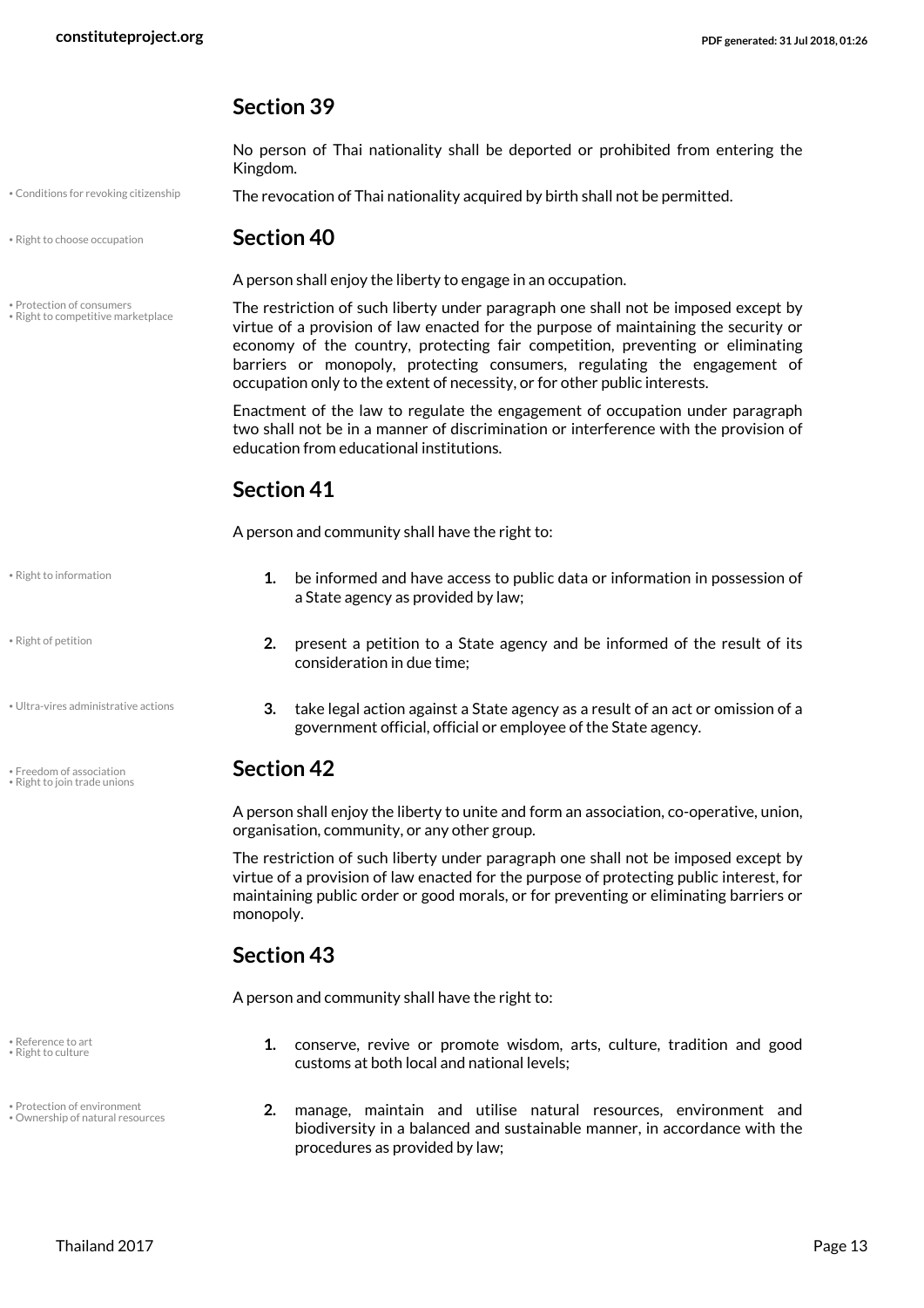## Section 39

No person of Thai nationality shall be deported or prohibited from entering the Kingdom.

The revocation of Thai nationality acquired by birth shall not be permitted.

## Section 40

A person shall enjoy the liberty to engage in an occupation.

The restriction of such liberty under paragraph one shall not be imposed except by virtue of a provision of law enacted for the purpose of maintaining the security or economy of the country, protecting fair competition, preventing or eliminating barriers or monopoly, protecting consumers, regulating the engagement of occupation only to the extent of necessity, or for other public interests.

Enactment of the law to regulate the engagement of occupation under paragraph two shall not be in a manner of discrimination or interference with the provision of education from educational institutions.

## Section 41

A person and community shall have the right to:

1. be informed and have access to public data or information in possession of a State agency as provided by law;
2. present a petition to a State agency and be informed of the result of its consideration in due time;
3. take legal action against a State agency as a result of an act or omission of a government official, official or employee of the State agency.

## Section 42

A person shall enjoy the liberty to unite and form an association, co-operative, union, organisation, community, or any other group.

The restriction of such liberty under paragraph one shall not be imposed except by virtue of a provision of law enacted for the purpose of protecting public interest, for maintaining public order or good morals, or for preventing or eliminating barriers or monopoly.

## Section 43

A person and community shall have the right to:

1. conserve, revive or promote wisdom, arts, culture, tradition and good customs at both local and national levels;
2. manage, maintain and utilise natural resources, environment and biodiversity in a balanced and sustainable manner, in accordance with the procedures as provided by law;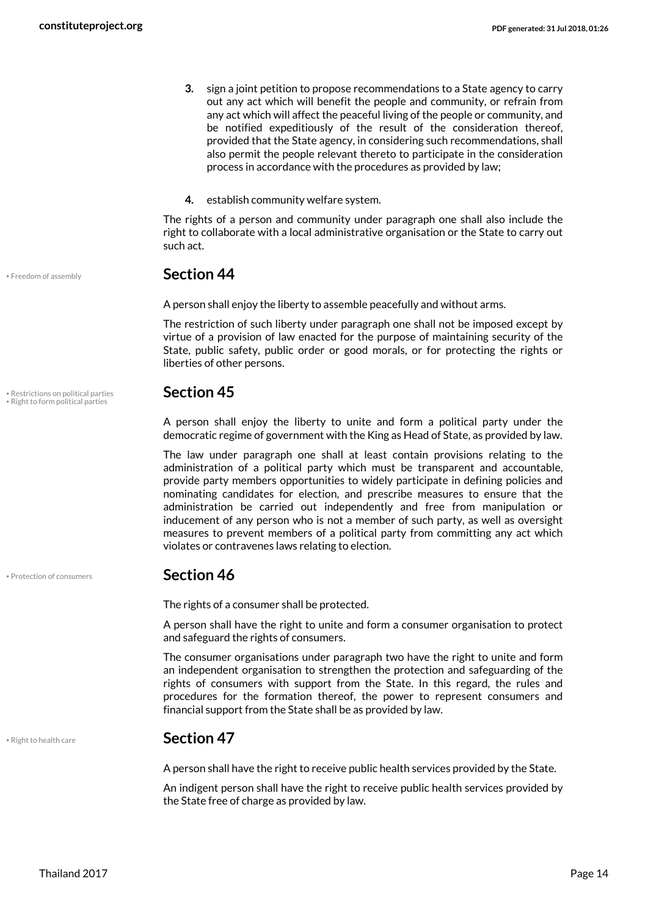3. sign a joint petition to propose recommendations to a State agency to carry out any act which will benefit the people and community, or refrain from any act which will affect the peaceful living of the people or community, and be notified expeditiously of the result of the consideration thereof, provided that the State agency, in considering such recommendations, shall also permit the people relevant thereto to participate in the consideration process in accordance with the procedures as provided by law;

4. establish community welfare system.

The rights of a person and community under paragraph one shall also include the right to collaborate with a local administrative organisation or the State to carry out such act.

• Freedom of assembly

## Section 44

A person shall enjoy the liberty to assemble peacefully and without arms.

The restriction of such liberty under paragraph one shall not be imposed except by virtue of a provision of law enacted for the purpose of maintaining security of the State, public safety, public order or good morals, or for protecting the rights or liberties of other persons.

• Restrictions on political parties
• Right to form political parties

## Section 45

A person shall enjoy the liberty to unite and form a political party under the democratic regime of government with the King as Head of State, as provided by law.

The law under paragraph one shall at least contain provisions relating to the administration of a political party which must be transparent and accountable, provide party members opportunities to widely participate in defining policies and nominating candidates for election, and prescribe measures to ensure that the administration be carried out independently and free from manipulation or inducement of any person who is not a member of such party, as well as oversight measures to prevent members of a political party from committing any act which violates or contravenes laws relating to election.

• Protection of consumers

## Section 46

The rights of a consumer shall be protected.

A person shall have the right to unite and form a consumer organisation to protect and safeguard the rights of consumers.

The consumer organisations under paragraph two have the right to unite and form an independent organisation to strengthen the protection and safeguarding of the rights of consumers with support from the State. In this regard, the rules and procedures for the formation thereof, the power to represent consumers and financial support from the State shall be as provided by law.

• Right to health care

## Section 47

A person shall have the right to receive public health services provided by the State.

An indigent person shall have the right to receive public health services provided by the State free of charge as provided by law.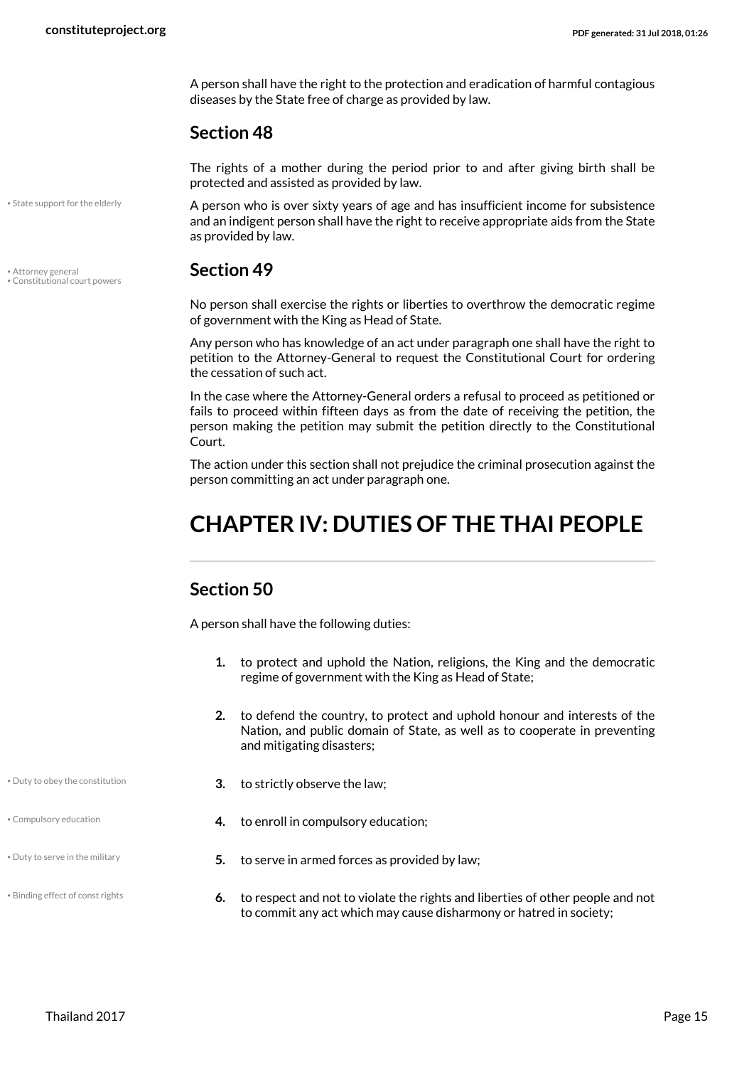A person shall have the right to the protection and eradication of harmful contagious diseases by the State free of charge as provided by law.

## Section 48

The rights of a mother during the period prior to and after giving birth shall be protected and assisted as provided by law.

• State support for the elderly

A person who is over sixty years of age and has insufficient income for subsistence and an indigent person shall have the right to receive appropriate aids from the State as provided by law.

• Attorney general
• Constitutional court powers

## Section 49

No person shall exercise the rights or liberties to overthrow the democratic regime of government with the King as Head of State.

Any person who has knowledge of an act under paragraph one shall have the right to petition to the Attorney-General to request the Constitutional Court for ordering the cessation of such act.

In the case where the Attorney-General orders a refusal to proceed as petitioned or fails to proceed within fifteen days as from the date of receiving the petition, the person making the petition may submit the petition directly to the Constitutional Court.

The action under this section shall not prejudice the criminal prosecution against the person committing an act under paragraph one.

# CHAPTER IV: DUTIES OF THE THAI PEOPLE

## Section 50

A person shall have the following duties:

1. to protect and uphold the Nation, religions, the King and the democratic regime of government with the King as Head of State;
2. to defend the country, to protect and uphold honour and interests of the Nation, and public domain of State, as well as to cooperate in preventing and mitigating disasters;
3. to strictly observe the law;
   • Duty to obey the constitution
4. to enroll in compulsory education;
   • Compulsory education
5. to serve in armed forces as provided by law;
   • Duty to serve in the military
6. to respect and not to violate the rights and liberties of other people and not to commit any act which may cause disharmony or hatred in society;
   • Binding effect of const rights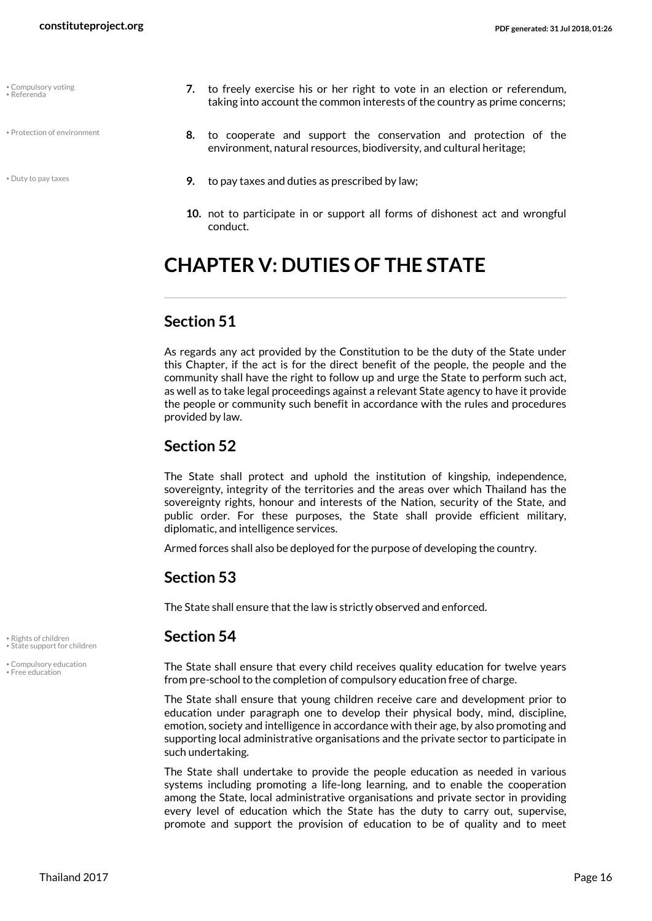7. to freely exercise his or her right to vote in an election or referendum, taking into account the common interests of the country as prime concerns;

8. to cooperate and support the conservation and protection of the environment, natural resources, biodiversity, and cultural heritage;

9. to pay taxes and duties as prescribed by law;

10. not to participate in or support all forms of dishonest act and wrongful conduct.

# CHAPTER V: DUTIES OF THE STATE

## Section 51

As regards any act provided by the Constitution to be the duty of the State under this Chapter, if the act is for the direct benefit of the people, the people and the community shall have the right to follow up and urge the State to perform such act, as well as to take legal proceedings against a relevant State agency to have it provide the people or community such benefit in accordance with the rules and procedures provided by law.

## Section 52

The State shall protect and uphold the institution of kingship, independence, sovereignty, integrity of the territories and the areas over which Thailand has the sovereignty rights, honour and interests of the Nation, security of the State, and public order. For these purposes, the State shall provide efficient military, diplomatic, and intelligence services.

Armed forces shall also be deployed for the purpose of developing the country.

## Section 53

The State shall ensure that the law is strictly observed and enforced.

## Section 54

The State shall ensure that every child receives quality education for twelve years from pre-school to the completion of compulsory education free of charge.

The State shall ensure that young children receive care and development prior to education under paragraph one to develop their physical body, mind, discipline, emotion, society and intelligence in accordance with their age, by also promoting and supporting local administrative organisations and the private sector to participate in such undertaking.

The State shall undertake to provide the people education as needed in various systems including promoting a life-long learning, and to enable the cooperation among the State, local administrative organisations and private sector in providing every level of education which the State has the duty to carry out, supervise, promote and support the provision of education to be of quality and to meet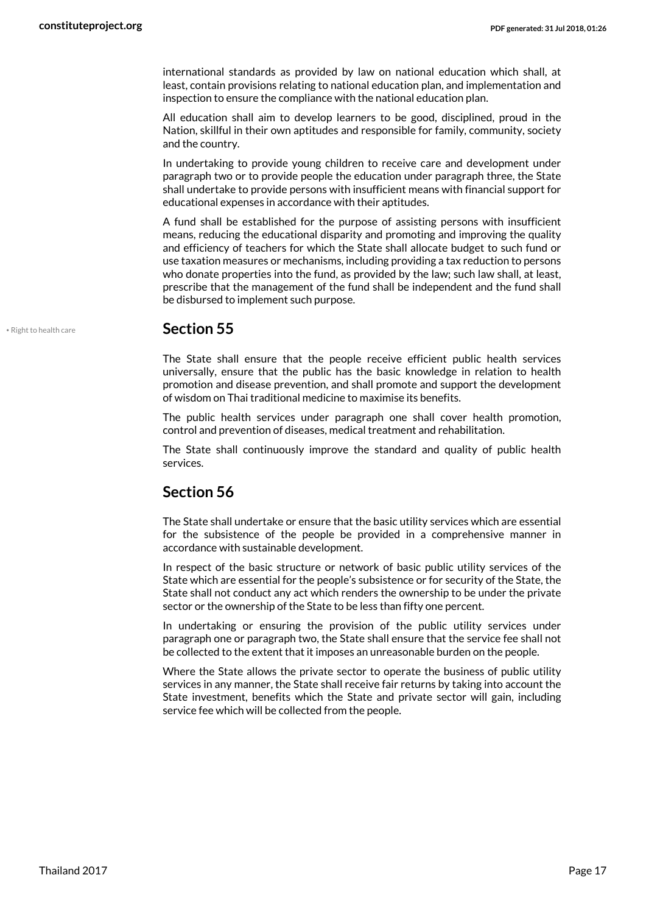international standards as provided by law on national education which shall, at least, contain provisions relating to national education plan, and implementation and inspection to ensure the compliance with the national education plan.

All education shall aim to develop learners to be good, disciplined, proud in the Nation, skillful in their own aptitudes and responsible for family, community, society and the country.

In undertaking to provide young children to receive care and development under paragraph two or to provide people the education under paragraph three, the State shall undertake to provide persons with insufficient means with financial support for educational expenses in accordance with their aptitudes.

A fund shall be established for the purpose of assisting persons with insufficient means, reducing the educational disparity and promoting and improving the quality and efficiency of teachers for which the State shall allocate budget to such fund or use taxation measures or mechanisms, including providing a tax reduction to persons who donate properties into the fund, as provided by the law; such law shall, at least, prescribe that the management of the fund shall be independent and the fund shall be disbursed to implement such purpose.

• Right to health care

## Section 55

The State shall ensure that the people receive efficient public health services universally, ensure that the public has the basic knowledge in relation to health promotion and disease prevention, and shall promote and support the development of wisdom on Thai traditional medicine to maximise its benefits.

The public health services under paragraph one shall cover health promotion, control and prevention of diseases, medical treatment and rehabilitation.

The State shall continuously improve the standard and quality of public health services.

## Section 56

The State shall undertake or ensure that the basic utility services which are essential for the subsistence of the people be provided in a comprehensive manner in accordance with sustainable development.

In respect of the basic structure or network of basic public utility services of the State which are essential for the people's subsistence or for security of the State, the State shall not conduct any act which renders the ownership to be under the private sector or the ownership of the State to be less than fifty one percent.

In undertaking or ensuring the provision of the public utility services under paragraph one or paragraph two, the State shall ensure that the service fee shall not be collected to the extent that it imposes an unreasonable burden on the people.

Where the State allows the private sector to operate the business of public utility services in any manner, the State shall receive fair returns by taking into account the State investment, benefits which the State and private sector will gain, including service fee which will be collected from the people.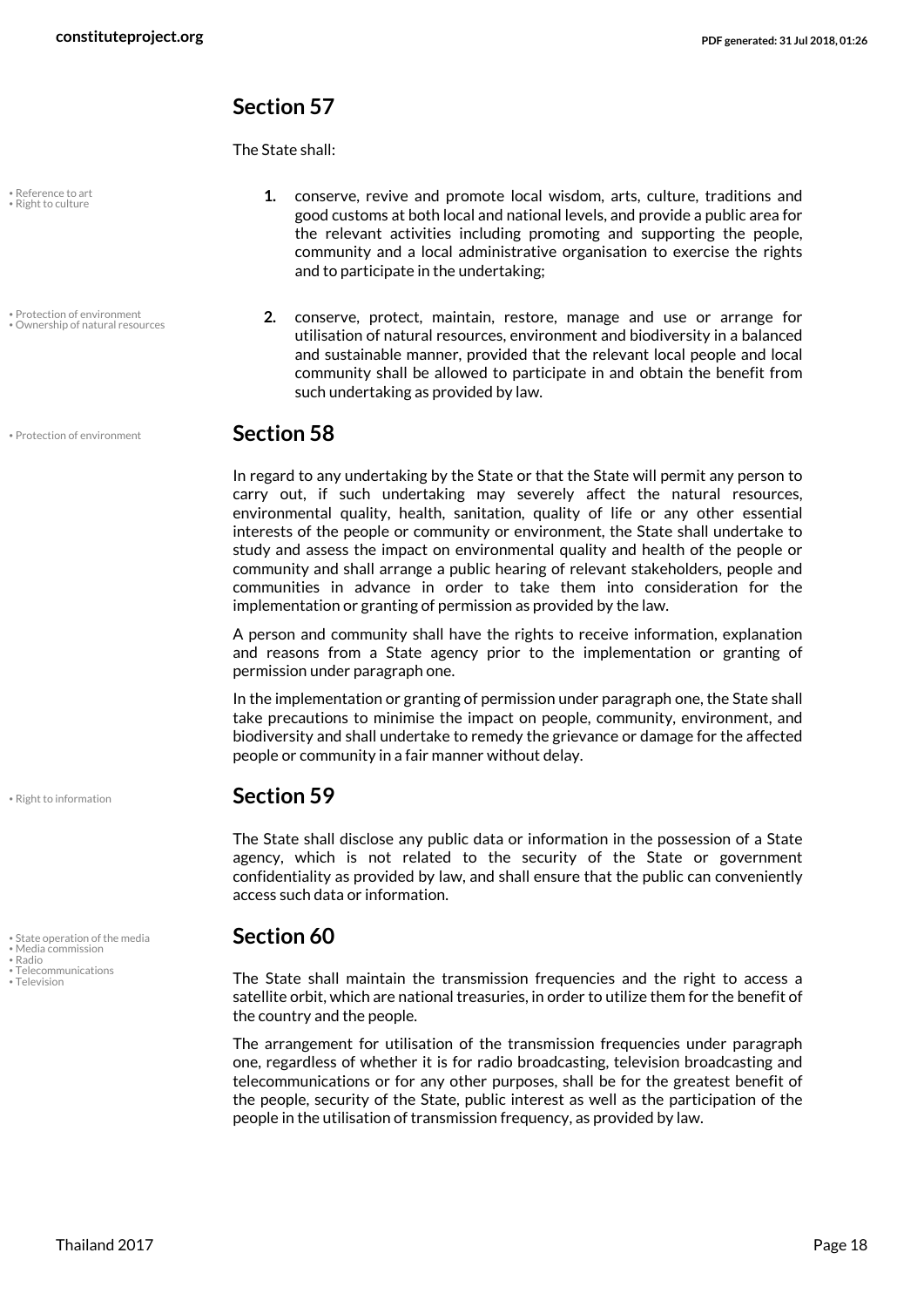## Section 57

The State shall:

- Reference to art
- Right to culture

1. conserve, revive and promote local wisdom, arts, culture, traditions and good customs at both local and national levels, and provide a public area for the relevant activities including promoting and supporting the people, community and a local administrative organisation to exercise the rights and to participate in the undertaking;

- Protection of environment
- Ownership of natural resources

2. conserve, protect, maintain, restore, manage and use or arrange for utilisation of natural resources, environment and biodiversity in a balanced and sustainable manner, provided that the relevant local people and local community shall be allowed to participate in and obtain the benefit from such undertaking as provided by law.

- Protection of environment

## Section 58

In regard to any undertaking by the State or that the State will permit any person to carry out, if such undertaking may severely affect the natural resources, environmental quality, health, sanitation, quality of life or any other essential interests of the people or community or environment, the State shall undertake to study and assess the impact on environmental quality and health of the people or community and shall arrange a public hearing of relevant stakeholders, people and communities in advance in order to take them into consideration for the implementation or granting of permission as provided by the law.

A person and community shall have the rights to receive information, explanation and reasons from a State agency prior to the implementation or granting of permission under paragraph one.

In the implementation or granting of permission under paragraph one, the State shall take precautions to minimise the impact on people, community, environment, and biodiversity and shall undertake to remedy the grievance or damage for the affected people or community in a fair manner without delay.

- Right to information

## Section 59

The State shall disclose any public data or information in the possession of a State agency, which is not related to the security of the State or government confidentiality as provided by law, and shall ensure that the public can conveniently access such data or information.

- State operation of the media
- Media commission
- Radio
- Telecommunications
- Television

## Section 60

The State shall maintain the transmission frequencies and the right to access a satellite orbit, which are national treasuries, in order to utilize them for the benefit of the country and the people.

The arrangement for utilisation of the transmission frequencies under paragraph one, regardless of whether it is for radio broadcasting, television broadcasting and telecommunications or for any other purposes, shall be for the greatest benefit of the people, security of the State, public interest as well as the participation of the people in the utilisation of transmission frequency, as provided by law.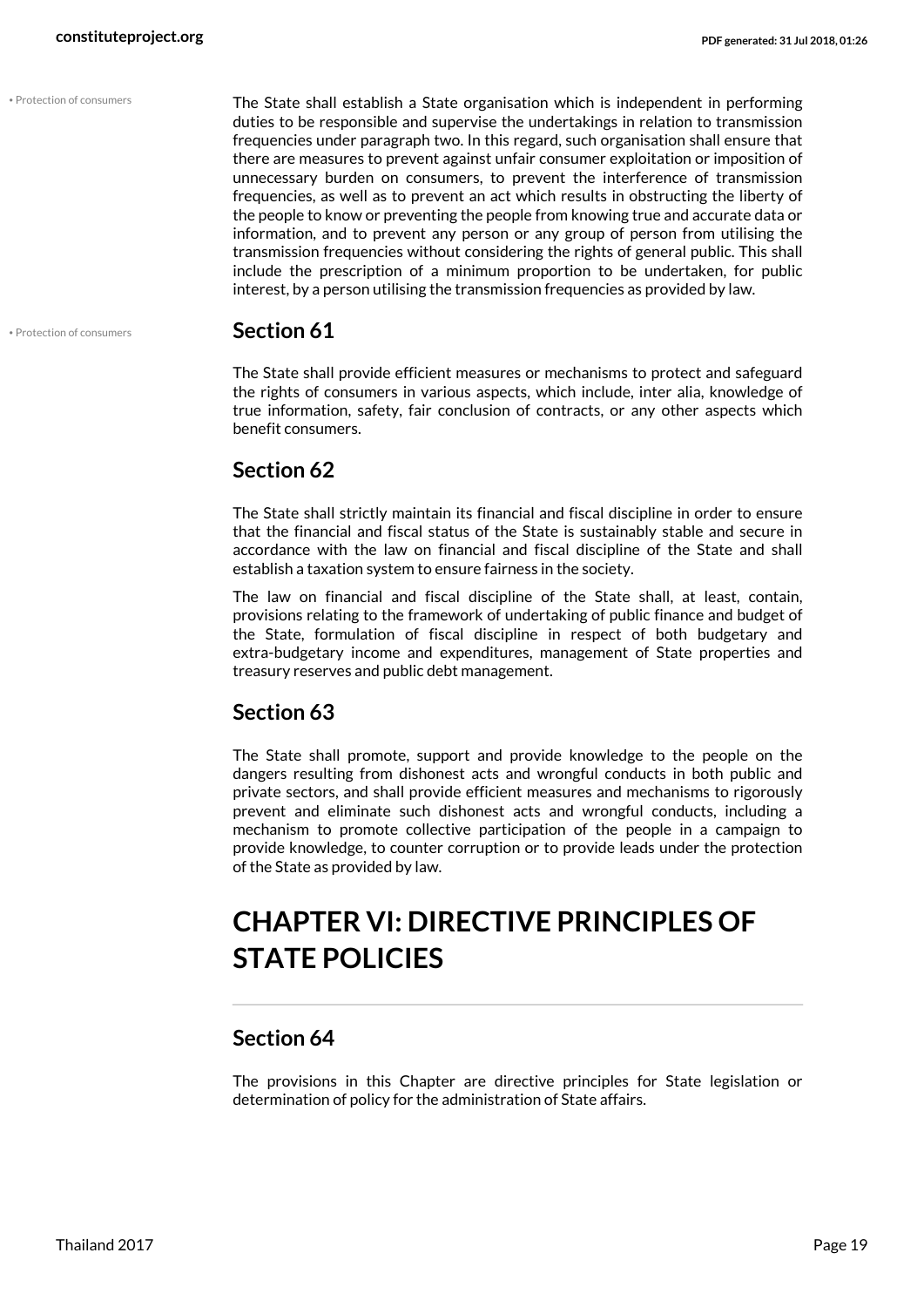• Protection of consumers

The State shall establish a State organisation which is independent in performing duties to be responsible and supervise the undertakings in relation to transmission frequencies under paragraph two. In this regard, such organisation shall ensure that there are measures to prevent against unfair consumer exploitation or imposition of unnecessary burden on consumers, to prevent the interference of transmission frequencies, as well as to prevent an act which results in obstructing the liberty of the people to know or preventing the people from knowing true and accurate data or information, and to prevent any person or any group of person from utilising the transmission frequencies without considering the rights of general public. This shall include the prescription of a minimum proportion to be undertaken, for public interest, by a person utilising the transmission frequencies as provided by law.

• Protection of consumers

## Section 61

The State shall provide efficient measures or mechanisms to protect and safeguard the rights of consumers in various aspects, which include, inter alia, knowledge of true information, safety, fair conclusion of contracts, or any other aspects which benefit consumers.

## Section 62

The State shall strictly maintain its financial and fiscal discipline in order to ensure that the financial and fiscal status of the State is sustainably stable and secure in accordance with the law on financial and fiscal discipline of the State and shall establish a taxation system to ensure fairness in the society.

The law on financial and fiscal discipline of the State shall, at least, contain, provisions relating to the framework of undertaking of public finance and budget of the State, formulation of fiscal discipline in respect of both budgetary and extra-budgetary income and expenditures, management of State properties and treasury reserves and public debt management.

## Section 63

The State shall promote, support and provide knowledge to the people on the dangers resulting from dishonest acts and wrongful conducts in both public and private sectors, and shall provide efficient measures and mechanisms to rigorously prevent and eliminate such dishonest acts and wrongful conducts, including a mechanism to promote collective participation of the people in a campaign to provide knowledge, to counter corruption or to provide leads under the protection of the State as provided by law.

# CHAPTER VI: DIRECTIVE PRINCIPLES OF STATE POLICIES

## Section 64

The provisions in this Chapter are directive principles for State legislation or determination of policy for the administration of State affairs.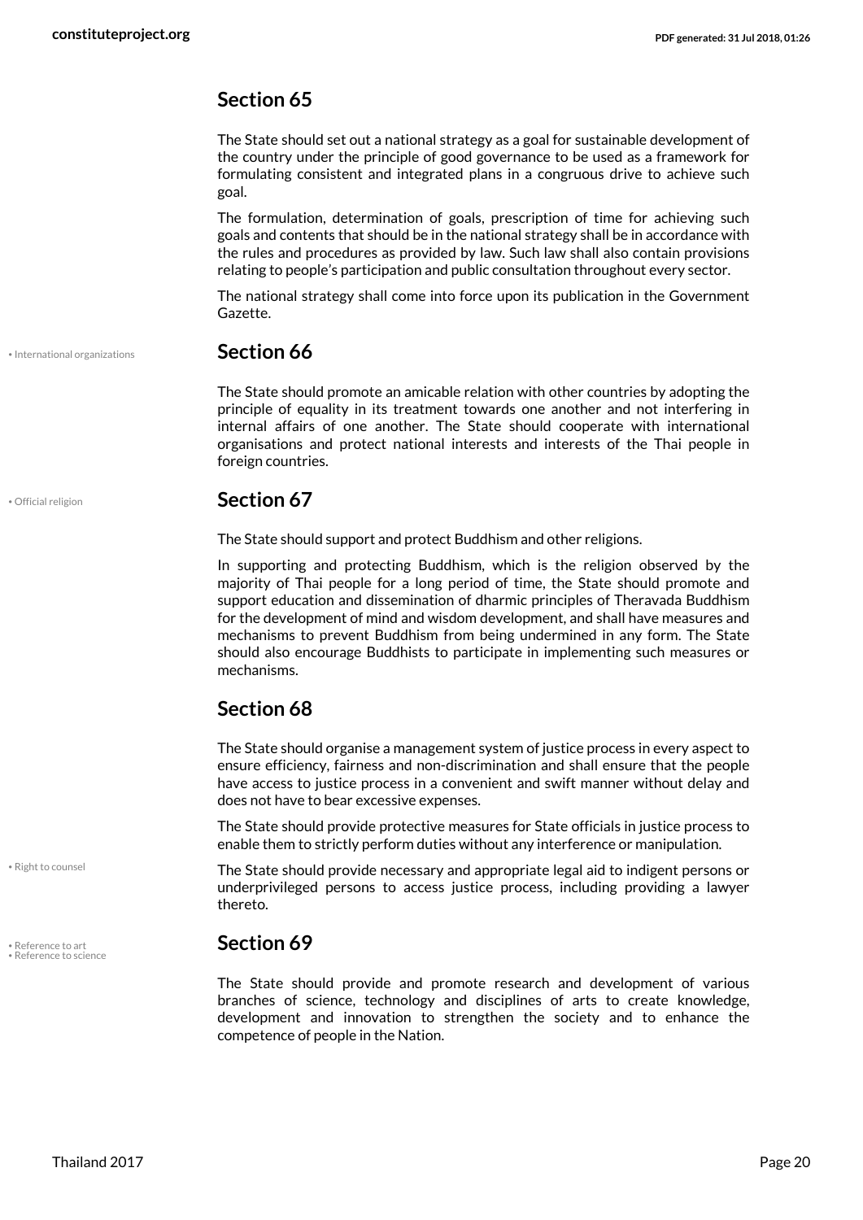## Section 65

The State should set out a national strategy as a goal for sustainable development of the country under the principle of good governance to be used as a framework for formulating consistent and integrated plans in a congruous drive to achieve such goal.

The formulation, determination of goals, prescription of time for achieving such goals and contents that should be in the national strategy shall be in accordance with the rules and procedures as provided by law. Such law shall also contain provisions relating to people's participation and public consultation throughout every sector.

The national strategy shall come into force upon its publication in the Government Gazette.

• International organizations

## Section 66

The State should promote an amicable relation with other countries by adopting the principle of equality in its treatment towards one another and not interfering in internal affairs of one another. The State should cooperate with international organisations and protect national interests and interests of the Thai people in foreign countries.

• Official religion

## Section 67

The State should support and protect Buddhism and other religions.

In supporting and protecting Buddhism, which is the religion observed by the majority of Thai people for a long period of time, the State should promote and support education and dissemination of dharmic principles of Theravada Buddhism for the development of mind and wisdom development, and shall have measures and mechanisms to prevent Buddhism from being undermined in any form. The State should also encourage Buddhists to participate in implementing such measures or mechanisms.

## Section 68

The State should organise a management system of justice process in every aspect to ensure efficiency, fairness and non-discrimination and shall ensure that the people have access to justice process in a convenient and swift manner without delay and does not have to bear excessive expenses.

The State should provide protective measures for State officials in justice process to enable them to strictly perform duties without any interference or manipulation.

• Right to counsel

The State should provide necessary and appropriate legal aid to indigent persons or underprivileged persons to access justice process, including providing a lawyer thereto.

• Reference to art
• Reference to science

## Section 69

The State should provide and promote research and development of various branches of science, technology and disciplines of arts to create knowledge, development and innovation to strengthen the society and to enhance the competence of people in the Nation.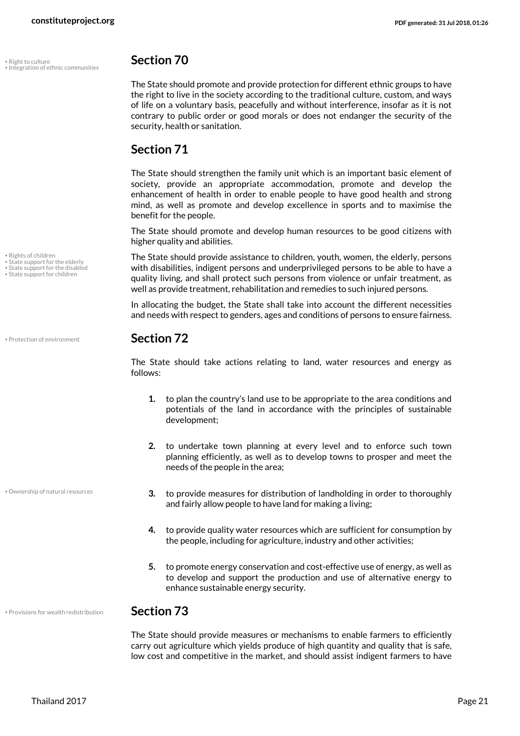• Right to culture
• Integration of ethnic communities

## Section 70

The State should promote and provide protection for different ethnic groups to have the right to live in the society according to the traditional culture, custom, and ways of life on a voluntary basis, peacefully and without interference, insofar as it is not contrary to public order or good morals or does not endanger the security of the security, health or sanitation.

## Section 71

The State should strengthen the family unit which is an important basic element of society, provide an appropriate accommodation, promote and develop the enhancement of health in order to enable people to have good health and strong mind, as well as promote and develop excellence in sports and to maximise the benefit for the people.

The State should promote and develop human resources to be good citizens with higher quality and abilities.

• Rights of children
• State support for the elderly
• State support for the disabled
• State support for children

The State should provide assistance to children, youth, women, the elderly, persons with disabilities, indigent persons and underprivileged persons to be able to have a quality living, and shall protect such persons from violence or unfair treatment, as well as provide treatment, rehabilitation and remedies to such injured persons.

In allocating the budget, the State shall take into account the different necessities and needs with respect to genders, ages and conditions of persons to ensure fairness.

• Protection of environment

## Section 72

The State should take actions relating to land, water resources and energy as follows:

1. to plan the country's land use to be appropriate to the area conditions and potentials of the land in accordance with the principles of sustainable development;
2. to undertake town planning at every level and to enforce such town planning efficiently, as well as to develop towns to prosper and meet the needs of the people in the area;
3. to provide measures for distribution of landholding in order to thoroughly and fairly allow people to have land for making a living;
4. to provide quality water resources which are sufficient for consumption by the people, including for agriculture, industry and other activities;
5. to promote energy conservation and cost-effective use of energy, as well as to develop and support the production and use of alternative energy to enhance sustainable energy security.

• Ownership of natural resources

• Provisions for wealth redistribution

## Section 73

The State should provide measures or mechanisms to enable farmers to efficiently carry out agriculture which yields produce of high quantity and quality that is safe, low cost and competitive in the market, and should assist indigent farmers to have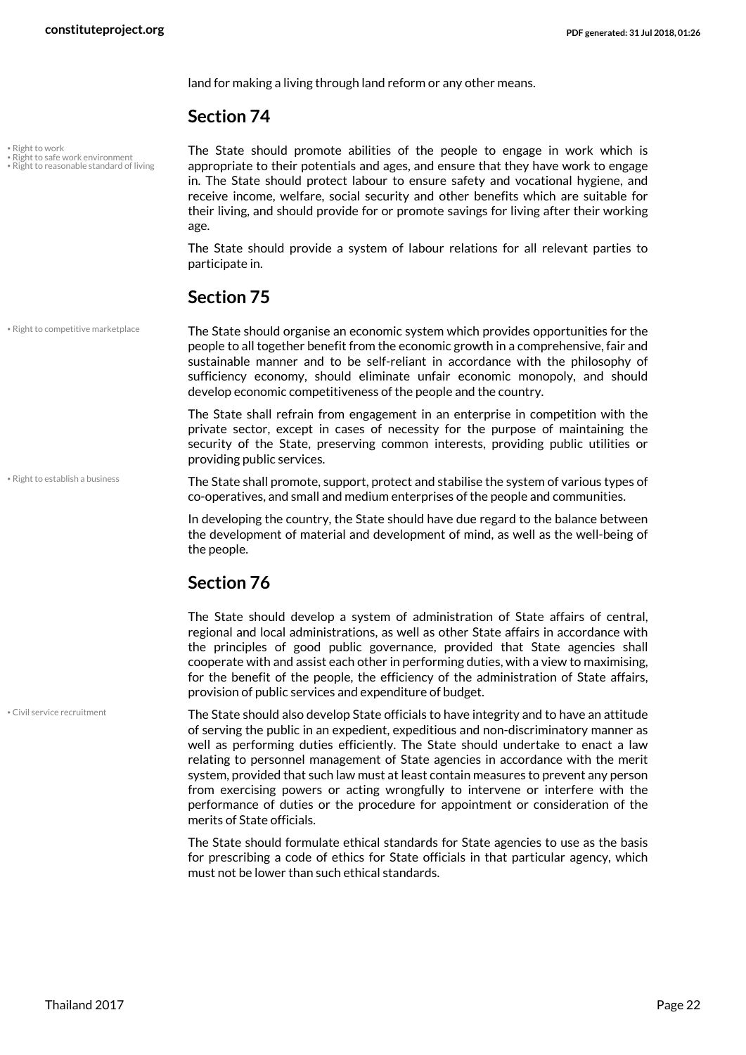land for making a living through land reform or any other means.

## Section 74

- Right to work
- Right to safe work environment
- Right to reasonable standard of living

The State should promote abilities of the people to engage in work which is appropriate to their potentials and ages, and ensure that they have work to engage in. The State should protect labour to ensure safety and vocational hygiene, and receive income, welfare, social security and other benefits which are suitable for their living, and should provide for or promote savings for living after their working age.

The State should provide a system of labour relations for all relevant parties to participate in.

## Section 75

- Right to competitive marketplace

The State should organise an economic system which provides opportunities for the people to all together benefit from the economic growth in a comprehensive, fair and sustainable manner and to be self-reliant in accordance with the philosophy of sufficiency economy, should eliminate unfair economic monopoly, and should develop economic competitiveness of the people and the country.

The State shall refrain from engagement in an enterprise in competition with the private sector, except in cases of necessity for the purpose of maintaining the security of the State, preserving common interests, providing public utilities or providing public services.

- Right to establish a business

The State shall promote, support, protect and stabilise the system of various types of co-operatives, and small and medium enterprises of the people and communities.

In developing the country, the State should have due regard to the balance between the development of material and development of mind, as well as the well-being of the people.

## Section 76

The State should develop a system of administration of State affairs of central, regional and local administrations, as well as other State affairs in accordance with the principles of good public governance, provided that State agencies shall cooperate with and assist each other in performing duties, with a view to maximising, for the benefit of the people, the efficiency of the administration of State affairs, provision of public services and expenditure of budget.

- Civil service recruitment

The State should also develop State officials to have integrity and to have an attitude of serving the public in an expedient, expeditious and non-discriminatory manner as well as performing duties efficiently. The State should undertake to enact a law relating to personnel management of State agencies in accordance with the merit system, provided that such law must at least contain measures to prevent any person from exercising powers or acting wrongfully to intervene or interfere with the performance of duties or the procedure for appointment or consideration of the merits of State officials.

The State should formulate ethical standards for State agencies to use as the basis for prescribing a code of ethics for State officials in that particular agency, which must not be lower than such ethical standards.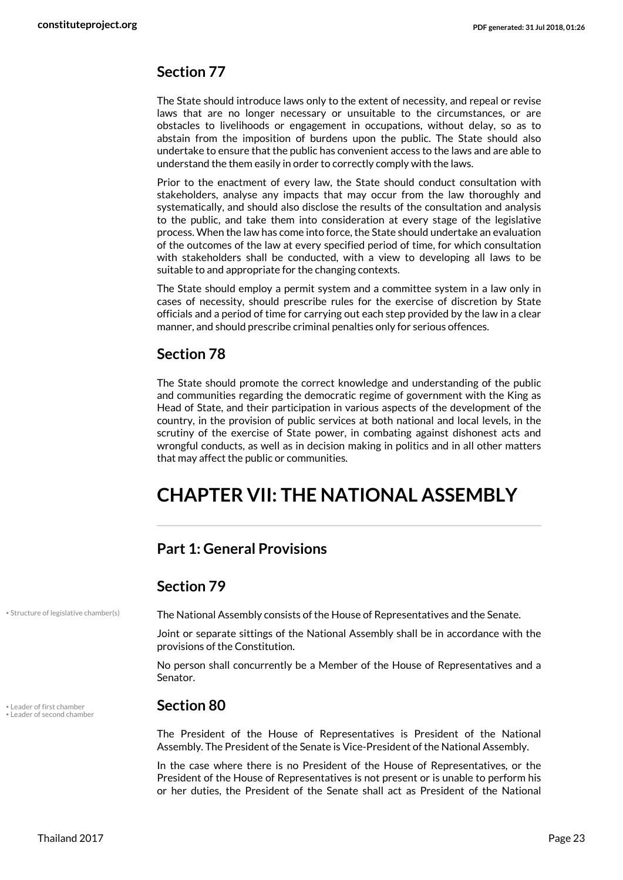## Section 77

The State should introduce laws only to the extent of necessity, and repeal or revise laws that are no longer necessary or unsuitable to the circumstances, or are obstacles to livelihoods or engagement in occupations, without delay, so as to abstain from the imposition of burdens upon the public. The State should also undertake to ensure that the public has convenient access to the laws and are able to understand the them easily in order to correctly comply with the laws.

Prior to the enactment of every law, the State should conduct consultation with stakeholders, analyse any impacts that may occur from the law thoroughly and systematically, and should also disclose the results of the consultation and analysis to the public, and take them into consideration at every stage of the legislative process. When the law has come into force, the State should undertake an evaluation of the outcomes of the law at every specified period of time, for which consultation with stakeholders shall be conducted, with a view to developing all laws to be suitable to and appropriate for the changing contexts.

The State should employ a permit system and a committee system in a law only in cases of necessity, should prescribe rules for the exercise of discretion by State officials and a period of time for carrying out each step provided by the law in a clear manner, and should prescribe criminal penalties only for serious offences.

## Section 78

The State should promote the correct knowledge and understanding of the public and communities regarding the democratic regime of government with the King as Head of State, and their participation in various aspects of the development of the country, in the provision of public services at both national and local levels, in the scrutiny of the exercise of State power, in combating against dishonest acts and wrongful conducts, as well as in decision making in politics and in all other matters that may affect the public or communities.

# CHAPTER VII: THE NATIONAL ASSEMBLY

### Part 1: General Provisions

## Section 79

• Structure of legislative chamber(s)

The National Assembly consists of the House of Representatives and the Senate.

Joint or separate sittings of the National Assembly shall be in accordance with the provisions of the Constitution.

No person shall concurrently be a Member of the House of Representatives and a Senator.

## Section 80

• Leader of first chamber
• Leader of second chamber

The President of the House of Representatives is President of the National Assembly. The President of the Senate is Vice-President of the National Assembly.

In the case where there is no President of the House of Representatives, or the President of the House of Representatives is not present or is unable to perform his or her duties, the President of the Senate shall act as President of the National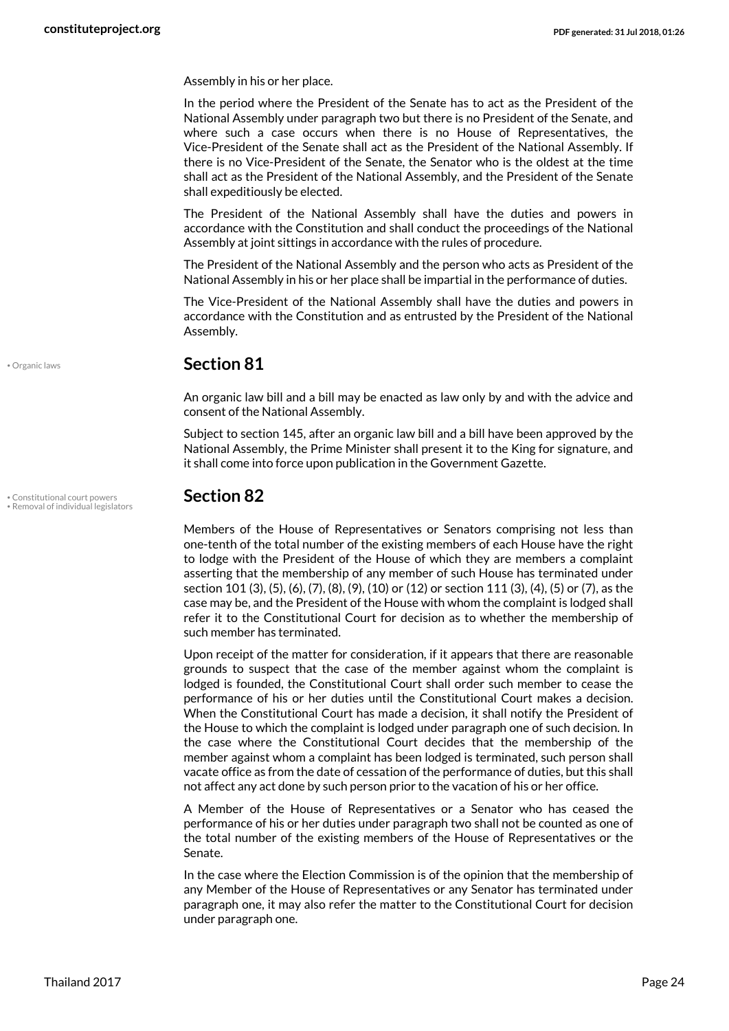Assembly in his or her place.

In the period where the President of the Senate has to act as the President of the National Assembly under paragraph two but there is no President of the Senate, and where such a case occurs when there is no House of Representatives, the Vice-President of the Senate shall act as the President of the National Assembly. If there is no Vice-President of the Senate, the Senator who is the oldest at the time shall act as the President of the National Assembly, and the President of the Senate shall expeditiously be elected.

The President of the National Assembly shall have the duties and powers in accordance with the Constitution and shall conduct the proceedings of the National Assembly at joint sittings in accordance with the rules of procedure.

The President of the National Assembly and the person who acts as President of the National Assembly in his or her place shall be impartial in the performance of duties.

The Vice-President of the National Assembly shall have the duties and powers in accordance with the Constitution and as entrusted by the President of the National Assembly.

• Organic laws

## Section 81

An organic law bill and a bill may be enacted as law only by and with the advice and consent of the National Assembly.

Subject to section 145, after an organic law bill and a bill have been approved by the National Assembly, the Prime Minister shall present it to the King for signature, and it shall come into force upon publication in the Government Gazette.

• Constitutional court powers
• Removal of individual legislators

## Section 82

Members of the House of Representatives or Senators comprising not less than one-tenth of the total number of the existing members of each House have the right to lodge with the President of the House of which they are members a complaint asserting that the membership of any member of such House has terminated under section 101 (3), (5), (6), (7), (8), (9), (10) or (12) or section 111 (3), (4), (5) or (7), as the case may be, and the President of the House with whom the complaint is lodged shall refer it to the Constitutional Court for decision as to whether the membership of such member has terminated.

Upon receipt of the matter for consideration, if it appears that there are reasonable grounds to suspect that the case of the member against whom the complaint is lodged is founded, the Constitutional Court shall order such member to cease the performance of his or her duties until the Constitutional Court makes a decision. When the Constitutional Court has made a decision, it shall notify the President of the House to which the complaint is lodged under paragraph one of such decision. In the case where the Constitutional Court decides that the membership of the member against whom a complaint has been lodged is terminated, such person shall vacate office as from the date of cessation of the performance of duties, but this shall not affect any act done by such person prior to the vacation of his or her office.

A Member of the House of Representatives or a Senator who has ceased the performance of his or her duties under paragraph two shall not be counted as one of the total number of the existing members of the House of Representatives or the Senate.

In the case where the Election Commission is of the opinion that the membership of any Member of the House of Representatives or any Senator has terminated under paragraph one, it may also refer the matter to the Constitutional Court for decision under paragraph one.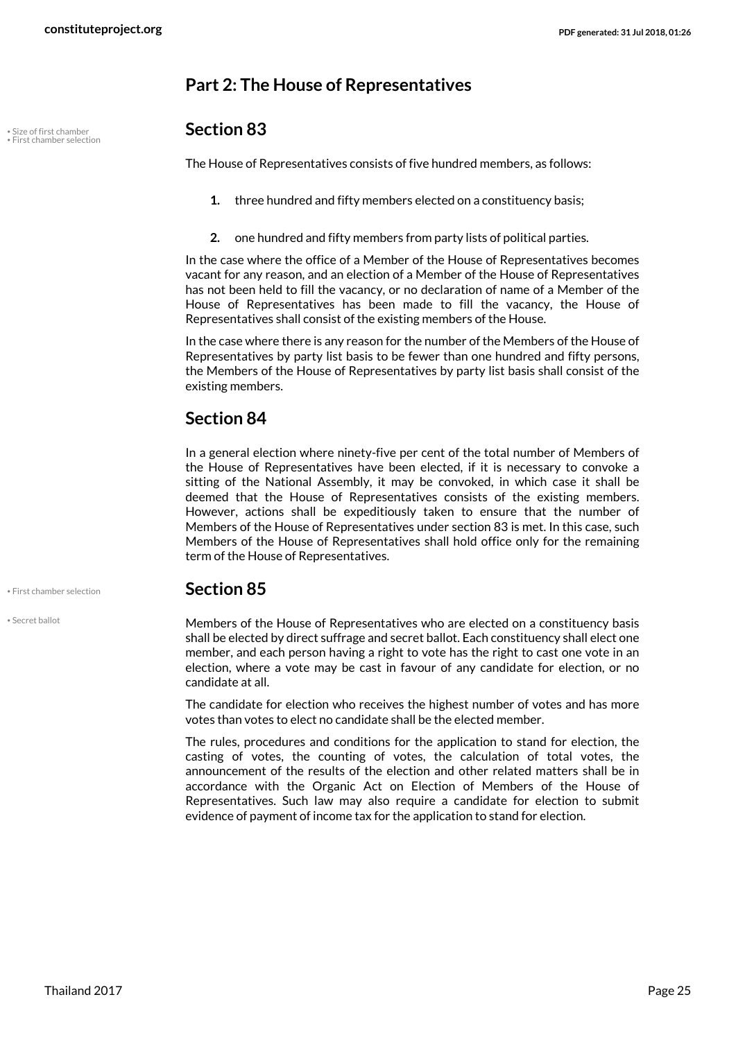## Part 2: The House of Representatives

### Section 83

The House of Representatives consists of five hundred members, as follows:

1. three hundred and fifty members elected on a constituency basis;
2. one hundred and fifty members from party lists of political parties.

In the case where the office of a Member of the House of Representatives becomes vacant for any reason, and an election of a Member of the House of Representatives has not been held to fill the vacancy, or no declaration of name of a Member of the House of Representatives has been made to fill the vacancy, the House of Representatives shall consist of the existing members of the House.

In the case where there is any reason for the number of the Members of the House of Representatives by party list basis to be fewer than one hundred and fifty persons, the Members of the House of Representatives by party list basis shall consist of the existing members.

### Section 84

In a general election where ninety-five per cent of the total number of Members of the House of Representatives have been elected, if it is necessary to convoke a sitting of the National Assembly, it may be convoked, in which case it shall be deemed that the House of Representatives consists of the existing members. However, actions shall be expeditiously taken to ensure that the number of Members of the House of Representatives under section 83 is met. In this case, such Members of the House of Representatives shall hold office only for the remaining term of the House of Representatives.

### Section 85

Members of the House of Representatives who are elected on a constituency basis shall be elected by direct suffrage and secret ballot. Each constituency shall elect one member, and each person having a right to vote has the right to cast one vote in an election, where a vote may be cast in favour of any candidate for election, or no candidate at all.

The candidate for election who receives the highest number of votes and has more votes than votes to elect no candidate shall be the elected member.

The rules, procedures and conditions for the application to stand for election, the casting of votes, the counting of votes, the calculation of total votes, the announcement of the results of the election and other related matters shall be in accordance with the Organic Act on Election of Members of the House of Representatives. Such law may also require a candidate for election to submit evidence of payment of income tax for the application to stand for election.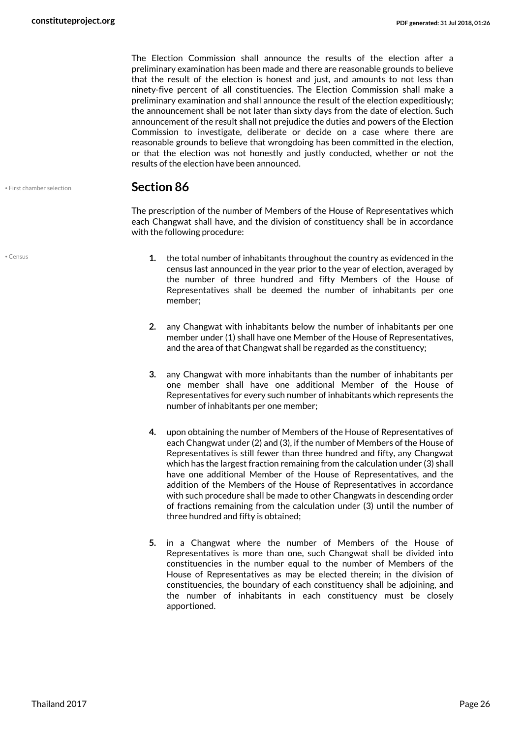The Election Commission shall announce the results of the election after a preliminary examination has been made and there are reasonable grounds to believe that the result of the election is honest and just, and amounts to not less than ninety-five percent of all constituencies. The Election Commission shall make a preliminary examination and shall announce the result of the election expeditiously; the announcement shall be not later than sixty days from the date of election. Such announcement of the result shall not prejudice the duties and powers of the Election Commission to investigate, deliberate or decide on a case where there are reasonable grounds to believe that wrongdoing has been committed in the election, or that the election was not honestly and justly conducted, whether or not the results of the election have been announced.

• First chamber selection

## Section 86

The prescription of the number of Members of the House of Representatives which each Changwat shall have, and the division of constituency shall be in accordance with the following procedure:

• Census

1. the total number of inhabitants throughout the country as evidenced in the census last announced in the year prior to the year of election, averaged by the number of three hundred and fifty Members of the House of Representatives shall be deemed the number of inhabitants per one member;
2. any Changwat with inhabitants below the number of inhabitants per one member under (1) shall have one Member of the House of Representatives, and the area of that Changwat shall be regarded as the constituency;
3. any Changwat with more inhabitants than the number of inhabitants per one member shall have one additional Member of the House of Representatives for every such number of inhabitants which represents the number of inhabitants per one member;
4. upon obtaining the number of Members of the House of Representatives of each Changwat under (2) and (3), if the number of Members of the House of Representatives is still fewer than three hundred and fifty, any Changwat which has the largest fraction remaining from the calculation under (3) shall have one additional Member of the House of Representatives, and the addition of the Members of the House of Representatives in accordance with such procedure shall be made to other Changwats in descending order of fractions remaining from the calculation under (3) until the number of three hundred and fifty is obtained;
5. in a Changwat where the number of Members of the House of Representatives is more than one, such Changwat shall be divided into constituencies in the number equal to the number of Members of the House of Representatives as may be elected therein; in the division of constituencies, the boundary of each constituency shall be adjoining, and the number of inhabitants in each constituency must be closely apportioned.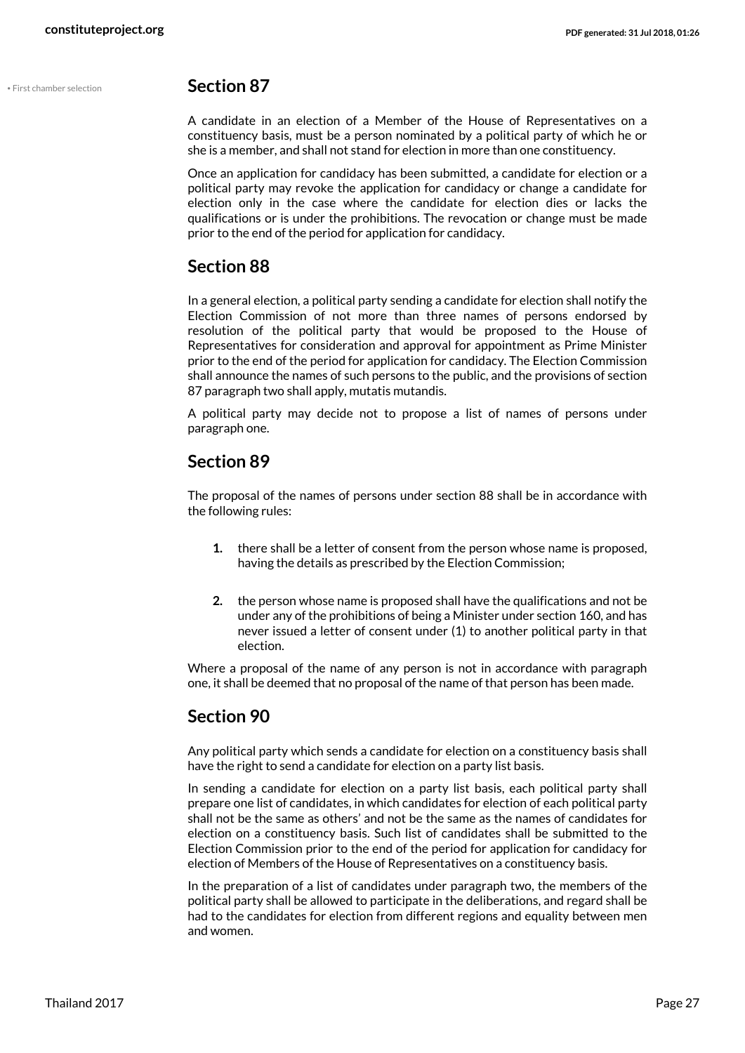• First chamber selection

## Section 87

A candidate in an election of a Member of the House of Representatives on a constituency basis, must be a person nominated by a political party of which he or she is a member, and shall not stand for election in more than one constituency.

Once an application for candidacy has been submitted, a candidate for election or a political party may revoke the application for candidacy or change a candidate for election only in the case where the candidate for election dies or lacks the qualifications or is under the prohibitions. The revocation or change must be made prior to the end of the period for application for candidacy.

## Section 88

In a general election, a political party sending a candidate for election shall notify the Election Commission of not more than three names of persons endorsed by resolution of the political party that would be proposed to the House of Representatives for consideration and approval for appointment as Prime Minister prior to the end of the period for application for candidacy. The Election Commission shall announce the names of such persons to the public, and the provisions of section 87 paragraph two shall apply, mutatis mutandis.

A political party may decide not to propose a list of names of persons under paragraph one.

## Section 89

The proposal of the names of persons under section 88 shall be in accordance with the following rules:

1. there shall be a letter of consent from the person whose name is proposed, having the details as prescribed by the Election Commission;
2. the person whose name is proposed shall have the qualifications and not be under any of the prohibitions of being a Minister under section 160, and has never issued a letter of consent under (1) to another political party in that election.

Where a proposal of the name of any person is not in accordance with paragraph one, it shall be deemed that no proposal of the name of that person has been made.

## Section 90

Any political party which sends a candidate for election on a constituency basis shall have the right to send a candidate for election on a party list basis.

In sending a candidate for election on a party list basis, each political party shall prepare one list of candidates, in which candidates for election of each political party shall not be the same as others' and not be the same as the names of candidates for election on a constituency basis. Such list of candidates shall be submitted to the Election Commission prior to the end of the period for application for candidacy for election of Members of the House of Representatives on a constituency basis.

In the preparation of a list of candidates under paragraph two, the members of the political party shall be allowed to participate in the deliberations, and regard shall be had to the candidates for election from different regions and equality between men and women.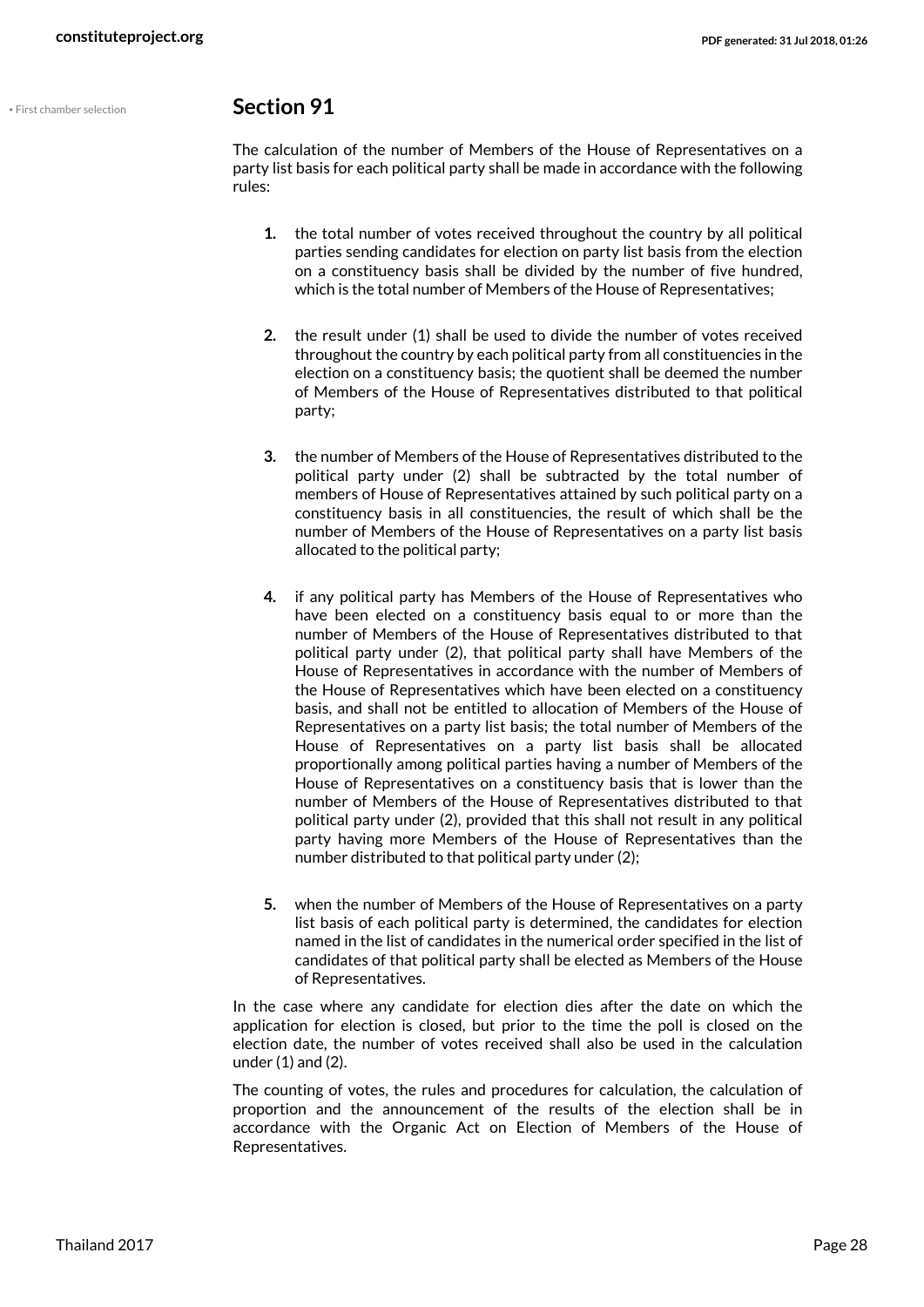• First chamber selection

## Section 91

The calculation of the number of Members of the House of Representatives on a party list basis for each political party shall be made in accordance with the following rules:

1. the total number of votes received throughout the country by all political parties sending candidates for election on party list basis from the election on a constituency basis shall be divided by the number of five hundred, which is the total number of Members of the House of Representatives;

2. the result under (1) shall be used to divide the number of votes received throughout the country by each political party from all constituencies in the election on a constituency basis; the quotient shall be deemed the number of Members of the House of Representatives distributed to that political party;

3. the number of Members of the House of Representatives distributed to the political party under (2) shall be subtracted by the total number of members of House of Representatives attained by such political party on a constituency basis in all constituencies, the result of which shall be the number of Members of the House of Representatives on a party list basis allocated to the political party;

4. if any political party has Members of the House of Representatives who have been elected on a constituency basis equal to or more than the number of Members of the House of Representatives distributed to that political party under (2), that political party shall have Members of the House of Representatives in accordance with the number of Members of the House of Representatives which have been elected on a constituency basis, and shall not be entitled to allocation of Members of the House of Representatives on a party list basis; the total number of Members of the House of Representatives on a party list basis shall be allocated proportionally among political parties having a number of Members of the House of Representatives on a constituency basis that is lower than the number of Members of the House of Representatives distributed to that political party under (2), provided that this shall not result in any political party having more Members of the House of Representatives than the number distributed to that political party under (2);

5. when the number of Members of the House of Representatives on a party list basis of each political party is determined, the candidates for election named in the list of candidates in the numerical order specified in the list of candidates of that political party shall be elected as Members of the House of Representatives.

In the case where any candidate for election dies after the date on which the application for election is closed, but prior to the time the poll is closed on the election date, the number of votes received shall also be used in the calculation under (1) and (2).

The counting of votes, the rules and procedures for calculation, the calculation of proportion and the announcement of the results of the election shall be in accordance with the Organic Act on Election of Members of the House of Representatives.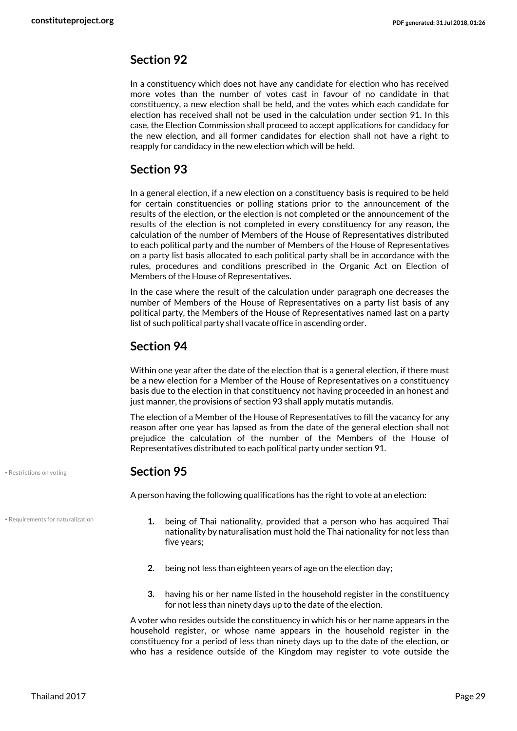## Section 92

In a constituency which does not have any candidate for election who has received more votes than the number of votes cast in favour of no candidate in that constituency, a new election shall be held, and the votes which each candidate for election has received shall not be used in the calculation under section 91. In this case, the Election Commission shall proceed to accept applications for candidacy for the new election, and all former candidates for election shall not have a right to reapply for candidacy in the new election which will be held.

## Section 93

In a general election, if a new election on a constituency basis is required to be held for certain constituencies or polling stations prior to the announcement of the results of the election, or the election is not completed or the announcement of the results of the election is not completed in every constituency for any reason, the calculation of the number of Members of the House of Representatives distributed to each political party and the number of Members of the House of Representatives on a party list basis allocated to each political party shall be in accordance with the rules, procedures and conditions prescribed in the Organic Act on Election of Members of the House of Representatives.

In the case where the result of the calculation under paragraph one decreases the number of Members of the House of Representatives on a party list basis of any political party, the Members of the House of Representatives named last on a party list of such political party shall vacate office in ascending order.

## Section 94

Within one year after the date of the election that is a general election, if there must be a new election for a Member of the House of Representatives on a constituency basis due to the election in that constituency not having proceeded in an honest and just manner, the provisions of section 93 shall apply mutatis mutandis.

The election of a Member of the House of Representatives to fill the vacancy for any reason after one year has lapsed as from the date of the general election shall not prejudice the calculation of the number of the Members of the House of Representatives distributed to each political party under section 91.

• Restrictions on voting

## Section 95

A person having the following qualifications has the right to vote at an election:

• Requirements for naturalization

1. being of Thai nationality, provided that a person who has acquired Thai nationality by naturalisation must hold the Thai nationality for not less than five years;
2. being not less than eighteen years of age on the election day;
3. having his or her name listed in the household register in the constituency for not less than ninety days up to the date of the election.

A voter who resides outside the constituency in which his or her name appears in the household register, or whose name appears in the household register in the constituency for a period of less than ninety days up to the date of the election, or who has a residence outside of the Kingdom may register to vote outside the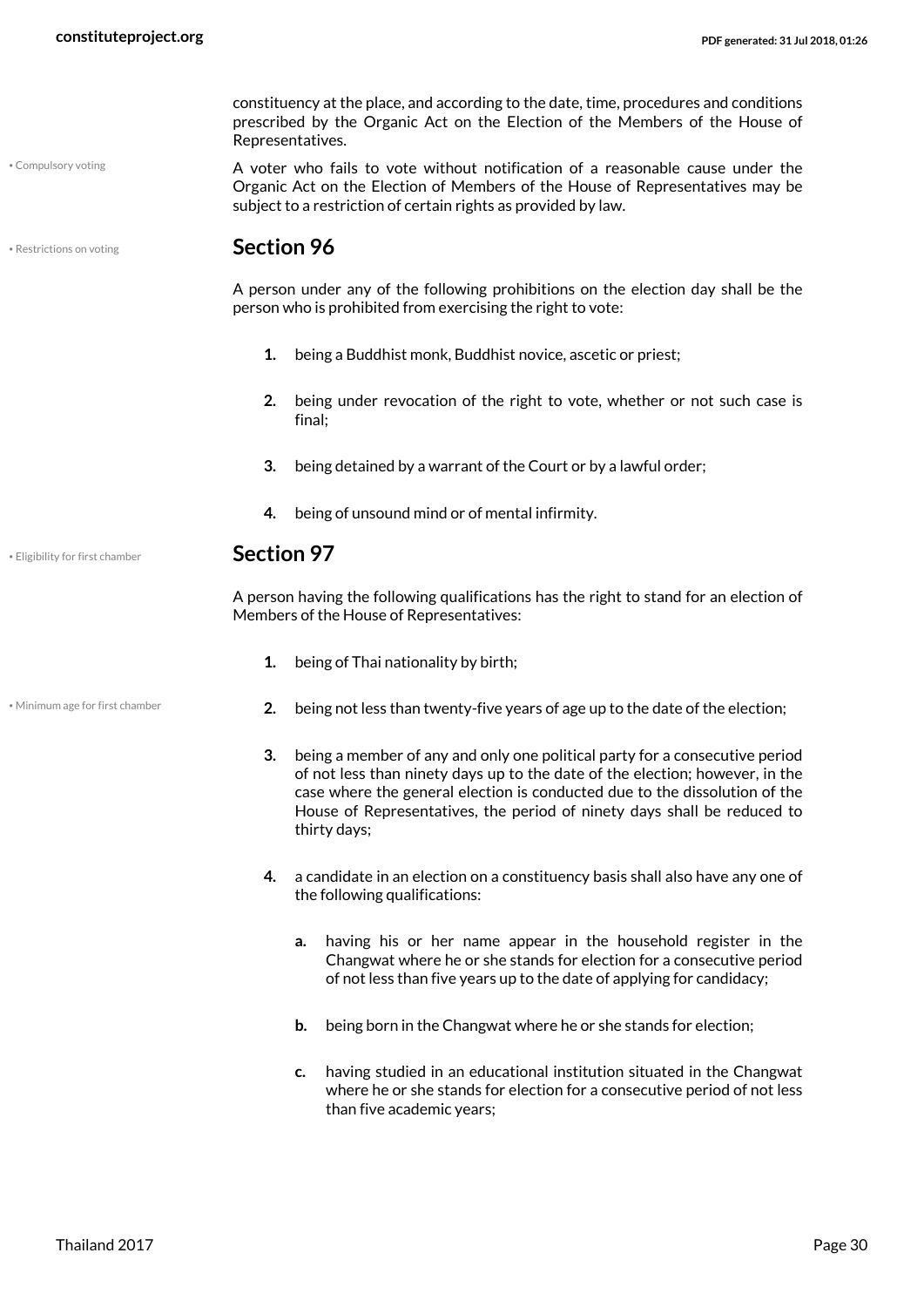constituency at the place, and according to the date, time, procedures and conditions prescribed by the Organic Act on the Election of the Members of the House of Representatives.

• Compulsory voting

A voter who fails to vote without notification of a reasonable cause under the Organic Act on the Election of Members of the House of Representatives may be subject to a restriction of certain rights as provided by law.

• Restrictions on voting

## Section 96

A person under any of the following prohibitions on the election day shall be the person who is prohibited from exercising the right to vote:

1. being a Buddhist monk, Buddhist novice, ascetic or priest;
2. being under revocation of the right to vote, whether or not such case is final;
3. being detained by a warrant of the Court or by a lawful order;
4. being of unsound mind or of mental infirmity.

• Eligibility for first chamber

## Section 97

A person having the following qualifications has the right to stand for an election of Members of the House of Representatives:

1. being of Thai nationality by birth;
2. being not less than twenty-five years of age up to the date of the election;
3. being a member of any and only one political party for a consecutive period of not less than ninety days up to the date of the election; however, in the case where the general election is conducted due to the dissolution of the House of Representatives, the period of ninety days shall be reduced to thirty days;
4. a candidate in an election on a constituency basis shall also have any one of the following qualifications:
    - a. having his or her name appear in the household register in the Changwat where he or she stands for election for a consecutive period of not less than five years up to the date of applying for candidacy;
    - b. being born in the Changwat where he or she stands for election;
    - c. having studied in an educational institution situated in the Changwat where he or she stands for election for a consecutive period of not less than five academic years;

• Minimum age for first chamber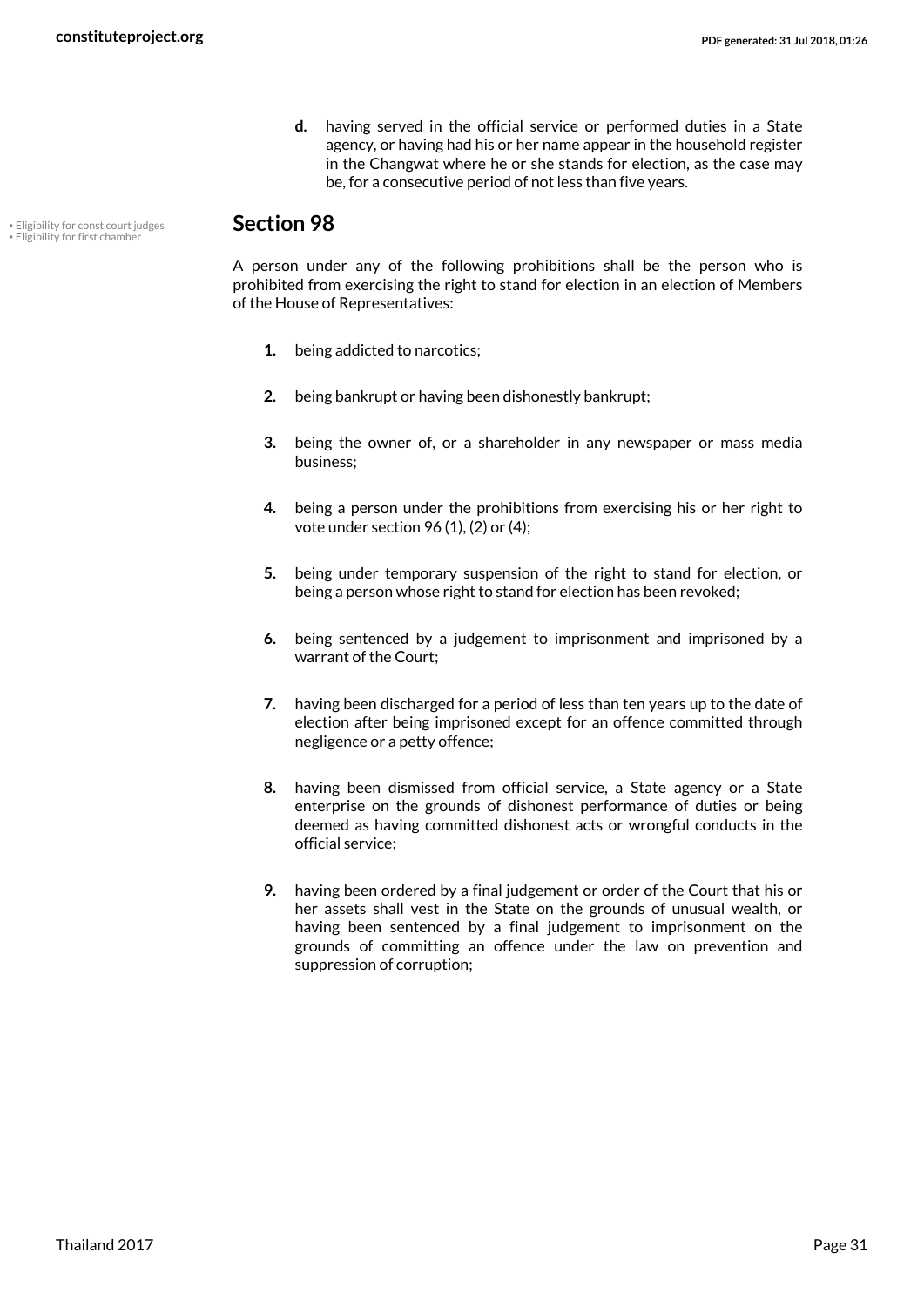d. having served in the official service or performed duties in a State agency, or having had his or her name appear in the household register in the Changwat where he or she stands for election, as the case may be, for a consecutive period of not less than five years.

- Eligibility for const court judges
- Eligibility for first chamber

## Section 98

A person under any of the following prohibitions shall be the person who is prohibited from exercising the right to stand for election in an election of Members of the House of Representatives:

1. being addicted to narcotics;
2. being bankrupt or having been dishonestly bankrupt;
3. being the owner of, or a shareholder in any newspaper or mass media business;
4. being a person under the prohibitions from exercising his or her right to vote under section 96 (1), (2) or (4);
5. being under temporary suspension of the right to stand for election, or being a person whose right to stand for election has been revoked;
6. being sentenced by a judgement to imprisonment and imprisoned by a warrant of the Court;
7. having been discharged for a period of less than ten years up to the date of election after being imprisoned except for an offence committed through negligence or a petty offence;
8. having been dismissed from official service, a State agency or a State enterprise on the grounds of dishonest performance of duties or being deemed as having committed dishonest acts or wrongful conducts in the official service;
9. having been ordered by a final judgement or order of the Court that his or her assets shall vest in the State on the grounds of unusual wealth, or having been sentenced by a final judgement to imprisonment on the grounds of committing an offence under the law on prevention and suppression of corruption;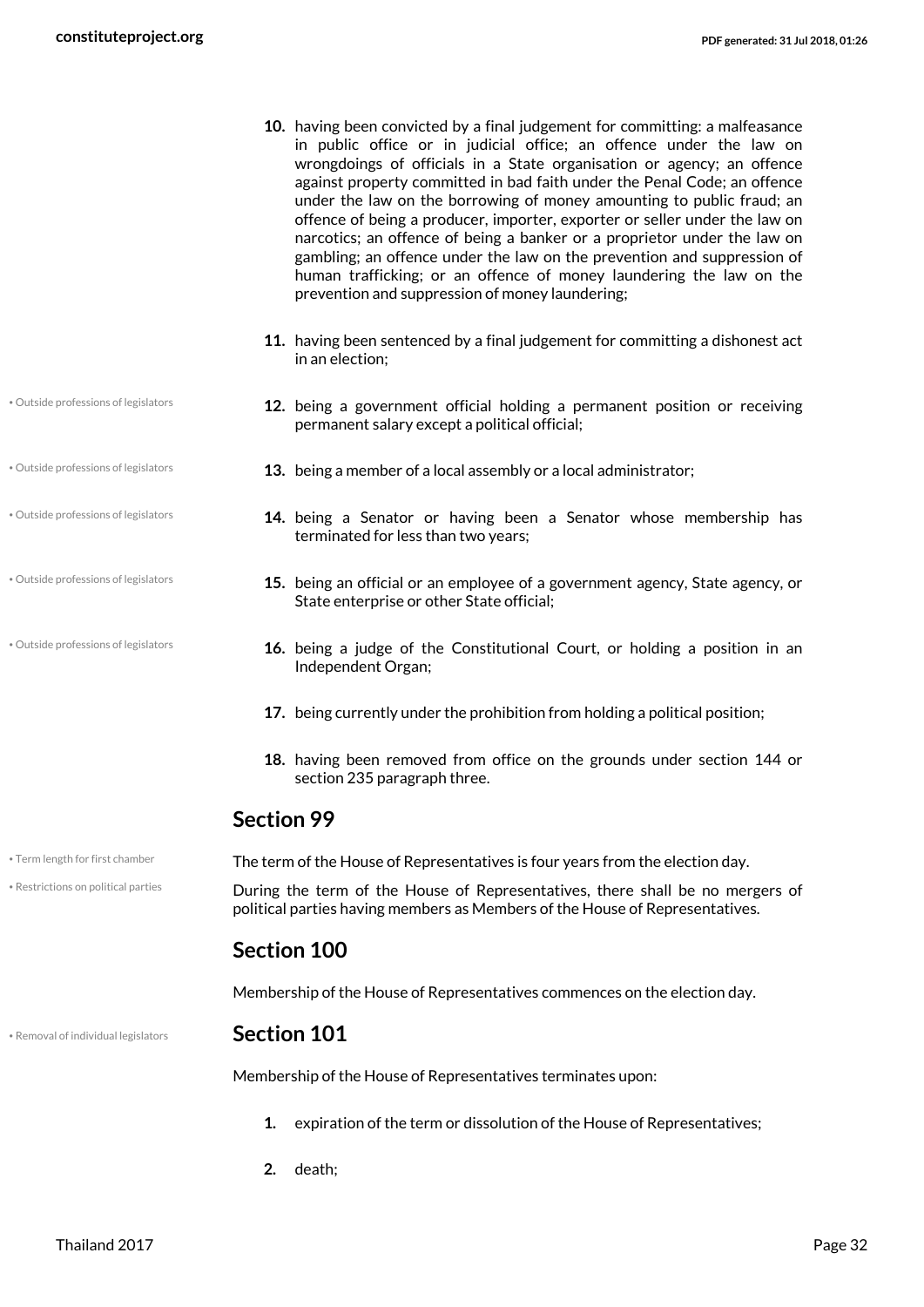10. having been convicted by a final judgement for committing: a malfeasance in public office or in judicial office; an offence under the law on wrongdoings of officials in a State organisation or agency; an offence against property committed in bad faith under the Penal Code; an offence under the law on the borrowing of money amounting to public fraud; an offence of being a producer, importer, exporter or seller under the law on narcotics; an offence of being a banker or a proprietor under the law on gambling; an offence under the law on the prevention and suppression of human trafficking; or an offence of money laundering the law on the prevention and suppression of money laundering;

11. having been sentenced by a final judgement for committing a dishonest act in an election;

12. being a government official holding a permanent position or receiving permanent salary except a political official;

13. being a member of a local assembly or a local administrator;

14. being a Senator or having been a Senator whose membership has terminated for less than two years;

15. being an official or an employee of a government agency, State agency, or State enterprise or other State official;

16. being a judge of the Constitutional Court, or holding a position in an Independent Organ;

17. being currently under the prohibition from holding a political position;

18. having been removed from office on the grounds under section 144 or section 235 paragraph three.

## Section 99

The term of the House of Representatives is four years from the election day.

During the term of the House of Representatives, there shall be no mergers of political parties having members as Members of the House of Representatives.

## Section 100

Membership of the House of Representatives commences on the election day.

## Section 101

Membership of the House of Representatives terminates upon:

1. expiration of the term or dissolution of the House of Representatives;

2. death;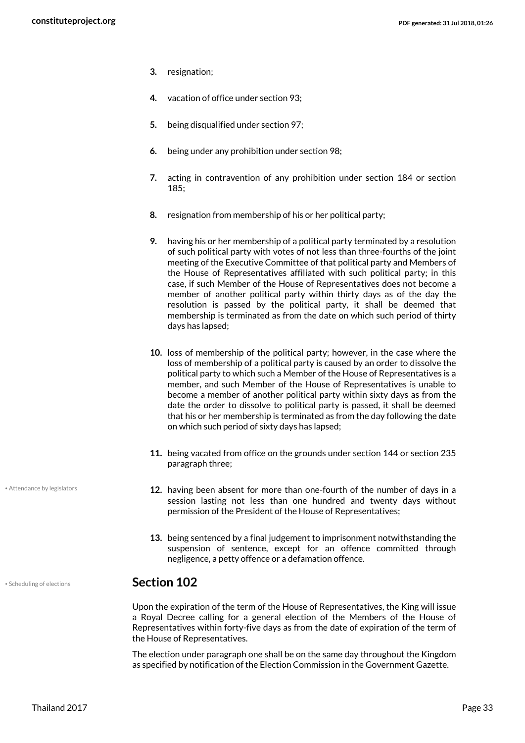3. resignation;

4. vacation of office under section 93;

5. being disqualified under section 97;

6. being under any prohibition under section 98;

7. acting in contravention of any prohibition under section 184 or section 185;

8. resignation from membership of his or her political party;

9. having his or her membership of a political party terminated by a resolution of such political party with votes of not less than three-fourths of the joint meeting of the Executive Committee of that political party and Members of the House of Representatives affiliated with such political party; in this case, if such Member of the House of Representatives does not become a member of another political party within thirty days as of the day the resolution is passed by the political party, it shall be deemed that membership is terminated as from the date on which such period of thirty days has lapsed;

10. loss of membership of the political party; however, in the case where the loss of membership of a political party is caused by an order to dissolve the political party to which such a Member of the House of Representatives is a member, and such Member of the House of Representatives is unable to become a member of another political party within sixty days as from the date the order to dissolve to political party is passed, it shall be deemed that his or her membership is terminated as from the day following the date on which such period of sixty days has lapsed;

11. being vacated from office on the grounds under section 144 or section 235 paragraph three;

12. having been absent for more than one-fourth of the number of days in a session lasting not less than one hundred and twenty days without permission of the President of the House of Representatives;

13. being sentenced by a final judgement to imprisonment notwithstanding the suspension of sentence, except for an offence committed through negligence, a petty offence or a defamation offence.

## Section 102

Upon the expiration of the term of the House of Representatives, the King will issue a Royal Decree calling for a general election of the Members of the House of Representatives within forty-five days as from the date of expiration of the term of the House of Representatives.

The election under paragraph one shall be on the same day throughout the Kingdom as specified by notification of the Election Commission in the Government Gazette.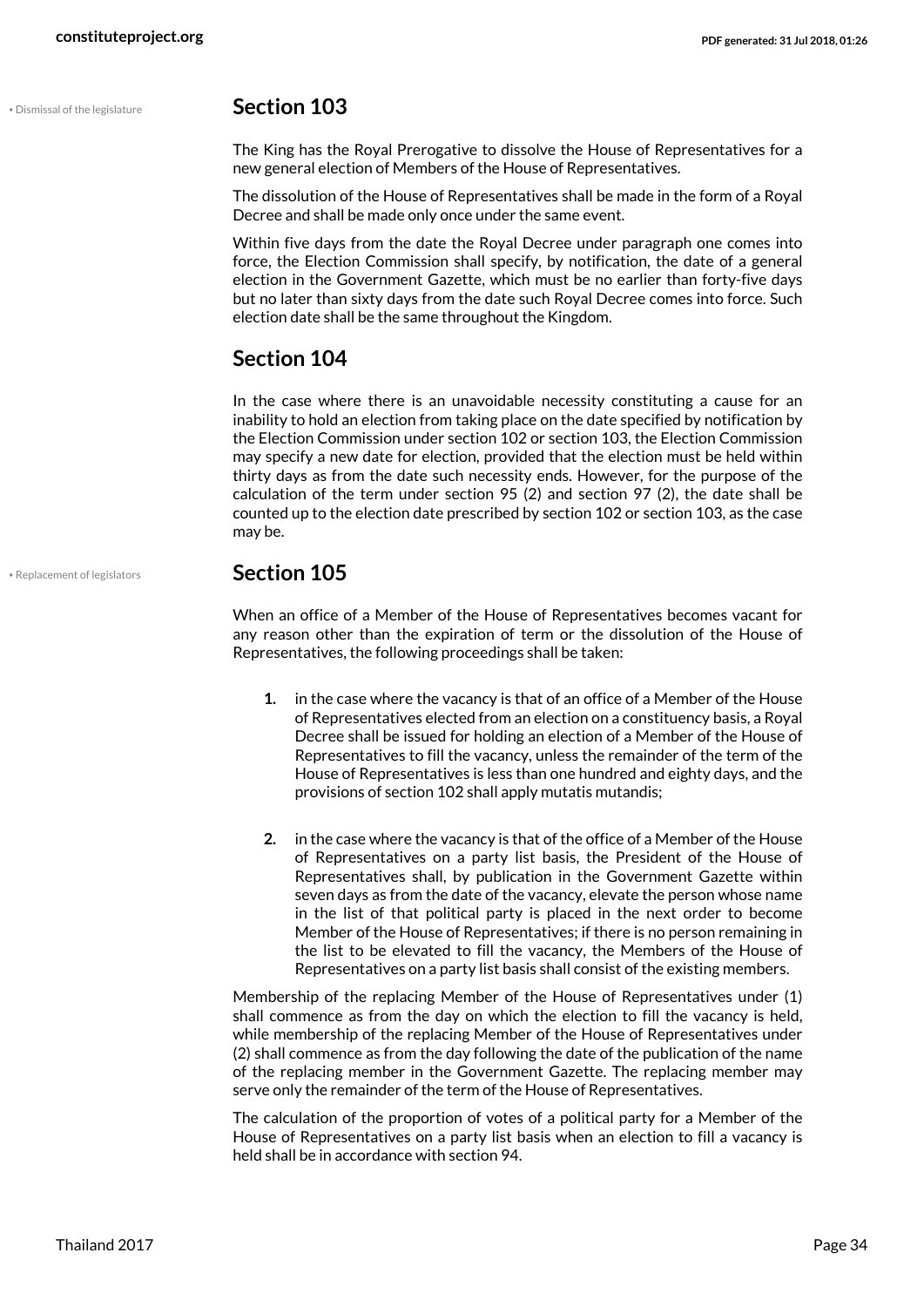• Dismissal of the legislature

## Section 103

The King has the Royal Prerogative to dissolve the House of Representatives for a new general election of Members of the House of Representatives.

The dissolution of the House of Representatives shall be made in the form of a Royal Decree and shall be made only once under the same event.

Within five days from the date the Royal Decree under paragraph one comes into force, the Election Commission shall specify, by notification, the date of a general election in the Government Gazette, which must be no earlier than forty-five days but no later than sixty days from the date such Royal Decree comes into force. Such election date shall be the same throughout the Kingdom.

## Section 104

In the case where there is an unavoidable necessity constituting a cause for an inability to hold an election from taking place on the date specified by notification by the Election Commission under section 102 or section 103, the Election Commission may specify a new date for election, provided that the election must be held within thirty days as from the date such necessity ends. However, for the purpose of the calculation of the term under section 95 (2) and section 97 (2), the date shall be counted up to the election date prescribed by section 102 or section 103, as the case may be.

• Replacement of legislators

## Section 105

When an office of a Member of the House of Representatives becomes vacant for any reason other than the expiration of term or the dissolution of the House of Representatives, the following proceedings shall be taken:

1. in the case where the vacancy is that of an office of a Member of the House of Representatives elected from an election on a constituency basis, a Royal Decree shall be issued for holding an election of a Member of the House of Representatives to fill the vacancy, unless the remainder of the term of the House of Representatives is less than one hundred and eighty days, and the provisions of section 102 shall apply mutatis mutandis;

2. in the case where the vacancy is that of the office of a Member of the House of Representatives on a party list basis, the President of the House of Representatives shall, by publication in the Government Gazette within seven days as from the date of the vacancy, elevate the person whose name in the list of that political party is placed in the next order to become Member of the House of Representatives; if there is no person remaining in the list to be elevated to fill the vacancy, the Members of the House of Representatives on a party list basis shall consist of the existing members.

Membership of the replacing Member of the House of Representatives under (1) shall commence as from the day on which the election to fill the vacancy is held, while membership of the replacing Member of the House of Representatives under (2) shall commence as from the day following the date of the publication of the name of the replacing member in the Government Gazette. The replacing member may serve only the remainder of the term of the House of Representatives.

The calculation of the proportion of votes of a political party for a Member of the House of Representatives on a party list basis when an election to fill a vacancy is held shall be in accordance with section 94.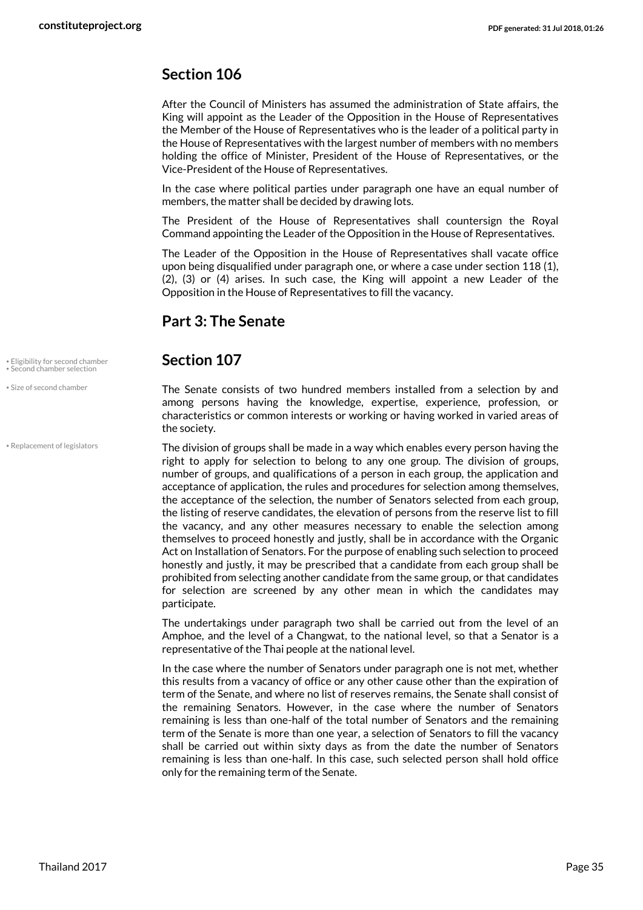## Section 106

After the Council of Ministers has assumed the administration of State affairs, the King will appoint as the Leader of the Opposition in the House of Representatives the Member of the House of Representatives who is the leader of a political party in the House of Representatives with the largest number of members with no members holding the office of Minister, President of the House of Representatives, or the Vice-President of the House of Representatives.

In the case where political parties under paragraph one have an equal number of members, the matter shall be decided by drawing lots.

The President of the House of Representatives shall countersign the Royal Command appointing the Leader of the Opposition in the House of Representatives.

The Leader of the Opposition in the House of Representatives shall vacate office upon being disqualified under paragraph one, or where a case under section 118 (1), (2), (3) or (4) arises. In such case, the King will appoint a new Leader of the Opposition in the House of Representatives to fill the vacancy.

## Part 3: The Senate

• Eligibility for second chamber
• Second chamber selection

## Section 107

• Size of second chamber

The Senate consists of two hundred members installed from a selection by and among persons having the knowledge, expertise, experience, profession, or characteristics or common interests or working or having worked in varied areas of the society.

• Replacement of legislators

The division of groups shall be made in a way which enables every person having the right to apply for selection to belong to any one group. The division of groups, number of groups, and qualifications of a person in each group, the application and acceptance of application, the rules and procedures for selection among themselves, the acceptance of the selection, the number of Senators selected from each group, the listing of reserve candidates, the elevation of persons from the reserve list to fill the vacancy, and any other measures necessary to enable the selection among themselves to proceed honestly and justly, shall be in accordance with the Organic Act on Installation of Senators. For the purpose of enabling such selection to proceed honestly and justly, it may be prescribed that a candidate from each group shall be prohibited from selecting another candidate from the same group, or that candidates for selection are screened by any other mean in which the candidates may participate.

The undertakings under paragraph two shall be carried out from the level of an Amphoe, and the level of a Changwat, to the national level, so that a Senator is a representative of the Thai people at the national level.

In the case where the number of Senators under paragraph one is not met, whether this results from a vacancy of office or any other cause other than the expiration of term of the Senate, and where no list of reserves remains, the Senate shall consist of the remaining Senators. However, in the case where the number of Senators remaining is less than one-half of the total number of Senators and the remaining term of the Senate is more than one year, a selection of Senators to fill the vacancy shall be carried out within sixty days as from the date the number of Senators remaining is less than one-half. In this case, such selected person shall hold office only for the remaining term of the Senate.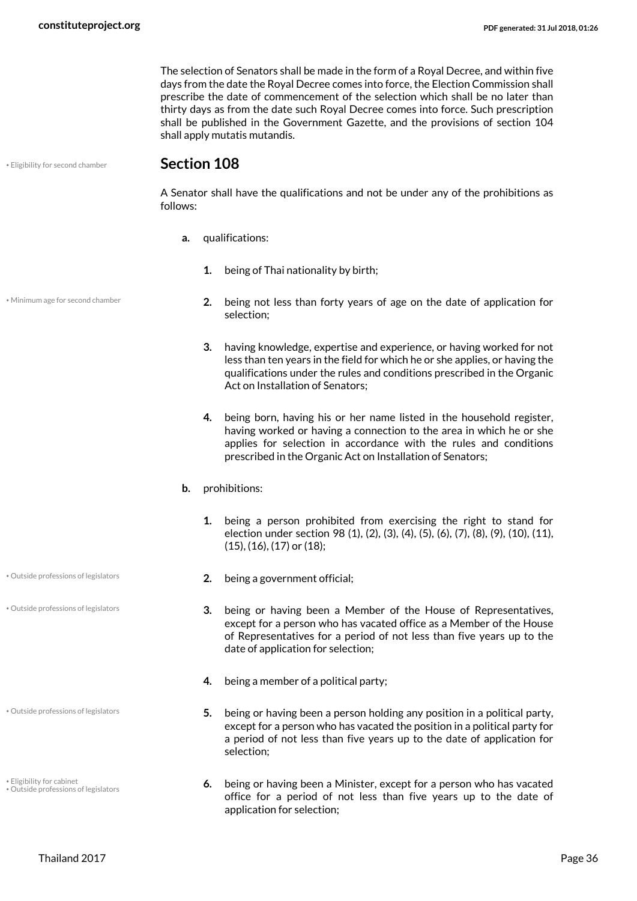The selection of Senators shall be made in the form of a Royal Decree, and within five days from the date the Royal Decree comes into force, the Election Commission shall prescribe the date of commencement of the selection which shall be no later than thirty days as from the date such Royal Decree comes into force. Such prescription shall be published in the Government Gazette, and the provisions of section 104 shall apply mutatis mutandis.

## Section 108

A Senator shall have the qualifications and not be under any of the prohibitions as follows:

- **a.** qualifications:
  1. being of Thai nationality by birth;
  2. being not less than forty years of age on the date of application for selection;
  3. having knowledge, expertise and experience, or having worked for not less than ten years in the field for which he or she applies, or having the qualifications under the rules and conditions prescribed in the Organic Act on Installation of Senators;
  4. being born, having his or her name listed in the household register, having worked or having a connection to the area in which he or she applies for selection in accordance with the rules and conditions prescribed in the Organic Act on Installation of Senators;
- **b.** prohibitions:
  1. being a person prohibited from exercising the right to stand for election under section 98 (1), (2), (3), (4), (5), (6), (7), (8), (9), (10), (11), (15), (16), (17) or (18);
  2. being a government official;
  3. being or having been a Member of the House of Representatives, except for a person who has vacated office as a Member of the House of Representatives for a period of not less than five years up to the date of application for selection;
  4. being a member of a political party;
  5. being or having been a person holding any position in a political party, except for a person who has vacated the position in a political party for a period of not less than five years up to the date of application for selection;
  6. being or having been a Minister, except for a person who has vacated office for a period of not less than five years up to the date of application for selection;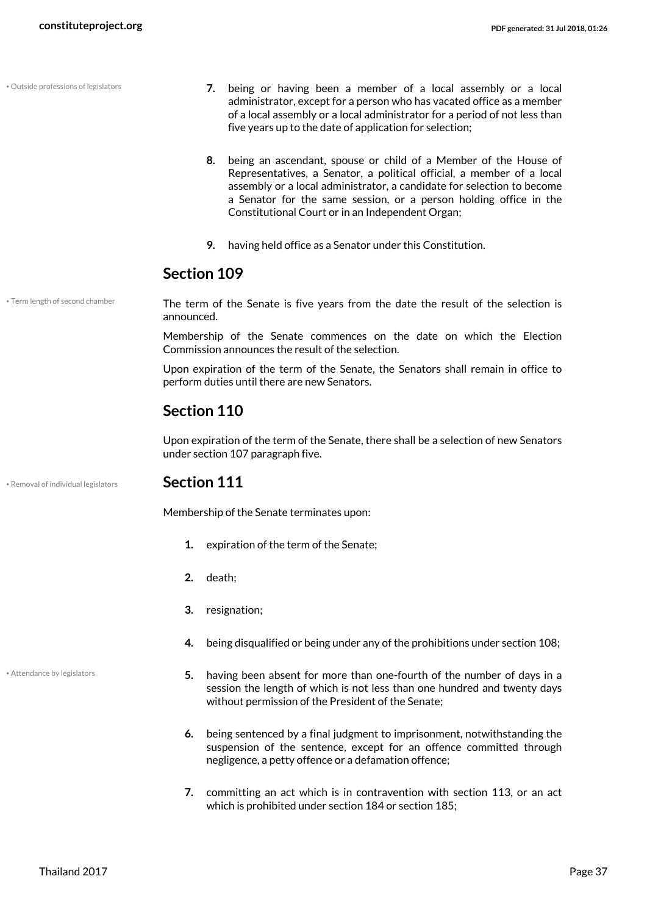7. being or having been a member of a local assembly or a local administrator, except for a person who has vacated office as a member of a local assembly or a local administrator for a period of not less than five years up to the date of application for selection;

8. being an ascendant, spouse or child of a Member of the House of Representatives, a Senator, a political official, a member of a local assembly or a local administrator, a candidate for selection to become a Senator for the same session, or a person holding office in the Constitutional Court or in an Independent Organ;

9. having held office as a Senator under this Constitution.

## Section 109

The term of the Senate is five years from the date the result of the selection is announced.

Membership of the Senate commences on the date on which the Election Commission announces the result of the selection.

Upon expiration of the term of the Senate, the Senators shall remain in office to perform duties until there are new Senators.

## Section 110

Upon expiration of the term of the Senate, there shall be a selection of new Senators under section 107 paragraph five.

## Section 111

Membership of the Senate terminates upon:

1. expiration of the term of the Senate;

2. death;

3. resignation;

4. being disqualified or being under any of the prohibitions under section 108;

5. having been absent for more than one-fourth of the number of days in a session the length of which is not less than one hundred and twenty days without permission of the President of the Senate;

6. being sentenced by a final judgment to imprisonment, notwithstanding the suspension of the sentence, except for an offence committed through negligence, a petty offence or a defamation offence;

7. committing an act which is in contravention with section 113, or an act which is prohibited under section 184 or section 185;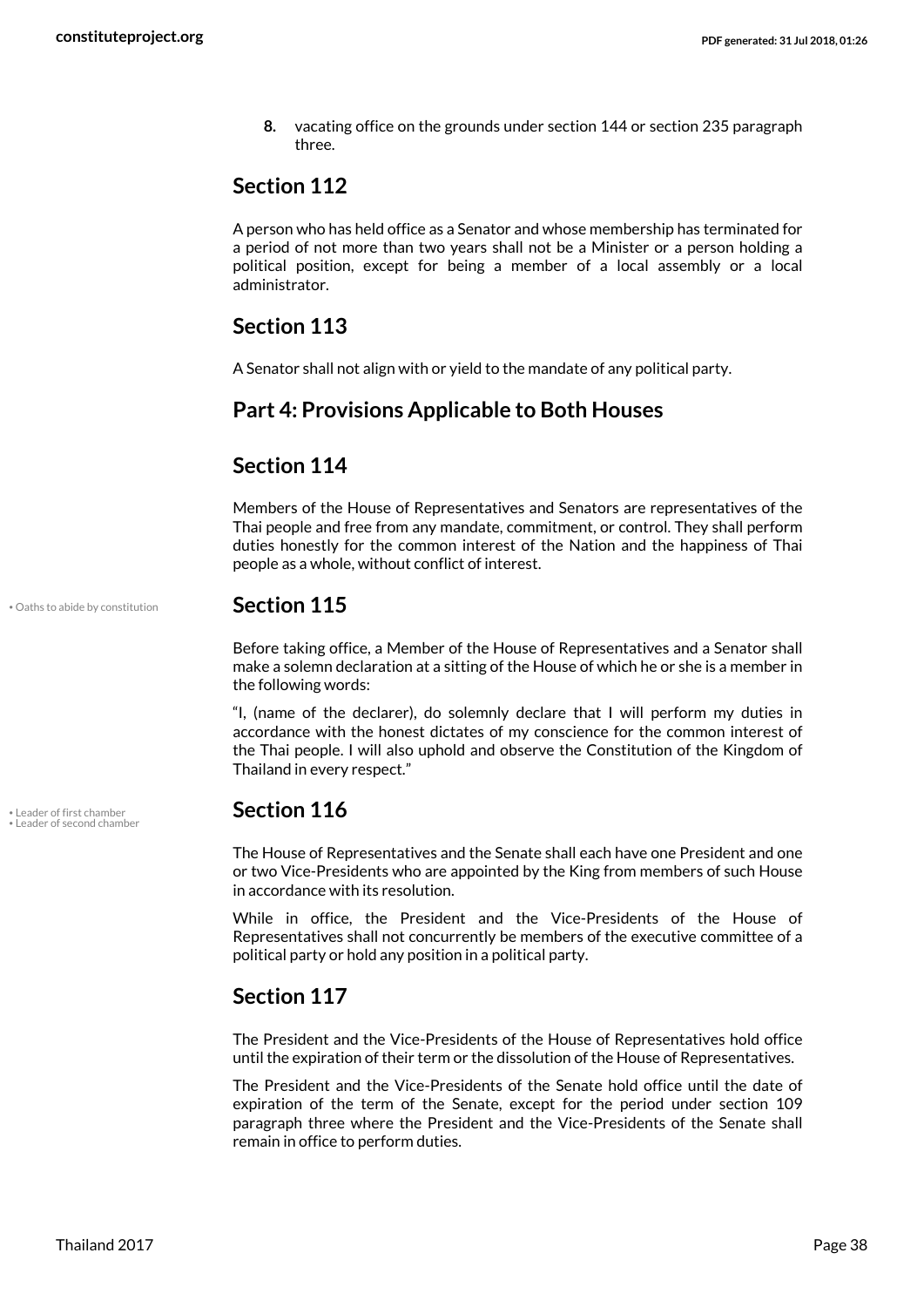8. vacating office on the grounds under section 144 or section 235 paragraph three.

## Section 112

A person who has held office as a Senator and whose membership has terminated for a period of not more than two years shall not be a Minister or a person holding a political position, except for being a member of a local assembly or a local administrator.

## Section 113

A Senator shall not align with or yield to the mandate of any political party.

## Part 4: Provisions Applicable to Both Houses

## Section 114

Members of the House of Representatives and Senators are representatives of the Thai people and free from any mandate, commitment, or control. They shall perform duties honestly for the common interest of the Nation and the happiness of Thai people as a whole, without conflict of interest.

## Section 115

• Oaths to abide by constitution

Before taking office, a Member of the House of Representatives and a Senator shall make a solemn declaration at a sitting of the House of which he or she is a member in the following words:

"I, (name of the declarer), do solemnly declare that I will perform my duties in accordance with the honest dictates of my conscience for the common interest of the Thai people. I will also uphold and observe the Constitution of the Kingdom of Thailand in every respect."

## Section 116

• Leader of first chamber
• Leader of second chamber

The House of Representatives and the Senate shall each have one President and one or two Vice-Presidents who are appointed by the King from members of such House in accordance with its resolution.

While in office, the President and the Vice-Presidents of the House of Representatives shall not concurrently be members of the executive committee of a political party or hold any position in a political party.

## Section 117

The President and the Vice-Presidents of the House of Representatives hold office until the expiration of their term or the dissolution of the House of Representatives.

The President and the Vice-Presidents of the Senate hold office until the date of expiration of the term of the Senate, except for the period under section 109 paragraph three where the President and the Vice-Presidents of the Senate shall remain in office to perform duties.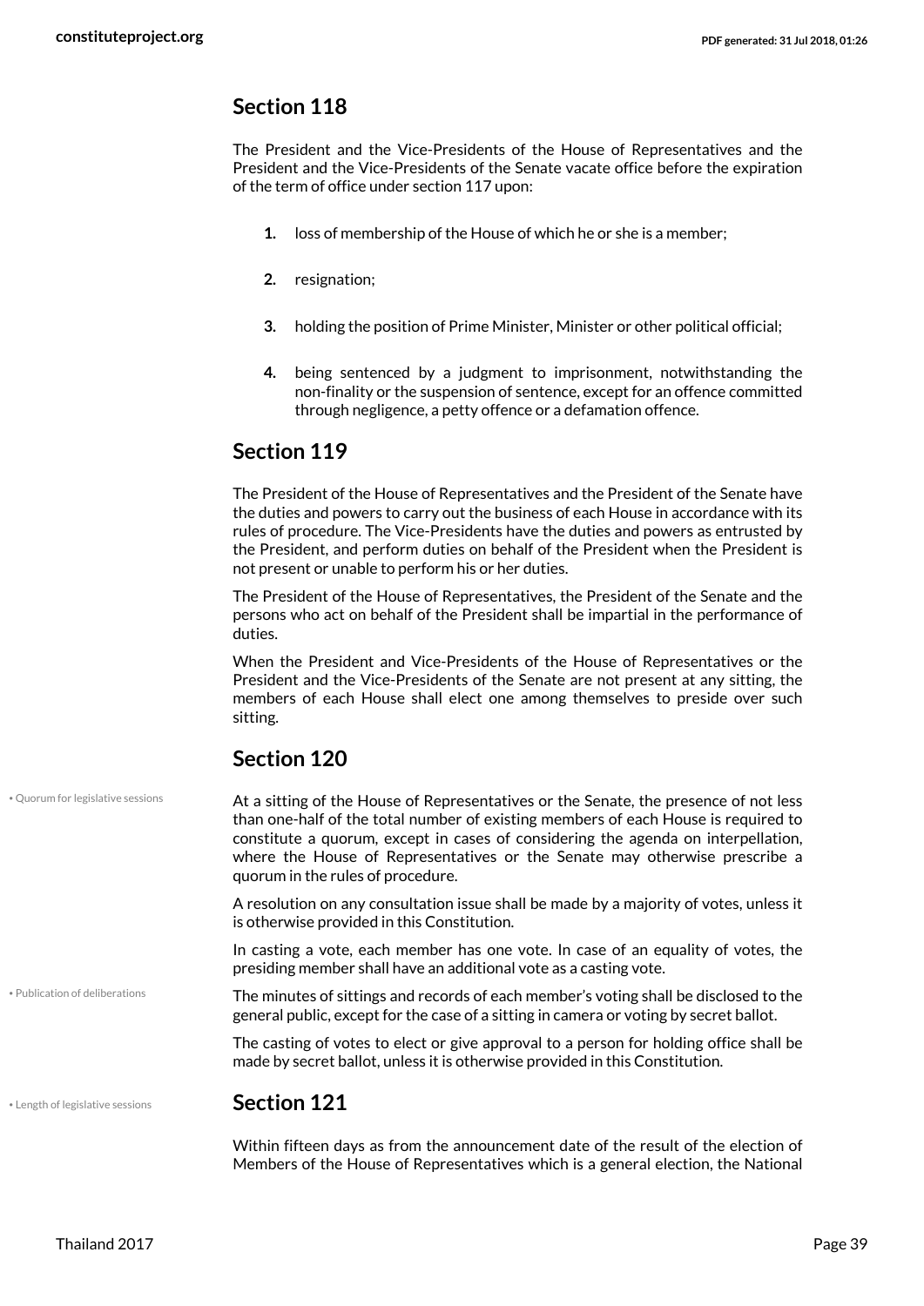## Section 118

The President and the Vice-Presidents of the House of Representatives and the President and the Vice-Presidents of the Senate vacate office before the expiration of the term of office under section 117 upon:

1. loss of membership of the House of which he or she is a member;
2. resignation;
3. holding the position of Prime Minister, Minister or other political official;
4. being sentenced by a judgment to imprisonment, notwithstanding the non-finality or the suspension of sentence, except for an offence committed through negligence, a petty offence or a defamation offence.

## Section 119

The President of the House of Representatives and the President of the Senate have the duties and powers to carry out the business of each House in accordance with its rules of procedure. The Vice-Presidents have the duties and powers as entrusted by the President, and perform duties on behalf of the President when the President is not present or unable to perform his or her duties.

The President of the House of Representatives, the President of the Senate and the persons who act on behalf of the President shall be impartial in the performance of duties.

When the President and Vice-Presidents of the House of Representatives or the President and the Vice-Presidents of the Senate are not present at any sitting, the members of each House shall elect one among themselves to preside over such sitting.

## Section 120

• Quorum for legislative sessions

At a sitting of the House of Representatives or the Senate, the presence of not less than one-half of the total number of existing members of each House is required to constitute a quorum, except in cases of considering the agenda on interpellation, where the House of Representatives or the Senate may otherwise prescribe a quorum in the rules of procedure.

A resolution on any consultation issue shall be made by a majority of votes, unless it is otherwise provided in this Constitution.

In casting a vote, each member has one vote. In case of an equality of votes, the presiding member shall have an additional vote as a casting vote.

• Publication of deliberations

The minutes of sittings and records of each member's voting shall be disclosed to the general public, except for the case of a sitting in camera or voting by secret ballot.

The casting of votes to elect or give approval to a person for holding office shall be made by secret ballot, unless it is otherwise provided in this Constitution.

• Length of legislative sessions

## Section 121

Within fifteen days as from the announcement date of the result of the election of Members of the House of Representatives which is a general election, the National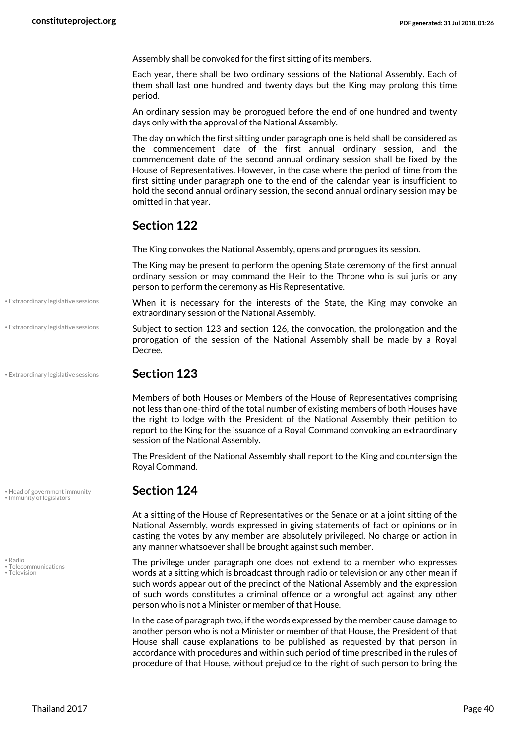Assembly shall be convoked for the first sitting of its members.

Each year, there shall be two ordinary sessions of the National Assembly. Each of them shall last one hundred and twenty days but the King may prolong this time period.

An ordinary session may be prorogued before the end of one hundred and twenty days only with the approval of the National Assembly.

The day on which the first sitting under paragraph one is held shall be considered as the commencement date of the first annual ordinary session, and the commencement date of the second annual ordinary session shall be fixed by the House of Representatives. However, in the case where the period of time from the first sitting under paragraph one to the end of the calendar year is insufficient to hold the second annual ordinary session, the second annual ordinary session may be omitted in that year.

## Section 122

The King convokes the National Assembly, opens and prorogues its session.

The King may be present to perform the opening State ceremony of the first annual ordinary session or may command the Heir to the Throne who is sui juris or any person to perform the ceremony as His Representative.

When it is necessary for the interests of the State, the King may convoke an extraordinary session of the National Assembly.

Subject to section 123 and section 126, the convocation, the prolongation and the prorogation of the session of the National Assembly shall be made by a Royal Decree.

## Section 123

Members of both Houses or Members of the House of Representatives comprising not less than one-third of the total number of existing members of both Houses have the right to lodge with the President of the National Assembly their petition to report to the King for the issuance of a Royal Command convoking an extraordinary session of the National Assembly.

The President of the National Assembly shall report to the King and countersign the Royal Command.

## Section 124

At a sitting of the House of Representatives or the Senate or at a joint sitting of the National Assembly, words expressed in giving statements of fact or opinions or in casting the votes by any member are absolutely privileged. No charge or action in any manner whatsoever shall be brought against such member.

The privilege under paragraph one does not extend to a member who expresses words at a sitting which is broadcast through radio or television or any other mean if such words appear out of the precinct of the National Assembly and the expression of such words constitutes a criminal offence or a wrongful act against any other person who is not a Minister or member of that House.

In the case of paragraph two, if the words expressed by the member cause damage to another person who is not a Minister or member of that House, the President of that House shall cause explanations to be published as requested by that person in accordance with procedures and within such period of time prescribed in the rules of procedure of that House, without prejudice to the right of such person to bring the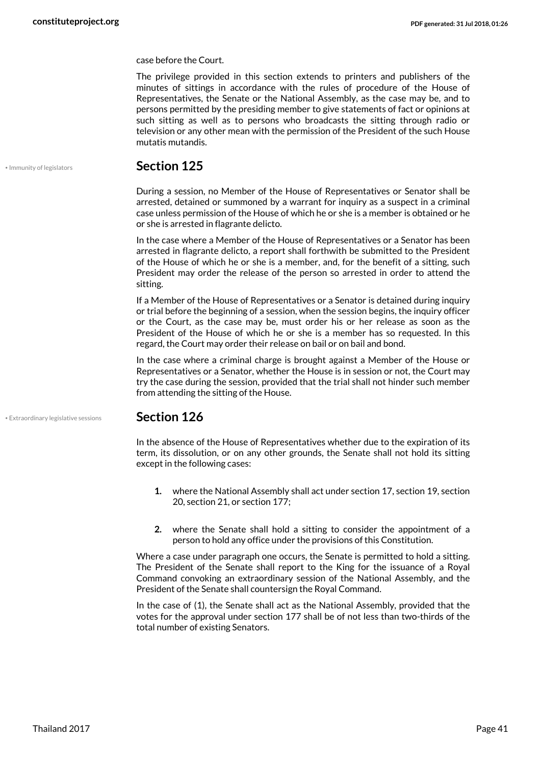case before the Court.

The privilege provided in this section extends to printers and publishers of the minutes of sittings in accordance with the rules of procedure of the House of Representatives, the Senate or the National Assembly, as the case may be, and to persons permitted by the presiding member to give statements of fact or opinions at such sitting as well as to persons who broadcasts the sitting through radio or television or any other mean with the permission of the President of the such House mutatis mutandis.

• Immunity of legislators

## Section 125

During a session, no Member of the House of Representatives or Senator shall be arrested, detained or summoned by a warrant for inquiry as a suspect in a criminal case unless permission of the House of which he or she is a member is obtained or he or she is arrested in flagrante delicto.

In the case where a Member of the House of Representatives or a Senator has been arrested in flagrante delicto, a report shall forthwith be submitted to the President of the House of which he or she is a member, and, for the benefit of a sitting, such President may order the release of the person so arrested in order to attend the sitting.

If a Member of the House of Representatives or a Senator is detained during inquiry or trial before the beginning of a session, when the session begins, the inquiry officer or the Court, as the case may be, must order his or her release as soon as the President of the House of which he or she is a member has so requested. In this regard, the Court may order their release on bail or on bail and bond.

In the case where a criminal charge is brought against a Member of the House or Representatives or a Senator, whether the House is in session or not, the Court may try the case during the session, provided that the trial shall not hinder such member from attending the sitting of the House.

• Extraordinary legislative sessions

## Section 126

In the absence of the House of Representatives whether due to the expiration of its term, its dissolution, or on any other grounds, the Senate shall not hold its sitting except in the following cases:

1. where the National Assembly shall act under section 17, section 19, section 20, section 21, or section 177;
2. where the Senate shall hold a sitting to consider the appointment of a person to hold any office under the provisions of this Constitution.

Where a case under paragraph one occurs, the Senate is permitted to hold a sitting. The President of the Senate shall report to the King for the issuance of a Royal Command convoking an extraordinary session of the National Assembly, and the President of the Senate shall countersign the Royal Command.

In the case of (1), the Senate shall act as the National Assembly, provided that the votes for the approval under section 177 shall be of not less than two-thirds of the total number of existing Senators.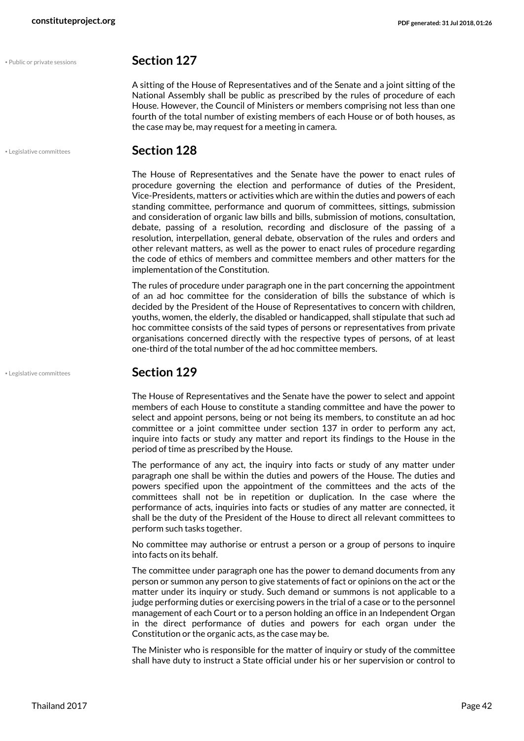• Public or private sessions

## Section 127

A sitting of the House of Representatives and of the Senate and a joint sitting of the National Assembly shall be public as prescribed by the rules of procedure of each House. However, the Council of Ministers or members comprising not less than one fourth of the total number of existing members of each House or of both houses, as the case may be, may request for a meeting in camera.

• Legislative committees

## Section 128

The House of Representatives and the Senate have the power to enact rules of procedure governing the election and performance of duties of the President, Vice-Presidents, matters or activities which are within the duties and powers of each standing committee, performance and quorum of committees, sittings, submission and consideration of organic law bills and bills, submission of motions, consultation, debate, passing of a resolution, recording and disclosure of the passing of a resolution, interpellation, general debate, observation of the rules and orders and other relevant matters, as well as the power to enact rules of procedure regarding the code of ethics of members and committee members and other matters for the implementation of the Constitution.

The rules of procedure under paragraph one in the part concerning the appointment of an ad hoc committee for the consideration of bills the substance of which is decided by the President of the House of Representatives to concern with children, youths, women, the elderly, the disabled or handicapped, shall stipulate that such ad hoc committee consists of the said types of persons or representatives from private organisations concerned directly with the respective types of persons, of at least one-third of the total number of the ad hoc committee members.

• Legislative committees

## Section 129

The House of Representatives and the Senate have the power to select and appoint members of each House to constitute a standing committee and have the power to select and appoint persons, being or not being its members, to constitute an ad hoc committee or a joint committee under section 137 in order to perform any act, inquire into facts or study any matter and report its findings to the House in the period of time as prescribed by the House.

The performance of any act, the inquiry into facts or study of any matter under paragraph one shall be within the duties and powers of the House. The duties and powers specified upon the appointment of the committees and the acts of the committees shall not be in repetition or duplication. In the case where the performance of acts, inquiries into facts or studies of any matter are connected, it shall be the duty of the President of the House to direct all relevant committees to perform such tasks together.

No committee may authorise or entrust a person or a group of persons to inquire into facts on its behalf.

The committee under paragraph one has the power to demand documents from any person or summon any person to give statements of fact or opinions on the act or the matter under its inquiry or study. Such demand or summons is not applicable to a judge performing duties or exercising powers in the trial of a case or to the personnel management of each Court or to a person holding an office in an Independent Organ in the direct performance of duties and powers for each organ under the Constitution or the organic acts, as the case may be.

The Minister who is responsible for the matter of inquiry or study of the committee shall have duty to instruct a State official under his or her supervision or control to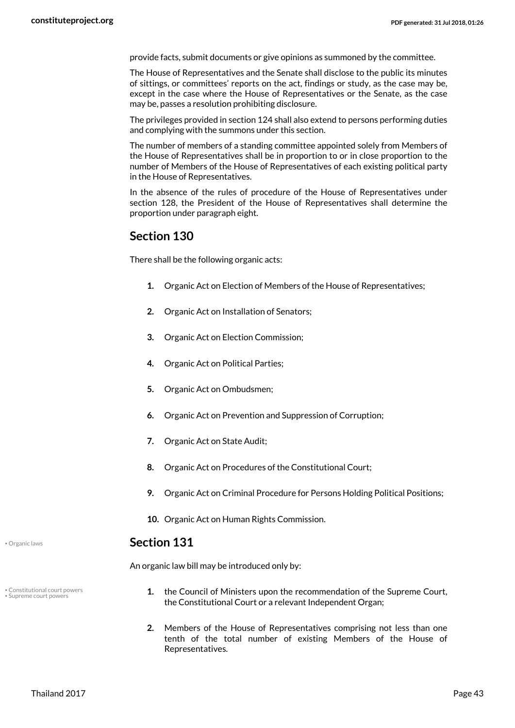provide facts, submit documents or give opinions as summoned by the committee.

The House of Representatives and the Senate shall disclose to the public its minutes of sittings, or committees' reports on the act, findings or study, as the case may be, except in the case where the House of Representatives or the Senate, as the case may be, passes a resolution prohibiting disclosure.

The privileges provided in section 124 shall also extend to persons performing duties and complying with the summons under this section.

The number of members of a standing committee appointed solely from Members of the House of Representatives shall be in proportion to or in close proportion to the number of Members of the House of Representatives of each existing political party in the House of Representatives.

In the absence of the rules of procedure of the House of Representatives under section 128, the President of the House of Representatives shall determine the proportion under paragraph eight.

## Section 130

There shall be the following organic acts:

1. Organic Act on Election of Members of the House of Representatives;
2. Organic Act on Installation of Senators;
3. Organic Act on Election Commission;
4. Organic Act on Political Parties;
5. Organic Act on Ombudsmen;
6. Organic Act on Prevention and Suppression of Corruption;
7. Organic Act on State Audit;
8. Organic Act on Procedures of the Constitutional Court;
9. Organic Act on Criminal Procedure for Persons Holding Political Positions;
10. Organic Act on Human Rights Commission.

• Organic laws

## Section 131

An organic law bill may be introduced only by:

• Constitutional court powers
• Supreme court powers

1. the Council of Ministers upon the recommendation of the Supreme Court, the Constitutional Court or a relevant Independent Organ;
2. Members of the House of Representatives comprising not less than one tenth of the total number of existing Members of the House of Representatives.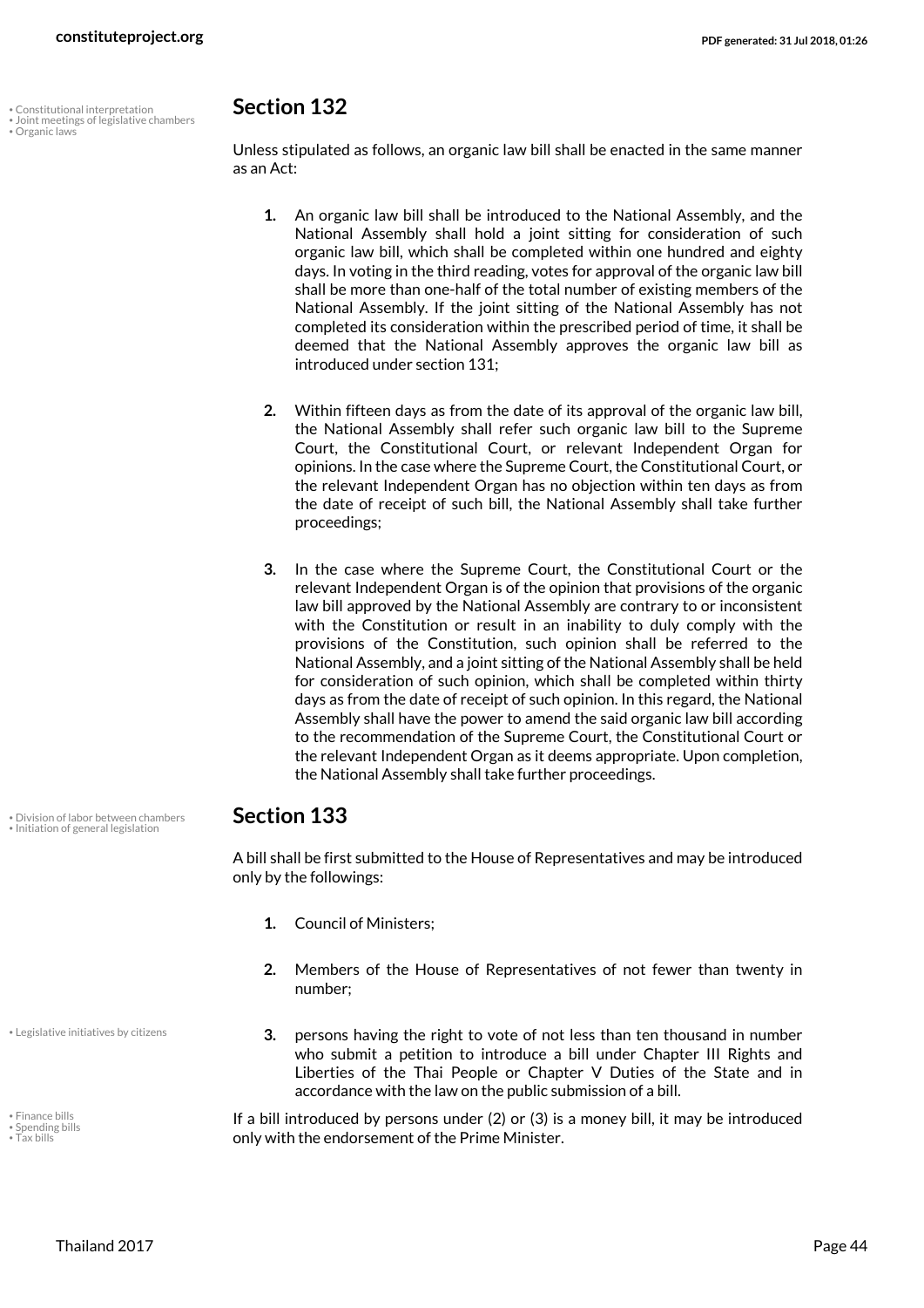## Section 132

Unless stipulated as follows, an organic law bill shall be enacted in the same manner as an Act:

1. An organic law bill shall be introduced to the National Assembly, and the National Assembly shall hold a joint sitting for consideration of such organic law bill, which shall be completed within one hundred and eighty days. In voting in the third reading, votes for approval of the organic law bill shall be more than one-half of the total number of existing members of the National Assembly. If the joint sitting of the National Assembly has not completed its consideration within the prescribed period of time, it shall be deemed that the National Assembly approves the organic law bill as introduced under section 131;

2. Within fifteen days as from the date of its approval of the organic law bill, the National Assembly shall refer such organic law bill to the Supreme Court, the Constitutional Court, or relevant Independent Organ for opinions. In the case where the Supreme Court, the Constitutional Court, or the relevant Independent Organ has no objection within ten days as from the date of receipt of such bill, the National Assembly shall take further proceedings;

3. In the case where the Supreme Court, the Constitutional Court or the relevant Independent Organ is of the opinion that provisions of the organic law bill approved by the National Assembly are contrary to or inconsistent with the Constitution or result in an inability to duly comply with the provisions of the Constitution, such opinion shall be referred to the National Assembly, and a joint sitting of the National Assembly shall be held for consideration of such opinion, which shall be completed within thirty days as from the date of receipt of such opinion. In this regard, the National Assembly shall have the power to amend the said organic law bill according to the recommendation of the Supreme Court, the Constitutional Court or the relevant Independent Organ as it deems appropriate. Upon completion, the National Assembly shall take further proceedings.

## Section 133

A bill shall be first submitted to the House of Representatives and may be introduced only by the followings:

1. Council of Ministers;

2. Members of the House of Representatives of not fewer than twenty in number;

3. persons having the right to vote of not less than ten thousand in number who submit a petition to introduce a bill under Chapter III Rights and Liberties of the Thai People or Chapter V Duties of the State and in accordance with the law on the public submission of a bill.

If a bill introduced by persons under (2) or (3) is a money bill, it may be introduced only with the endorsement of the Prime Minister.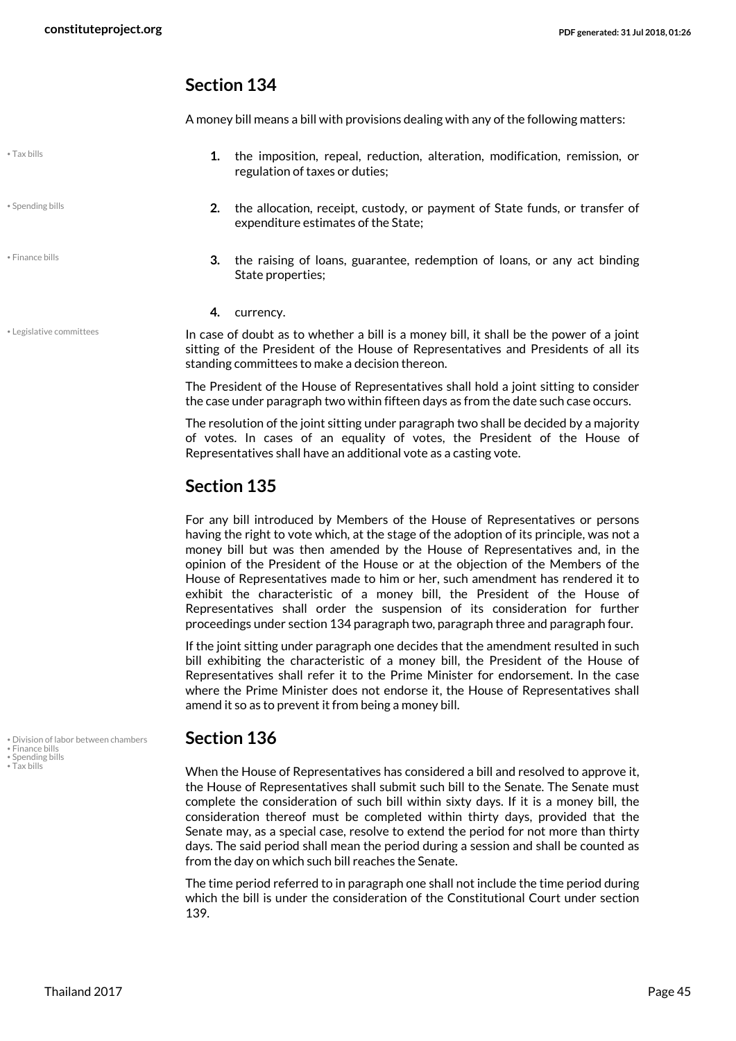## Section 134

A money bill means a bill with provisions dealing with any of the following matters:

1. the imposition, repeal, reduction, alteration, modification, remission, or regulation of taxes or duties;
2. the allocation, receipt, custody, or payment of State funds, or transfer of expenditure estimates of the State;
3. the raising of loans, guarantee, redemption of loans, or any act binding State properties;
4. currency.

In case of doubt as to whether a bill is a money bill, it shall be the power of a joint sitting of the President of the House of Representatives and Presidents of all its standing committees to make a decision thereon.

The President of the House of Representatives shall hold a joint sitting to consider the case under paragraph two within fifteen days as from the date such case occurs.

The resolution of the joint sitting under paragraph two shall be decided by a majority of votes. In cases of an equality of votes, the President of the House of Representatives shall have an additional vote as a casting vote.

## Section 135

For any bill introduced by Members of the House of Representatives or persons having the right to vote which, at the stage of the adoption of its principle, was not a money bill but was then amended by the House of Representatives and, in the opinion of the President of the House or at the objection of the Members of the House of Representatives made to him or her, such amendment has rendered it to exhibit the characteristic of a money bill, the President of the House of Representatives shall order the suspension of its consideration for further proceedings under section 134 paragraph two, paragraph three and paragraph four.

If the joint sitting under paragraph one decides that the amendment resulted in such bill exhibiting the characteristic of a money bill, the President of the House of Representatives shall refer it to the Prime Minister for endorsement. In the case where the Prime Minister does not endorse it, the House of Representatives shall amend it so as to prevent it from being a money bill.

## Section 136

When the House of Representatives has considered a bill and resolved to approve it, the House of Representatives shall submit such bill to the Senate. The Senate must complete the consideration of such bill within sixty days. If it is a money bill, the consideration thereof must be completed within thirty days, provided that the Senate may, as a special case, resolve to extend the period for not more than thirty days. The said period shall mean the period during a session and shall be counted as from the day on which such bill reaches the Senate.

The time period referred to in paragraph one shall not include the time period during which the bill is under the consideration of the Constitutional Court under section 139.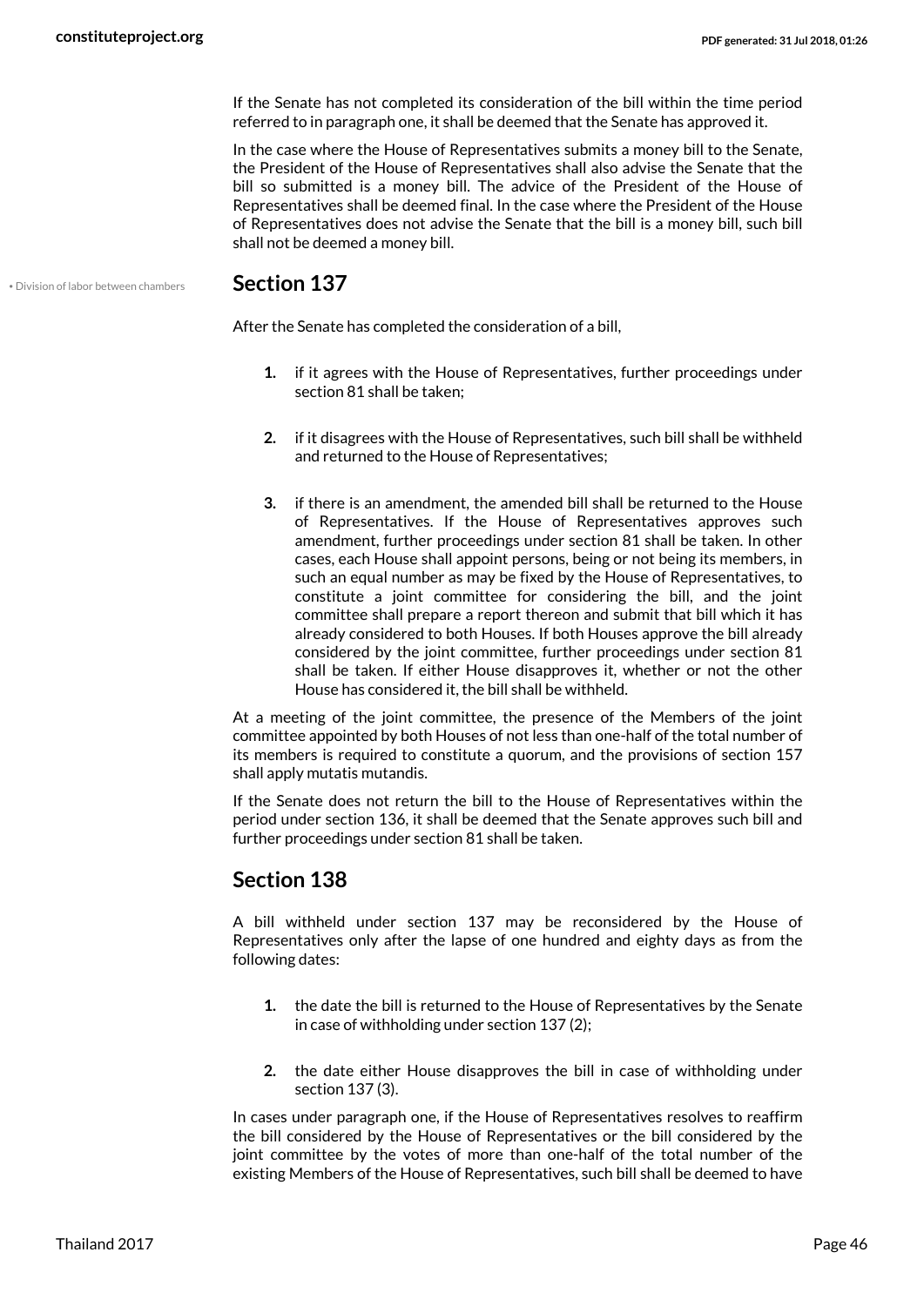If the Senate has not completed its consideration of the bill within the time period referred to in paragraph one, it shall be deemed that the Senate has approved it.

In the case where the House of Representatives submits a money bill to the Senate, the President of the House of Representatives shall also advise the Senate that the bill so submitted is a money bill. The advice of the President of the House of Representatives shall be deemed final. In the case where the President of the House of Representatives does not advise the Senate that the bill is a money bill, such bill shall not be deemed a money bill.

• Division of labor between chambers

## Section 137

After the Senate has completed the consideration of a bill,

1. if it agrees with the House of Representatives, further proceedings under section 81 shall be taken;

2. if it disagrees with the House of Representatives, such bill shall be withheld and returned to the House of Representatives;

3. if there is an amendment, the amended bill shall be returned to the House of Representatives. If the House of Representatives approves such amendment, further proceedings under section 81 shall be taken. In other cases, each House shall appoint persons, being or not being its members, in such an equal number as may be fixed by the House of Representatives, to constitute a joint committee for considering the bill, and the joint committee shall prepare a report thereon and submit that bill which it has already considered to both Houses. If both Houses approve the bill already considered by the joint committee, further proceedings under section 81 shall be taken. If either House disapproves it, whether or not the other House has considered it, the bill shall be withheld.

At a meeting of the joint committee, the presence of the Members of the joint committee appointed by both Houses of not less than one-half of the total number of its members is required to constitute a quorum, and the provisions of section 157 shall apply mutatis mutandis.

If the Senate does not return the bill to the House of Representatives within the period under section 136, it shall be deemed that the Senate approves such bill and further proceedings under section 81 shall be taken.

## Section 138

A bill withheld under section 137 may be reconsidered by the House of Representatives only after the lapse of one hundred and eighty days as from the following dates:

1. the date the bill is returned to the House of Representatives by the Senate in case of withholding under section 137 (2);

2. the date either House disapproves the bill in case of withholding under section 137 (3).

In cases under paragraph one, if the House of Representatives resolves to reaffirm the bill considered by the House of Representatives or the bill considered by the joint committee by the votes of more than one-half of the total number of the existing Members of the House of Representatives, such bill shall be deemed to have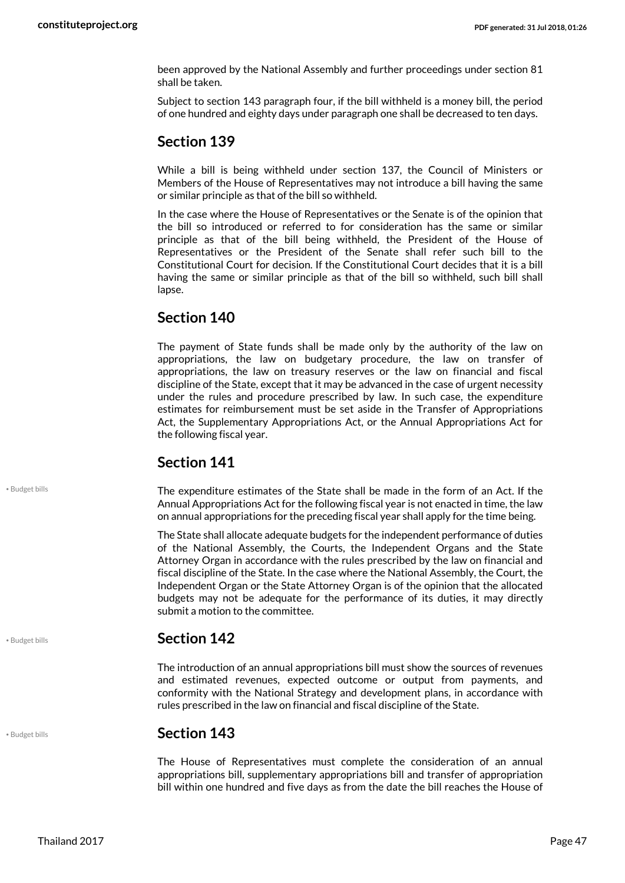been approved by the National Assembly and further proceedings under section 81 shall be taken.

Subject to section 143 paragraph four, if the bill withheld is a money bill, the period of one hundred and eighty days under paragraph one shall be decreased to ten days.

## Section 139

While a bill is being withheld under section 137, the Council of Ministers or Members of the House of Representatives may not introduce a bill having the same or similar principle as that of the bill so withheld.

In the case where the House of Representatives or the Senate is of the opinion that the bill so introduced or referred to for consideration has the same or similar principle as that of the bill being withheld, the President of the House of Representatives or the President of the Senate shall refer such bill to the Constitutional Court for decision. If the Constitutional Court decides that it is a bill having the same or similar principle as that of the bill so withheld, such bill shall lapse.

## Section 140

The payment of State funds shall be made only by the authority of the law on appropriations, the law on budgetary procedure, the law on transfer of appropriations, the law on treasury reserves or the law on financial and fiscal discipline of the State, except that it may be advanced in the case of urgent necessity under the rules and procedure prescribed by law. In such case, the expenditure estimates for reimbursement must be set aside in the Transfer of Appropriations Act, the Supplementary Appropriations Act, or the Annual Appropriations Act for the following fiscal year.

## Section 141

• Budget bills

The expenditure estimates of the State shall be made in the form of an Act. If the Annual Appropriations Act for the following fiscal year is not enacted in time, the law on annual appropriations for the preceding fiscal year shall apply for the time being.

The State shall allocate adequate budgets for the independent performance of duties of the National Assembly, the Courts, the Independent Organs and the State Attorney Organ in accordance with the rules prescribed by the law on financial and fiscal discipline of the State. In the case where the National Assembly, the Court, the Independent Organ or the State Attorney Organ is of the opinion that the allocated budgets may not be adequate for the performance of its duties, it may directly submit a motion to the committee.

## Section 142

• Budget bills

The introduction of an annual appropriations bill must show the sources of revenues and estimated revenues, expected outcome or output from payments, and conformity with the National Strategy and development plans, in accordance with rules prescribed in the law on financial and fiscal discipline of the State.

## Section 143

• Budget bills

The House of Representatives must complete the consideration of an annual appropriations bill, supplementary appropriations bill and transfer of appropriation bill within one hundred and five days as from the date the bill reaches the House of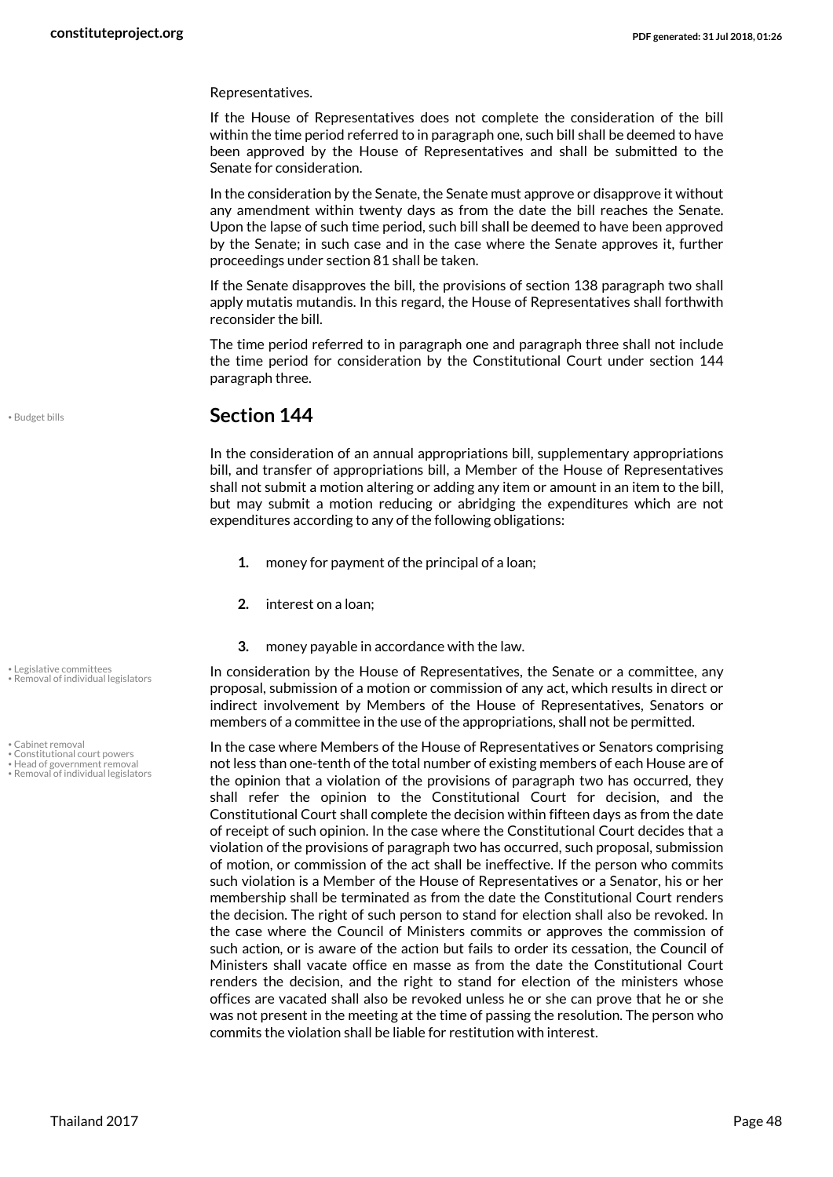Representatives.

If the House of Representatives does not complete the consideration of the bill within the time period referred to in paragraph one, such bill shall be deemed to have been approved by the House of Representatives and shall be submitted to the Senate for consideration.

In the consideration by the Senate, the Senate must approve or disapprove it without any amendment within twenty days as from the date the bill reaches the Senate. Upon the lapse of such time period, such bill shall be deemed to have been approved by the Senate; in such case and in the case where the Senate approves it, further proceedings under section 81 shall be taken.

If the Senate disapproves the bill, the provisions of section 138 paragraph two shall apply mutatis mutandis. In this regard, the House of Representatives shall forthwith reconsider the bill.

The time period referred to in paragraph one and paragraph three shall not include the time period for consideration by the Constitutional Court under section 144 paragraph three.

• Budget bills

## Section 144

In the consideration of an annual appropriations bill, supplementary appropriations bill, and transfer of appropriations bill, a Member of the House of Representatives shall not submit a motion altering or adding any item or amount in an item to the bill, but may submit a motion reducing or abridging the expenditures which are not expenditures according to any of the following obligations:

1. money for payment of the principal of a loan;
2. interest on a loan;
3. money payable in accordance with the law.

• Legislative committees
• Removal of individual legislators

In consideration by the House of Representatives, the Senate or a committee, any proposal, submission of a motion or commission of any act, which results in direct or indirect involvement by Members of the House of Representatives, Senators or members of a committee in the use of the appropriations, shall not be permitted.

• Cabinet removal
• Constitutional court powers
• Head of government removal
• Removal of individual legislators

In the case where Members of the House of Representatives or Senators comprising not less than one-tenth of the total number of existing members of each House are of the opinion that a violation of the provisions of paragraph two has occurred, they shall refer the opinion to the Constitutional Court for decision, and the Constitutional Court shall complete the decision within fifteen days as from the date of receipt of such opinion. In the case where the Constitutional Court decides that a violation of the provisions of paragraph two has occurred, such proposal, submission of motion, or commission of the act shall be ineffective. If the person who commits such violation is a Member of the House of Representatives or a Senator, his or her membership shall be terminated as from the date the Constitutional Court renders the decision. The right of such person to stand for election shall also be revoked. In the case where the Council of Ministers commits or approves the commission of such action, or is aware of the action but fails to order its cessation, the Council of Ministers shall vacate office en masse as from the date the Constitutional Court renders the decision, and the right to stand for election of the ministers whose offices are vacated shall also be revoked unless he or she can prove that he or she was not present in the meeting at the time of passing the resolution. The person who commits the violation shall be liable for restitution with interest.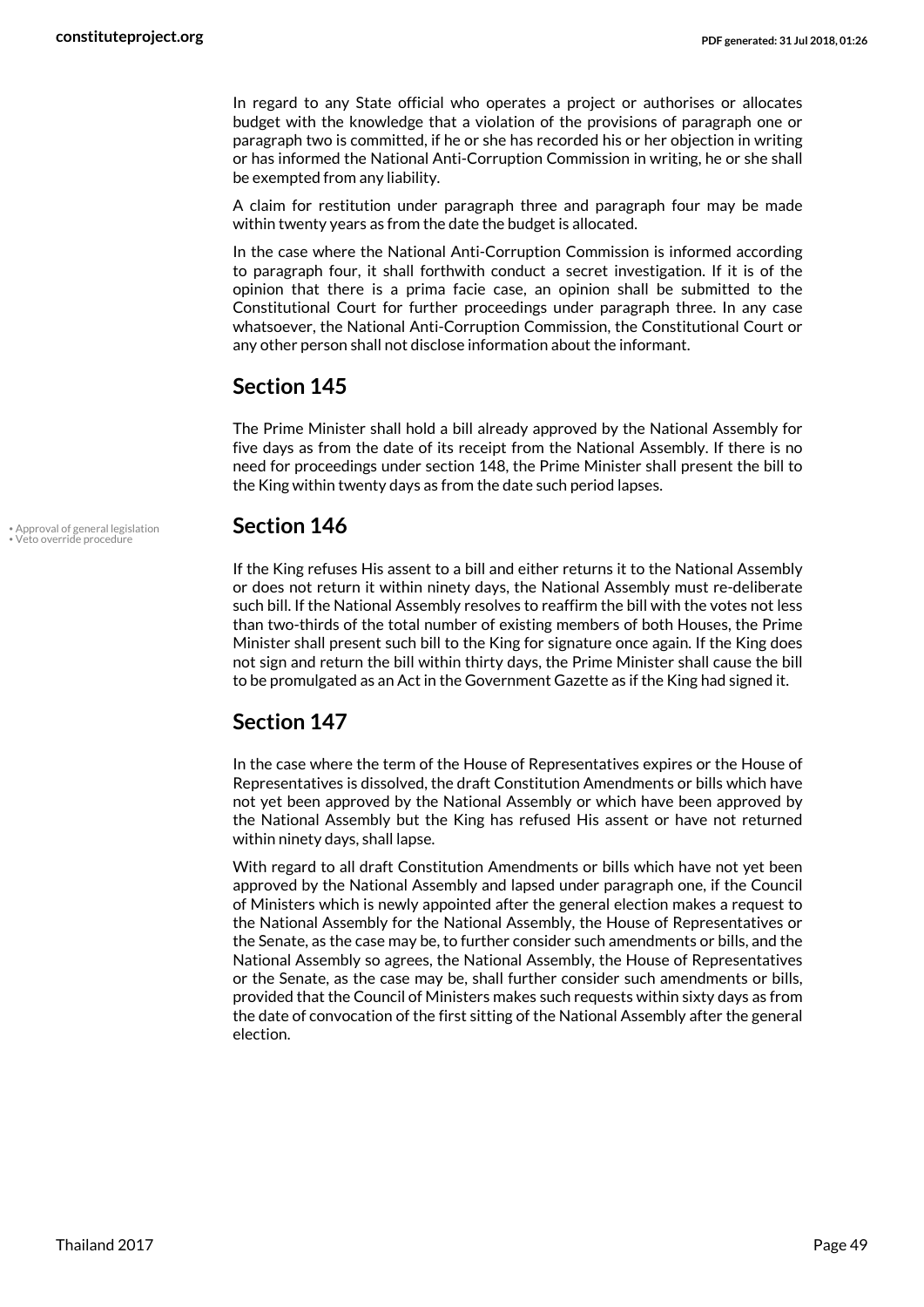In regard to any State official who operates a project or authorises or allocates budget with the knowledge that a violation of the provisions of paragraph one or paragraph two is committed, if he or she has recorded his or her objection in writing or has informed the National Anti-Corruption Commission in writing, he or she shall be exempted from any liability.

A claim for restitution under paragraph three and paragraph four may be made within twenty years as from the date the budget is allocated.

In the case where the National Anti-Corruption Commission is informed according to paragraph four, it shall forthwith conduct a secret investigation. If it is of the opinion that there is a prima facie case, an opinion shall be submitted to the Constitutional Court for further proceedings under paragraph three. In any case whatsoever, the National Anti-Corruption Commission, the Constitutional Court or any other person shall not disclose information about the informant.

## Section 145

The Prime Minister shall hold a bill already approved by the National Assembly for five days as from the date of its receipt from the National Assembly. If there is no need for proceedings under section 148, the Prime Minister shall present the bill to the King within twenty days as from the date such period lapses.

## Section 146

• Approval of general legislation
• Veto override procedure

If the King refuses His assent to a bill and either returns it to the National Assembly or does not return it within ninety days, the National Assembly must re-deliberate such bill. If the National Assembly resolves to reaffirm the bill with the votes not less than two-thirds of the total number of existing members of both Houses, the Prime Minister shall present such bill to the King for signature once again. If the King does not sign and return the bill within thirty days, the Prime Minister shall cause the bill to be promulgated as an Act in the Government Gazette as if the King had signed it.

## Section 147

In the case where the term of the House of Representatives expires or the House of Representatives is dissolved, the draft Constitution Amendments or bills which have not yet been approved by the National Assembly or which have been approved by the National Assembly but the King has refused His assent or have not returned within ninety days, shall lapse.

With regard to all draft Constitution Amendments or bills which have not yet been approved by the National Assembly and lapsed under paragraph one, if the Council of Ministers which is newly appointed after the general election makes a request to the National Assembly for the National Assembly, the House of Representatives or the Senate, as the case may be, to further consider such amendments or bills, and the National Assembly so agrees, the National Assembly, the House of Representatives or the Senate, as the case may be, shall further consider such amendments or bills, provided that the Council of Ministers makes such requests within sixty days as from the date of convocation of the first sitting of the National Assembly after the general election.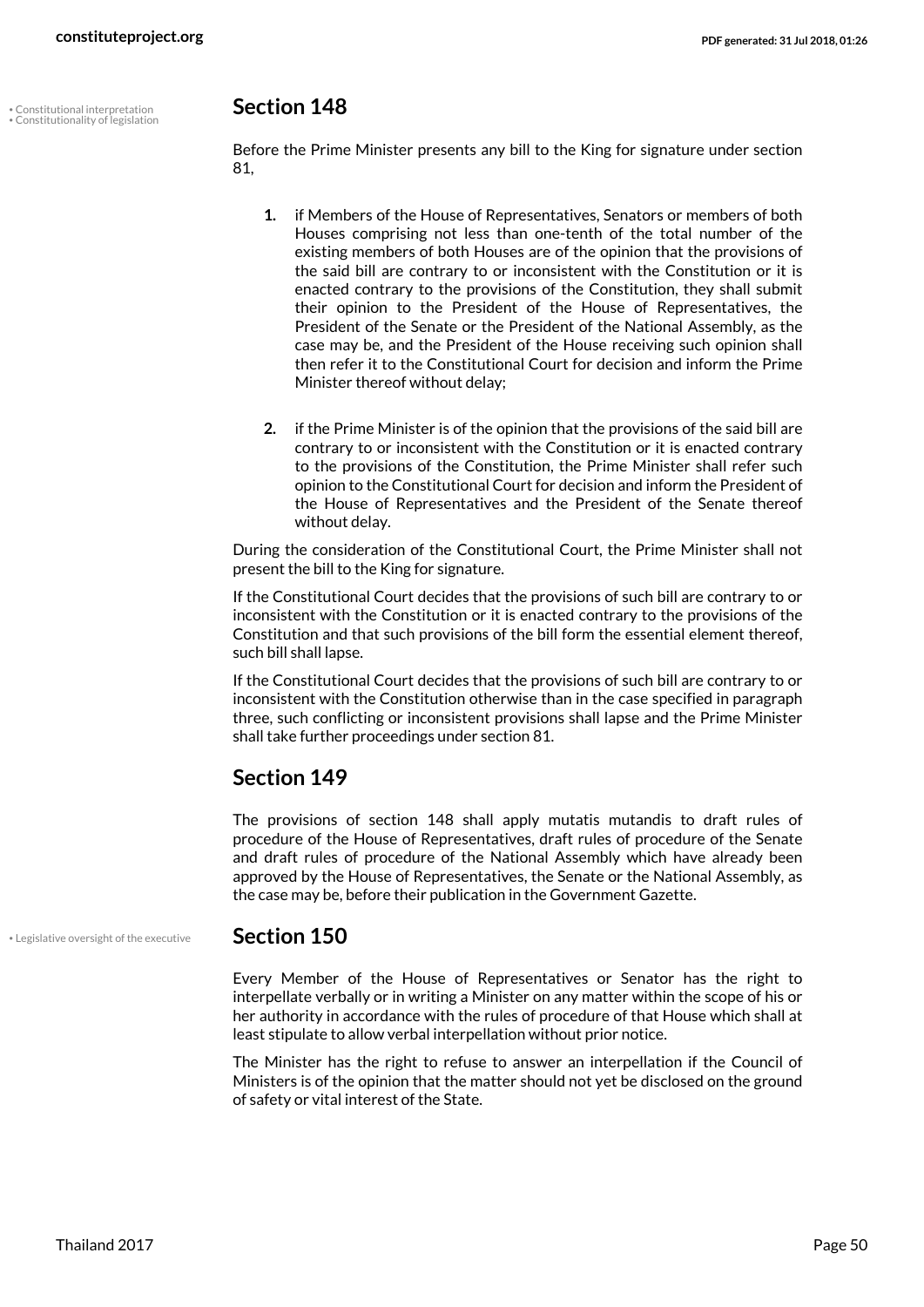## Section 148

Before the Prime Minister presents any bill to the King for signature under section 81,

1. if Members of the House of Representatives, Senators or members of both Houses comprising not less than one-tenth of the total number of the existing members of both Houses are of the opinion that the provisions of the said bill are contrary to or inconsistent with the Constitution or it is enacted contrary to the provisions of the Constitution, they shall submit their opinion to the President of the House of Representatives, the President of the Senate or the President of the National Assembly, as the case may be, and the President of the House receiving such opinion shall then refer it to the Constitutional Court for decision and inform the Prime Minister thereof without delay;

2. if the Prime Minister is of the opinion that the provisions of the said bill are contrary to or inconsistent with the Constitution or it is enacted contrary to the provisions of the Constitution, the Prime Minister shall refer such opinion to the Constitutional Court for decision and inform the President of the House of Representatives and the President of the Senate thereof without delay.

During the consideration of the Constitutional Court, the Prime Minister shall not present the bill to the King for signature.

If the Constitutional Court decides that the provisions of such bill are contrary to or inconsistent with the Constitution or it is enacted contrary to the provisions of the Constitution and that such provisions of the bill form the essential element thereof, such bill shall lapse.

If the Constitutional Court decides that the provisions of such bill are contrary to or inconsistent with the Constitution otherwise than in the case specified in paragraph three, such conflicting or inconsistent provisions shall lapse and the Prime Minister shall take further proceedings under section 81.

## Section 149

The provisions of section 148 shall apply mutatis mutandis to draft rules of procedure of the House of Representatives, draft rules of procedure of the Senate and draft rules of procedure of the National Assembly which have already been approved by the House of Representatives, the Senate or the National Assembly, as the case may be, before their publication in the Government Gazette.

## Section 150

Every Member of the House of Representatives or Senator has the right to interpellate verbally or in writing a Minister on any matter within the scope of his or her authority in accordance with the rules of procedure of that House which shall at least stipulate to allow verbal interpellation without prior notice.

The Minister has the right to refuse to answer an interpellation if the Council of Ministers is of the opinion that the matter should not yet be disclosed on the ground of safety or vital interest of the State.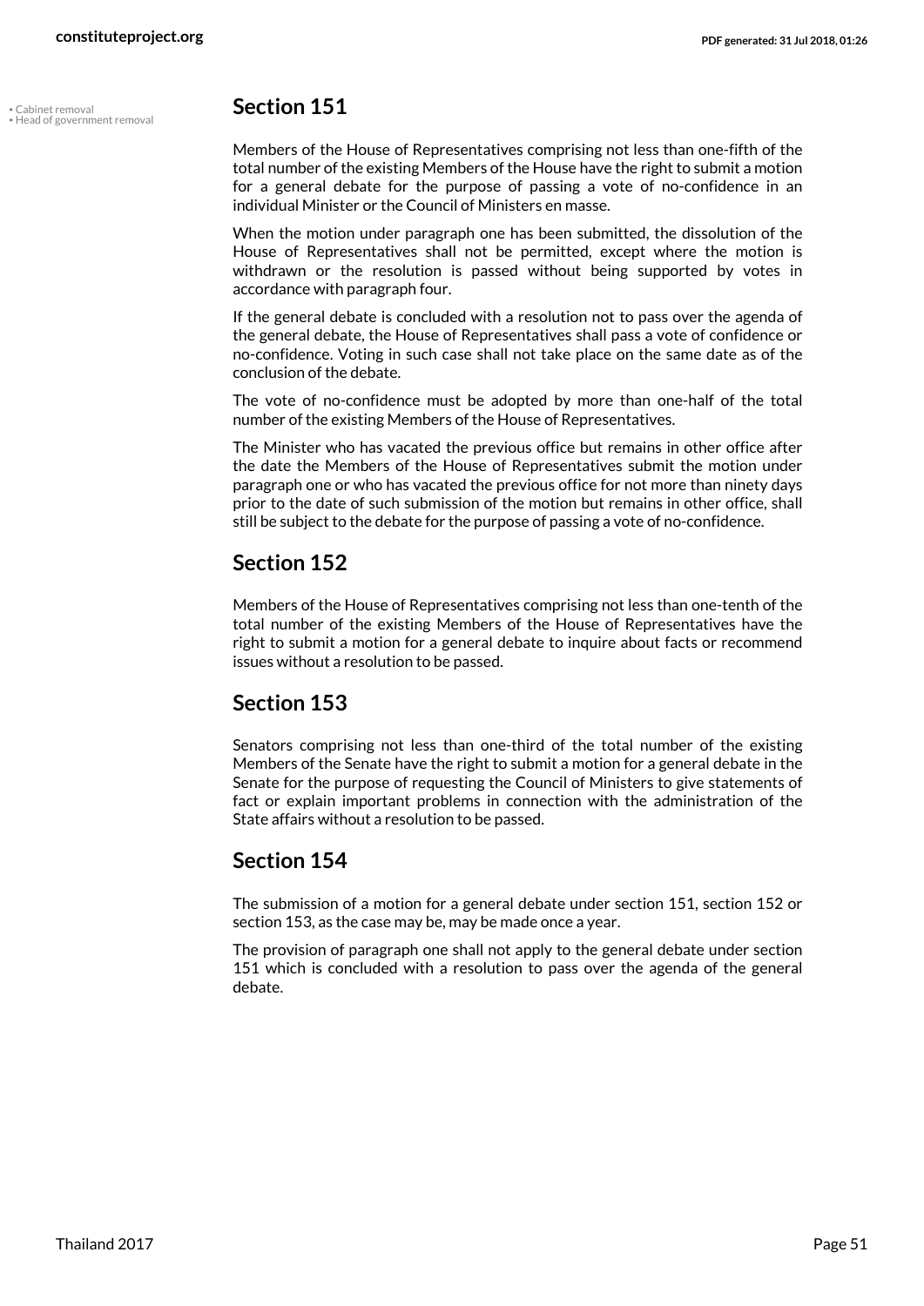• Cabinet removal
• Head of government removal

## Section 151

Members of the House of Representatives comprising not less than one-fifth of the total number of the existing Members of the House have the right to submit a motion for a general debate for the purpose of passing a vote of no-confidence in an individual Minister or the Council of Ministers en masse.

When the motion under paragraph one has been submitted, the dissolution of the House of Representatives shall not be permitted, except where the motion is withdrawn or the resolution is passed without being supported by votes in accordance with paragraph four.

If the general debate is concluded with a resolution not to pass over the agenda of the general debate, the House of Representatives shall pass a vote of confidence or no-confidence. Voting in such case shall not take place on the same date as of the conclusion of the debate.

The vote of no-confidence must be adopted by more than one-half of the total number of the existing Members of the House of Representatives.

The Minister who has vacated the previous office but remains in other office after the date the Members of the House of Representatives submit the motion under paragraph one or who has vacated the previous office for not more than ninety days prior to the date of such submission of the motion but remains in other office, shall still be subject to the debate for the purpose of passing a vote of no-confidence.

## Section 152

Members of the House of Representatives comprising not less than one-tenth of the total number of the existing Members of the House of Representatives have the right to submit a motion for a general debate to inquire about facts or recommend issues without a resolution to be passed.

## Section 153

Senators comprising not less than one-third of the total number of the existing Members of the Senate have the right to submit a motion for a general debate in the Senate for the purpose of requesting the Council of Ministers to give statements of fact or explain important problems in connection with the administration of the State affairs without a resolution to be passed.

## Section 154

The submission of a motion for a general debate under section 151, section 152 or section 153, as the case may be, may be made once a year.

The provision of paragraph one shall not apply to the general debate under section 151 which is concluded with a resolution to pass over the agenda of the general debate.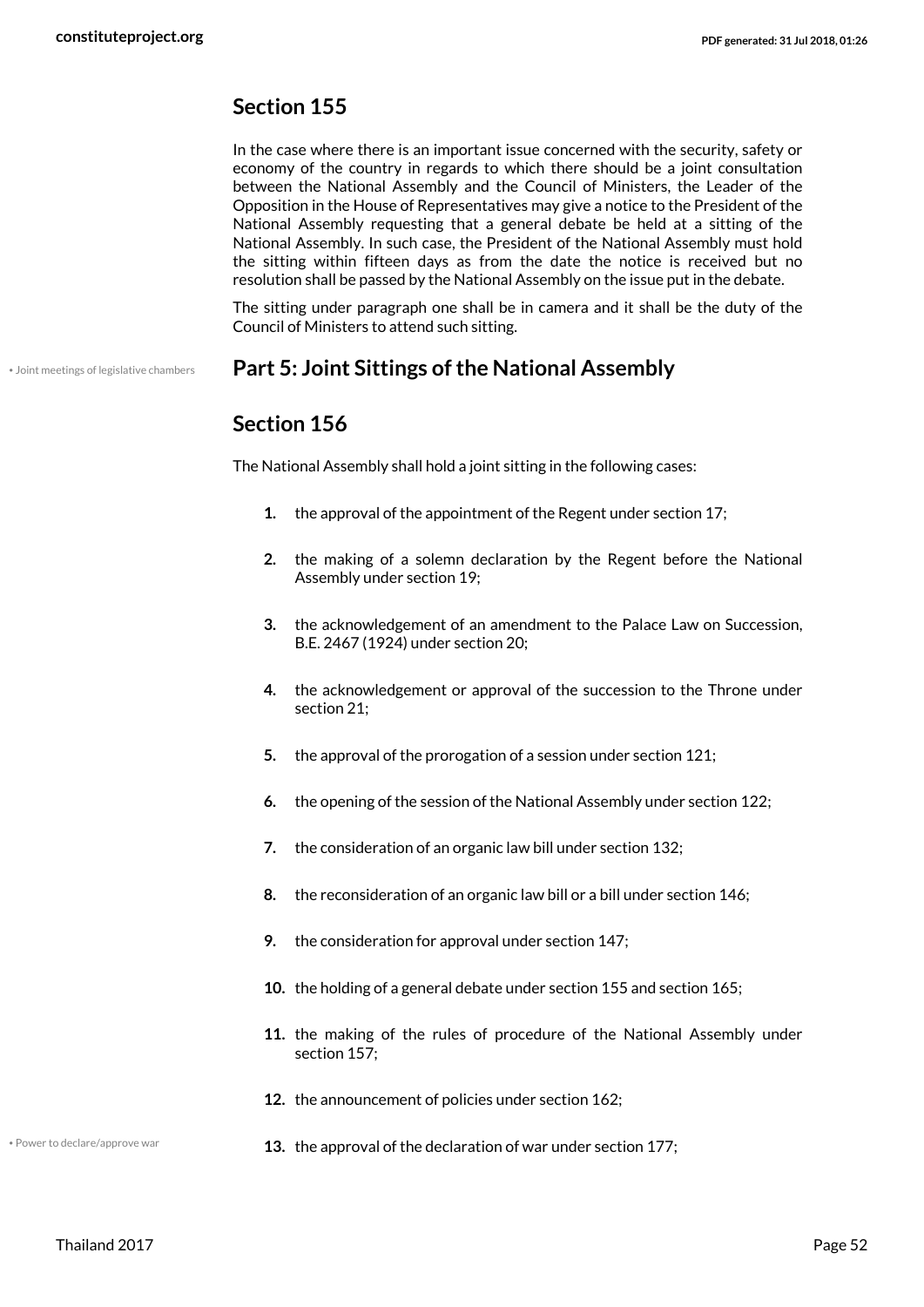## Section 155

In the case where there is an important issue concerned with the security, safety or economy of the country in regards to which there should be a joint consultation between the National Assembly and the Council of Ministers, the Leader of the Opposition in the House of Representatives may give a notice to the President of the National Assembly requesting that a general debate be held at a sitting of the National Assembly. In such case, the President of the National Assembly must hold the sitting within fifteen days as from the date the notice is received but no resolution shall be passed by the National Assembly on the issue put in the debate.

The sitting under paragraph one shall be in camera and it shall be the duty of the Council of Ministers to attend such sitting.

• Joint meetings of legislative chambers

## Part 5: Joint Sittings of the National Assembly

## Section 156

The National Assembly shall hold a joint sitting in the following cases:

1. the approval of the appointment of the Regent under section 17;
2. the making of a solemn declaration by the Regent before the National Assembly under section 19;
3. the acknowledgement of an amendment to the Palace Law on Succession, B.E. 2467 (1924) under section 20;
4. the acknowledgement or approval of the succession to the Throne under section 21;
5. the approval of the prorogation of a session under section 121;
6. the opening of the session of the National Assembly under section 122;
7. the consideration of an organic law bill under section 132;
8. the reconsideration of an organic law bill or a bill under section 146;
9. the consideration for approval under section 147;
10. the holding of a general debate under section 155 and section 165;
11. the making of the rules of procedure of the National Assembly under section 157;
12. the announcement of policies under section 162;
13. the approval of the declaration of war under section 177;

• Power to declare/approve war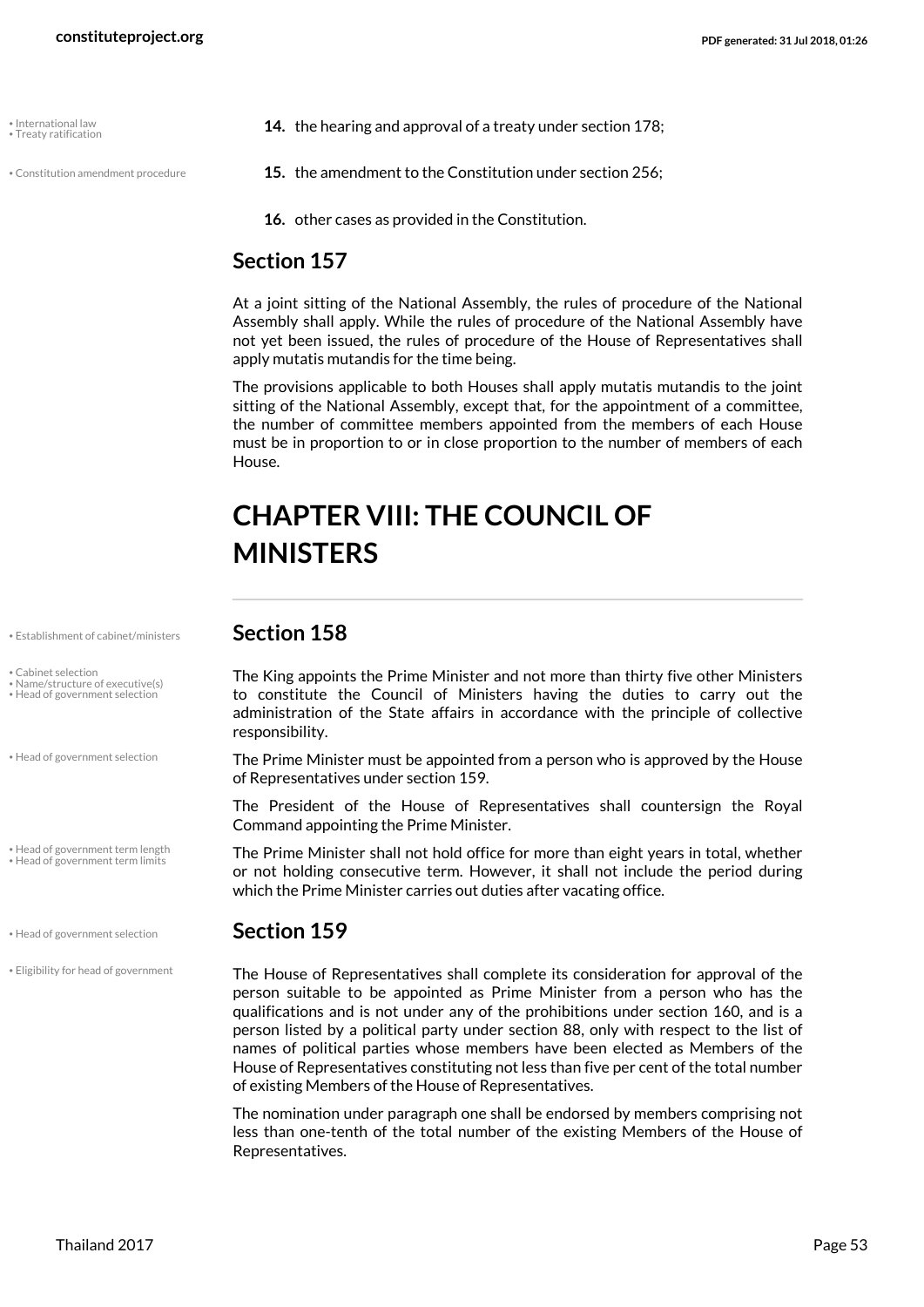14. the hearing and approval of a treaty under section 178;

15. the amendment to the Constitution under section 256;

16. other cases as provided in the Constitution.

## Section 157

At a joint sitting of the National Assembly, the rules of procedure of the National Assembly shall apply. While the rules of procedure of the National Assembly have not yet been issued, the rules of procedure of the House of Representatives shall apply mutatis mutandis for the time being.

The provisions applicable to both Houses shall apply mutatis mutandis to the joint sitting of the National Assembly, except that, for the appointment of a committee, the number of committee members appointed from the members of each House must be in proportion to or in close proportion to the number of members of each House.

# CHAPTER VIII: THE COUNCIL OF MINISTERS

## Section 158

The King appoints the Prime Minister and not more than thirty five other Ministers to constitute the Council of Ministers having the duties to carry out the administration of the State affairs in accordance with the principle of collective responsibility.

The Prime Minister must be appointed from a person who is approved by the House of Representatives under section 159.

The President of the House of Representatives shall countersign the Royal Command appointing the Prime Minister.

The Prime Minister shall not hold office for more than eight years in total, whether or not holding consecutive term. However, it shall not include the period during which the Prime Minister carries out duties after vacating office.

## Section 159

The House of Representatives shall complete its consideration for approval of the person suitable to be appointed as Prime Minister from a person who has the qualifications and is not under any of the prohibitions under section 160, and is a person listed by a political party under section 88, only with respect to the list of names of political parties whose members have been elected as Members of the House of Representatives constituting not less than five per cent of the total number of existing Members of the House of Representatives.

The nomination under paragraph one shall be endorsed by members comprising not less than one-tenth of the total number of the existing Members of the House of Representatives.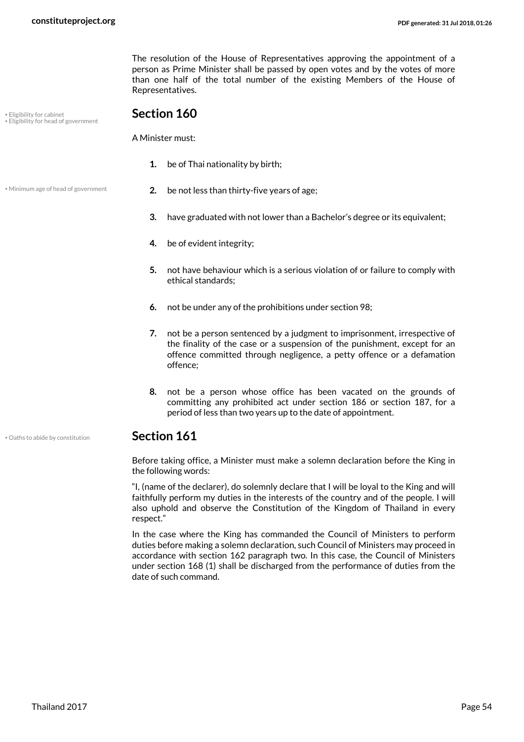The resolution of the House of Representatives approving the appointment of a person as Prime Minister shall be passed by open votes and by the votes of more than one half of the total number of the existing Members of the House of Representatives.

• Eligibility for cabinet
• Eligibility for head of government

## Section 160

A Minister must:

1. be of Thai nationality by birth;
2. be not less than thirty-five years of age;
3. have graduated with not lower than a Bachelor's degree or its equivalent;
4. be of evident integrity;
5. not have behaviour which is a serious violation of or failure to comply with ethical standards;
6. not be under any of the prohibitions under section 98;
7. not be a person sentenced by a judgment to imprisonment, irrespective of the finality of the case or a suspension of the punishment, except for an offence committed through negligence, a petty offence or a defamation offence;
8. not be a person whose office has been vacated on the grounds of committing any prohibited act under section 186 or section 187, for a period of less than two years up to the date of appointment.

• Minimum age of head of government

• Oaths to abide by constitution

## Section 161

Before taking office, a Minister must make a solemn declaration before the King in the following words:

"I, (name of the declarer), do solemnly declare that I will be loyal to the King and will faithfully perform my duties in the interests of the country and of the people. I will also uphold and observe the Constitution of the Kingdom of Thailand in every respect."

In the case where the King has commanded the Council of Ministers to perform duties before making a solemn declaration, such Council of Ministers may proceed in accordance with section 162 paragraph two. In this case, the Council of Ministers under section 168 (1) shall be discharged from the performance of duties from the date of such command.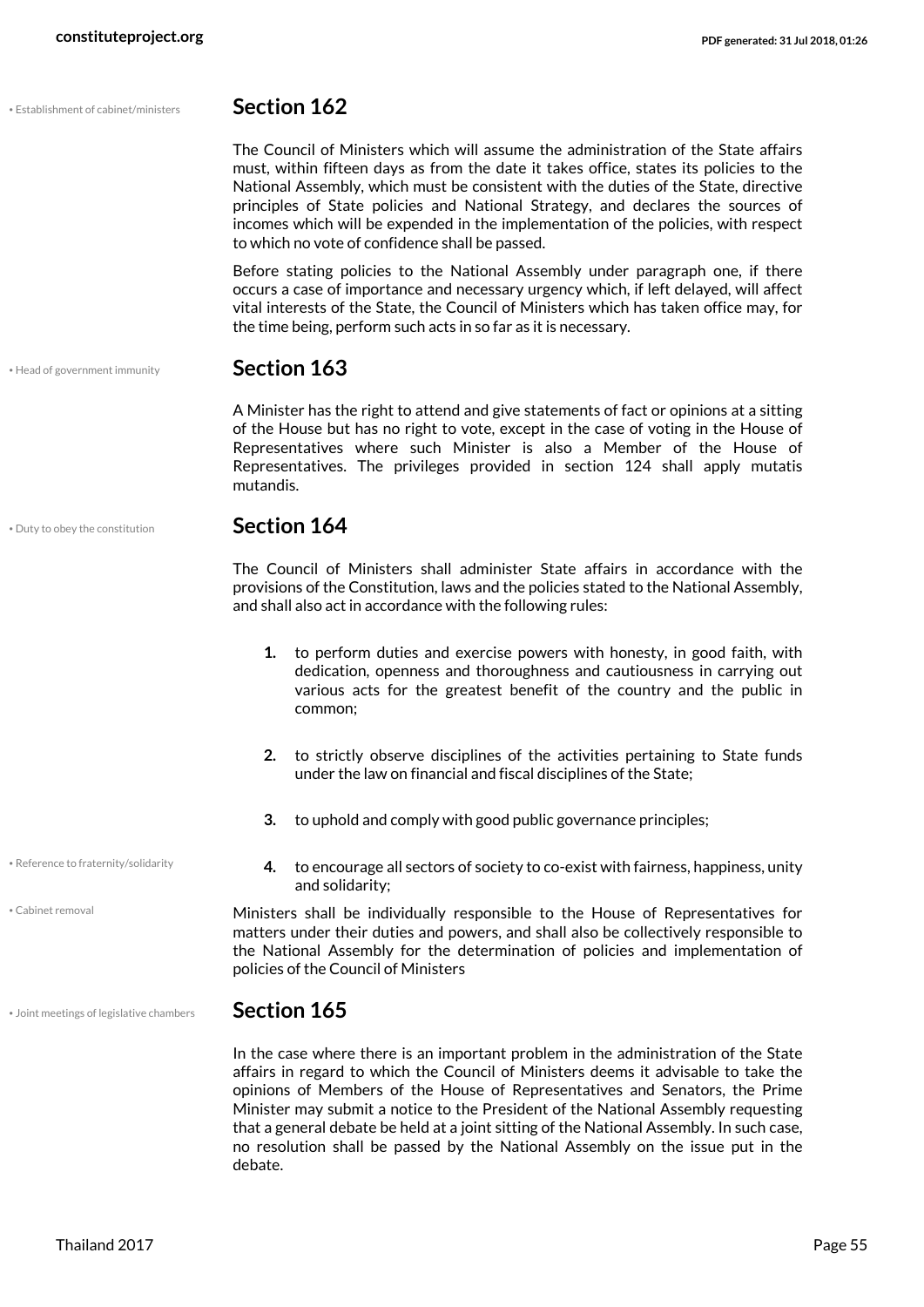• Establishment of cabinet/ministers

## Section 162

The Council of Ministers which will assume the administration of the State affairs must, within fifteen days as from the date it takes office, states its policies to the National Assembly, which must be consistent with the duties of the State, directive principles of State policies and National Strategy, and declares the sources of incomes which will be expended in the implementation of the policies, with respect to which no vote of confidence shall be passed.

Before stating policies to the National Assembly under paragraph one, if there occurs a case of importance and necessary urgency which, if left delayed, will affect vital interests of the State, the Council of Ministers which has taken office may, for the time being, perform such acts in so far as it is necessary.

• Head of government immunity

## Section 163

A Minister has the right to attend and give statements of fact or opinions at a sitting of the House but has no right to vote, except in the case of voting in the House of Representatives where such Minister is also a Member of the House of Representatives. The privileges provided in section 124 shall apply mutatis mutandis.

• Duty to obey the constitution

## Section 164

The Council of Ministers shall administer State affairs in accordance with the provisions of the Constitution, laws and the policies stated to the National Assembly, and shall also act in accordance with the following rules:

1. to perform duties and exercise powers with honesty, in good faith, with dedication, openness and thoroughness and cautiousness in carrying out various acts for the greatest benefit of the country and the public in common;
2. to strictly observe disciplines of the activities pertaining to State funds under the law on financial and fiscal disciplines of the State;
3. to uphold and comply with good public governance principles;
4. to encourage all sectors of society to co-exist with fairness, happiness, unity and solidarity;

• Reference to fraternity/solidarity

• Cabinet removal

Ministers shall be individually responsible to the House of Representatives for matters under their duties and powers, and shall also be collectively responsible to the National Assembly for the determination of policies and implementation of policies of the Council of Ministers

• Joint meetings of legislative chambers

## Section 165

In the case where there is an important problem in the administration of the State affairs in regard to which the Council of Ministers deems it advisable to take the opinions of Members of the House of Representatives and Senators, the Prime Minister may submit a notice to the President of the National Assembly requesting that a general debate be held at a joint sitting of the National Assembly. In such case, no resolution shall be passed by the National Assembly on the issue put in the debate.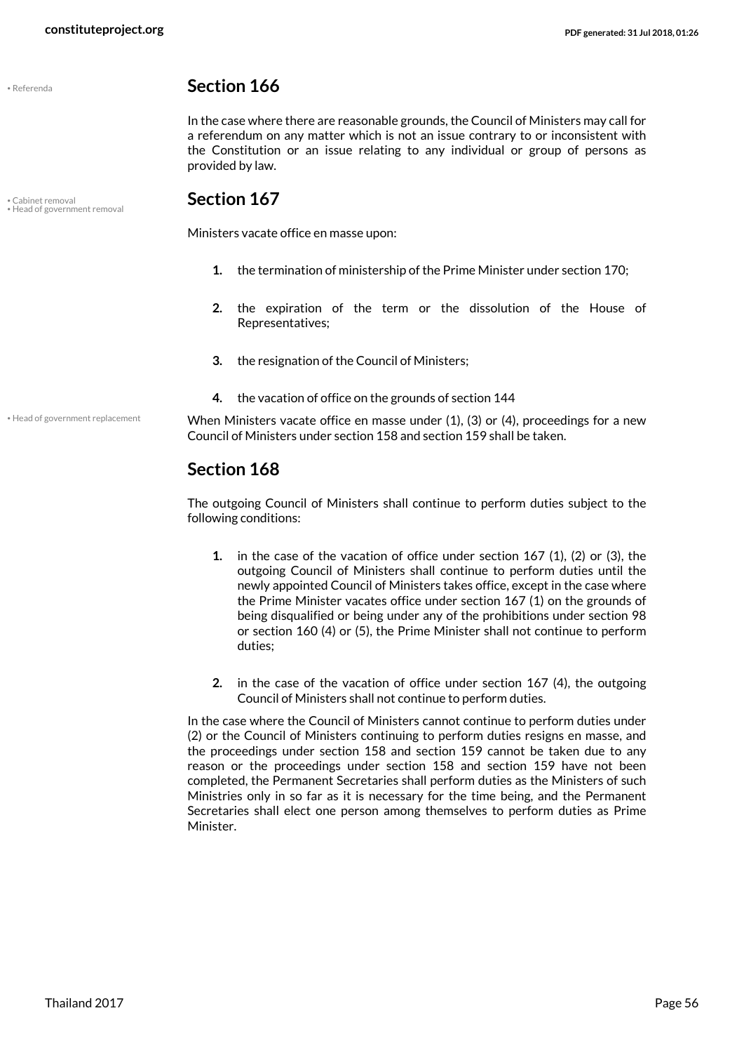## Section 166

In the case where there are reasonable grounds, the Council of Ministers may call for a referendum on any matter which is not an issue contrary to or inconsistent with the Constitution or an issue relating to any individual or group of persons as provided by law.

## Section 167

Ministers vacate office en masse upon:

1. the termination of ministership of the Prime Minister under section 170;
2. the expiration of the term or the dissolution of the House of Representatives;
3. the resignation of the Council of Ministers;
4. the vacation of office on the grounds of section 144

When Ministers vacate office en masse under (1), (3) or (4), proceedings for a new Council of Ministers under section 158 and section 159 shall be taken.

## Section 168

The outgoing Council of Ministers shall continue to perform duties subject to the following conditions:

1. in the case of the vacation of office under section 167 (1), (2) or (3), the outgoing Council of Ministers shall continue to perform duties until the newly appointed Council of Ministers takes office, except in the case where the Prime Minister vacates office under section 167 (1) on the grounds of being disqualified or being under any of the prohibitions under section 98 or section 160 (4) or (5), the Prime Minister shall not continue to perform duties;
2. in the case of the vacation of office under section 167 (4), the outgoing Council of Ministers shall not continue to perform duties.

In the case where the Council of Ministers cannot continue to perform duties under (2) or the Council of Ministers continuing to perform duties resigns en masse, and the proceedings under section 158 and section 159 cannot be taken due to any reason or the proceedings under section 158 and section 159 have not been completed, the Permanent Secretaries shall perform duties as the Ministers of such Ministries only in so far as it is necessary for the time being, and the Permanent Secretaries shall elect one person among themselves to perform duties as Prime Minister.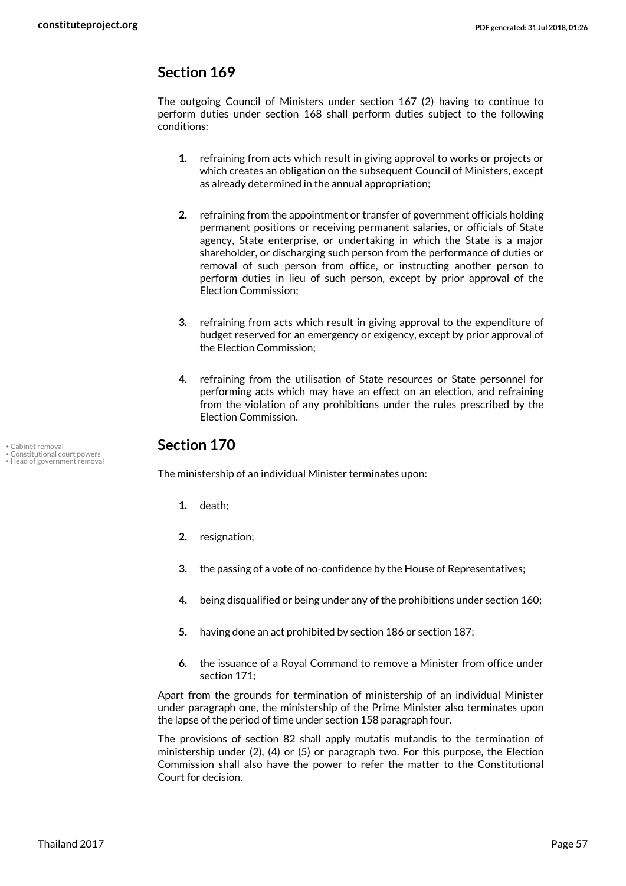## Section 169

The outgoing Council of Ministers under section 167 (2) having to continue to perform duties under section 168 shall perform duties subject to the following conditions:

1. refraining from acts which result in giving approval to works or projects or which creates an obligation on the subsequent Council of Ministers, except as already determined in the annual appropriation;
2. refraining from the appointment or transfer of government officials holding permanent positions or receiving permanent salaries, or officials of State agency, State enterprise, or undertaking in which the State is a major shareholder, or discharging such person from the performance of duties or removal of such person from office, or instructing another person to perform duties in lieu of such person, except by prior approval of the Election Commission;
3. refraining from acts which result in giving approval to the expenditure of budget reserved for an emergency or exigency, except by prior approval of the Election Commission;
4. refraining from the utilisation of State resources or State personnel for performing acts which may have an effect on an election, and refraining from the violation of any prohibitions under the rules prescribed by the Election Commission.

• Cabinet removal
• Constitutional court powers
• Head of government removal

## Section 170

The ministership of an individual Minister terminates upon:

1. death;
2. resignation;
3. the passing of a vote of no-confidence by the House of Representatives;
4. being disqualified or being under any of the prohibitions under section 160;
5. having done an act prohibited by section 186 or section 187;
6. the issuance of a Royal Command to remove a Minister from office under section 171;

Apart from the grounds for termination of ministership of an individual Minister under paragraph one, the ministership of the Prime Minister also terminates upon the lapse of the period of time under section 158 paragraph four.

The provisions of section 82 shall apply mutatis mutandis to the termination of ministership under (2), (4) or (5) or paragraph two. For this purpose, the Election Commission shall also have the power to refer the matter to the Constitutional Court for decision.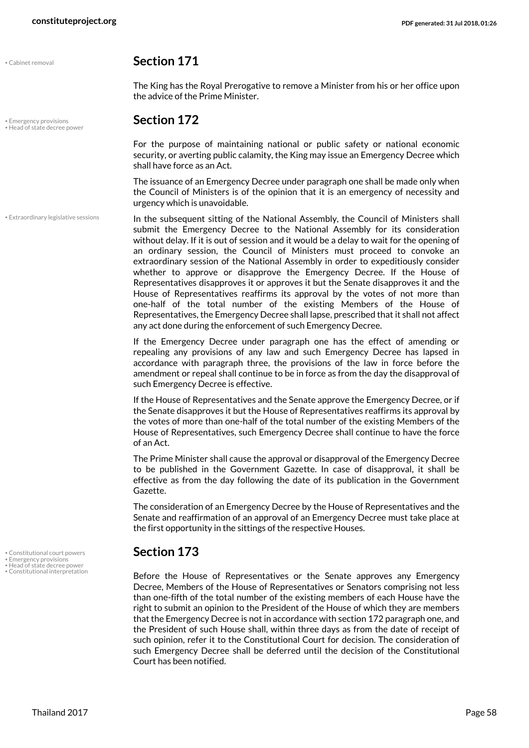## Section 171

The King has the Royal Prerogative to remove a Minister from his or her office upon the advice of the Prime Minister.

## Section 172

For the purpose of maintaining national or public safety or national economic security, or averting public calamity, the King may issue an Emergency Decree which shall have force as an Act.

The issuance of an Emergency Decree under paragraph one shall be made only when the Council of Ministers is of the opinion that it is an emergency of necessity and urgency which is unavoidable.

In the subsequent sitting of the National Assembly, the Council of Ministers shall submit the Emergency Decree to the National Assembly for its consideration without delay. If it is out of session and it would be a delay to wait for the opening of an ordinary session, the Council of Ministers must proceed to convoke an extraordinary session of the National Assembly in order to expeditiously consider whether to approve or disapprove the Emergency Decree. If the House of Representatives disapproves it or approves it but the Senate disapproves it and the House of Representatives reaffirms its approval by the votes of not more than one-half of the total number of the existing Members of the House of Representatives, the Emergency Decree shall lapse, prescribed that it shall not affect any act done during the enforcement of such Emergency Decree.

If the Emergency Decree under paragraph one has the effect of amending or repealing any provisions of any law and such Emergency Decree has lapsed in accordance with paragraph three, the provisions of the law in force before the amendment or repeal shall continue to be in force as from the day the disapproval of such Emergency Decree is effective.

If the House of Representatives and the Senate approve the Emergency Decree, or if the Senate disapproves it but the House of Representatives reaffirms its approval by the votes of more than one-half of the total number of the existing Members of the House of Representatives, such Emergency Decree shall continue to have the force of an Act.

The Prime Minister shall cause the approval or disapproval of the Emergency Decree to be published in the Government Gazette. In case of disapproval, it shall be effective as from the day following the date of its publication in the Government Gazette.

The consideration of an Emergency Decree by the House of Representatives and the Senate and reaffirmation of an approval of an Emergency Decree must take place at the first opportunity in the sittings of the respective Houses.

## Section 173

Before the House of Representatives or the Senate approves any Emergency Decree, Members of the House of Representatives or Senators comprising not less than one-fifth of the total number of the existing members of each House have the right to submit an opinion to the President of the House of which they are members that the Emergency Decree is not in accordance with section 172 paragraph one, and the President of such House shall, within three days as from the date of receipt of such opinion, refer it to the Constitutional Court for decision. The consideration of such Emergency Decree shall be deferred until the decision of the Constitutional Court has been notified.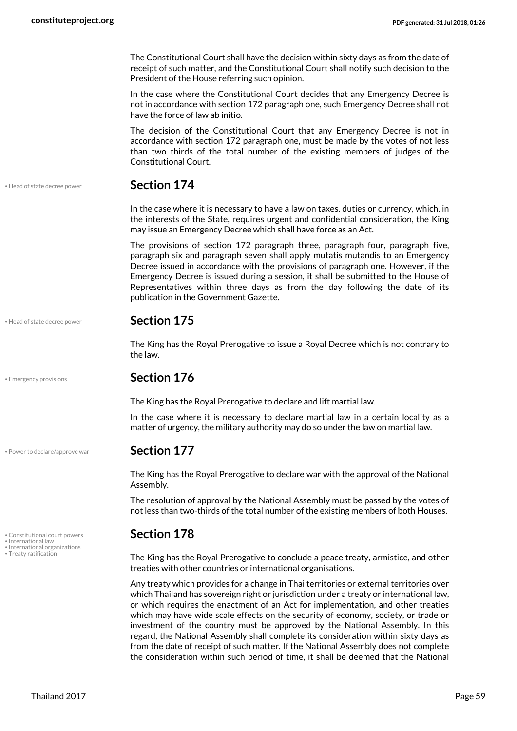The Constitutional Court shall have the decision within sixty days as from the date of receipt of such matter, and the Constitutional Court shall notify such decision to the President of the House referring such opinion.

In the case where the Constitutional Court decides that any Emergency Decree is not in accordance with section 172 paragraph one, such Emergency Decree shall not have the force of law ab initio.

The decision of the Constitutional Court that any Emergency Decree is not in accordance with section 172 paragraph one, must be made by the votes of not less than two thirds of the total number of the existing members of judges of the Constitutional Court.

• Head of state decree power

## Section 174

In the case where it is necessary to have a law on taxes, duties or currency, which, in the interests of the State, requires urgent and confidential consideration, the King may issue an Emergency Decree which shall have force as an Act.

The provisions of section 172 paragraph three, paragraph four, paragraph five, paragraph six and paragraph seven shall apply mutatis mutandis to an Emergency Decree issued in accordance with the provisions of paragraph one. However, if the Emergency Decree is issued during a session, it shall be submitted to the House of Representatives within three days as from the day following the date of its publication in the Government Gazette.

• Head of state decree power

## Section 175

The King has the Royal Prerogative to issue a Royal Decree which is not contrary to the law.

• Emergency provisions

## Section 176

The King has the Royal Prerogative to declare and lift martial law.

In the case where it is necessary to declare martial law in a certain locality as a matter of urgency, the military authority may do so under the law on martial law.

• Power to declare/approve war

## Section 177

The King has the Royal Prerogative to declare war with the approval of the National Assembly.

The resolution of approval by the National Assembly must be passed by the votes of not less than two-thirds of the total number of the existing members of both Houses.

• Constitutional court powers
• International law
• International organizations
• Treaty ratification

## Section 178

The King has the Royal Prerogative to conclude a peace treaty, armistice, and other treaties with other countries or international organisations.

Any treaty which provides for a change in Thai territories or external territories over which Thailand has sovereign right or jurisdiction under a treaty or international law, or which requires the enactment of an Act for implementation, and other treaties which may have wide scale effects on the security of economy, society, or trade or investment of the country must be approved by the National Assembly. In this regard, the National Assembly shall complete its consideration within sixty days as from the date of receipt of such matter. If the National Assembly does not complete the consideration within such period of time, it shall be deemed that the National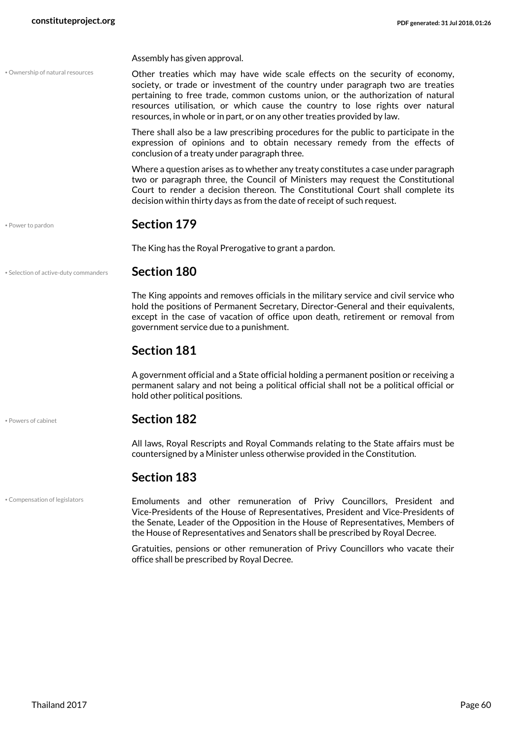Assembly has given approval.

• Ownership of natural resources

Other treaties which may have wide scale effects on the security of economy, society, or trade or investment of the country under paragraph two are treaties pertaining to free trade, common customs union, or the authorization of natural resources utilisation, or which cause the country to lose rights over natural resources, in whole or in part, or on any other treaties provided by law.

There shall also be a law prescribing procedures for the public to participate in the expression of opinions and to obtain necessary remedy from the effects of conclusion of a treaty under paragraph three.

Where a question arises as to whether any treaty constitutes a case under paragraph two or paragraph three, the Council of Ministers may request the Constitutional Court to render a decision thereon. The Constitutional Court shall complete its decision within thirty days as from the date of receipt of such request.

• Power to pardon

## Section 179

The King has the Royal Prerogative to grant a pardon.

• Selection of active-duty commanders

## Section 180

The King appoints and removes officials in the military service and civil service who hold the positions of Permanent Secretary, Director-General and their equivalents, except in the case of vacation of office upon death, retirement or removal from government service due to a punishment.

## Section 181

A government official and a State official holding a permanent position or receiving a permanent salary and not being a political official shall not be a political official or hold other political positions.

• Powers of cabinet

## Section 182

All laws, Royal Rescripts and Royal Commands relating to the State affairs must be countersigned by a Minister unless otherwise provided in the Constitution.

## Section 183

• Compensation of legislators

Emoluments and other remuneration of Privy Councillors, President and Vice-Presidents of the House of Representatives, President and Vice-Presidents of the Senate, Leader of the Opposition in the House of Representatives, Members of the House of Representatives and Senators shall be prescribed by Royal Decree.

Gratuities, pensions or other remuneration of Privy Councillors who vacate their office shall be prescribed by Royal Decree.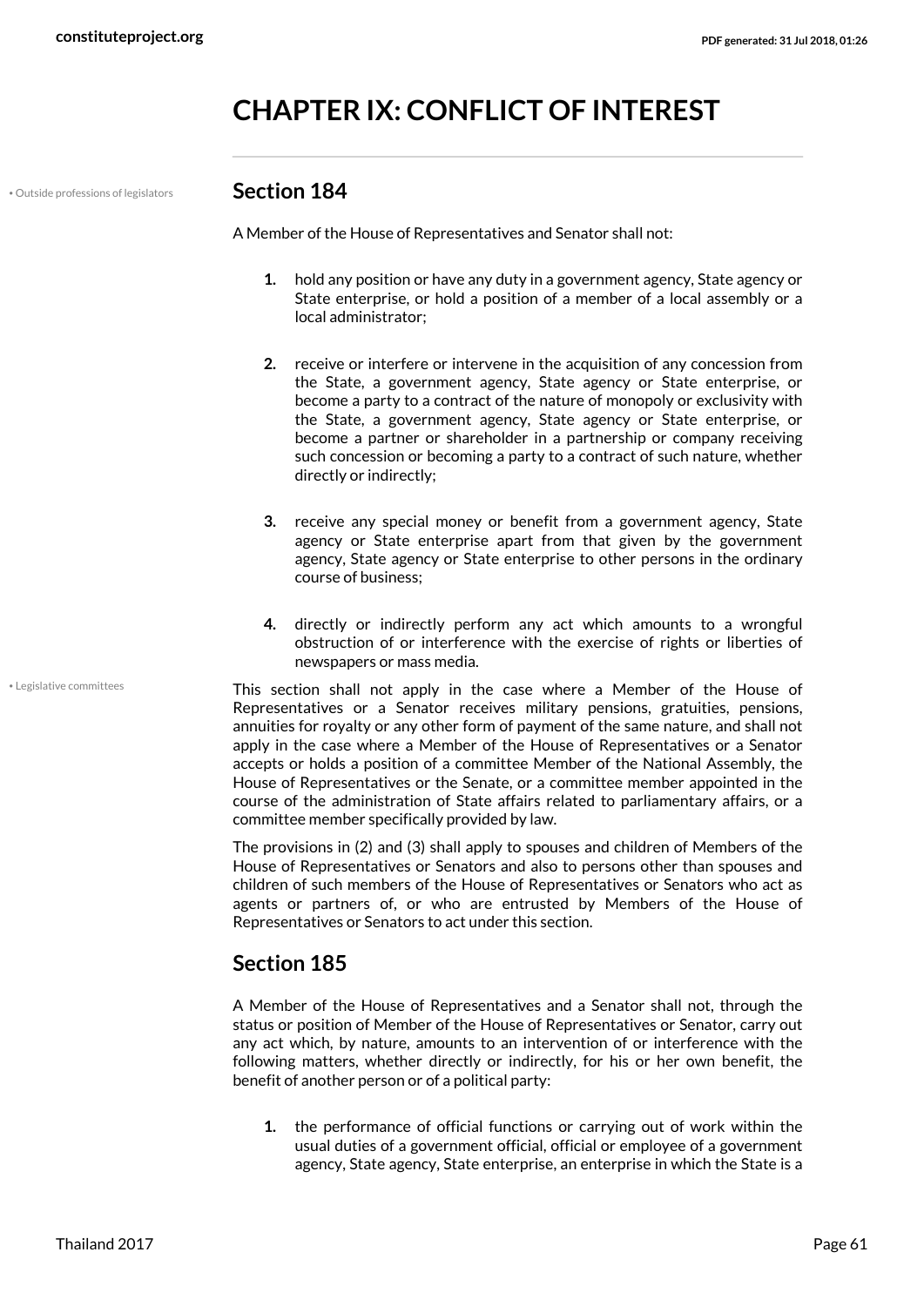# CHAPTER IX: CONFLICT OF INTEREST

• Outside professions of legislators

## Section 184

A Member of the House of Representatives and Senator shall not:

1. hold any position or have any duty in a government agency, State agency or State enterprise, or hold a position of a member of a local assembly or a local administrator;
2. receive or interfere or intervene in the acquisition of any concession from the State, a government agency, State agency or State enterprise, or become a party to a contract of the nature of monopoly or exclusivity with the State, a government agency, State agency or State enterprise, or become a partner or shareholder in a partnership or company receiving such concession or becoming a party to a contract of such nature, whether directly or indirectly;
3. receive any special money or benefit from a government agency, State agency or State enterprise apart from that given by the government agency, State agency or State enterprise to other persons in the ordinary course of business;
4. directly or indirectly perform any act which amounts to a wrongful obstruction of or interference with the exercise of rights or liberties of newspapers or mass media.

• Legislative committees

This section shall not apply in the case where a Member of the House of Representatives or a Senator receives military pensions, gratuities, pensions, annuities for royalty or any other form of payment of the same nature, and shall not apply in the case where a Member of the House of Representatives or a Senator accepts or holds a position of a committee Member of the National Assembly, the House of Representatives or the Senate, or a committee member appointed in the course of the administration of State affairs related to parliamentary affairs, or a committee member specifically provided by law.

The provisions in (2) and (3) shall apply to spouses and children of Members of the House of Representatives or Senators and also to persons other than spouses and children of such members of the House of Representatives or Senators who act as agents or partners of, or who are entrusted by Members of the House of Representatives or Senators to act under this section.

## Section 185

A Member of the House of Representatives and a Senator shall not, through the status or position of Member of the House of Representatives or Senator, carry out any act which, by nature, amounts to an intervention of or interference with the following matters, whether directly or indirectly, for his or her own benefit, the benefit of another person or of a political party:

1. the performance of official functions or carrying out of work within the usual duties of a government official, official or employee of a government agency, State agency, State enterprise, an enterprise in which the State is a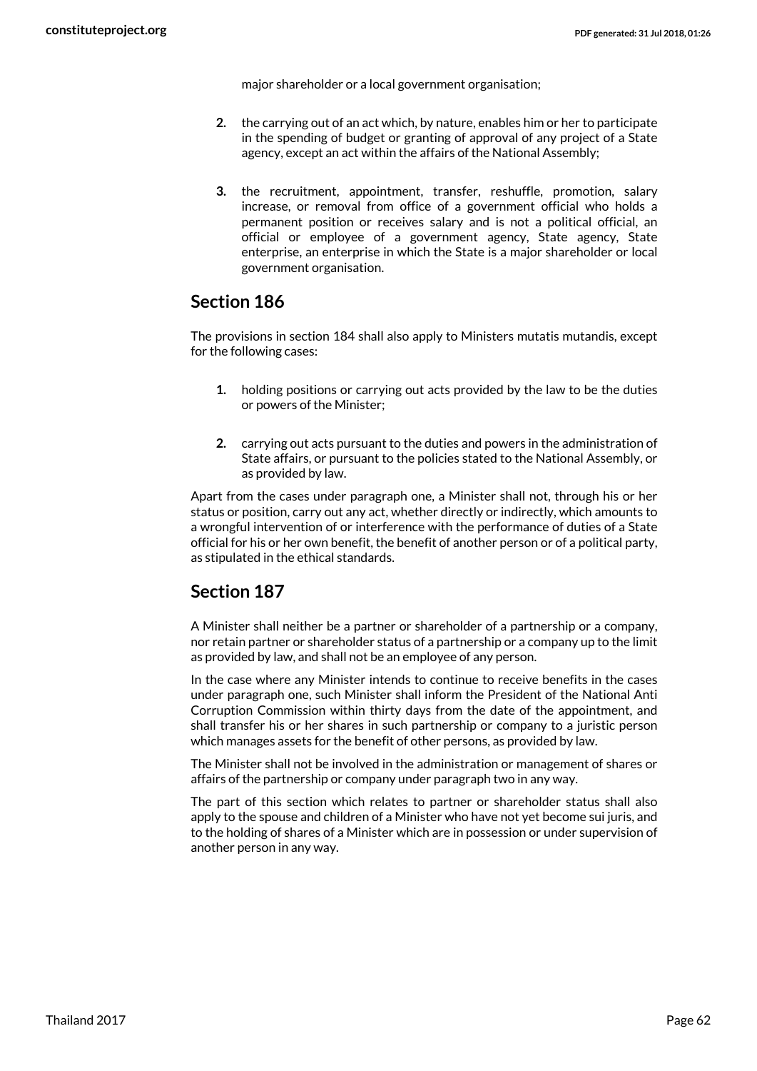major shareholder or a local government organisation;

2. the carrying out of an act which, by nature, enables him or her to participate in the spending of budget or granting of approval of any project of a State agency, except an act within the affairs of the National Assembly;

3. the recruitment, appointment, transfer, reshuffle, promotion, salary increase, or removal from office of a government official who holds a permanent position or receives salary and is not a political official, an official or employee of a government agency, State agency, State enterprise, an enterprise in which the State is a major shareholder or local government organisation.

## Section 186

The provisions in section 184 shall also apply to Ministers mutatis mutandis, except for the following cases:

1. holding positions or carrying out acts provided by the law to be the duties or powers of the Minister;

2. carrying out acts pursuant to the duties and powers in the administration of State affairs, or pursuant to the policies stated to the National Assembly, or as provided by law.

Apart from the cases under paragraph one, a Minister shall not, through his or her status or position, carry out any act, whether directly or indirectly, which amounts to a wrongful intervention of or interference with the performance of duties of a State official for his or her own benefit, the benefit of another person or of a political party, as stipulated in the ethical standards.

## Section 187

A Minister shall neither be a partner or shareholder of a partnership or a company, nor retain partner or shareholder status of a partnership or a company up to the limit as provided by law, and shall not be an employee of any person.

In the case where any Minister intends to continue to receive benefits in the cases under paragraph one, such Minister shall inform the President of the National Anti Corruption Commission within thirty days from the date of the appointment, and shall transfer his or her shares in such partnership or company to a juristic person which manages assets for the benefit of other persons, as provided by law.

The Minister shall not be involved in the administration or management of shares or affairs of the partnership or company under paragraph two in any way.

The part of this section which relates to partner or shareholder status shall also apply to the spouse and children of a Minister who have not yet become sui juris, and to the holding of shares of a Minister which are in possession or under supervision of another person in any way.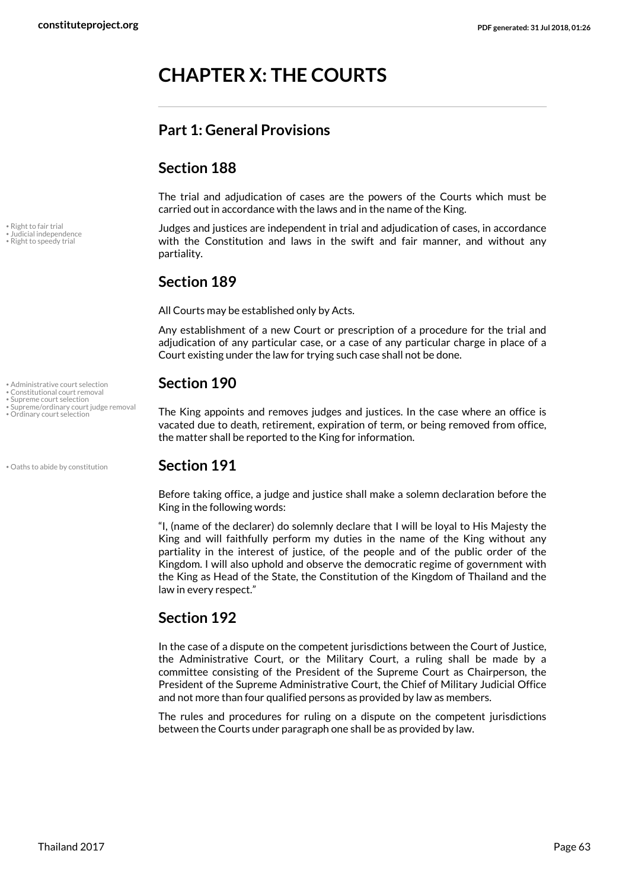# CHAPTER X: THE COURTS

## Part 1: General Provisions

### Section 188

The trial and adjudication of cases are the powers of the Courts which must be carried out in accordance with the laws and in the name of the King.

Judges and justices are independent in trial and adjudication of cases, in accordance with the Constitution and laws in the swift and fair manner, and without any partiality.

### Section 189

All Courts may be established only by Acts.

Any establishment of a new Court or prescription of a procedure for the trial and adjudication of any particular case, or a case of any particular charge in place of a Court existing under the law for trying such case shall not be done.

### Section 190

The King appoints and removes judges and justices. In the case where an office is vacated due to death, retirement, expiration of term, or being removed from office, the matter shall be reported to the King for information.

### Section 191

Before taking office, a judge and justice shall make a solemn declaration before the King in the following words:

"I, (name of the declarer) do solemnly declare that I will be loyal to His Majesty the King and will faithfully perform my duties in the name of the King without any partiality in the interest of justice, of the people and of the public order of the Kingdom. I will also uphold and observe the democratic regime of government with the King as Head of the State, the Constitution of the Kingdom of Thailand and the law in every respect."

### Section 192

In the case of a dispute on the competent jurisdictions between the Court of Justice, the Administrative Court, or the Military Court, a ruling shall be made by a committee consisting of the President of the Supreme Court as Chairperson, the President of the Supreme Administrative Court, the Chief of Military Judicial Office and not more than four qualified persons as provided by law as members.

The rules and procedures for ruling on a dispute on the competent jurisdictions between the Courts under paragraph one shall be as provided by law.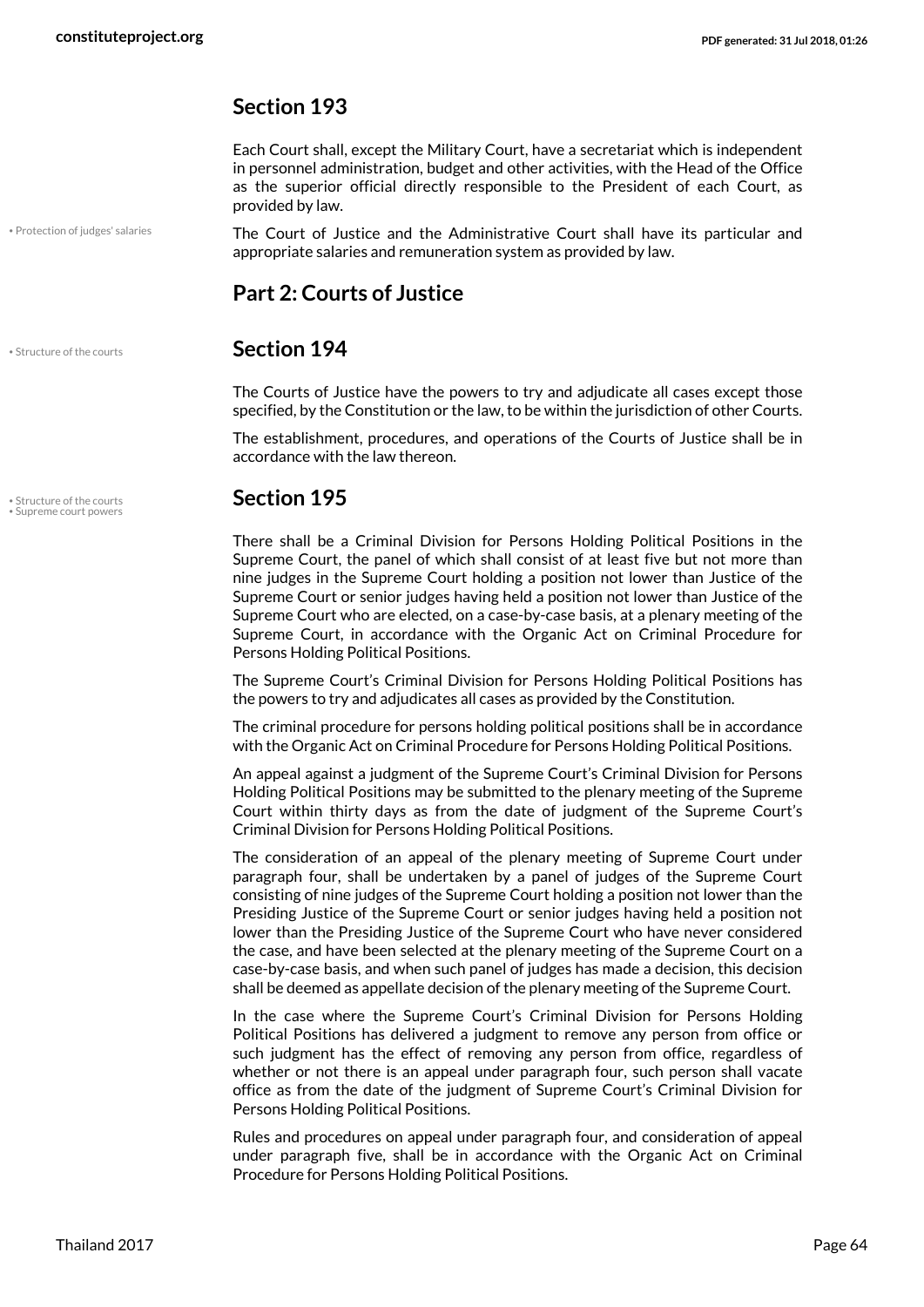## Section 193

Each Court shall, except the Military Court, have a secretariat which is independent in personnel administration, budget and other activities, with the Head of the Office as the superior official directly responsible to the President of each Court, as provided by law.

• Protection of judges' salaries

The Court of Justice and the Administrative Court shall have its particular and appropriate salaries and remuneration system as provided by law.

## Part 2: Courts of Justice

• Structure of the courts

## Section 194

The Courts of Justice have the powers to try and adjudicate all cases except those specified, by the Constitution or the law, to be within the jurisdiction of other Courts.

The establishment, procedures, and operations of the Courts of Justice shall be in accordance with the law thereon.

• Structure of the courts
• Supreme court powers

## Section 195

There shall be a Criminal Division for Persons Holding Political Positions in the Supreme Court, the panel of which shall consist of at least five but not more than nine judges in the Supreme Court holding a position not lower than Justice of the Supreme Court or senior judges having held a position not lower than Justice of the Supreme Court who are elected, on a case-by-case basis, at a plenary meeting of the Supreme Court, in accordance with the Organic Act on Criminal Procedure for Persons Holding Political Positions.

The Supreme Court's Criminal Division for Persons Holding Political Positions has the powers to try and adjudicates all cases as provided by the Constitution.

The criminal procedure for persons holding political positions shall be in accordance with the Organic Act on Criminal Procedure for Persons Holding Political Positions.

An appeal against a judgment of the Supreme Court's Criminal Division for Persons Holding Political Positions may be submitted to the plenary meeting of the Supreme Court within thirty days as from the date of judgment of the Supreme Court's Criminal Division for Persons Holding Political Positions.

The consideration of an appeal of the plenary meeting of Supreme Court under paragraph four, shall be undertaken by a panel of judges of the Supreme Court consisting of nine judges of the Supreme Court holding a position not lower than the Presiding Justice of the Supreme Court or senior judges having held a position not lower than the Presiding Justice of the Supreme Court who have never considered the case, and have been selected at the plenary meeting of the Supreme Court on a case-by-case basis, and when such panel of judges has made a decision, this decision shall be deemed as appellate decision of the plenary meeting of the Supreme Court.

In the case where the Supreme Court's Criminal Division for Persons Holding Political Positions has delivered a judgment to remove any person from office or such judgment has the effect of removing any person from office, regardless of whether or not there is an appeal under paragraph four, such person shall vacate office as from the date of the judgment of Supreme Court's Criminal Division for Persons Holding Political Positions.

Rules and procedures on appeal under paragraph four, and consideration of appeal under paragraph five, shall be in accordance with the Organic Act on Criminal Procedure for Persons Holding Political Positions.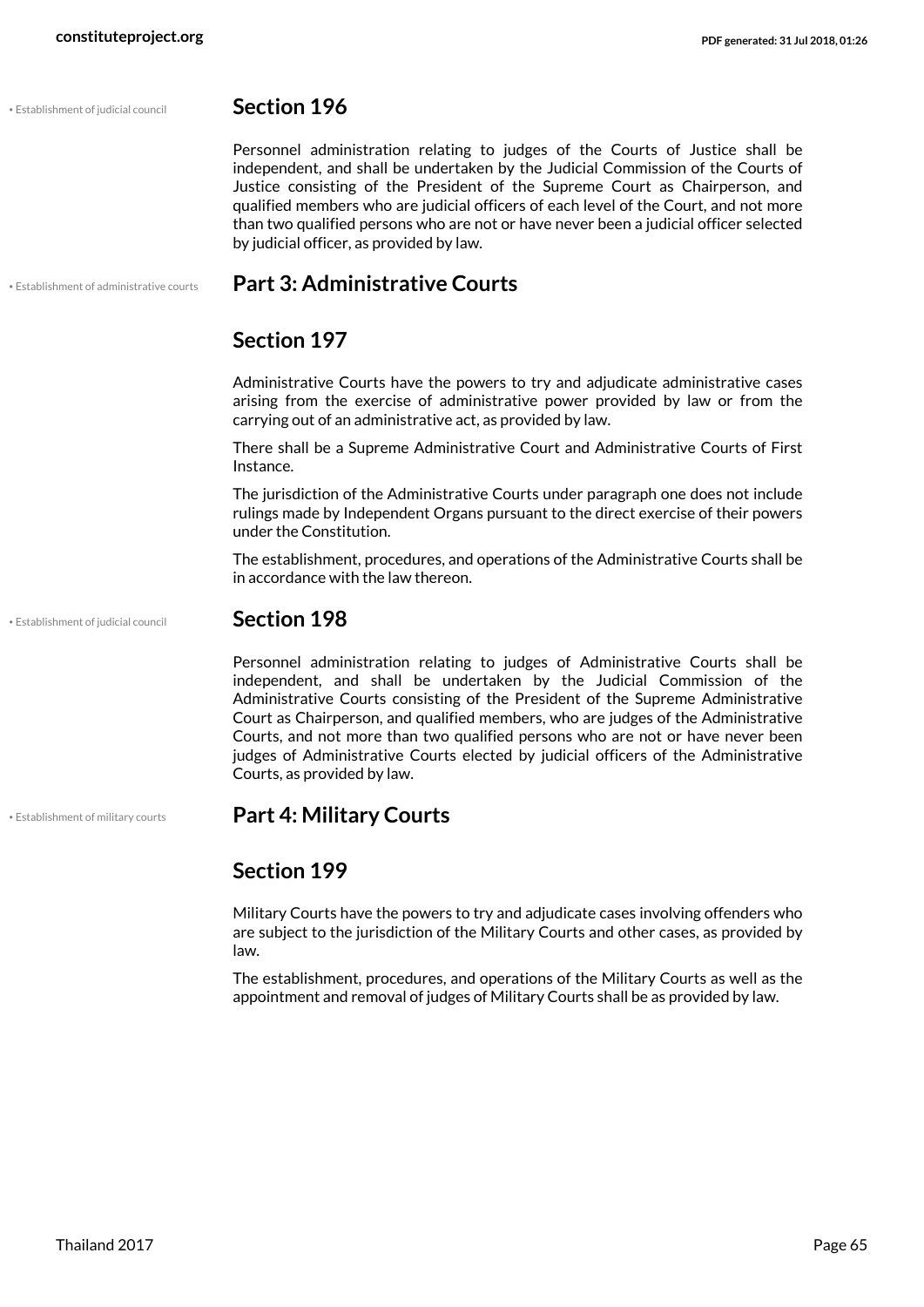• Establishment of judicial council

## Section 196

Personnel administration relating to judges of the Courts of Justice shall be independent, and shall be undertaken by the Judicial Commission of the Courts of Justice consisting of the President of the Supreme Court as Chairperson, and qualified members who are judicial officers of each level of the Court, and not more than two qualified persons who are not or have never been a judicial officer selected by judicial officer, as provided by law.

• Establishment of administrative courts

# Part 3: Administrative Courts

## Section 197

Administrative Courts have the powers to try and adjudicate administrative cases arising from the exercise of administrative power provided by law or from the carrying out of an administrative act, as provided by law.

There shall be a Supreme Administrative Court and Administrative Courts of First Instance.

The jurisdiction of the Administrative Courts under paragraph one does not include rulings made by Independent Organs pursuant to the direct exercise of their powers under the Constitution.

The establishment, procedures, and operations of the Administrative Courts shall be in accordance with the law thereon.

• Establishment of judicial council

## Section 198

Personnel administration relating to judges of Administrative Courts shall be independent, and shall be undertaken by the Judicial Commission of the Administrative Courts consisting of the President of the Supreme Administrative Court as Chairperson, and qualified members, who are judges of the Administrative Courts, and not more than two qualified persons who are not or have never been judges of Administrative Courts elected by judicial officers of the Administrative Courts, as provided by law.

• Establishment of military courts

# Part 4: Military Courts

## Section 199

Military Courts have the powers to try and adjudicate cases involving offenders who are subject to the jurisdiction of the Military Courts and other cases, as provided by law.

The establishment, procedures, and operations of the Military Courts as well as the appointment and removal of judges of Military Courts shall be as provided by law.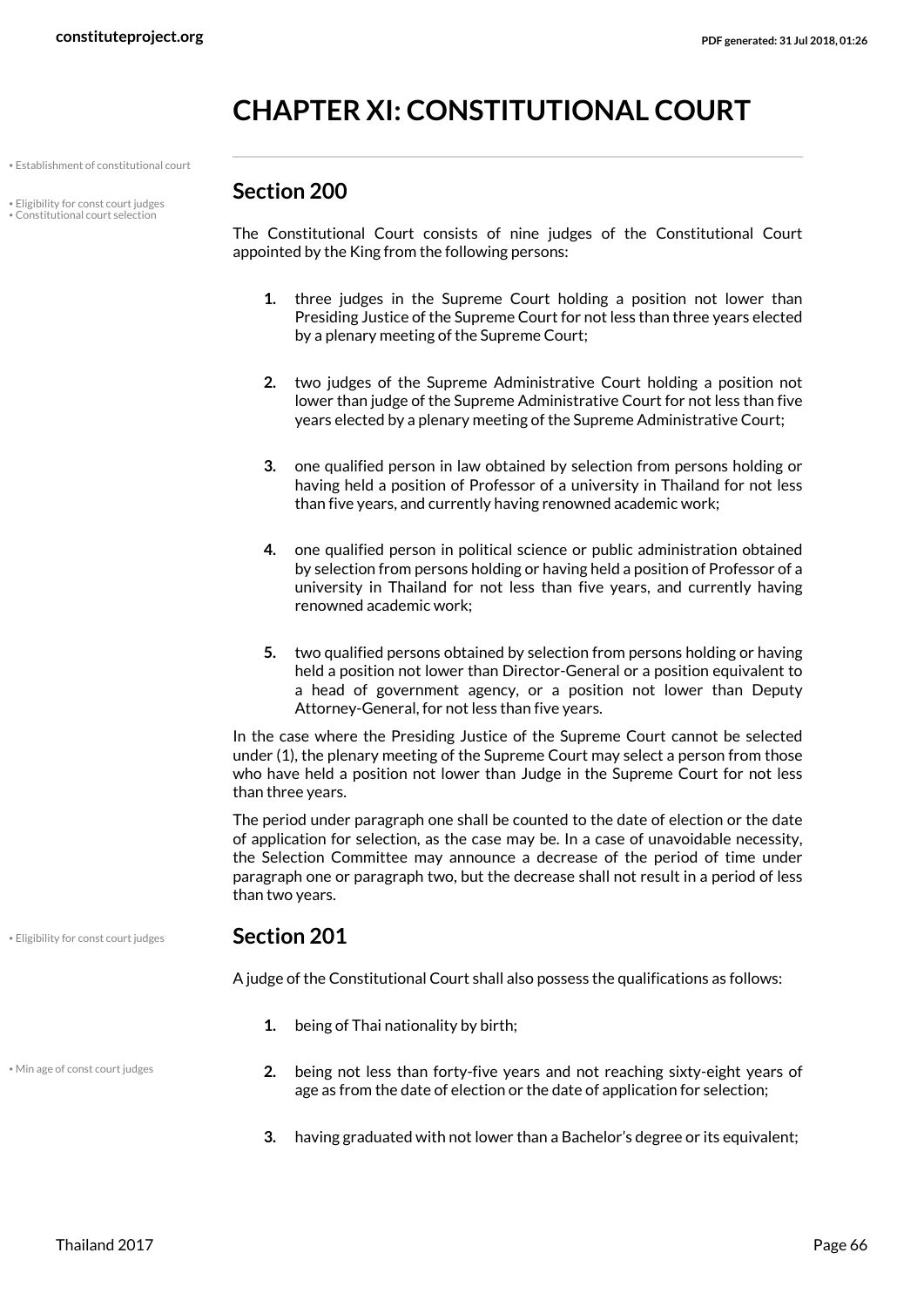# CHAPTER XI: CONSTITUTIONAL COURT

## Section 200

The Constitutional Court consists of nine judges of the Constitutional Court appointed by the King from the following persons:

1. three judges in the Supreme Court holding a position not lower than Presiding Justice of the Supreme Court for not less than three years elected by a plenary meeting of the Supreme Court;
2. two judges of the Supreme Administrative Court holding a position not lower than judge of the Supreme Administrative Court for not less than five years elected by a plenary meeting of the Supreme Administrative Court;
3. one qualified person in law obtained by selection from persons holding or having held a position of Professor of a university in Thailand for not less than five years, and currently having renowned academic work;
4. one qualified person in political science or public administration obtained by selection from persons holding or having held a position of Professor of a university in Thailand for not less than five years, and currently having renowned academic work;
5. two qualified persons obtained by selection from persons holding or having held a position not lower than Director-General or a position equivalent to a head of government agency, or a position not lower than Deputy Attorney-General, for not less than five years.

In the case where the Presiding Justice of the Supreme Court cannot be selected under (1), the plenary meeting of the Supreme Court may select a person from those who have held a position not lower than Judge in the Supreme Court for not less than three years.

The period under paragraph one shall be counted to the date of election or the date of application for selection, as the case may be. In a case of unavoidable necessity, the Selection Committee may announce a decrease of the period of time under paragraph one or paragraph two, but the decrease shall not result in a period of less than two years.

## Section 201

A judge of the Constitutional Court shall also possess the qualifications as follows:

1. being of Thai nationality by birth;
2. being not less than forty-five years and not reaching sixty-eight years of age as from the date of election or the date of application for selection;
3. having graduated with not lower than a Bachelor's degree or its equivalent;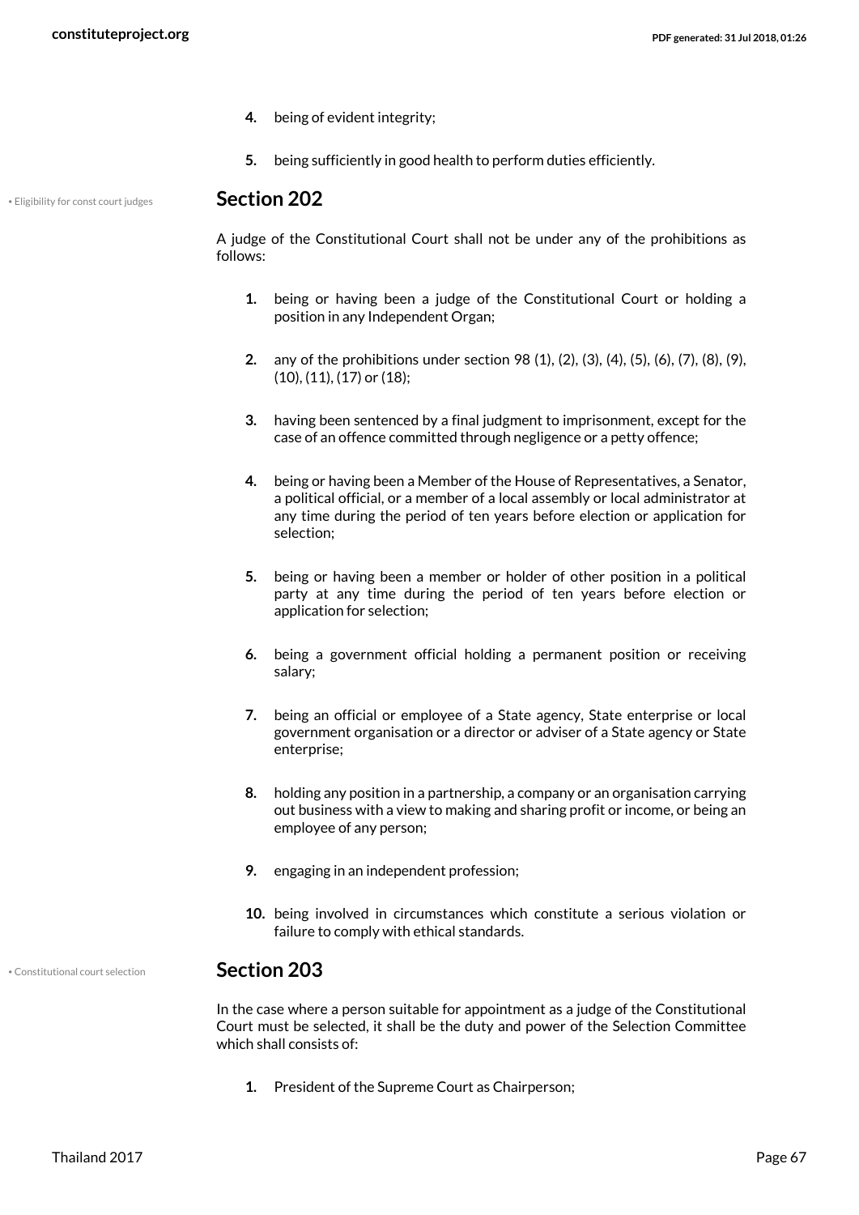4. being of evident integrity;

5. being sufficiently in good health to perform duties efficiently.

• Eligibility for const court judges

## Section 202

A judge of the Constitutional Court shall not be under any of the prohibitions as follows:

1. being or having been a judge of the Constitutional Court or holding a position in any Independent Organ;

2. any of the prohibitions under section 98 (1), (2), (3), (4), (5), (6), (7), (8), (9), (10), (11), (17) or (18);

3. having been sentenced by a final judgment to imprisonment, except for the case of an offence committed through negligence or a petty offence;

4. being or having been a Member of the House of Representatives, a Senator, a political official, or a member of a local assembly or local administrator at any time during the period of ten years before election or application for selection;

5. being or having been a member or holder of other position in a political party at any time during the period of ten years before election or application for selection;

6. being a government official holding a permanent position or receiving salary;

7. being an official or employee of a State agency, State enterprise or local government organisation or a director or adviser of a State agency or State enterprise;

8. holding any position in a partnership, a company or an organisation carrying out business with a view to making and sharing profit or income, or being an employee of any person;

9. engaging in an independent profession;

10. being involved in circumstances which constitute a serious violation or failure to comply with ethical standards.

• Constitutional court selection

## Section 203

In the case where a person suitable for appointment as a judge of the Constitutional Court must be selected, it shall be the duty and power of the Selection Committee which shall consists of:

1. President of the Supreme Court as Chairperson;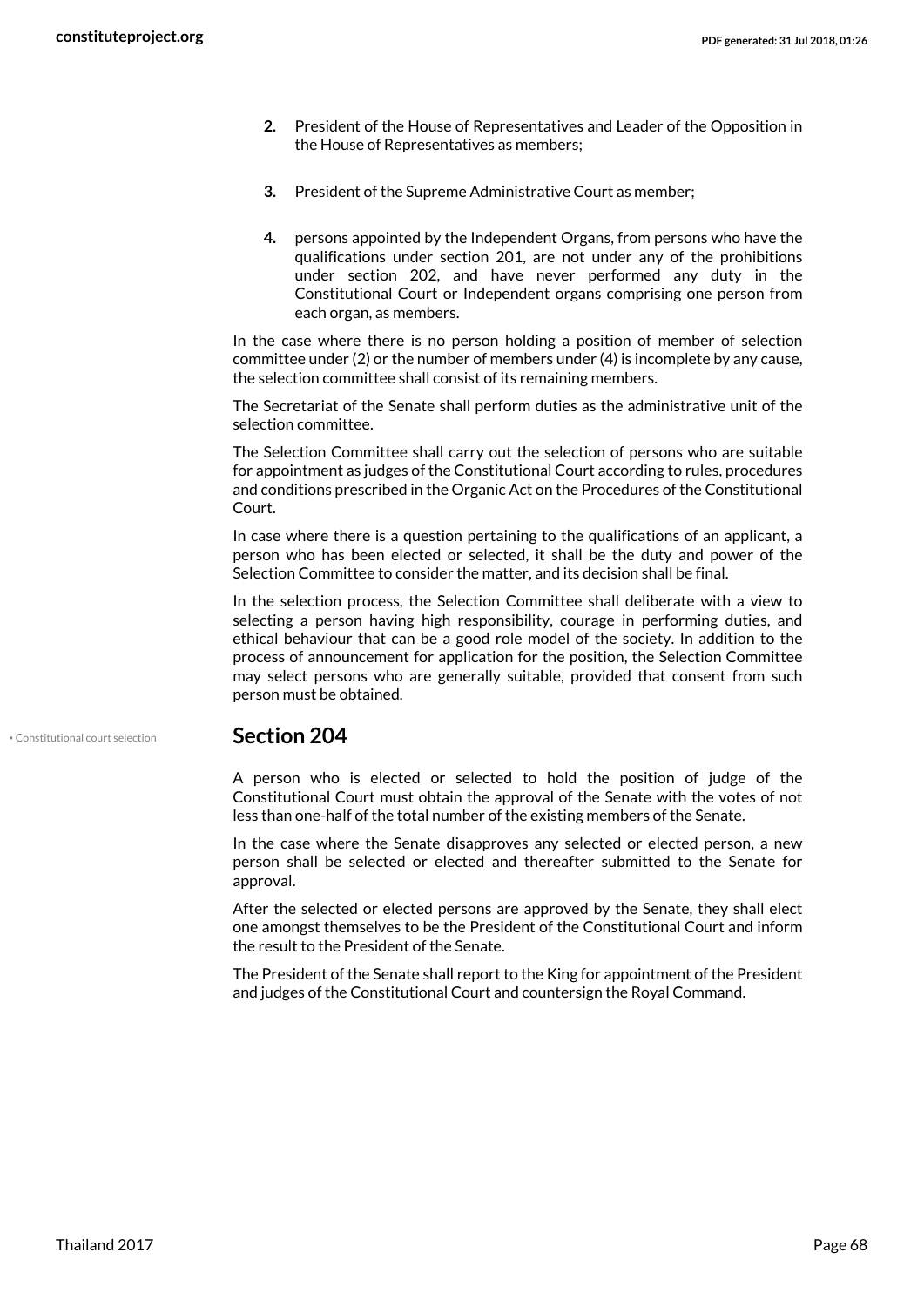2. President of the House of Representatives and Leader of the Opposition in the House of Representatives as members;

3. President of the Supreme Administrative Court as member;

4. persons appointed by the Independent Organs, from persons who have the qualifications under section 201, are not under any of the prohibitions under section 202, and have never performed any duty in the Constitutional Court or Independent organs comprising one person from each organ, as members.

In the case where there is no person holding a position of member of selection committee under (2) or the number of members under (4) is incomplete by any cause, the selection committee shall consist of its remaining members.

The Secretariat of the Senate shall perform duties as the administrative unit of the selection committee.

The Selection Committee shall carry out the selection of persons who are suitable for appointment as judges of the Constitutional Court according to rules, procedures and conditions prescribed in the Organic Act on the Procedures of the Constitutional Court.

In case where there is a question pertaining to the qualifications of an applicant, a person who has been elected or selected, it shall be the duty and power of the Selection Committee to consider the matter, and its decision shall be final.

In the selection process, the Selection Committee shall deliberate with a view to selecting a person having high responsibility, courage in performing duties, and ethical behaviour that can be a good role model of the society. In addition to the process of announcement for application for the position, the Selection Committee may select persons who are generally suitable, provided that consent from such person must be obtained.

## Section 204

• Constitutional court selection

A person who is elected or selected to hold the position of judge of the Constitutional Court must obtain the approval of the Senate with the votes of not less than one-half of the total number of the existing members of the Senate.

In the case where the Senate disapproves any selected or elected person, a new person shall be selected or elected and thereafter submitted to the Senate for approval.

After the selected or elected persons are approved by the Senate, they shall elect one amongst themselves to be the President of the Constitutional Court and inform the result to the President of the Senate.

The President of the Senate shall report to the King for appointment of the President and judges of the Constitutional Court and countersign the Royal Command.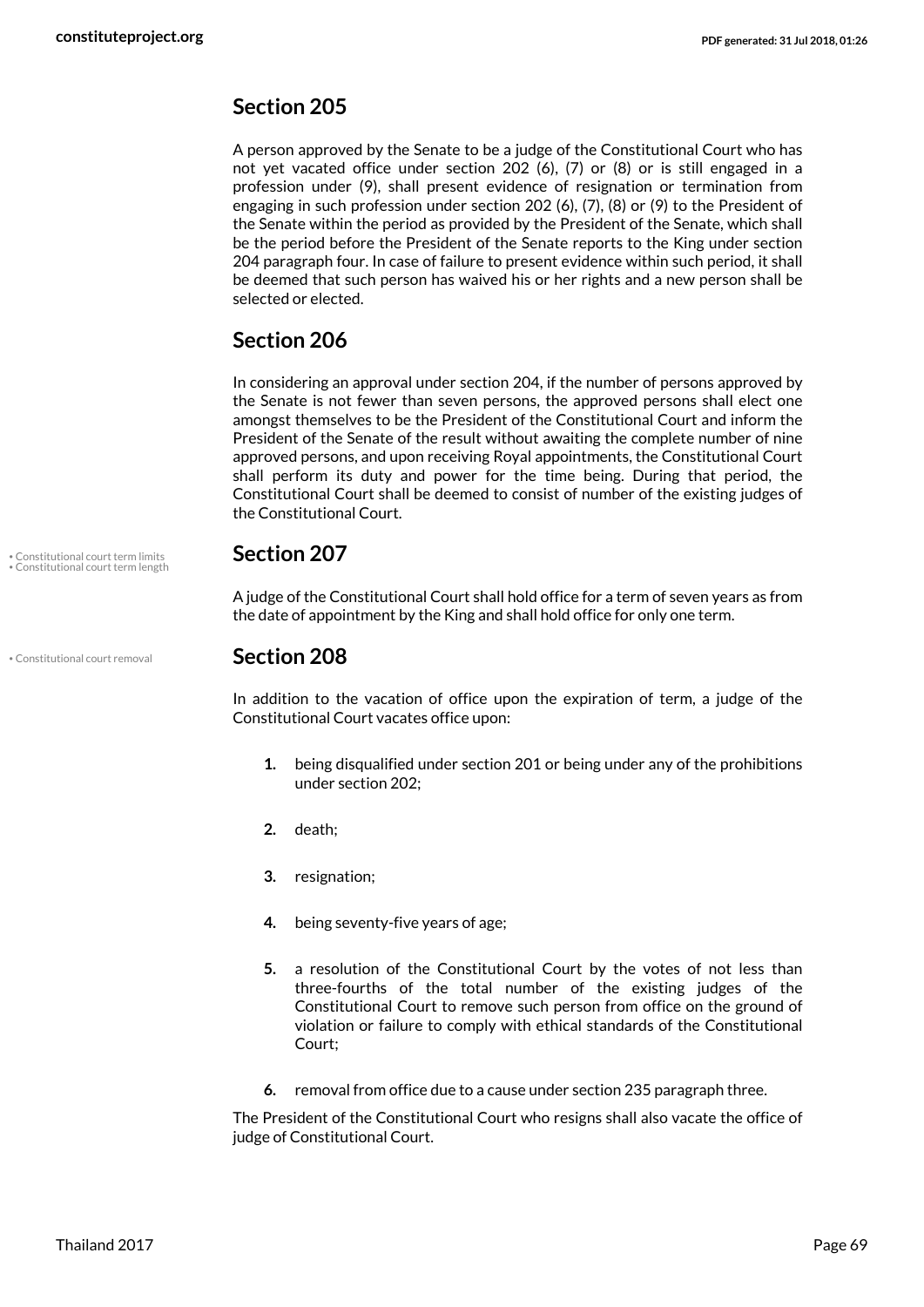## Section 205

A person approved by the Senate to be a judge of the Constitutional Court who has not yet vacated office under section 202 (6), (7) or (8) or is still engaged in a profession under (9), shall present evidence of resignation or termination from engaging in such profession under section 202 (6), (7), (8) or (9) to the President of the Senate within the period as provided by the President of the Senate, which shall be the period before the President of the Senate reports to the King under section 204 paragraph four. In case of failure to present evidence within such period, it shall be deemed that such person has waived his or her rights and a new person shall be selected or elected.

## Section 206

In considering an approval under section 204, if the number of persons approved by the Senate is not fewer than seven persons, the approved persons shall elect one amongst themselves to be the President of the Constitutional Court and inform the President of the Senate of the result without awaiting the complete number of nine approved persons, and upon receiving Royal appointments, the Constitutional Court shall perform its duty and power for the time being. During that period, the Constitutional Court shall be deemed to consist of number of the existing judges of the Constitutional Court.

## Section 207

• Constitutional court term limits
• Constitutional court term length

A judge of the Constitutional Court shall hold office for a term of seven years as from the date of appointment by the King and shall hold office for only one term.

## Section 208

• Constitutional court removal

In addition to the vacation of office upon the expiration of term, a judge of the Constitutional Court vacates office upon:

1. being disqualified under section 201 or being under any of the prohibitions under section 202;
2. death;
3. resignation;
4. being seventy-five years of age;
5. a resolution of the Constitutional Court by the votes of not less than three-fourths of the total number of the existing judges of the Constitutional Court to remove such person from office on the ground of violation or failure to comply with ethical standards of the Constitutional Court;
6. removal from office due to a cause under section 235 paragraph three.

The President of the Constitutional Court who resigns shall also vacate the office of judge of Constitutional Court.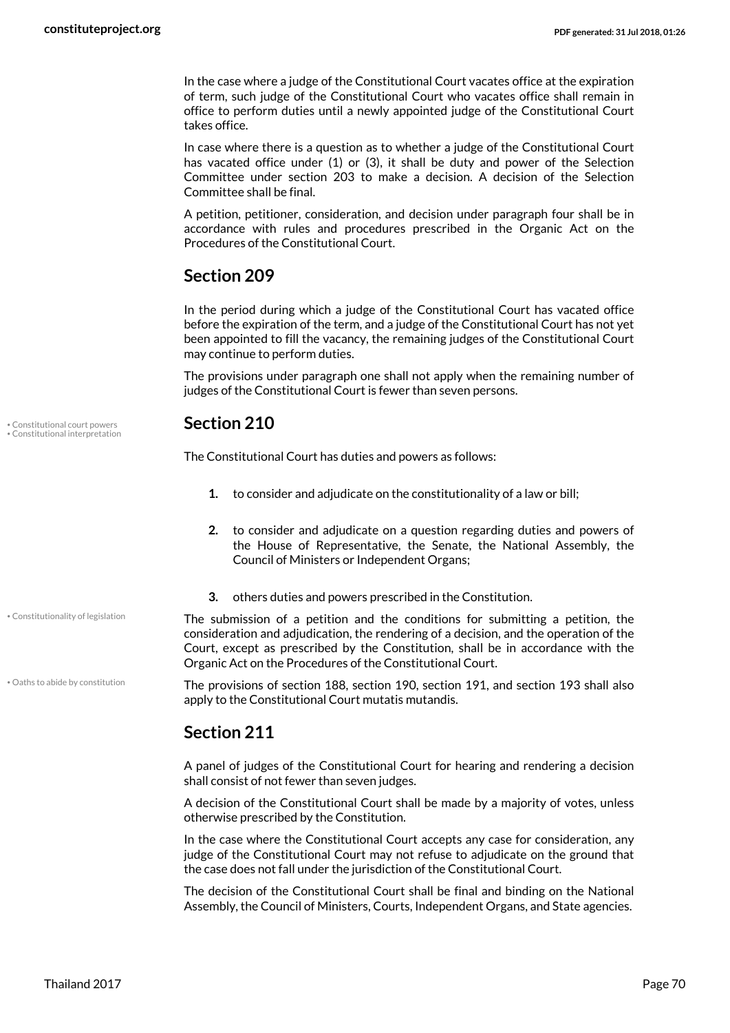In the case where a judge of the Constitutional Court vacates office at the expiration of term, such judge of the Constitutional Court who vacates office shall remain in office to perform duties until a newly appointed judge of the Constitutional Court takes office.

In case where there is a question as to whether a judge of the Constitutional Court has vacated office under (1) or (3), it shall be duty and power of the Selection Committee under section 203 to make a decision. A decision of the Selection Committee shall be final.

A petition, petitioner, consideration, and decision under paragraph four shall be in accordance with rules and procedures prescribed in the Organic Act on the Procedures of the Constitutional Court.

## Section 209

In the period during which a judge of the Constitutional Court has vacated office before the expiration of the term, and a judge of the Constitutional Court has not yet been appointed to fill the vacancy, the remaining judges of the Constitutional Court may continue to perform duties.

The provisions under paragraph one shall not apply when the remaining number of judges of the Constitutional Court is fewer than seven persons.

## Section 210

• Constitutional court powers
• Constitutional interpretation

The Constitutional Court has duties and powers as follows:

1. to consider and adjudicate on the constitutionality of a law or bill;
2. to consider and adjudicate on a question regarding duties and powers of the House of Representative, the Senate, the National Assembly, the Council of Ministers or Independent Organs;
3. others duties and powers prescribed in the Constitution.

• Constitutionality of legislation

The submission of a petition and the conditions for submitting a petition, the consideration and adjudication, the rendering of a decision, and the operation of the Court, except as prescribed by the Constitution, shall be in accordance with the Organic Act on the Procedures of the Constitutional Court.

• Oaths to abide by constitution

The provisions of section 188, section 190, section 191, and section 193 shall also apply to the Constitutional Court mutatis mutandis.

## Section 211

A panel of judges of the Constitutional Court for hearing and rendering a decision shall consist of not fewer than seven judges.

A decision of the Constitutional Court shall be made by a majority of votes, unless otherwise prescribed by the Constitution.

In the case where the Constitutional Court accepts any case for consideration, any judge of the Constitutional Court may not refuse to adjudicate on the ground that the case does not fall under the jurisdiction of the Constitutional Court.

The decision of the Constitutional Court shall be final and binding on the National Assembly, the Council of Ministers, Courts, Independent Organs, and State agencies.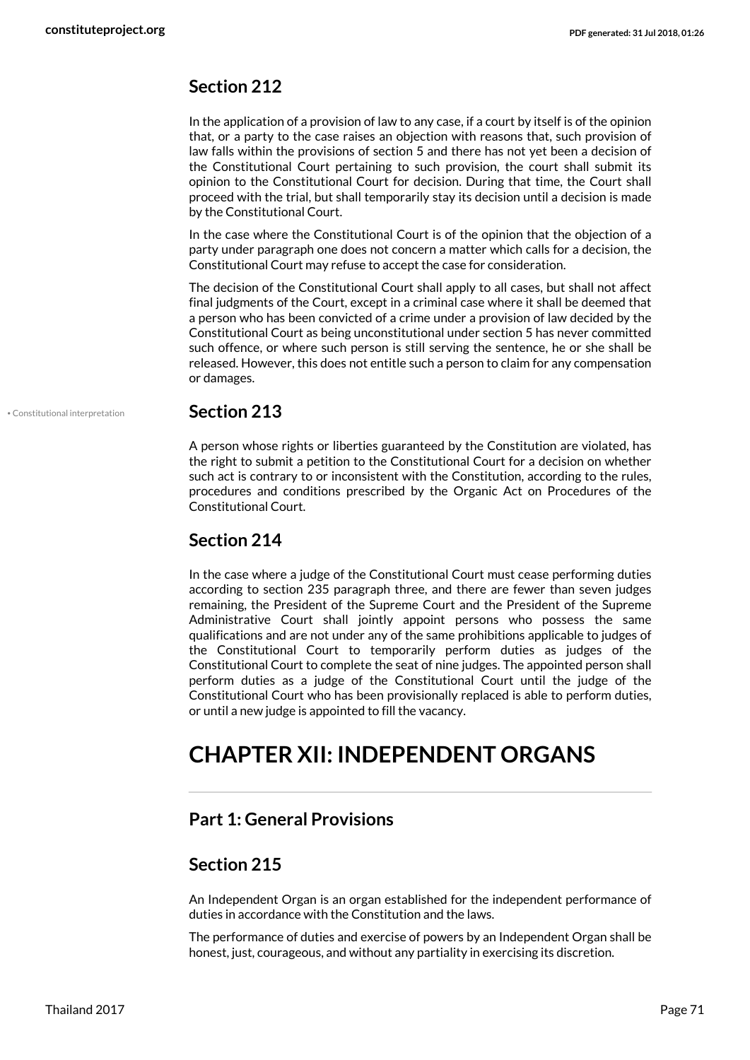## Section 212

In the application of a provision of law to any case, if a court by itself is of the opinion that, or a party to the case raises an objection with reasons that, such provision of law falls within the provisions of section 5 and there has not yet been a decision of the Constitutional Court pertaining to such provision, the court shall submit its opinion to the Constitutional Court for decision. During that time, the Court shall proceed with the trial, but shall temporarily stay its decision until a decision is made by the Constitutional Court.

In the case where the Constitutional Court is of the opinion that the objection of a party under paragraph one does not concern a matter which calls for a decision, the Constitutional Court may refuse to accept the case for consideration.

The decision of the Constitutional Court shall apply to all cases, but shall not affect final judgments of the Court, except in a criminal case where it shall be deemed that a person who has been convicted of a crime under a provision of law decided by the Constitutional Court as being unconstitutional under section 5 has never committed such offence, or where such person is still serving the sentence, he or she shall be released. However, this does not entitle such a person to claim for any compensation or damages.

• Constitutional interpretation

## Section 213

A person whose rights or liberties guaranteed by the Constitution are violated, has the right to submit a petition to the Constitutional Court for a decision on whether such act is contrary to or inconsistent with the Constitution, according to the rules, procedures and conditions prescribed by the Organic Act on Procedures of the Constitutional Court.

## Section 214

In the case where a judge of the Constitutional Court must cease performing duties according to section 235 paragraph three, and there are fewer than seven judges remaining, the President of the Supreme Court and the President of the Supreme Administrative Court shall jointly appoint persons who possess the same qualifications and are not under any of the same prohibitions applicable to judges of the Constitutional Court to temporarily perform duties as judges of the Constitutional Court to complete the seat of nine judges. The appointed person shall perform duties as a judge of the Constitutional Court until the judge of the Constitutional Court who has been provisionally replaced is able to perform duties, or until a new judge is appointed to fill the vacancy.

# CHAPTER XII: INDEPENDENT ORGANS

## Part 1: General Provisions

## Section 215

An Independent Organ is an organ established for the independent performance of duties in accordance with the Constitution and the laws.

The performance of duties and exercise of powers by an Independent Organ shall be honest, just, courageous, and without any partiality in exercising its discretion.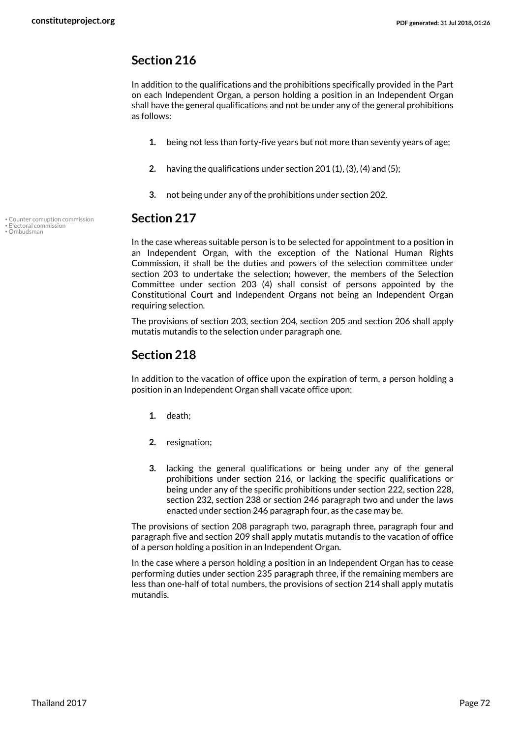## Section 216

In addition to the qualifications and the prohibitions specifically provided in the Part on each Independent Organ, a person holding a position in an Independent Organ shall have the general qualifications and not be under any of the general prohibitions as follows:

1. being not less than forty-five years but not more than seventy years of age;
2. having the qualifications under section 201 (1), (3), (4) and (5);
3. not being under any of the prohibitions under section 202.

• Counter corruption commission
• Electoral commission
• Ombudsman

## Section 217

In the case whereas suitable person is to be selected for appointment to a position in an Independent Organ, with the exception of the National Human Rights Commission, it shall be the duties and powers of the selection committee under section 203 to undertake the selection; however, the members of the Selection Committee under section 203 (4) shall consist of persons appointed by the Constitutional Court and Independent Organs not being an Independent Organ requiring selection.

The provisions of section 203, section 204, section 205 and section 206 shall apply mutatis mutandis to the selection under paragraph one.

## Section 218

In addition to the vacation of office upon the expiration of term, a person holding a position in an Independent Organ shall vacate office upon:

1. death;
2. resignation;
3. lacking the general qualifications or being under any of the general prohibitions under section 216, or lacking the specific qualifications or being under any of the specific prohibitions under section 222, section 228, section 232, section 238 or section 246 paragraph two and under the laws enacted under section 246 paragraph four, as the case may be.

The provisions of section 208 paragraph two, paragraph three, paragraph four and paragraph five and section 209 shall apply mutatis mutandis to the vacation of office of a person holding a position in an Independent Organ.

In the case where a person holding a position in an Independent Organ has to cease performing duties under section 235 paragraph three, if the remaining members are less than one-half of total numbers, the provisions of section 214 shall apply mutatis mutandis.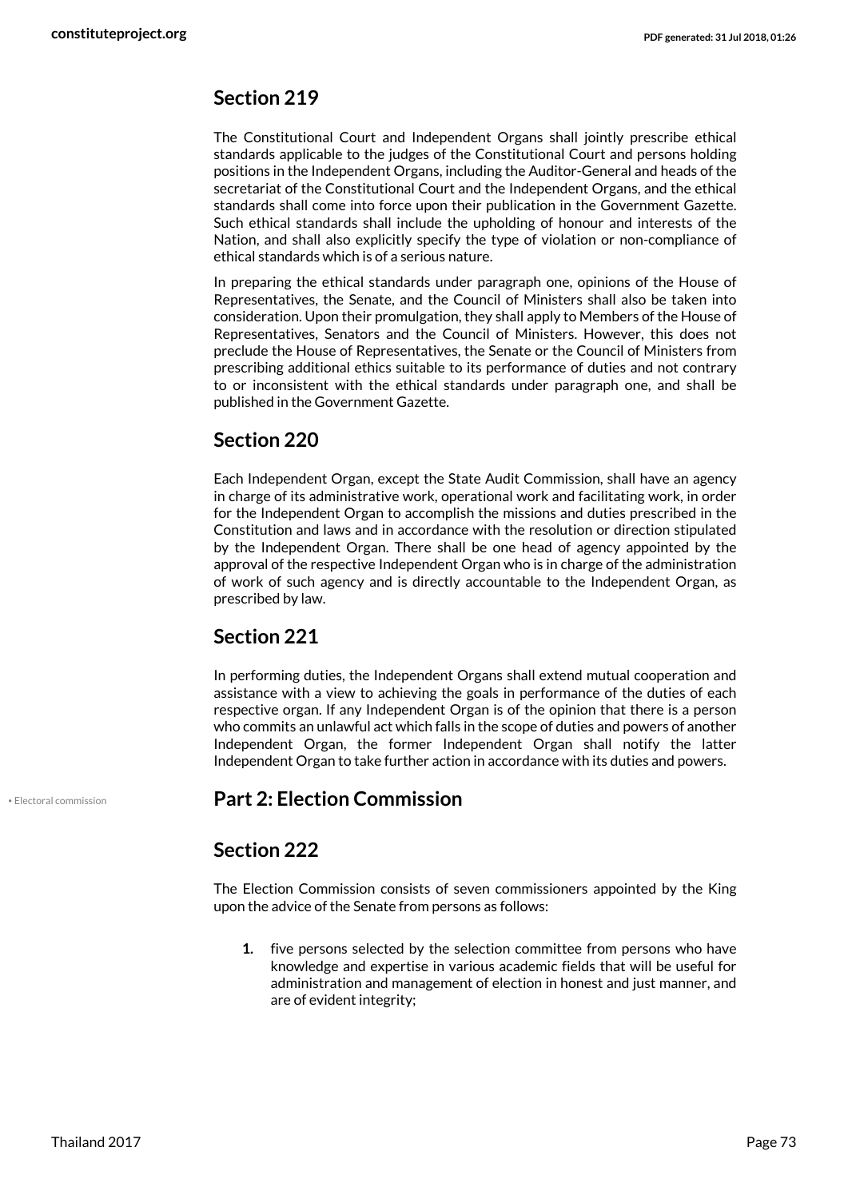## Section 219

The Constitutional Court and Independent Organs shall jointly prescribe ethical standards applicable to the judges of the Constitutional Court and persons holding positions in the Independent Organs, including the Auditor-General and heads of the secretariat of the Constitutional Court and the Independent Organs, and the ethical standards shall come into force upon their publication in the Government Gazette. Such ethical standards shall include the upholding of honour and interests of the Nation, and shall also explicitly specify the type of violation or non-compliance of ethical standards which is of a serious nature.

In preparing the ethical standards under paragraph one, opinions of the House of Representatives, the Senate, and the Council of Ministers shall also be taken into consideration. Upon their promulgation, they shall apply to Members of the House of Representatives, Senators and the Council of Ministers. However, this does not preclude the House of Representatives, the Senate or the Council of Ministers from prescribing additional ethics suitable to its performance of duties and not contrary to or inconsistent with the ethical standards under paragraph one, and shall be published in the Government Gazette.

## Section 220

Each Independent Organ, except the State Audit Commission, shall have an agency in charge of its administrative work, operational work and facilitating work, in order for the Independent Organ to accomplish the missions and duties prescribed in the Constitution and laws and in accordance with the resolution or direction stipulated by the Independent Organ. There shall be one head of agency appointed by the approval of the respective Independent Organ who is in charge of the administration of work of such agency and is directly accountable to the Independent Organ, as prescribed by law.

## Section 221

In performing duties, the Independent Organs shall extend mutual cooperation and assistance with a view to achieving the goals in performance of the duties of each respective organ. If any Independent Organ is of the opinion that there is a person who commits an unlawful act which falls in the scope of duties and powers of another Independent Organ, the former Independent Organ shall notify the latter Independent Organ to take further action in accordance with its duties and powers.

• Electoral commission

## Part 2: Election Commission

## Section 222

The Election Commission consists of seven commissioners appointed by the King upon the advice of the Senate from persons as follows:

1. five persons selected by the selection committee from persons who have knowledge and expertise in various academic fields that will be useful for administration and management of election in honest and just manner, and are of evident integrity;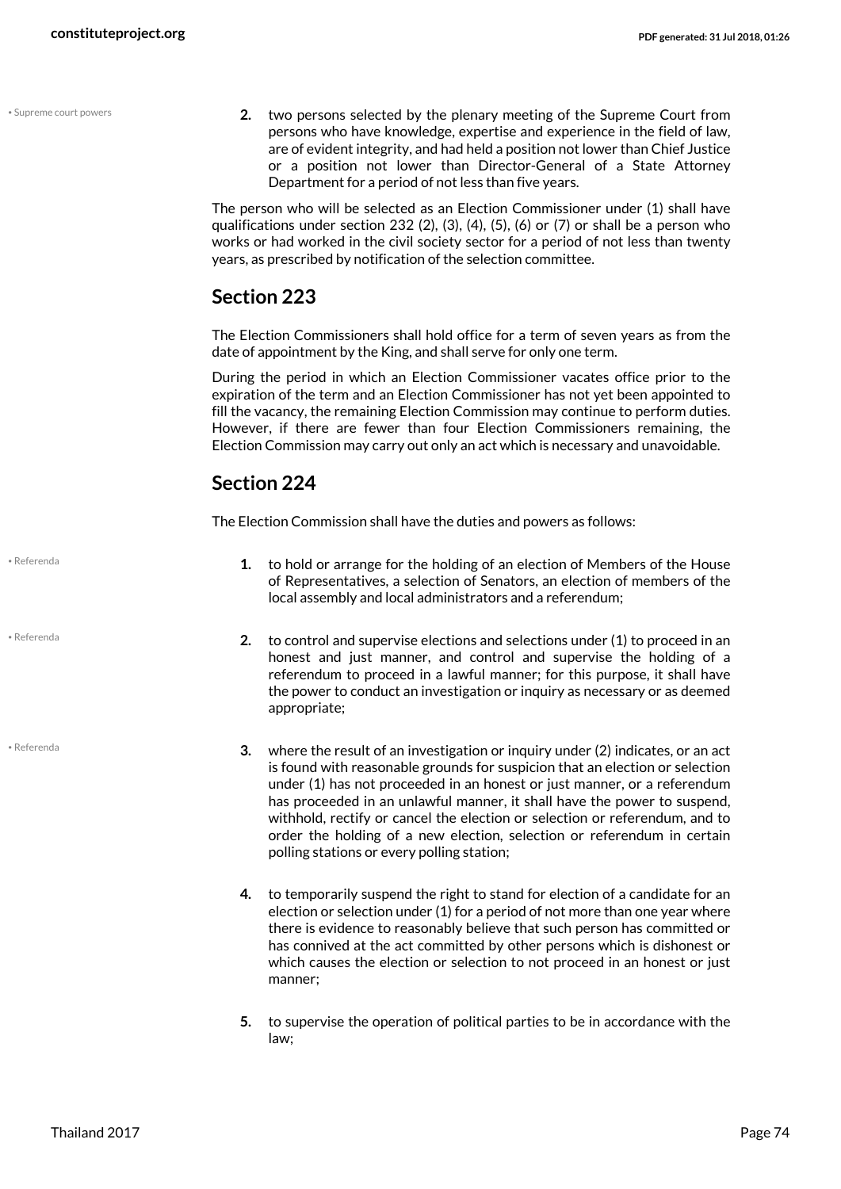2. two persons selected by the plenary meeting of the Supreme Court from persons who have knowledge, expertise and experience in the field of law, are of evident integrity, and had held a position not lower than Chief Justice or a position not lower than Director-General of a State Attorney Department for a period of not less than five years.

The person who will be selected as an Election Commissioner under (1) shall have qualifications under section 232 (2), (3), (4), (5), (6) or (7) or shall be a person who works or had worked in the civil society sector for a period of not less than twenty years, as prescribed by notification of the selection committee.

## Section 223

The Election Commissioners shall hold office for a term of seven years as from the date of appointment by the King, and shall serve for only one term.

During the period in which an Election Commissioner vacates office prior to the expiration of the term and an Election Commissioner has not yet been appointed to fill the vacancy, the remaining Election Commission may continue to perform duties. However, if there are fewer than four Election Commissioners remaining, the Election Commission may carry out only an act which is necessary and unavoidable.

## Section 224

The Election Commission shall have the duties and powers as follows:

1. to hold or arrange for the holding of an election of Members of the House of Representatives, a selection of Senators, an election of members of the local assembly and local administrators and a referendum;

2. to control and supervise elections and selections under (1) to proceed in an honest and just manner, and control and supervise the holding of a referendum to proceed in a lawful manner; for this purpose, it shall have the power to conduct an investigation or inquiry as necessary or as deemed appropriate;

3. where the result of an investigation or inquiry under (2) indicates, or an act is found with reasonable grounds for suspicion that an election or selection under (1) has not proceeded in an honest or just manner, or a referendum has proceeded in an unlawful manner, it shall have the power to suspend, withhold, rectify or cancel the election or selection or referendum, and to order the holding of a new election, selection or referendum in certain polling stations or every polling station;

4. to temporarily suspend the right to stand for election of a candidate for an election or selection under (1) for a period of not more than one year where there is evidence to reasonably believe that such person has committed or has connived at the act committed by other persons which is dishonest or which causes the election or selection to not proceed in an honest or just manner;

5. to supervise the operation of political parties to be in accordance with the law;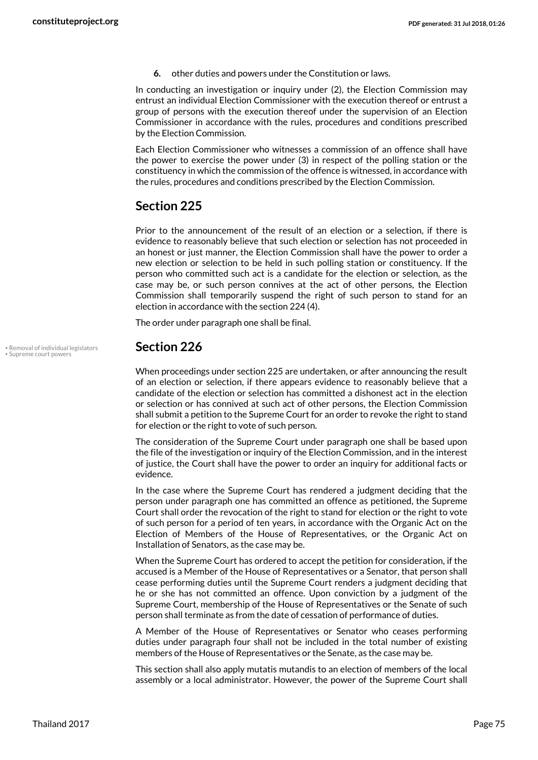6. other duties and powers under the Constitution or laws.

In conducting an investigation or inquiry under (2), the Election Commission may entrust an individual Election Commissioner with the execution thereof or entrust a group of persons with the execution thereof under the supervision of an Election Commissioner in accordance with the rules, procedures and conditions prescribed by the Election Commission.

Each Election Commissioner who witnesses a commission of an offence shall have the power to exercise the power under (3) in respect of the polling station or the constituency in which the commission of the offence is witnessed, in accordance with the rules, procedures and conditions prescribed by the Election Commission.

## Section 225

Prior to the announcement of the result of an election or a selection, if there is evidence to reasonably believe that such election or selection has not proceeded in an honest or just manner, the Election Commission shall have the power to order a new election or selection to be held in such polling station or constituency. If the person who committed such act is a candidate for the election or selection, as the case may be, or such person connives at the act of other persons, the Election Commission shall temporarily suspend the right of such person to stand for an election in accordance with the section 224 (4).

The order under paragraph one shall be final.

## Section 226

• Removal of individual legislators
• Supreme court powers

When proceedings under section 225 are undertaken, or after announcing the result of an election or selection, if there appears evidence to reasonably believe that a candidate of the election or selection has committed a dishonest act in the election or selection or has connived at such act of other persons, the Election Commission shall submit a petition to the Supreme Court for an order to revoke the right to stand for election or the right to vote of such person.

The consideration of the Supreme Court under paragraph one shall be based upon the file of the investigation or inquiry of the Election Commission, and in the interest of justice, the Court shall have the power to order an inquiry for additional facts or evidence.

In the case where the Supreme Court has rendered a judgment deciding that the person under paragraph one has committed an offence as petitioned, the Supreme Court shall order the revocation of the right to stand for election or the right to vote of such person for a period of ten years, in accordance with the Organic Act on the Election of Members of the House of Representatives, or the Organic Act on Installation of Senators, as the case may be.

When the Supreme Court has ordered to accept the petition for consideration, if the accused is a Member of the House of Representatives or a Senator, that person shall cease performing duties until the Supreme Court renders a judgment deciding that he or she has not committed an offence. Upon conviction by a judgment of the Supreme Court, membership of the House of Representatives or the Senate of such person shall terminate as from the date of cessation of performance of duties.

A Member of the House of Representatives or Senator who ceases performing duties under paragraph four shall not be included in the total number of existing members of the House of Representatives or the Senate, as the case may be.

This section shall also apply mutatis mutandis to an election of members of the local assembly or a local administrator. However, the power of the Supreme Court shall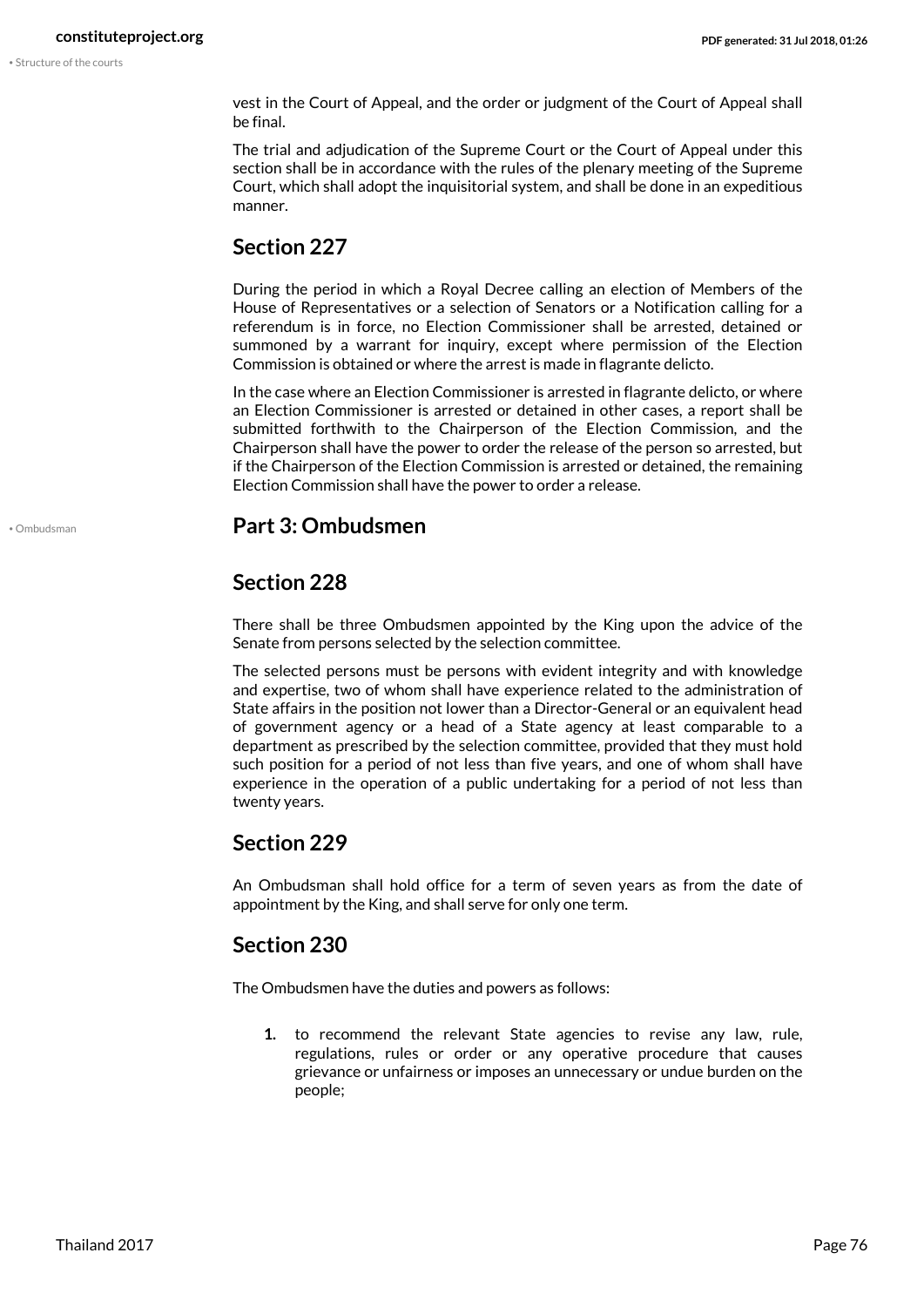vest in the Court of Appeal, and the order or judgment of the Court of Appeal shall be final.

The trial and adjudication of the Supreme Court or the Court of Appeal under this section shall be in accordance with the rules of the plenary meeting of the Supreme Court, which shall adopt the inquisitorial system, and shall be done in an expeditious manner.

## Section 227

During the period in which a Royal Decree calling an election of Members of the House of Representatives or a selection of Senators or a Notification calling for a referendum is in force, no Election Commissioner shall be arrested, detained or summoned by a warrant for inquiry, except where permission of the Election Commission is obtained or where the arrest is made in flagrante delicto.

In the case where an Election Commissioner is arrested in flagrante delicto, or where an Election Commissioner is arrested or detained in other cases, a report shall be submitted forthwith to the Chairperson of the Election Commission, and the Chairperson shall have the power to order the release of the person so arrested, but if the Chairperson of the Election Commission is arrested or detained, the remaining Election Commission shall have the power to order a release.

## Part 3: Ombudsmen

## Section 228

There shall be three Ombudsmen appointed by the King upon the advice of the Senate from persons selected by the selection committee.

The selected persons must be persons with evident integrity and with knowledge and expertise, two of whom shall have experience related to the administration of State affairs in the position not lower than a Director-General or an equivalent head of government agency or a head of a State agency at least comparable to a department as prescribed by the selection committee, provided that they must hold such position for a period of not less than five years, and one of whom shall have experience in the operation of a public undertaking for a period of not less than twenty years.

## Section 229

An Ombudsman shall hold office for a term of seven years as from the date of appointment by the King, and shall serve for only one term.

## Section 230

The Ombudsmen have the duties and powers as follows:

1. to recommend the relevant State agencies to revise any law, rule, regulations, rules or order or any operative procedure that causes grievance or unfairness or imposes an unnecessary or undue burden on the people;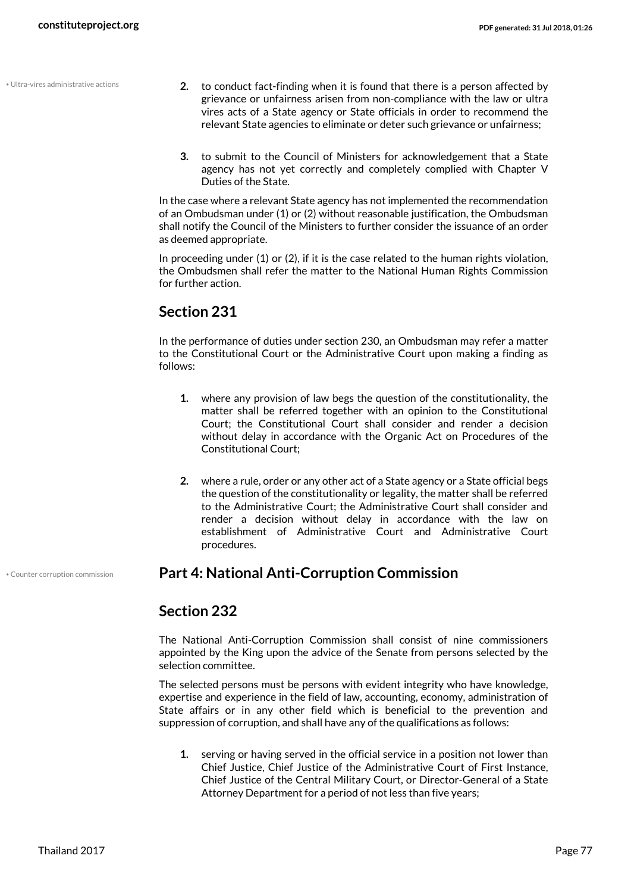• Ultra-vires administrative actions

2. to conduct fact-finding when it is found that there is a person affected by grievance or unfairness arisen from non-compliance with the law or ultra vires acts of a State agency or State officials in order to recommend the relevant State agencies to eliminate or deter such grievance or unfairness;

3. to submit to the Council of Ministers for acknowledgement that a State agency has not yet correctly and completely complied with Chapter V Duties of the State.

In the case where a relevant State agency has not implemented the recommendation of an Ombudsman under (1) or (2) without reasonable justification, the Ombudsman shall notify the Council of the Ministers to further consider the issuance of an order as deemed appropriate.

In proceeding under (1) or (2), if it is the case related to the human rights violation, the Ombudsmen shall refer the matter to the National Human Rights Commission for further action.

## Section 231

In the performance of duties under section 230, an Ombudsman may refer a matter to the Constitutional Court or the Administrative Court upon making a finding as follows:

1. where any provision of law begs the question of the constitutionality, the matter shall be referred together with an opinion to the Constitutional Court; the Constitutional Court shall consider and render a decision without delay in accordance with the Organic Act on Procedures of the Constitutional Court;

2. where a rule, order or any other act of a State agency or a State official begs the question of the constitutionality or legality, the matter shall be referred to the Administrative Court; the Administrative Court shall consider and render a decision without delay in accordance with the law on establishment of Administrative Court and Administrative Court procedures.

• Counter corruption commission

## Part 4: National Anti-Corruption Commission

## Section 232

The National Anti-Corruption Commission shall consist of nine commissioners appointed by the King upon the advice of the Senate from persons selected by the selection committee.

The selected persons must be persons with evident integrity who have knowledge, expertise and experience in the field of law, accounting, economy, administration of State affairs or in any other field which is beneficial to the prevention and suppression of corruption, and shall have any of the qualifications as follows:

1. serving or having served in the official service in a position not lower than Chief Justice, Chief Justice of the Administrative Court of First Instance, Chief Justice of the Central Military Court, or Director-General of a State Attorney Department for a period of not less than five years;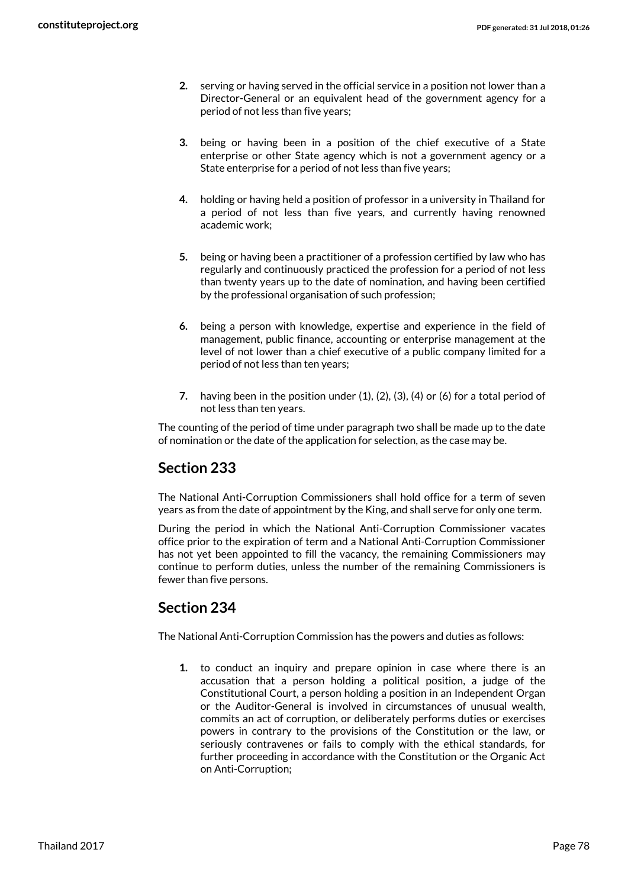2. serving or having served in the official service in a position not lower than a Director-General or an equivalent head of the government agency for a period of not less than five years;

3. being or having been in a position of the chief executive of a State enterprise or other State agency which is not a government agency or a State enterprise for a period of not less than five years;

4. holding or having held a position of professor in a university in Thailand for a period of not less than five years, and currently having renowned academic work;

5. being or having been a practitioner of a profession certified by law who has regularly and continuously practiced the profession for a period of not less than twenty years up to the date of nomination, and having been certified by the professional organisation of such profession;

6. being a person with knowledge, expertise and experience in the field of management, public finance, accounting or enterprise management at the level of not lower than a chief executive of a public company limited for a period of not less than ten years;

7. having been in the position under (1), (2), (3), (4) or (6) for a total period of not less than ten years.

The counting of the period of time under paragraph two shall be made up to the date of nomination or the date of the application for selection, as the case may be.

## Section 233

The National Anti-Corruption Commissioners shall hold office for a term of seven years as from the date of appointment by the King, and shall serve for only one term.

During the period in which the National Anti-Corruption Commissioner vacates office prior to the expiration of term and a National Anti-Corruption Commissioner has not yet been appointed to fill the vacancy, the remaining Commissioners may continue to perform duties, unless the number of the remaining Commissioners is fewer than five persons.

## Section 234

The National Anti-Corruption Commission has the powers and duties as follows:

1. to conduct an inquiry and prepare opinion in case where there is an accusation that a person holding a political position, a judge of the Constitutional Court, a person holding a position in an Independent Organ or the Auditor-General is involved in circumstances of unusual wealth, commits an act of corruption, or deliberately performs duties or exercises powers in contrary to the provisions of the Constitution or the law, or seriously contravenes or fails to comply with the ethical standards, for further proceeding in accordance with the Constitution or the Organic Act on Anti-Corruption;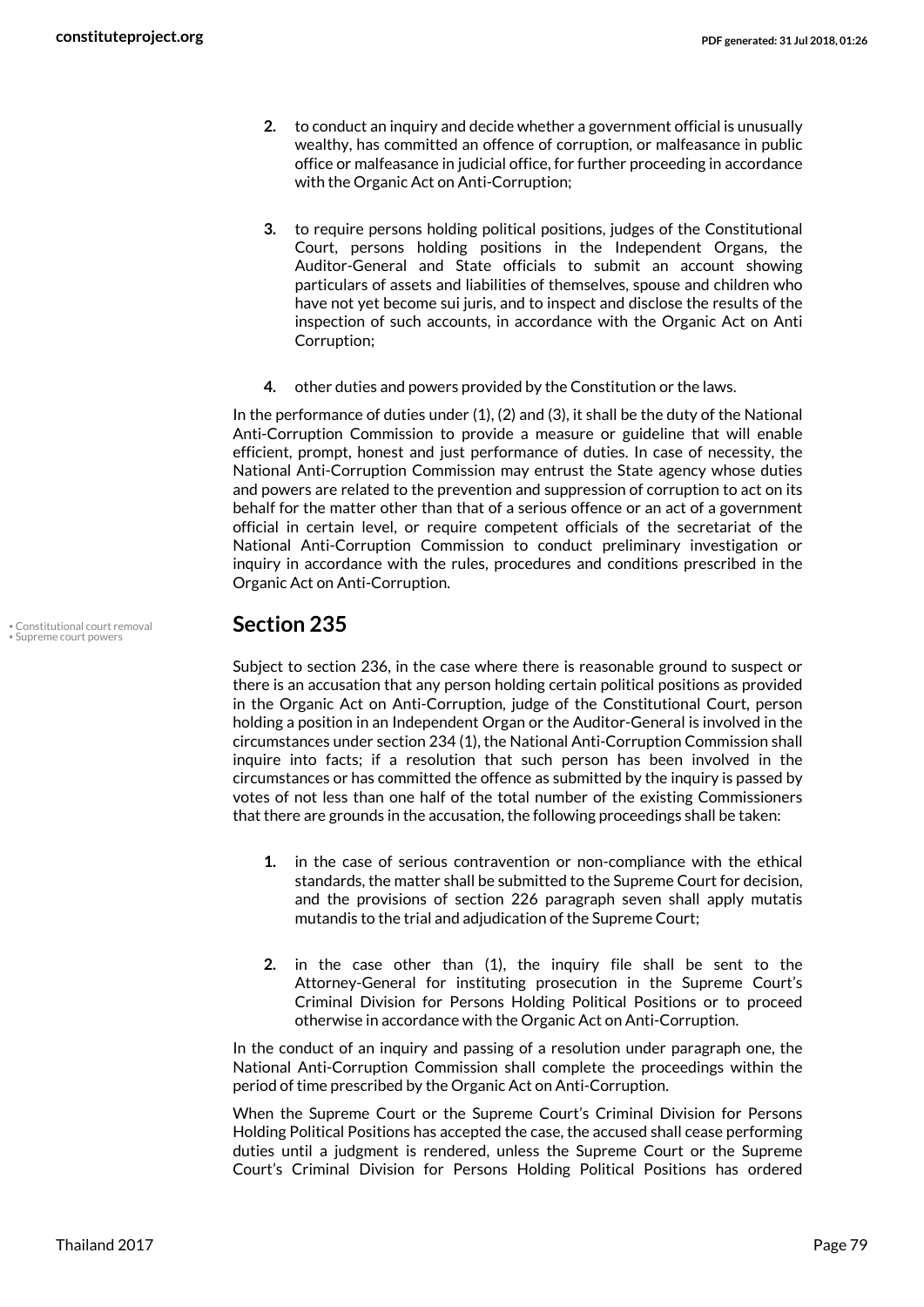2. to conduct an inquiry and decide whether a government official is unusually wealthy, has committed an offence of corruption, or malfeasance in public office or malfeasance in judicial office, for further proceeding in accordance with the Organic Act on Anti-Corruption;

3. to require persons holding political positions, judges of the Constitutional Court, persons holding positions in the Independent Organs, the Auditor-General and State officials to submit an account showing particulars of assets and liabilities of themselves, spouse and children who have not yet become sui juris, and to inspect and disclose the results of the inspection of such accounts, in accordance with the Organic Act on Anti Corruption;

4. other duties and powers provided by the Constitution or the laws.

In the performance of duties under (1), (2) and (3), it shall be the duty of the National Anti-Corruption Commission to provide a measure or guideline that will enable efficient, prompt, honest and just performance of duties. In case of necessity, the National Anti-Corruption Commission may entrust the State agency whose duties and powers are related to the prevention and suppression of corruption to act on its behalf for the matter other than that of a serious offence or an act of a government official in certain level, or require competent officials of the secretariat of the National Anti-Corruption Commission to conduct preliminary investigation or inquiry in accordance with the rules, procedures and conditions prescribed in the Organic Act on Anti-Corruption.

## Section 235

Subject to section 236, in the case where there is reasonable ground to suspect or there is an accusation that any person holding certain political positions as provided in the Organic Act on Anti-Corruption, judge of the Constitutional Court, person holding a position in an Independent Organ or the Auditor-General is involved in the circumstances under section 234 (1), the National Anti-Corruption Commission shall inquire into facts; if a resolution that such person has been involved in the circumstances or has committed the offence as submitted by the inquiry is passed by votes of not less than one half of the total number of the existing Commissioners that there are grounds in the accusation, the following proceedings shall be taken:

1. in the case of serious contravention or non-compliance with the ethical standards, the matter shall be submitted to the Supreme Court for decision, and the provisions of section 226 paragraph seven shall apply mutatis mutandis to the trial and adjudication of the Supreme Court;

2. in the case other than (1), the inquiry file shall be sent to the Attorney-General for instituting prosecution in the Supreme Court's Criminal Division for Persons Holding Political Positions or to proceed otherwise in accordance with the Organic Act on Anti-Corruption.

In the conduct of an inquiry and passing of a resolution under paragraph one, the National Anti-Corruption Commission shall complete the proceedings within the period of time prescribed by the Organic Act on Anti-Corruption.

When the Supreme Court or the Supreme Court's Criminal Division for Persons Holding Political Positions has accepted the case, the accused shall cease performing duties until a judgment is rendered, unless the Supreme Court or the Supreme Court's Criminal Division for Persons Holding Political Positions has ordered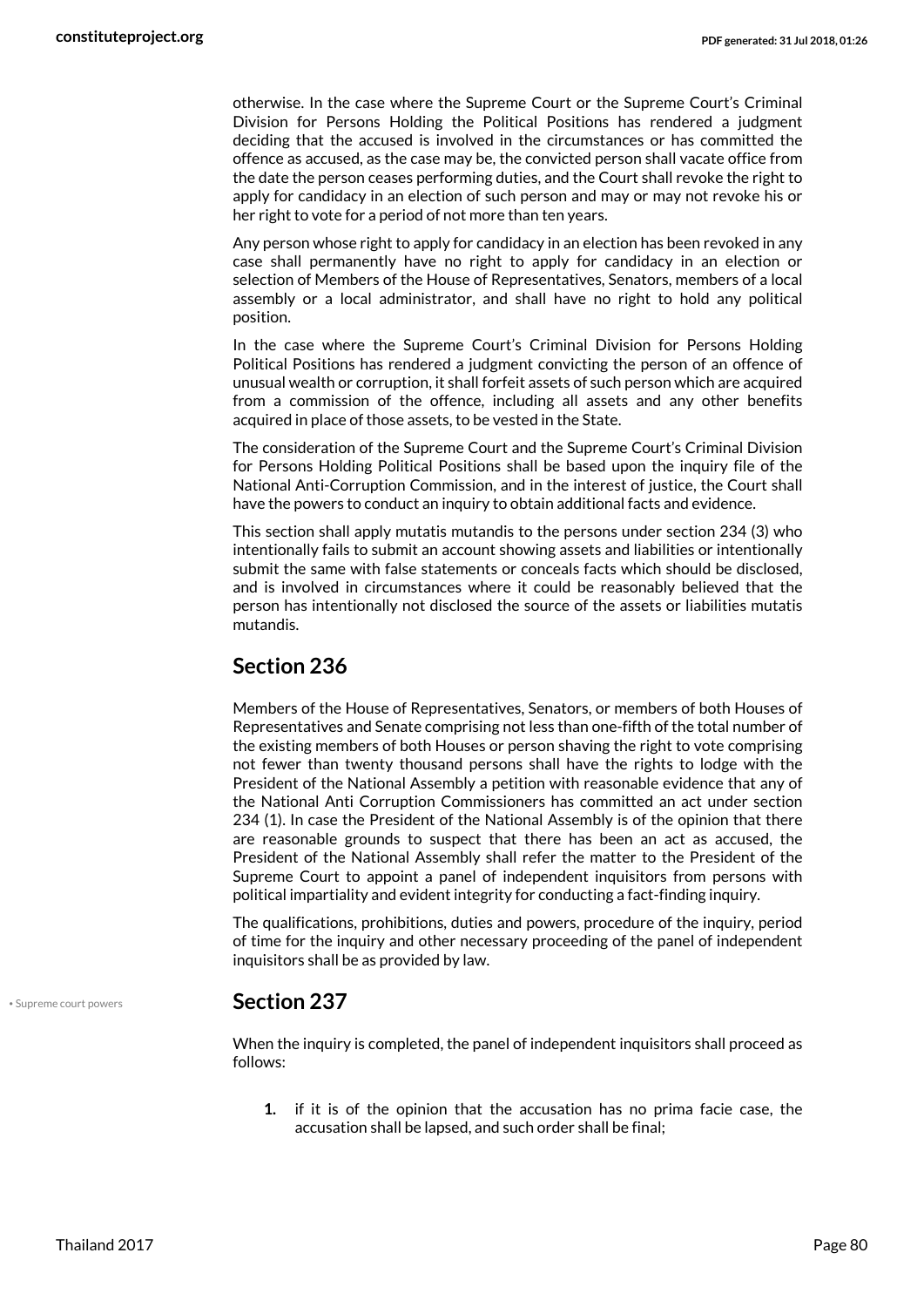otherwise. In the case where the Supreme Court or the Supreme Court's Criminal Division for Persons Holding the Political Positions has rendered a judgment deciding that the accused is involved in the circumstances or has committed the offence as accused, as the case may be, the convicted person shall vacate office from the date the person ceases performing duties, and the Court shall revoke the right to apply for candidacy in an election of such person and may or may not revoke his or her right to vote for a period of not more than ten years.

Any person whose right to apply for candidacy in an election has been revoked in any case shall permanently have no right to apply for candidacy in an election or selection of Members of the House of Representatives, Senators, members of a local assembly or a local administrator, and shall have no right to hold any political position.

In the case where the Supreme Court's Criminal Division for Persons Holding Political Positions has rendered a judgment convicting the person of an offence of unusual wealth or corruption, it shall forfeit assets of such person which are acquired from a commission of the offence, including all assets and any other benefits acquired in place of those assets, to be vested in the State.

The consideration of the Supreme Court and the Supreme Court's Criminal Division for Persons Holding Political Positions shall be based upon the inquiry file of the National Anti-Corruption Commission, and in the interest of justice, the Court shall have the powers to conduct an inquiry to obtain additional facts and evidence.

This section shall apply mutatis mutandis to the persons under section 234 (3) who intentionally fails to submit an account showing assets and liabilities or intentionally submit the same with false statements or conceals facts which should be disclosed, and is involved in circumstances where it could be reasonably believed that the person has intentionally not disclosed the source of the assets or liabilities mutatis mutandis.

## Section 236

Members of the House of Representatives, Senators, or members of both Houses of Representatives and Senate comprising not less than one-fifth of the total number of the existing members of both Houses or person shaving the right to vote comprising not fewer than twenty thousand persons shall have the rights to lodge with the President of the National Assembly a petition with reasonable evidence that any of the National Anti Corruption Commissioners has committed an act under section 234 (1). In case the President of the National Assembly is of the opinion that there are reasonable grounds to suspect that there has been an act as accused, the President of the National Assembly shall refer the matter to the President of the Supreme Court to appoint a panel of independent inquisitors from persons with political impartiality and evident integrity for conducting a fact-finding inquiry.

The qualifications, prohibitions, duties and powers, procedure of the inquiry, period of time for the inquiry and other necessary proceeding of the panel of independent inquisitors shall be as provided by law.

• Supreme court powers

## Section 237

When the inquiry is completed, the panel of independent inquisitors shall proceed as follows:

1. if it is of the opinion that the accusation has no prima facie case, the accusation shall be lapsed, and such order shall be final;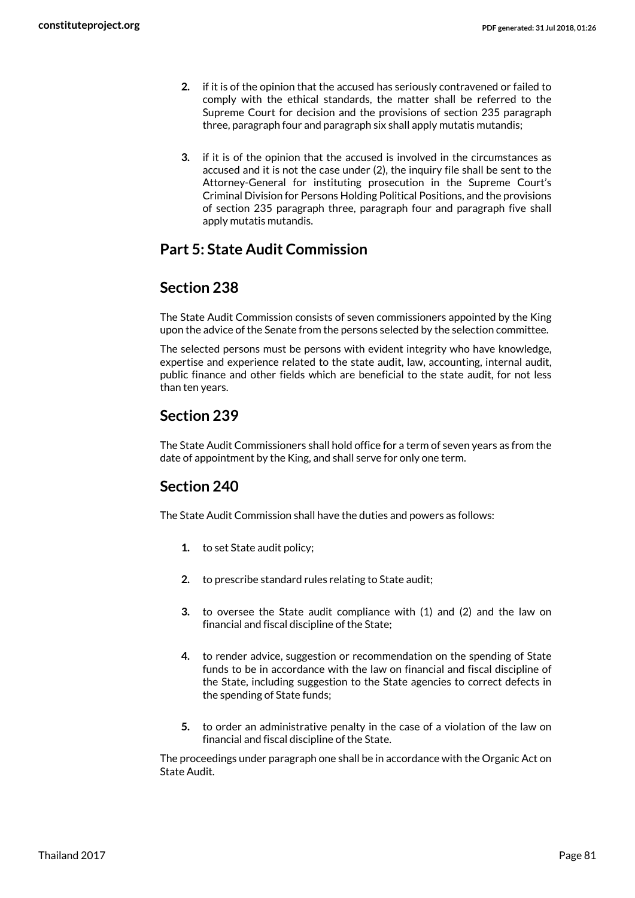2. if it is of the opinion that the accused has seriously contravened or failed to comply with the ethical standards, the matter shall be referred to the Supreme Court for decision and the provisions of section 235 paragraph three, paragraph four and paragraph six shall apply mutatis mutandis;

3. if it is of the opinion that the accused is involved in the circumstances as accused and it is not the case under (2), the inquiry file shall be sent to the Attorney-General for instituting prosecution in the Supreme Court's Criminal Division for Persons Holding Political Positions, and the provisions of section 235 paragraph three, paragraph four and paragraph five shall apply mutatis mutandis.

## Part 5: State Audit Commission

## Section 238

The State Audit Commission consists of seven commissioners appointed by the King upon the advice of the Senate from the persons selected by the selection committee.

The selected persons must be persons with evident integrity who have knowledge, expertise and experience related to the state audit, law, accounting, internal audit, public finance and other fields which are beneficial to the state audit, for not less than ten years.

## Section 239

The State Audit Commissioners shall hold office for a term of seven years as from the date of appointment by the King, and shall serve for only one term.

## Section 240

The State Audit Commission shall have the duties and powers as follows:

1. to set State audit policy;

2. to prescribe standard rules relating to State audit;

3. to oversee the State audit compliance with (1) and (2) and the law on financial and fiscal discipline of the State;

4. to render advice, suggestion or recommendation on the spending of State funds to be in accordance with the law on financial and fiscal discipline of the State, including suggestion to the State agencies to correct defects in the spending of State funds;

5. to order an administrative penalty in the case of a violation of the law on financial and fiscal discipline of the State.

The proceedings under paragraph one shall be in accordance with the Organic Act on State Audit.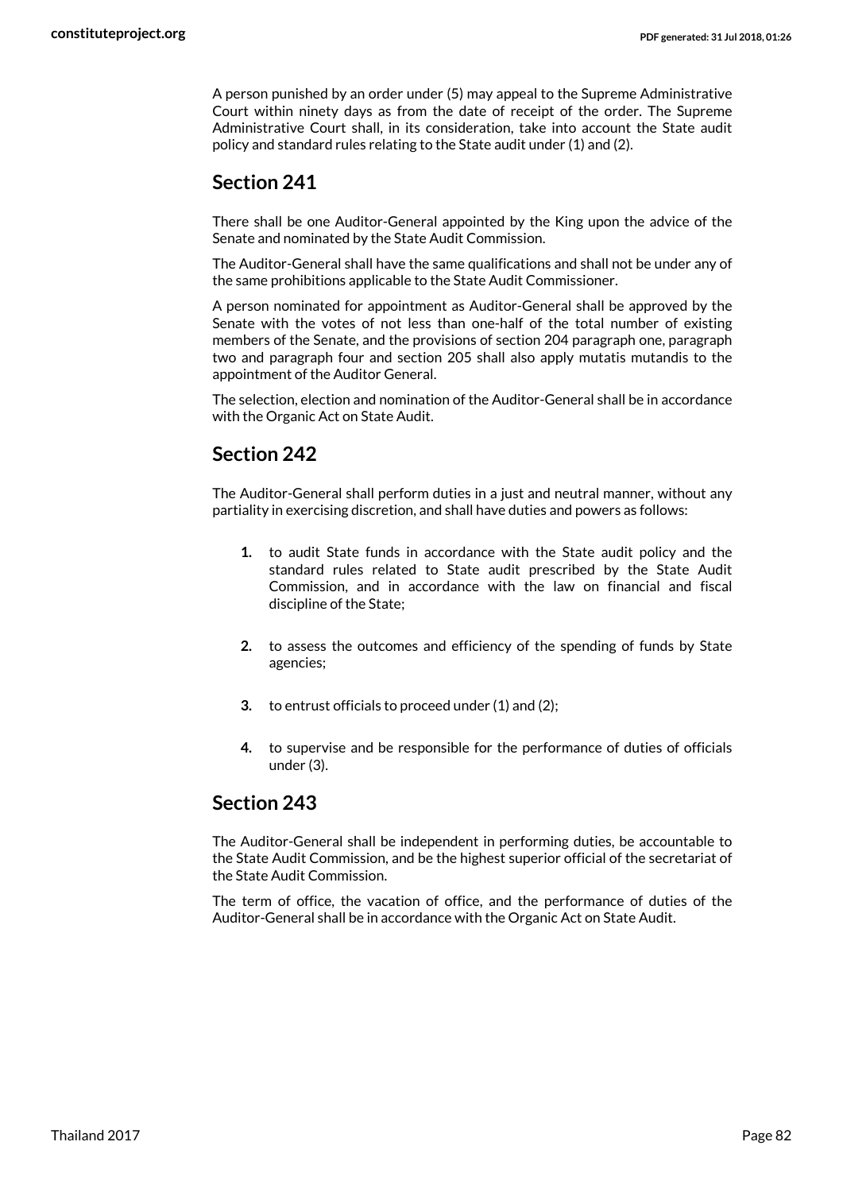A person punished by an order under (5) may appeal to the Supreme Administrative Court within ninety days as from the date of receipt of the order. The Supreme Administrative Court shall, in its consideration, take into account the State audit policy and standard rules relating to the State audit under (1) and (2).

## Section 241

There shall be one Auditor-General appointed by the King upon the advice of the Senate and nominated by the State Audit Commission.

The Auditor-General shall have the same qualifications and shall not be under any of the same prohibitions applicable to the State Audit Commissioner.

A person nominated for appointment as Auditor-General shall be approved by the Senate with the votes of not less than one-half of the total number of existing members of the Senate, and the provisions of section 204 paragraph one, paragraph two and paragraph four and section 205 shall also apply mutatis mutandis to the appointment of the Auditor General.

The selection, election and nomination of the Auditor-General shall be in accordance with the Organic Act on State Audit.

## Section 242

The Auditor-General shall perform duties in a just and neutral manner, without any partiality in exercising discretion, and shall have duties and powers as follows:

1. to audit State funds in accordance with the State audit policy and the standard rules related to State audit prescribed by the State Audit Commission, and in accordance with the law on financial and fiscal discipline of the State;
2. to assess the outcomes and efficiency of the spending of funds by State agencies;
3. to entrust officials to proceed under (1) and (2);
4. to supervise and be responsible for the performance of duties of officials under (3).

## Section 243

The Auditor-General shall be independent in performing duties, be accountable to the State Audit Commission, and be the highest superior official of the secretariat of the State Audit Commission.

The term of office, the vacation of office, and the performance of duties of the Auditor-General shall be in accordance with the Organic Act on State Audit.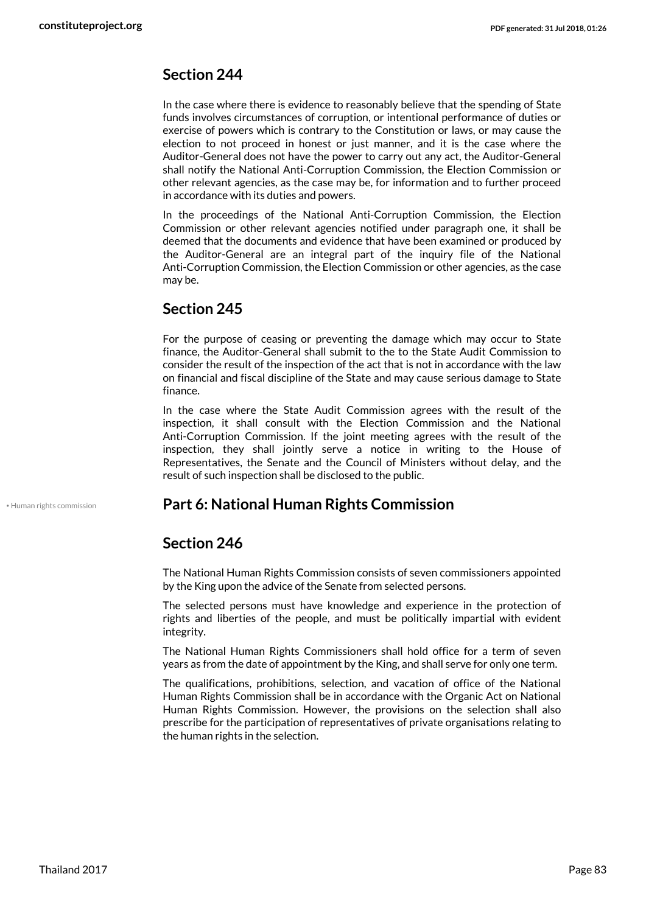## Section 244

In the case where there is evidence to reasonably believe that the spending of State funds involves circumstances of corruption, or intentional performance of duties or exercise of powers which is contrary to the Constitution or laws, or may cause the election to not proceed in honest or just manner, and it is the case where the Auditor-General does not have the power to carry out any act, the Auditor-General shall notify the National Anti-Corruption Commission, the Election Commission or other relevant agencies, as the case may be, for information and to further proceed in accordance with its duties and powers.

In the proceedings of the National Anti-Corruption Commission, the Election Commission or other relevant agencies notified under paragraph one, it shall be deemed that the documents and evidence that have been examined or produced by the Auditor-General are an integral part of the inquiry file of the National Anti-Corruption Commission, the Election Commission or other agencies, as the case may be.

## Section 245

For the purpose of ceasing or preventing the damage which may occur to State finance, the Auditor-General shall submit to the to the State Audit Commission to consider the result of the inspection of the act that is not in accordance with the law on financial and fiscal discipline of the State and may cause serious damage to State finance.

In the case where the State Audit Commission agrees with the result of the inspection, it shall consult with the Election Commission and the National Anti-Corruption Commission. If the joint meeting agrees with the result of the inspection, they shall jointly serve a notice in writing to the House of Representatives, the Senate and the Council of Ministers without delay, and the result of such inspection shall be disclosed to the public.

• Human rights commission

## Part 6: National Human Rights Commission

## Section 246

The National Human Rights Commission consists of seven commissioners appointed by the King upon the advice of the Senate from selected persons.

The selected persons must have knowledge and experience in the protection of rights and liberties of the people, and must be politically impartial with evident integrity.

The National Human Rights Commissioners shall hold office for a term of seven years as from the date of appointment by the King, and shall serve for only one term.

The qualifications, prohibitions, selection, and vacation of office of the National Human Rights Commission shall be in accordance with the Organic Act on National Human Rights Commission. However, the provisions on the selection shall also prescribe for the participation of representatives of private organisations relating to the human rights in the selection.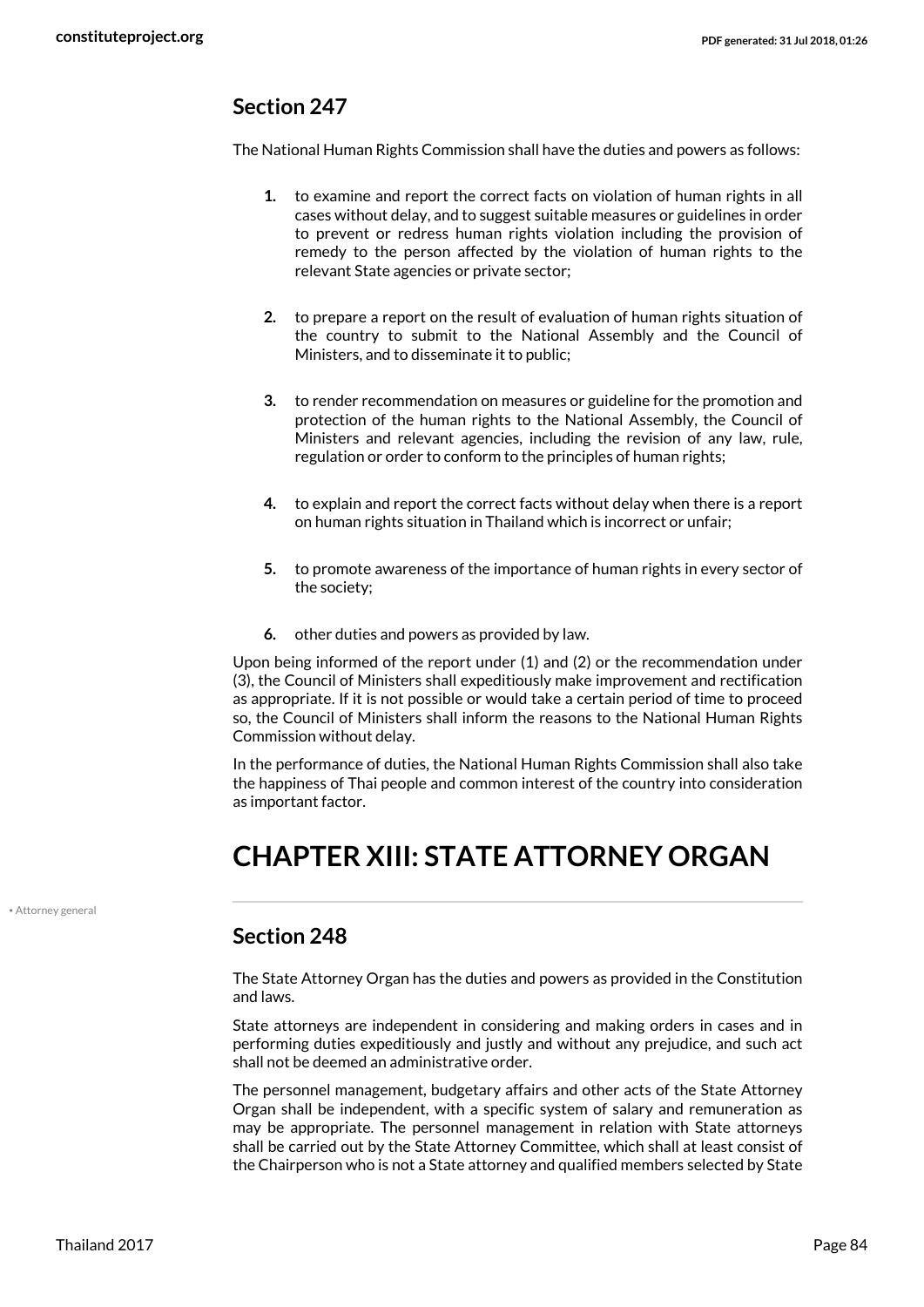## Section 247

The National Human Rights Commission shall have the duties and powers as follows:

1. to examine and report the correct facts on violation of human rights in all cases without delay, and to suggest suitable measures or guidelines in order to prevent or redress human rights violation including the provision of remedy to the person affected by the violation of human rights to the relevant State agencies or private sector;
2. to prepare a report on the result of evaluation of human rights situation of the country to submit to the National Assembly and the Council of Ministers, and to disseminate it to public;
3. to render recommendation on measures or guideline for the promotion and protection of the human rights to the National Assembly, the Council of Ministers and relevant agencies, including the revision of any law, rule, regulation or order to conform to the principles of human rights;
4. to explain and report the correct facts without delay when there is a report on human rights situation in Thailand which is incorrect or unfair;
5. to promote awareness of the importance of human rights in every sector of the society;
6. other duties and powers as provided by law.

Upon being informed of the report under (1) and (2) or the recommendation under (3), the Council of Ministers shall expeditiously make improvement and rectification as appropriate. If it is not possible or would take a certain period of time to proceed so, the Council of Ministers shall inform the reasons to the National Human Rights Commission without delay.

In the performance of duties, the National Human Rights Commission shall also take the happiness of Thai people and common interest of the country into consideration as important factor.

# CHAPTER XIII: STATE ATTORNEY ORGAN

• Attorney general

## Section 248

The State Attorney Organ has the duties and powers as provided in the Constitution and laws.

State attorneys are independent in considering and making orders in cases and in performing duties expeditiously and justly and without any prejudice, and such act shall not be deemed an administrative order.

The personnel management, budgetary affairs and other acts of the State Attorney Organ shall be independent, with a specific system of salary and remuneration as may be appropriate. The personnel management in relation with State attorneys shall be carried out by the State Attorney Committee, which shall at least consist of the Chairperson who is not a State attorney and qualified members selected by State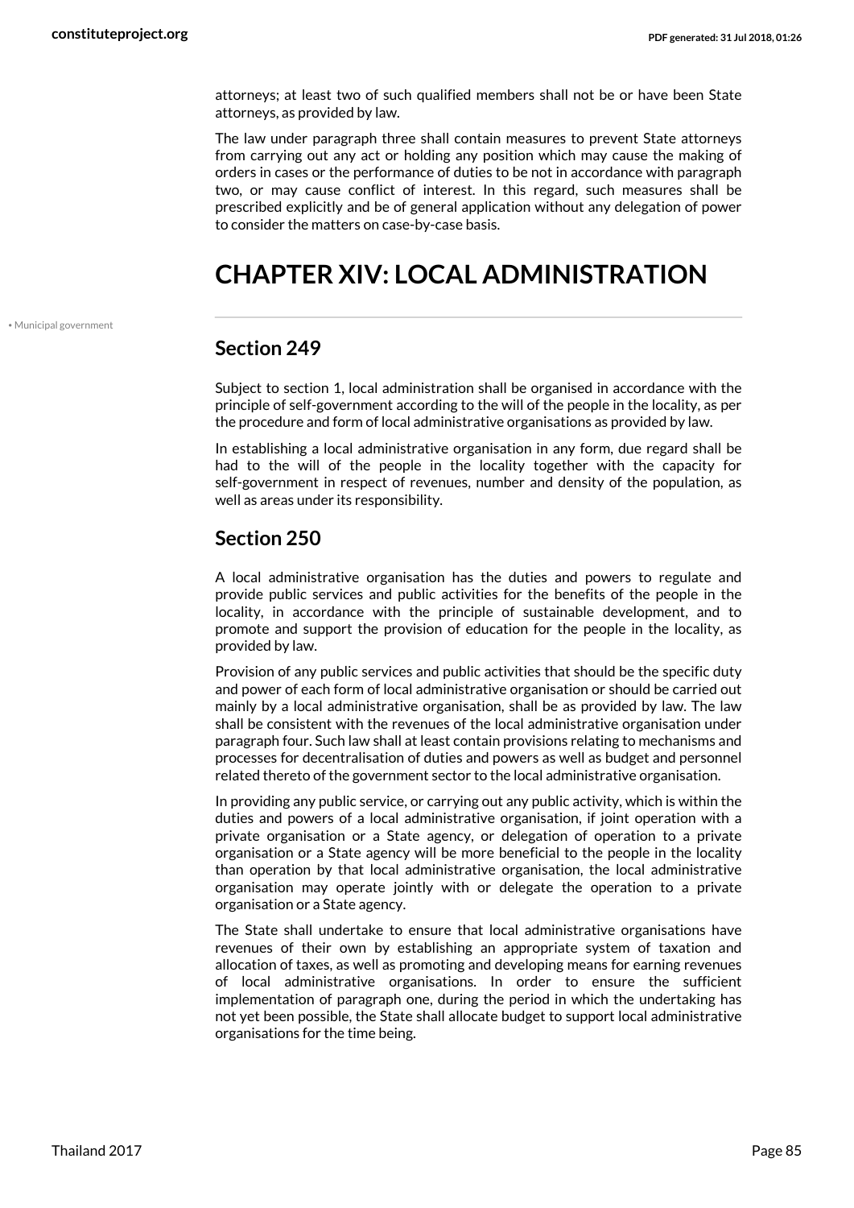attorneys; at least two of such qualified members shall not be or have been State attorneys, as provided by law.

The law under paragraph three shall contain measures to prevent State attorneys from carrying out any act or holding any position which may cause the making of orders in cases or the performance of duties to be not in accordance with paragraph two, or may cause conflict of interest. In this regard, such measures shall be prescribed explicitly and be of general application without any delegation of power to consider the matters on case-by-case basis.

# CHAPTER XIV: LOCAL ADMINISTRATION

• Municipal government

## Section 249

Subject to section 1, local administration shall be organised in accordance with the principle of self-government according to the will of the people in the locality, as per the procedure and form of local administrative organisations as provided by law.

In establishing a local administrative organisation in any form, due regard shall be had to the will of the people in the locality together with the capacity for self-government in respect of revenues, number and density of the population, as well as areas under its responsibility.

## Section 250

A local administrative organisation has the duties and powers to regulate and provide public services and public activities for the benefits of the people in the locality, in accordance with the principle of sustainable development, and to promote and support the provision of education for the people in the locality, as provided by law.

Provision of any public services and public activities that should be the specific duty and power of each form of local administrative organisation or should be carried out mainly by a local administrative organisation, shall be as provided by law. The law shall be consistent with the revenues of the local administrative organisation under paragraph four. Such law shall at least contain provisions relating to mechanisms and processes for decentralisation of duties and powers as well as budget and personnel related thereto of the government sector to the local administrative organisation.

In providing any public service, or carrying out any public activity, which is within the duties and powers of a local administrative organisation, if joint operation with a private organisation or a State agency, or delegation of operation to a private organisation or a State agency will be more beneficial to the people in the locality than operation by that local administrative organisation, the local administrative organisation may operate jointly with or delegate the operation to a private organisation or a State agency.

The State shall undertake to ensure that local administrative organisations have revenues of their own by establishing an appropriate system of taxation and allocation of taxes, as well as promoting and developing means for earning revenues of local administrative organisations. In order to ensure the sufficient implementation of paragraph one, during the period in which the undertaking has not yet been possible, the State shall allocate budget to support local administrative organisations for the time being.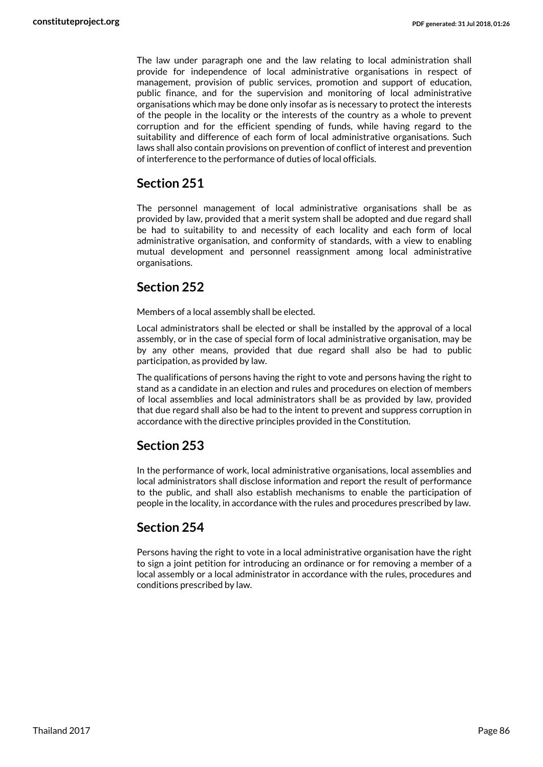The law under paragraph one and the law relating to local administration shall provide for independence of local administrative organisations in respect of management, provision of public services, promotion and support of education, public finance, and for the supervision and monitoring of local administrative organisations which may be done only insofar as is necessary to protect the interests of the people in the locality or the interests of the country as a whole to prevent corruption and for the efficient spending of funds, while having regard to the suitability and difference of each form of local administrative organisations. Such laws shall also contain provisions on prevention of conflict of interest and prevention of interference to the performance of duties of local officials.

## Section 251

The personnel management of local administrative organisations shall be as provided by law, provided that a merit system shall be adopted and due regard shall be had to suitability to and necessity of each locality and each form of local administrative organisation, and conformity of standards, with a view to enabling mutual development and personnel reassignment among local administrative organisations.

## Section 252

Members of a local assembly shall be elected.

Local administrators shall be elected or shall be installed by the approval of a local assembly, or in the case of special form of local administrative organisation, may be by any other means, provided that due regard shall also be had to public participation, as provided by law.

The qualifications of persons having the right to vote and persons having the right to stand as a candidate in an election and rules and procedures on election of members of local assemblies and local administrators shall be as provided by law, provided that due regard shall also be had to the intent to prevent and suppress corruption in accordance with the directive principles provided in the Constitution.

## Section 253

In the performance of work, local administrative organisations, local assemblies and local administrators shall disclose information and report the result of performance to the public, and shall also establish mechanisms to enable the participation of people in the locality, in accordance with the rules and procedures prescribed by law.

## Section 254

Persons having the right to vote in a local administrative organisation have the right to sign a joint petition for introducing an ordinance or for removing a member of a local assembly or a local administrator in accordance with the rules, procedures and conditions prescribed by law.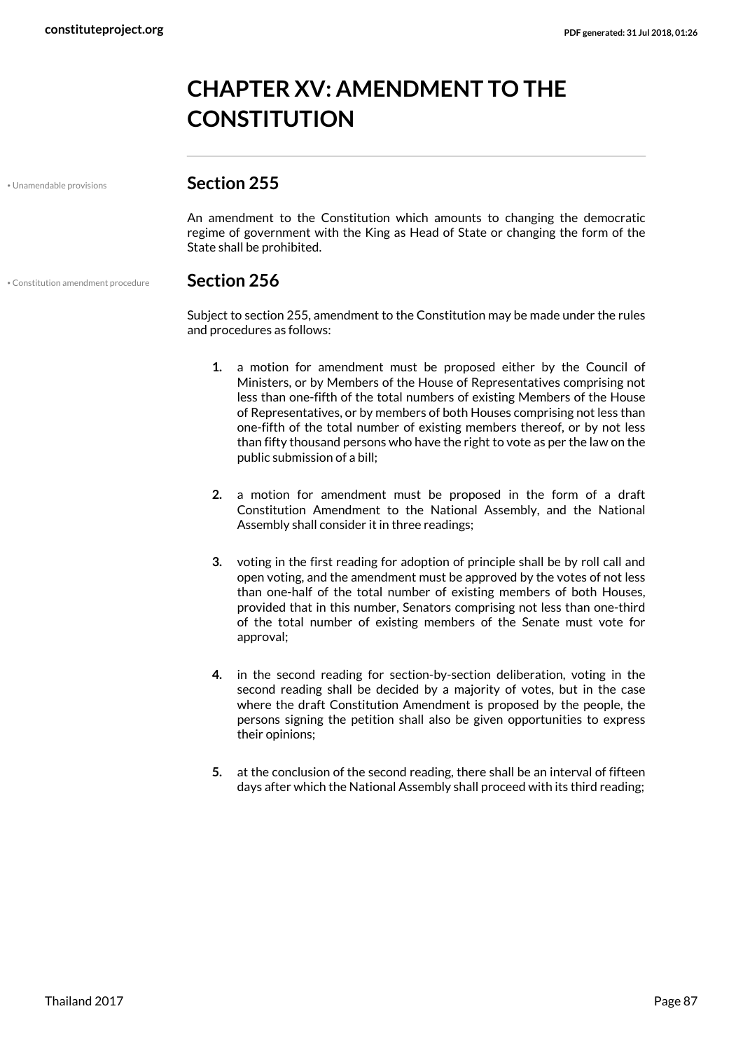# CHAPTER XV: AMENDMENT TO THE CONSTITUTION

• Unamendable provisions

## Section 255

An amendment to the Constitution which amounts to changing the democratic regime of government with the King as Head of State or changing the form of the State shall be prohibited.

• Constitution amendment procedure

## Section 256

Subject to section 255, amendment to the Constitution may be made under the rules and procedures as follows:

1. a motion for amendment must be proposed either by the Council of Ministers, or by Members of the House of Representatives comprising not less than one-fifth of the total numbers of existing Members of the House of Representatives, or by members of both Houses comprising not less than one-fifth of the total number of existing members thereof, or by not less than fifty thousand persons who have the right to vote as per the law on the public submission of a bill;

2. a motion for amendment must be proposed in the form of a draft Constitution Amendment to the National Assembly, and the National Assembly shall consider it in three readings;

3. voting in the first reading for adoption of principle shall be by roll call and open voting, and the amendment must be approved by the votes of not less than one-half of the total number of existing members of both Houses, provided that in this number, Senators comprising not less than one-third of the total number of existing members of the Senate must vote for approval;

4. in the second reading for section-by-section deliberation, voting in the second reading shall be decided by a majority of votes, but in the case where the draft Constitution Amendment is proposed by the people, the persons signing the petition shall also be given opportunities to express their opinions;

5. at the conclusion of the second reading, there shall be an interval of fifteen days after which the National Assembly shall proceed with its third reading;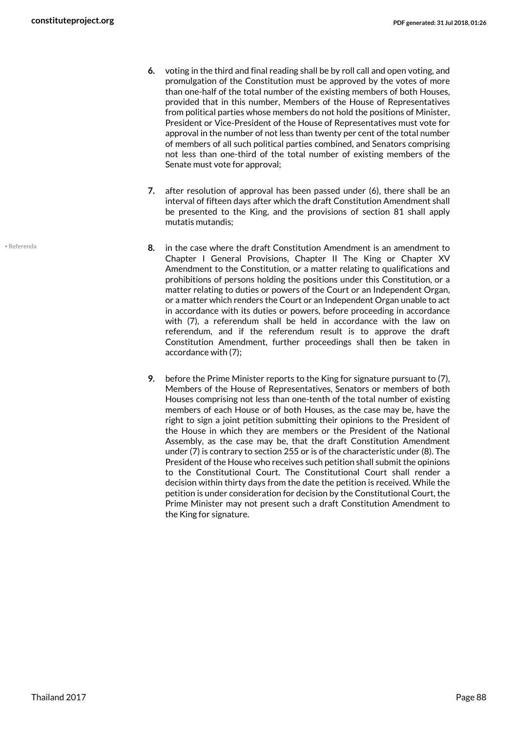6. voting in the third and final reading shall be by roll call and open voting, and promulgation of the Constitution must be approved by the votes of more than one-half of the total number of the existing members of both Houses, provided that in this number, Members of the House of Representatives from political parties whose members do not hold the positions of Minister, President or Vice-President of the House of Representatives must vote for approval in the number of not less than twenty per cent of the total number of members of all such political parties combined, and Senators comprising not less than one-third of the total number of existing members of the Senate must vote for approval;

7. after resolution of approval has been passed under (6), there shall be an interval of fifteen days after which the draft Constitution Amendment shall be presented to the King, and the provisions of section 81 shall apply mutatis mutandis;

• Referenda

8. in the case where the draft Constitution Amendment is an amendment to Chapter I General Provisions, Chapter II The King or Chapter XV Amendment to the Constitution, or a matter relating to qualifications and prohibitions of persons holding the positions under this Constitution, or a matter relating to duties or powers of the Court or an Independent Organ, or a matter which renders the Court or an Independent Organ unable to act in accordance with its duties or powers, before proceeding in accordance with (7), a referendum shall be held in accordance with the law on referendum, and if the referendum result is to approve the draft Constitution Amendment, further proceedings shall then be taken in accordance with (7);

9. before the Prime Minister reports to the King for signature pursuant to (7), Members of the House of Representatives, Senators or members of both Houses comprising not less than one-tenth of the total number of existing members of each House or of both Houses, as the case may be, have the right to sign a joint petition submitting their opinions to the President of the House in which they are members or the President of the National Assembly, as the case may be, that the draft Constitution Amendment under (7) is contrary to section 255 or is of the characteristic under (8). The President of the House who receives such petition shall submit the opinions to the Constitutional Court. The Constitutional Court shall render a decision within thirty days from the date the petition is received. While the petition is under consideration for decision by the Constitutional Court, the Prime Minister may not present such a draft Constitution Amendment to the King for signature.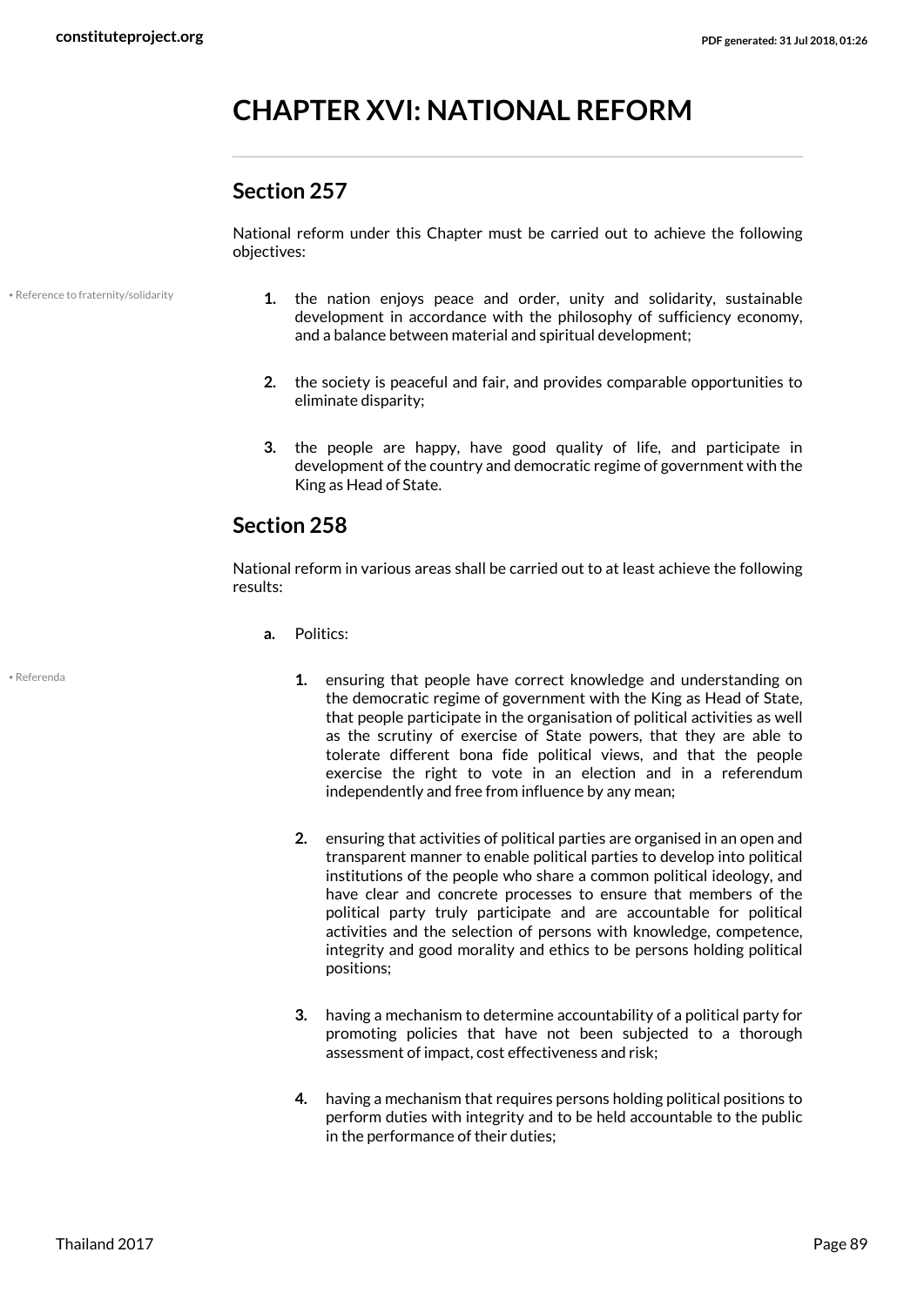# CHAPTER XVI: NATIONAL REFORM

## Section 257

National reform under this Chapter must be carried out to achieve the following objectives:

• Reference to fraternity/solidarity

1. the nation enjoys peace and order, unity and solidarity, sustainable development in accordance with the philosophy of sufficiency economy, and a balance between material and spiritual development;
2. the society is peaceful and fair, and provides comparable opportunities to eliminate disparity;
3. the people are happy, have good quality of life, and participate in development of the country and democratic regime of government with the King as Head of State.

## Section 258

National reform in various areas shall be carried out to at least achieve the following results:

a. Politics:

• Referenda

1. ensuring that people have correct knowledge and understanding on the democratic regime of government with the King as Head of State, that people participate in the organisation of political activities as well as the scrutiny of exercise of State powers, that they are able to tolerate different bona fide political views, and that the people exercise the right to vote in an election and in a referendum independently and free from influence by any mean;
2. ensuring that activities of political parties are organised in an open and transparent manner to enable political parties to develop into political institutions of the people who share a common political ideology, and have clear and concrete processes to ensure that members of the political party truly participate and are accountable for political activities and the selection of persons with knowledge, competence, integrity and good morality and ethics to be persons holding political positions;
3. having a mechanism to determine accountability of a political party for promoting policies that have not been subjected to a thorough assessment of impact, cost effectiveness and risk;
4. having a mechanism that requires persons holding political positions to perform duties with integrity and to be held accountable to the public in the performance of their duties;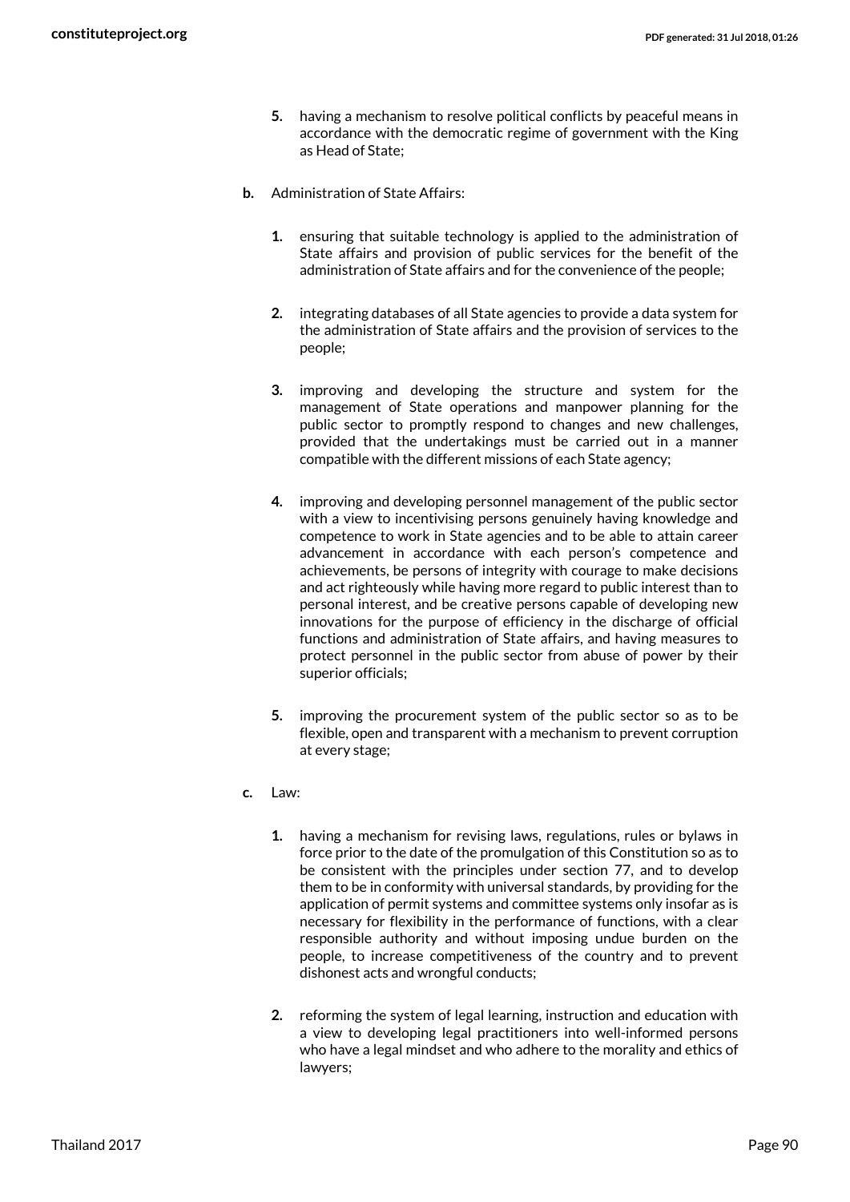5. having a mechanism to resolve political conflicts by peaceful means in accordance with the democratic regime of government with the King as Head of State;

b. Administration of State Affairs:

  1. ensuring that suitable technology is applied to the administration of State affairs and provision of public services for the benefit of the administration of State affairs and for the convenience of the people;

  2. integrating databases of all State agencies to provide a data system for the administration of State affairs and the provision of services to the people;

  3. improving and developing the structure and system for the management of State operations and manpower planning for the public sector to promptly respond to changes and new challenges, provided that the undertakings must be carried out in a manner compatible with the different missions of each State agency;

  4. improving and developing personnel management of the public sector with a view to incentivising persons genuinely having knowledge and competence to work in State agencies and to be able to attain career advancement in accordance with each person's competence and achievements, be persons of integrity with courage to make decisions and act righteously while having more regard to public interest than to personal interest, and be creative persons capable of developing new innovations for the purpose of efficiency in the discharge of official functions and administration of State affairs, and having measures to protect personnel in the public sector from abuse of power by their superior officials;

  5. improving the procurement system of the public sector so as to be flexible, open and transparent with a mechanism to prevent corruption at every stage;

c. Law:

  1. having a mechanism for revising laws, regulations, rules or bylaws in force prior to the date of the promulgation of this Constitution so as to be consistent with the principles under section 77, and to develop them to be in conformity with universal standards, by providing for the application of permit systems and committee systems only insofar as is necessary for flexibility in the performance of functions, with a clear responsible authority and without imposing undue burden on the people, to increase competitiveness of the country and to prevent dishonest acts and wrongful conducts;

  2. reforming the system of legal learning, instruction and education with a view to developing legal practitioners into well-informed persons who have a legal mindset and who adhere to the morality and ethics of lawyers;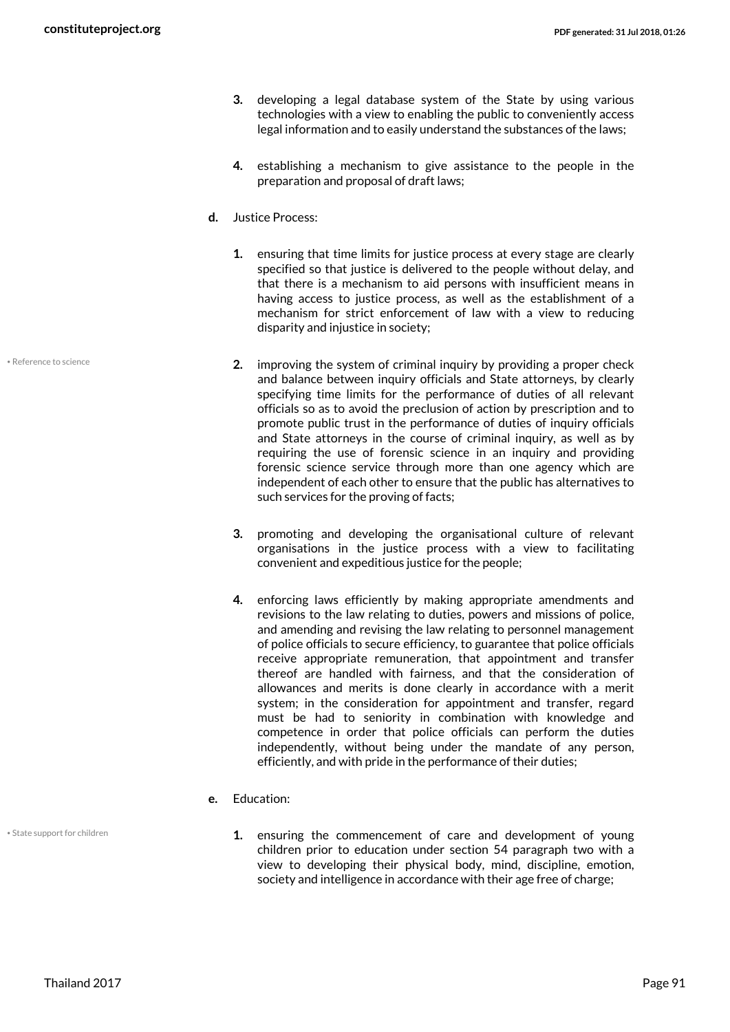3. developing a legal database system of the State by using various technologies with a view to enabling the public to conveniently access legal information and to easily understand the substances of the laws;

4. establishing a mechanism to give assistance to the people in the preparation and proposal of draft laws;

**d.** Justice Process:

1. ensuring that time limits for justice process at every stage are clearly specified so that justice is delivered to the people without delay, and that there is a mechanism to aid persons with insufficient means in having access to justice process, as well as the establishment of a mechanism for strict enforcement of law with a view to reducing disparity and injustice in society;

• Reference to science

2. improving the system of criminal inquiry by providing a proper check and balance between inquiry officials and State attorneys, by clearly specifying time limits for the performance of duties of all relevant officials so as to avoid the preclusion of action by prescription and to promote public trust in the performance of duties of inquiry officials and State attorneys in the course of criminal inquiry, as well as by requiring the use of forensic science in an inquiry and providing forensic science service through more than one agency which are independent of each other to ensure that the public has alternatives to such services for the proving of facts;

3. promoting and developing the organisational culture of relevant organisations in the justice process with a view to facilitating convenient and expeditious justice for the people;

4. enforcing laws efficiently by making appropriate amendments and revisions to the law relating to duties, powers and missions of police, and amending and revising the law relating to personnel management of police officials to secure efficiency, to guarantee that police officials receive appropriate remuneration, that appointment and transfer thereof are handled with fairness, and that the consideration of allowances and merits is done clearly in accordance with a merit system; in the consideration for appointment and transfer, regard must be had to seniority in combination with knowledge and competence in order that police officials can perform the duties independently, without being under the mandate of any person, efficiently, and with pride in the performance of their duties;

**e.** Education:

• State support for children

1. ensuring the commencement of care and development of young children prior to education under section 54 paragraph two with a view to developing their physical body, mind, discipline, emotion, society and intelligence in accordance with their age free of charge;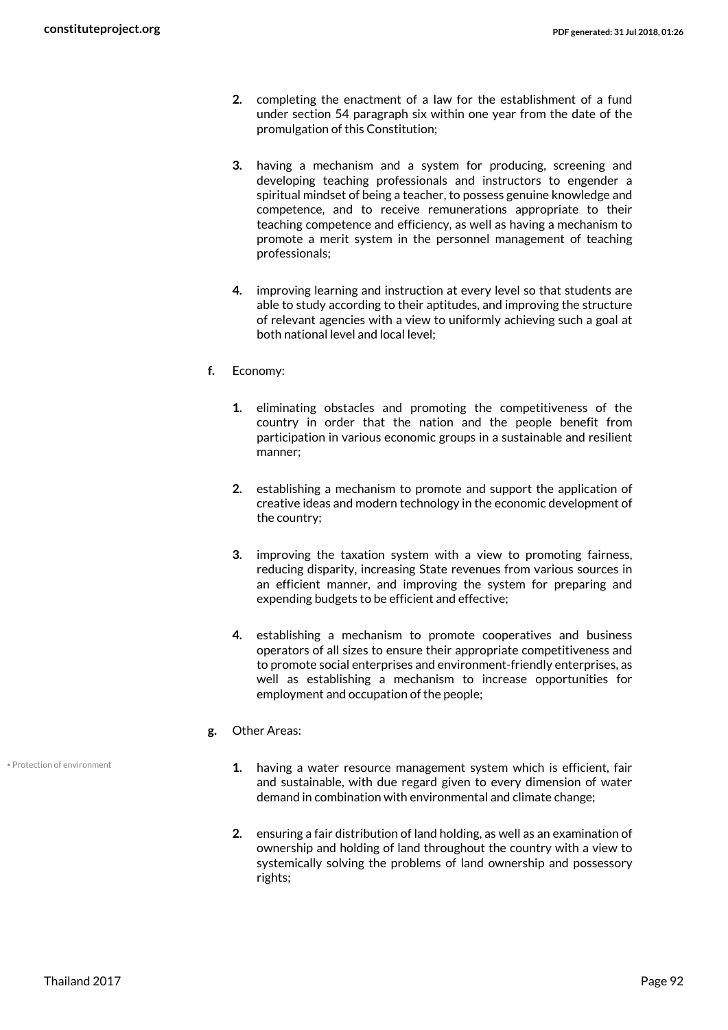2. completing the enactment of a law for the establishment of a fund under section 54 paragraph six within one year from the date of the promulgation of this Constitution;

3. having a mechanism and a system for producing, screening and developing teaching professionals and instructors to engender a spiritual mindset of being a teacher, to possess genuine knowledge and competence, and to receive remunerations appropriate to their teaching competence and efficiency, as well as having a mechanism to promote a merit system in the personnel management of teaching professionals;

4. improving learning and instruction at every level so that students are able to study according to their aptitudes, and improving the structure of relevant agencies with a view to uniformly achieving such a goal at both national level and local level;

**f.** Economy:

1. eliminating obstacles and promoting the competitiveness of the country in order that the nation and the people benefit from participation in various economic groups in a sustainable and resilient manner;

2. establishing a mechanism to promote and support the application of creative ideas and modern technology in the economic development of the country;

3. improving the taxation system with a view to promoting fairness, reducing disparity, increasing State revenues from various sources in an efficient manner, and improving the system for preparing and expending budgets to be efficient and effective;

4. establishing a mechanism to promote cooperatives and business operators of all sizes to ensure their appropriate competitiveness and to promote social enterprises and environment-friendly enterprises, as well as establishing a mechanism to increase opportunities for employment and occupation of the people;

**g.** Other Areas:

• Protection of environment

1. having a water resource management system which is efficient, fair and sustainable, with due regard given to every dimension of water demand in combination with environmental and climate change;

2. ensuring a fair distribution of land holding, as well as an examination of ownership and holding of land throughout the country with a view to systemically solving the problems of land ownership and possessory rights;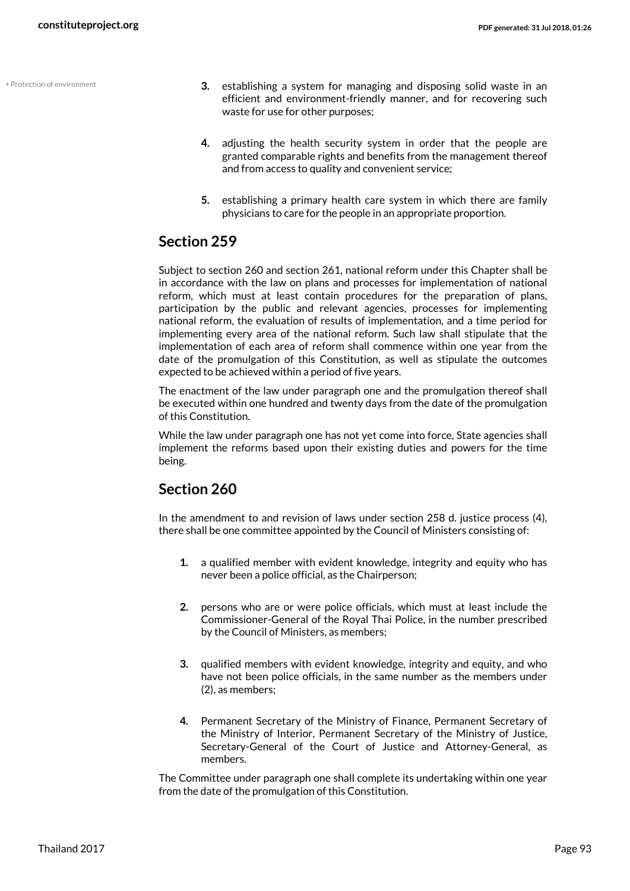• Protection of environment

3. establishing a system for managing and disposing solid waste in an efficient and environment-friendly manner, and for recovering such waste for use for other purposes;

4. adjusting the health security system in order that the people are granted comparable rights and benefits from the management thereof and from access to quality and convenient service;

5. establishing a primary health care system in which there are family physicians to care for the people in an appropriate proportion.

## Section 259

Subject to section 260 and section 261, national reform under this Chapter shall be in accordance with the law on plans and processes for implementation of national reform, which must at least contain procedures for the preparation of plans, participation by the public and relevant agencies, processes for implementing national reform, the evaluation of results of implementation, and a time period for implementing every area of the national reform. Such law shall stipulate that the implementation of each area of reform shall commence within one year from the date of the promulgation of this Constitution, as well as stipulate the outcomes expected to be achieved within a period of five years.

The enactment of the law under paragraph one and the promulgation thereof shall be executed within one hundred and twenty days from the date of the promulgation of this Constitution.

While the law under paragraph one has not yet come into force, State agencies shall implement the reforms based upon their existing duties and powers for the time being.

## Section 260

In the amendment to and revision of laws under section 258 d. justice process (4), there shall be one committee appointed by the Council of Ministers consisting of:

1. a qualified member with evident knowledge, integrity and equity who has never been a police official, as the Chairperson;

2. persons who are or were police officials, which must at least include the Commissioner-General of the Royal Thai Police, in the number prescribed by the Council of Ministers, as members;

3. qualified members with evident knowledge, integrity and equity, and who have not been police officials, in the same number as the members under (2), as members;

4. Permanent Secretary of the Ministry of Finance, Permanent Secretary of the Ministry of Interior, Permanent Secretary of the Ministry of Justice, Secretary-General of the Court of Justice and Attorney-General, as members.

The Committee under paragraph one shall complete its undertaking within one year from the date of the promulgation of this Constitution.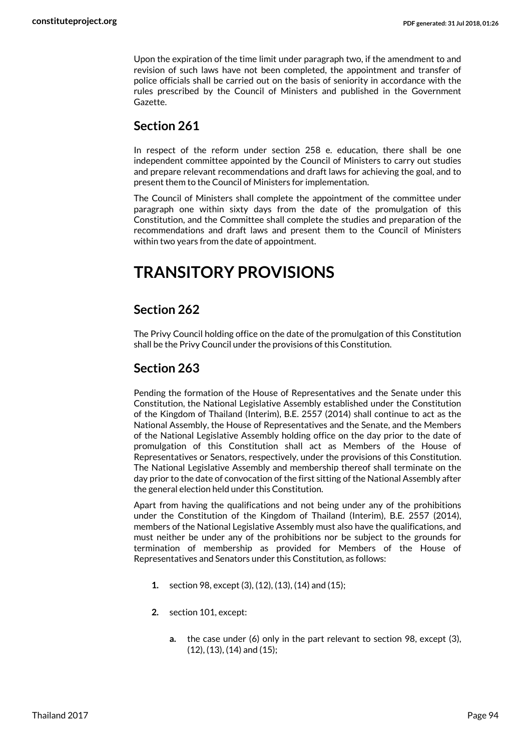Upon the expiration of the time limit under paragraph two, if the amendment to and revision of such laws have not been completed, the appointment and transfer of police officials shall be carried out on the basis of seniority in accordance with the rules prescribed by the Council of Ministers and published in the Government Gazette.

## Section 261

In respect of the reform under section 258 e. education, there shall be one independent committee appointed by the Council of Ministers to carry out studies and prepare relevant recommendations and draft laws for achieving the goal, and to present them to the Council of Ministers for implementation.

The Council of Ministers shall complete the appointment of the committee under paragraph one within sixty days from the date of the promulgation of this Constitution, and the Committee shall complete the studies and preparation of the recommendations and draft laws and present them to the Council of Ministers within two years from the date of appointment.

# TRANSITORY PROVISIONS

## Section 262

The Privy Council holding office on the date of the promulgation of this Constitution shall be the Privy Council under the provisions of this Constitution.

## Section 263

Pending the formation of the House of Representatives and the Senate under this Constitution, the National Legislative Assembly established under the Constitution of the Kingdom of Thailand (Interim), B.E. 2557 (2014) shall continue to act as the National Assembly, the House of Representatives and the Senate, and the Members of the National Legislative Assembly holding office on the day prior to the date of promulgation of this Constitution shall act as Members of the House of Representatives or Senators, respectively, under the provisions of this Constitution. The National Legislative Assembly and membership thereof shall terminate on the day prior to the date of convocation of the first sitting of the National Assembly after the general election held under this Constitution.

Apart from having the qualifications and not being under any of the prohibitions under the Constitution of the Kingdom of Thailand (Interim), B.E. 2557 (2014), members of the National Legislative Assembly must also have the qualifications, and must neither be under any of the prohibitions nor be subject to the grounds for termination of membership as provided for Members of the House of Representatives and Senators under this Constitution, as follows:

1. section 98, except (3), (12), (13), (14) and (15);
2. section 101, except:
    a. the case under (6) only in the part relevant to section 98, except (3), (12), (13), (14) and (15);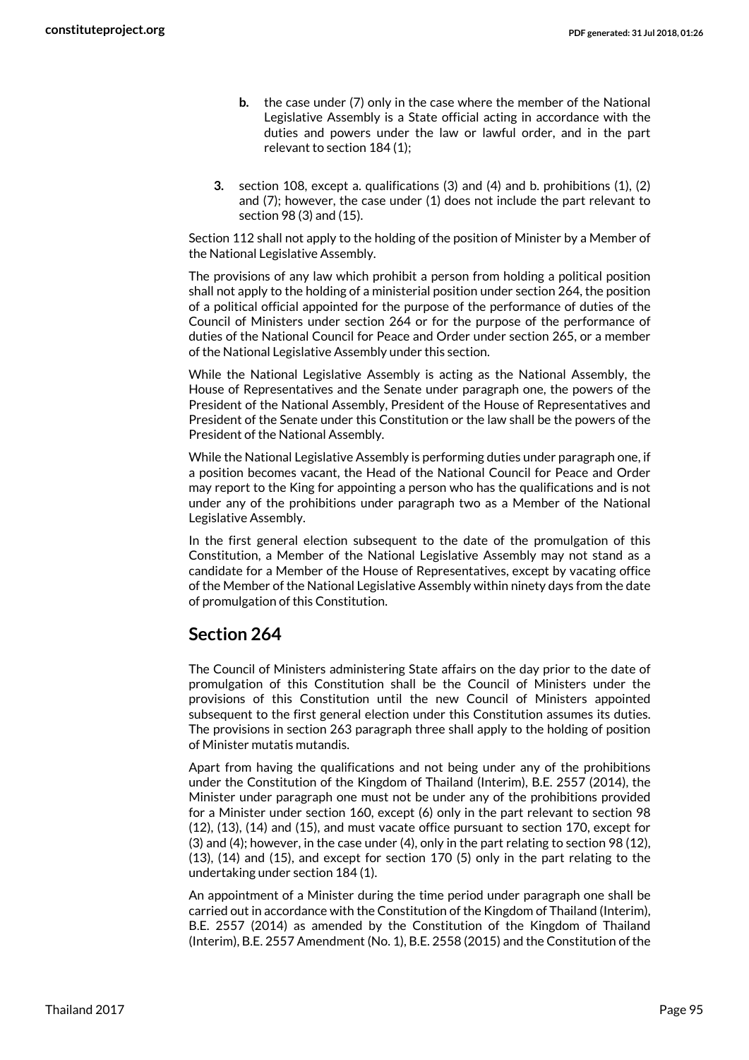- **b.** the case under (7) only in the case where the member of the National Legislative Assembly is a State official acting in accordance with the duties and powers under the law or lawful order, and in the part relevant to section 184 (1);

3. section 108, except a. qualifications (3) and (4) and b. prohibitions (1), (2) and (7); however, the case under (1) does not include the part relevant to section 98 (3) and (15).

Section 112 shall not apply to the holding of the position of Minister by a Member of the National Legislative Assembly.

The provisions of any law which prohibit a person from holding a political position shall not apply to the holding of a ministerial position under section 264, the position of a political official appointed for the purpose of the performance of duties of the Council of Ministers under section 264 or for the purpose of the performance of duties of the National Council for Peace and Order under section 265, or a member of the National Legislative Assembly under this section.

While the National Legislative Assembly is acting as the National Assembly, the House of Representatives and the Senate under paragraph one, the powers of the President of the National Assembly, President of the House of Representatives and President of the Senate under this Constitution or the law shall be the powers of the President of the National Assembly.

While the National Legislative Assembly is performing duties under paragraph one, if a position becomes vacant, the Head of the National Council for Peace and Order may report to the King for appointing a person who has the qualifications and is not under any of the prohibitions under paragraph two as a Member of the National Legislative Assembly.

In the first general election subsequent to the date of the promulgation of this Constitution, a Member of the National Legislative Assembly may not stand as a candidate for a Member of the House of Representatives, except by vacating office of the Member of the National Legislative Assembly within ninety days from the date of promulgation of this Constitution.

## Section 264

The Council of Ministers administering State affairs on the day prior to the date of promulgation of this Constitution shall be the Council of Ministers under the provisions of this Constitution until the new Council of Ministers appointed subsequent to the first general election under this Constitution assumes its duties. The provisions in section 263 paragraph three shall apply to the holding of position of Minister mutatis mutandis.

Apart from having the qualifications and not being under any of the prohibitions under the Constitution of the Kingdom of Thailand (Interim), B.E. 2557 (2014), the Minister under paragraph one must not be under any of the prohibitions provided for a Minister under section 160, except (6) only in the part relevant to section 98 (12), (13), (14) and (15), and must vacate office pursuant to section 170, except for (3) and (4); however, in the case under (4), only in the part relating to section 98 (12), (13), (14) and (15), and except for section 170 (5) only in the part relating to the undertaking under section 184 (1).

An appointment of a Minister during the time period under paragraph one shall be carried out in accordance with the Constitution of the Kingdom of Thailand (Interim), B.E. 2557 (2014) as amended by the Constitution of the Kingdom of Thailand (Interim), B.E. 2557 Amendment (No. 1), B.E. 2558 (2015) and the Constitution of the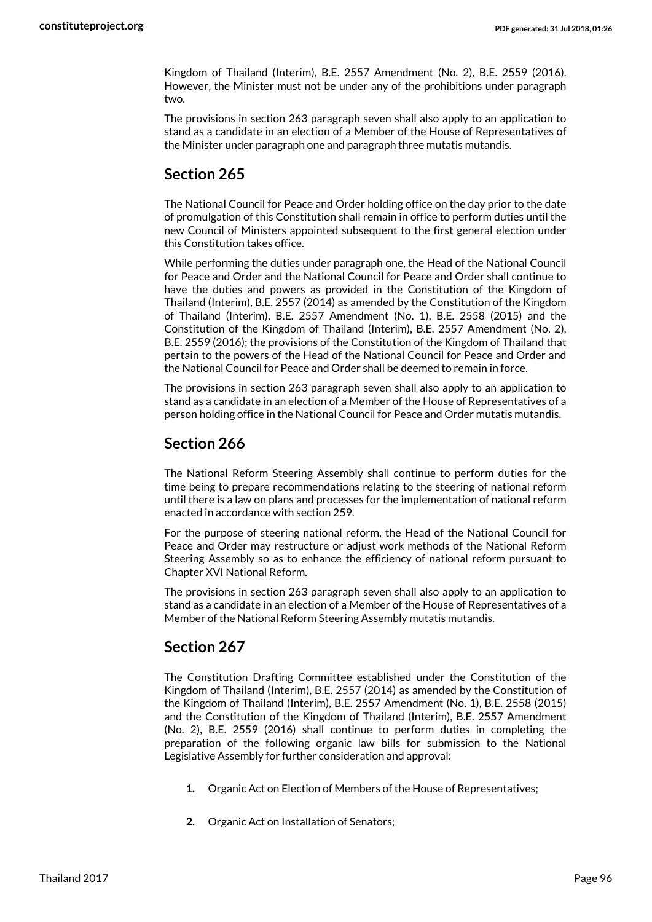Kingdom of Thailand (Interim), B.E. 2557 Amendment (No. 2), B.E. 2559 (2016). However, the Minister must not be under any of the prohibitions under paragraph two.

The provisions in section 263 paragraph seven shall also apply to an application to stand as a candidate in an election of a Member of the House of Representatives of the Minister under paragraph one and paragraph three mutatis mutandis.

## Section 265

The National Council for Peace and Order holding office on the day prior to the date of promulgation of this Constitution shall remain in office to perform duties until the new Council of Ministers appointed subsequent to the first general election under this Constitution takes office.

While performing the duties under paragraph one, the Head of the National Council for Peace and Order and the National Council for Peace and Order shall continue to have the duties and powers as provided in the Constitution of the Kingdom of Thailand (Interim), B.E. 2557 (2014) as amended by the Constitution of the Kingdom of Thailand (Interim), B.E. 2557 Amendment (No. 1), B.E. 2558 (2015) and the Constitution of the Kingdom of Thailand (Interim), B.E. 2557 Amendment (No. 2), B.E. 2559 (2016); the provisions of the Constitution of the Kingdom of Thailand that pertain to the powers of the Head of the National Council for Peace and Order and the National Council for Peace and Order shall be deemed to remain in force.

The provisions in section 263 paragraph seven shall also apply to an application to stand as a candidate in an election of a Member of the House of Representatives of a person holding office in the National Council for Peace and Order mutatis mutandis.

## Section 266

The National Reform Steering Assembly shall continue to perform duties for the time being to prepare recommendations relating to the steering of national reform until there is a law on plans and processes for the implementation of national reform enacted in accordance with section 259.

For the purpose of steering national reform, the Head of the National Council for Peace and Order may restructure or adjust work methods of the National Reform Steering Assembly so as to enhance the efficiency of national reform pursuant to Chapter XVI National Reform.

The provisions in section 263 paragraph seven shall also apply to an application to stand as a candidate in an election of a Member of the House of Representatives of a Member of the National Reform Steering Assembly mutatis mutandis.

## Section 267

The Constitution Drafting Committee established under the Constitution of the Kingdom of Thailand (Interim), B.E. 2557 (2014) as amended by the Constitution of the Kingdom of Thailand (Interim), B.E. 2557 Amendment (No. 1), B.E. 2558 (2015) and the Constitution of the Kingdom of Thailand (Interim), B.E. 2557 Amendment (No. 2), B.E. 2559 (2016) shall continue to perform duties in completing the preparation of the following organic law bills for submission to the National Legislative Assembly for further consideration and approval:

1. Organic Act on Election of Members of the House of Representatives;
2. Organic Act on Installation of Senators;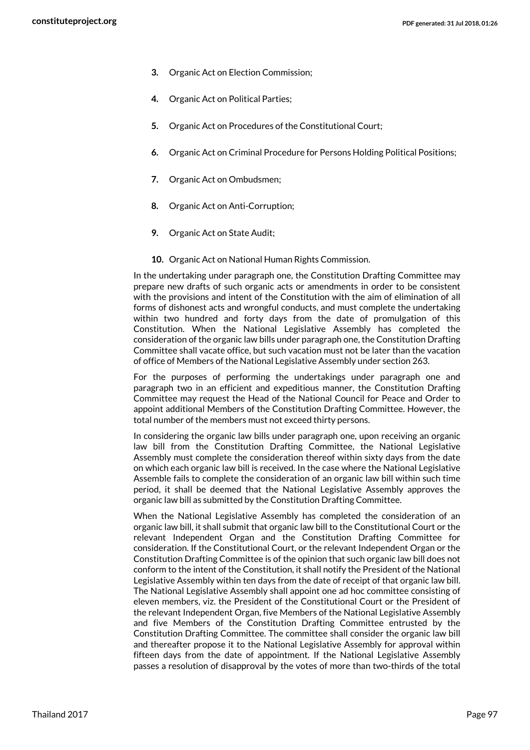3. Organic Act on Election Commission;
4. Organic Act on Political Parties;
5. Organic Act on Procedures of the Constitutional Court;
6. Organic Act on Criminal Procedure for Persons Holding Political Positions;
7. Organic Act on Ombudsmen;
8. Organic Act on Anti-Corruption;
9. Organic Act on State Audit;
10. Organic Act on National Human Rights Commission.

In the undertaking under paragraph one, the Constitution Drafting Committee may prepare new drafts of such organic acts or amendments in order to be consistent with the provisions and intent of the Constitution with the aim of elimination of all forms of dishonest acts and wrongful conducts, and must complete the undertaking within two hundred and forty days from the date of promulgation of this Constitution. When the National Legislative Assembly has completed the consideration of the organic law bills under paragraph one, the Constitution Drafting Committee shall vacate office, but such vacation must not be later than the vacation of office of Members of the National Legislative Assembly under section 263.

For the purposes of performing the undertakings under paragraph one and paragraph two in an efficient and expeditious manner, the Constitution Drafting Committee may request the Head of the National Council for Peace and Order to appoint additional Members of the Constitution Drafting Committee. However, the total number of the members must not exceed thirty persons.

In considering the organic law bills under paragraph one, upon receiving an organic law bill from the Constitution Drafting Committee, the National Legislative Assembly must complete the consideration thereof within sixty days from the date on which each organic law bill is received. In the case where the National Legislative Assemble fails to complete the consideration of an organic law bill within such time period, it shall be deemed that the National Legislative Assembly approves the organic law bill as submitted by the Constitution Drafting Committee.

When the National Legislative Assembly has completed the consideration of an organic law bill, it shall submit that organic law bill to the Constitutional Court or the relevant Independent Organ and the Constitution Drafting Committee for consideration. If the Constitutional Court, or the relevant Independent Organ or the Constitution Drafting Committee is of the opinion that such organic law bill does not conform to the intent of the Constitution, it shall notify the President of the National Legislative Assembly within ten days from the date of receipt of that organic law bill. The National Legislative Assembly shall appoint one ad hoc committee consisting of eleven members, viz. the President of the Constitutional Court or the President of the relevant Independent Organ, five Members of the National Legislative Assembly and five Members of the Constitution Drafting Committee entrusted by the Constitution Drafting Committee. The committee shall consider the organic law bill and thereafter propose it to the National Legislative Assembly for approval within fifteen days from the date of appointment. If the National Legislative Assembly passes a resolution of disapproval by the votes of more than two-thirds of the total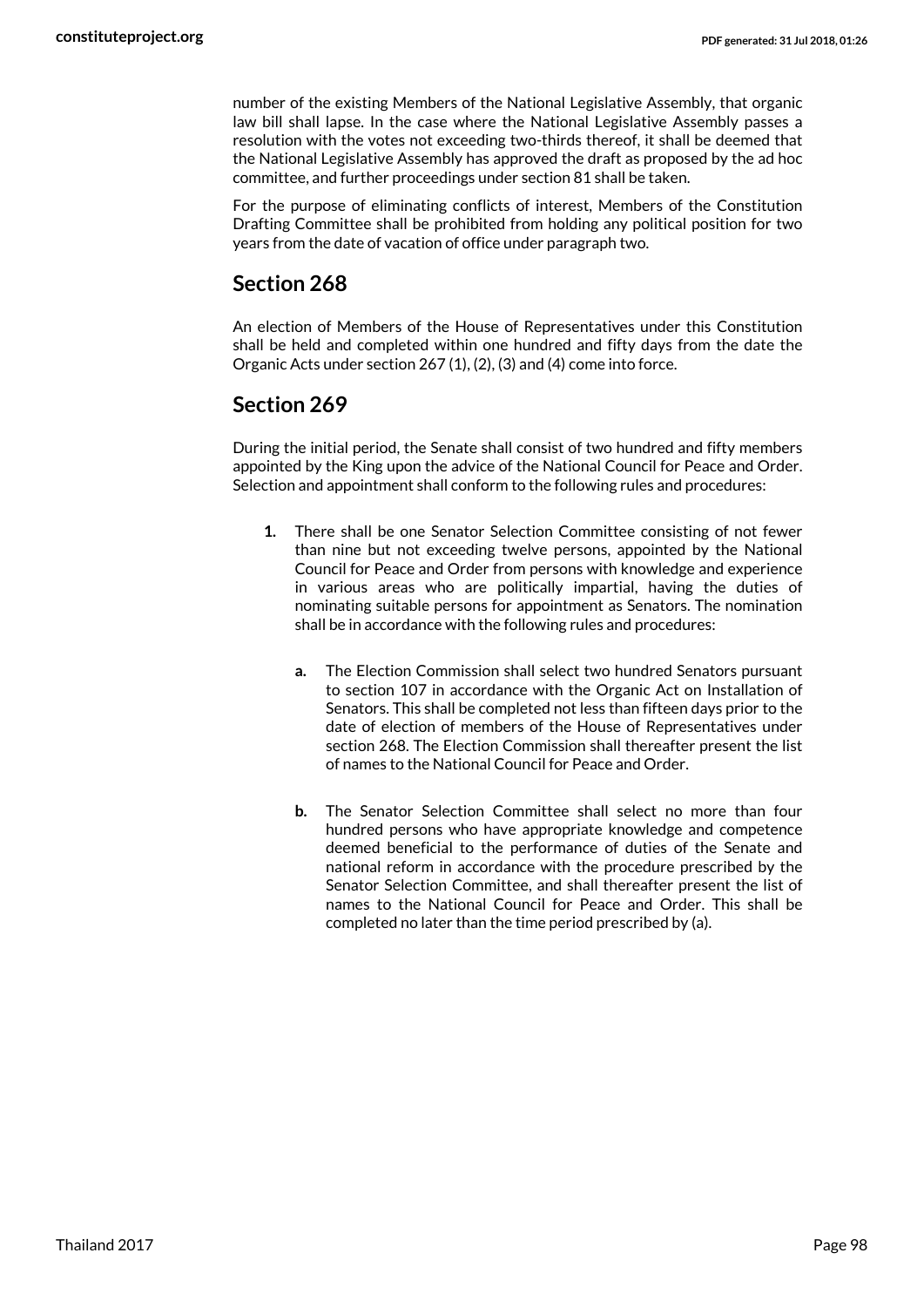number of the existing Members of the National Legislative Assembly, that organic law bill shall lapse. In the case where the National Legislative Assembly passes a resolution with the votes not exceeding two-thirds thereof, it shall be deemed that the National Legislative Assembly has approved the draft as proposed by the ad hoc committee, and further proceedings under section 81 shall be taken.

For the purpose of eliminating conflicts of interest, Members of the Constitution Drafting Committee shall be prohibited from holding any political position for two years from the date of vacation of office under paragraph two.

## Section 268

An election of Members of the House of Representatives under this Constitution shall be held and completed within one hundred and fifty days from the date the Organic Acts under section 267 (1), (2), (3) and (4) come into force.

## Section 269

During the initial period, the Senate shall consist of two hundred and fifty members appointed by the King upon the advice of the National Council for Peace and Order. Selection and appointment shall conform to the following rules and procedures:

1. There shall be one Senator Selection Committee consisting of not fewer than nine but not exceeding twelve persons, appointed by the National Council for Peace and Order from persons with knowledge and experience in various areas who are politically impartial, having the duties of nominating suitable persons for appointment as Senators. The nomination shall be in accordance with the following rules and procedures:

    a. The Election Commission shall select two hundred Senators pursuant to section 107 in accordance with the Organic Act on Installation of Senators. This shall be completed not less than fifteen days prior to the date of election of members of the House of Representatives under section 268. The Election Commission shall thereafter present the list of names to the National Council for Peace and Order.

    b. The Senator Selection Committee shall select no more than four hundred persons who have appropriate knowledge and competence deemed beneficial to the performance of duties of the Senate and national reform in accordance with the procedure prescribed by the Senator Selection Committee, and shall thereafter present the list of names to the National Council for Peace and Order. This shall be completed no later than the time period prescribed by (a).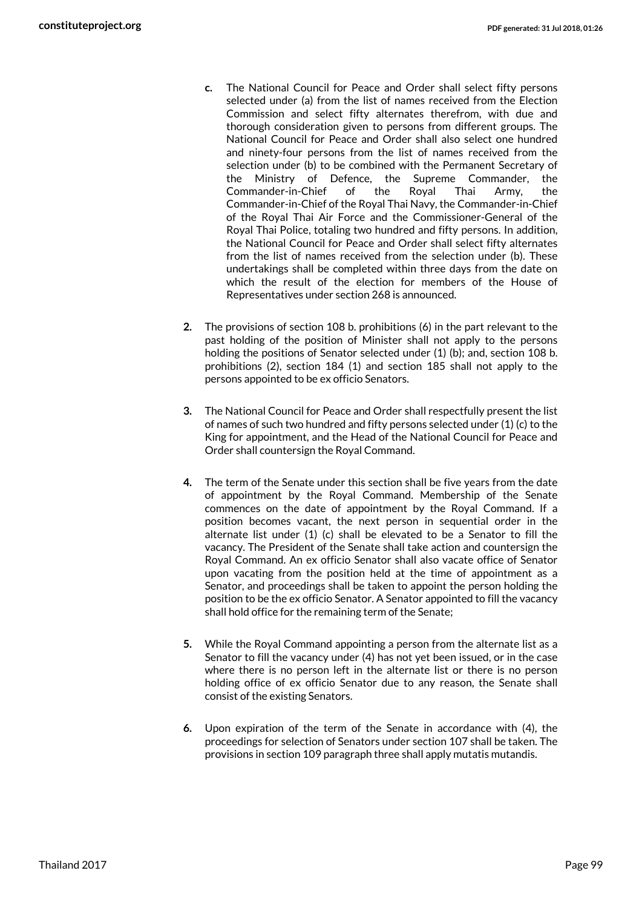c. The National Council for Peace and Order shall select fifty persons selected under (a) from the list of names received from the Election Commission and select fifty alternates therefrom, with due and thorough consideration given to persons from different groups. The National Council for Peace and Order shall also select one hundred and ninety-four persons from the list of names received from the selection under (b) to be combined with the Permanent Secretary of the Ministry of Defence, the Supreme Commander, the Commander-in-Chief of the Royal Thai Army, the Commander-in-Chief of the Royal Thai Navy, the Commander-in-Chief of the Royal Thai Air Force and the Commissioner-General of the Royal Thai Police, totaling two hundred and fifty persons. In addition, the National Council for Peace and Order shall select fifty alternates from the list of names received from the selection under (b). These undertakings shall be completed within three days from the date on which the result of the election for members of the House of Representatives under section 268 is announced.

2. The provisions of section 108 b. prohibitions (6) in the part relevant to the past holding of the position of Minister shall not apply to the persons holding the positions of Senator selected under (1) (b); and, section 108 b. prohibitions (2), section 184 (1) and section 185 shall not apply to the persons appointed to be ex officio Senators.

3. The National Council for Peace and Order shall respectfully present the list of names of such two hundred and fifty persons selected under (1) (c) to the King for appointment, and the Head of the National Council for Peace and Order shall countersign the Royal Command.

4. The term of the Senate under this section shall be five years from the date of appointment by the Royal Command. Membership of the Senate commences on the date of appointment by the Royal Command. If a position becomes vacant, the next person in sequential order in the alternate list under (1) (c) shall be elevated to be a Senator to fill the vacancy. The President of the Senate shall take action and countersign the Royal Command. An ex officio Senator shall also vacate office of Senator upon vacating from the position held at the time of appointment as a Senator, and proceedings shall be taken to appoint the person holding the position to be the ex officio Senator. A Senator appointed to fill the vacancy shall hold office for the remaining term of the Senate;

5. While the Royal Command appointing a person from the alternate list as a Senator to fill the vacancy under (4) has not yet been issued, or in the case where there is no person left in the alternate list or there is no person holding office of ex officio Senator due to any reason, the Senate shall consist of the existing Senators.

6. Upon expiration of the term of the Senate in accordance with (4), the proceedings for selection of Senators under section 107 shall be taken. The provisions in section 109 paragraph three shall apply mutatis mutandis.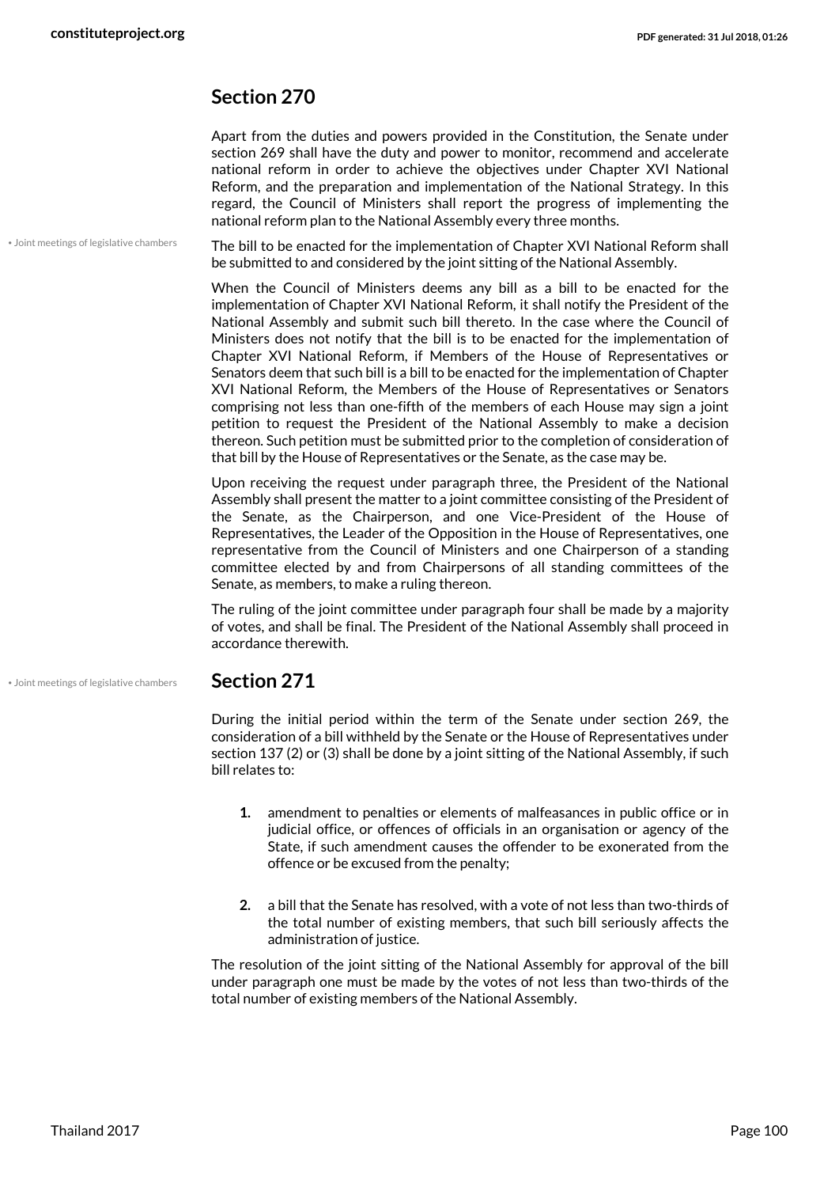## Section 270

Apart from the duties and powers provided in the Constitution, the Senate under section 269 shall have the duty and power to monitor, recommend and accelerate national reform in order to achieve the objectives under Chapter XVI National Reform, and the preparation and implementation of the National Strategy. In this regard, the Council of Ministers shall report the progress of implementing the national reform plan to the National Assembly every three months.

• Joint meetings of legislative chambers

The bill to be enacted for the implementation of Chapter XVI National Reform shall be submitted to and considered by the joint sitting of the National Assembly.

When the Council of Ministers deems any bill as a bill to be enacted for the implementation of Chapter XVI National Reform, it shall notify the President of the National Assembly and submit such bill thereto. In the case where the Council of Ministers does not notify that the bill is to be enacted for the implementation of Chapter XVI National Reform, if Members of the House of Representatives or Senators deem that such bill is a bill to be enacted for the implementation of Chapter XVI National Reform, the Members of the House of Representatives or Senators comprising not less than one-fifth of the members of each House may sign a joint petition to request the President of the National Assembly to make a decision thereon. Such petition must be submitted prior to the completion of consideration of that bill by the House of Representatives or the Senate, as the case may be.

Upon receiving the request under paragraph three, the President of the National Assembly shall present the matter to a joint committee consisting of the President of the Senate, as the Chairperson, and one Vice-President of the House of Representatives, the Leader of the Opposition in the House of Representatives, one representative from the Council of Ministers and one Chairperson of a standing committee elected by and from Chairpersons of all standing committees of the Senate, as members, to make a ruling thereon.

The ruling of the joint committee under paragraph four shall be made by a majority of votes, and shall be final. The President of the National Assembly shall proceed in accordance therewith.

• Joint meetings of legislative chambers

## Section 271

During the initial period within the term of the Senate under section 269, the consideration of a bill withheld by the Senate or the House of Representatives under section 137 (2) or (3) shall be done by a joint sitting of the National Assembly, if such bill relates to:

1. amendment to penalties or elements of malfeasances in public office or in judicial office, or offences of officials in an organisation or agency of the State, if such amendment causes the offender to be exonerated from the offence or be excused from the penalty;

2. a bill that the Senate has resolved, with a vote of not less than two-thirds of the total number of existing members, that such bill seriously affects the administration of justice.

The resolution of the joint sitting of the National Assembly for approval of the bill under paragraph one must be made by the votes of not less than two-thirds of the total number of existing members of the National Assembly.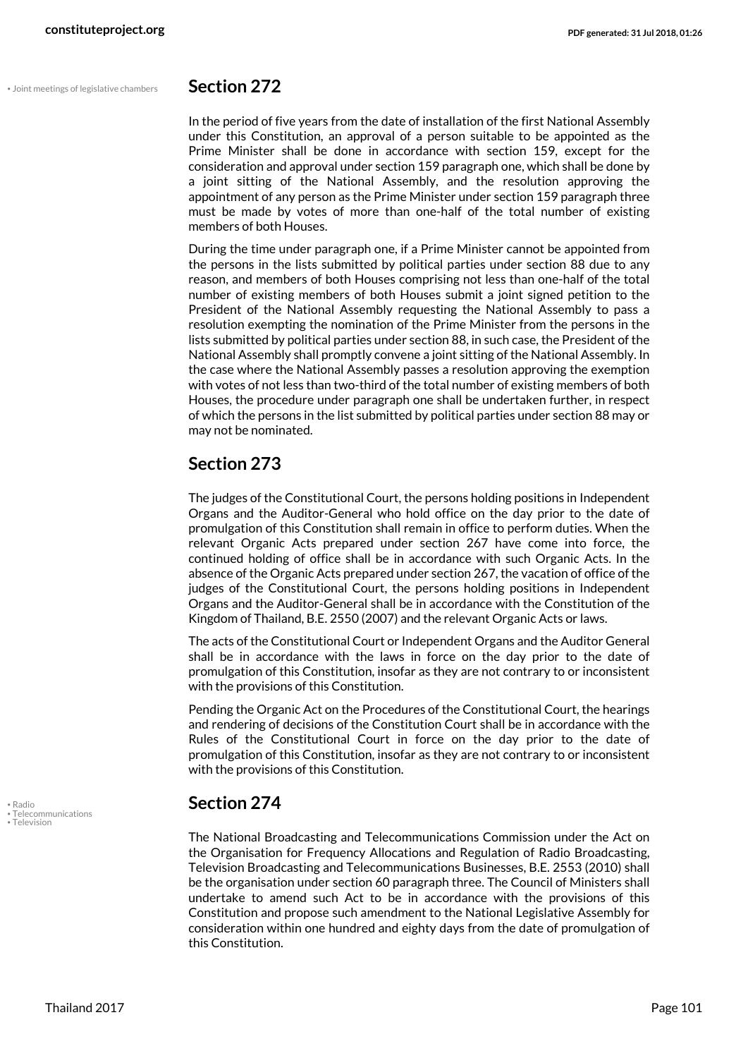## Section 272

In the period of five years from the date of installation of the first National Assembly under this Constitution, an approval of a person suitable to be appointed as the Prime Minister shall be done in accordance with section 159, except for the consideration and approval under section 159 paragraph one, which shall be done by a joint sitting of the National Assembly, and the resolution approving the appointment of any person as the Prime Minister under section 159 paragraph three must be made by votes of more than one-half of the total number of existing members of both Houses.

During the time under paragraph one, if a Prime Minister cannot be appointed from the persons in the lists submitted by political parties under section 88 due to any reason, and members of both Houses comprising not less than one-half of the total number of existing members of both Houses submit a joint signed petition to the President of the National Assembly requesting the National Assembly to pass a resolution exempting the nomination of the Prime Minister from the persons in the lists submitted by political parties under section 88, in such case, the President of the National Assembly shall promptly convene a joint sitting of the National Assembly. In the case where the National Assembly passes a resolution approving the exemption with votes of not less than two-third of the total number of existing members of both Houses, the procedure under paragraph one shall be undertaken further, in respect of which the persons in the list submitted by political parties under section 88 may or may not be nominated.

## Section 273

The judges of the Constitutional Court, the persons holding positions in Independent Organs and the Auditor-General who hold office on the day prior to the date of promulgation of this Constitution shall remain in office to perform duties. When the relevant Organic Acts prepared under section 267 have come into force, the continued holding of office shall be in accordance with such Organic Acts. In the absence of the Organic Acts prepared under section 267, the vacation of office of the judges of the Constitutional Court, the persons holding positions in Independent Organs and the Auditor-General shall be in accordance with the Constitution of the Kingdom of Thailand, B.E. 2550 (2007) and the relevant Organic Acts or laws.

The acts of the Constitutional Court or Independent Organs and the Auditor General shall be in accordance with the laws in force on the day prior to the date of promulgation of this Constitution, insofar as they are not contrary to or inconsistent with the provisions of this Constitution.

Pending the Organic Act on the Procedures of the Constitutional Court, the hearings and rendering of decisions of the Constitution Court shall be in accordance with the Rules of the Constitutional Court in force on the day prior to the date of promulgation of this Constitution, insofar as they are not contrary to or inconsistent with the provisions of this Constitution.

## Section 274

The National Broadcasting and Telecommunications Commission under the Act on the Organisation for Frequency Allocations and Regulation of Radio Broadcasting, Television Broadcasting and Telecommunications Businesses, B.E. 2553 (2010) shall be the organisation under section 60 paragraph three. The Council of Ministers shall undertake to amend such Act to be in accordance with the provisions of this Constitution and propose such amendment to the National Legislative Assembly for consideration within one hundred and eighty days from the date of promulgation of this Constitution.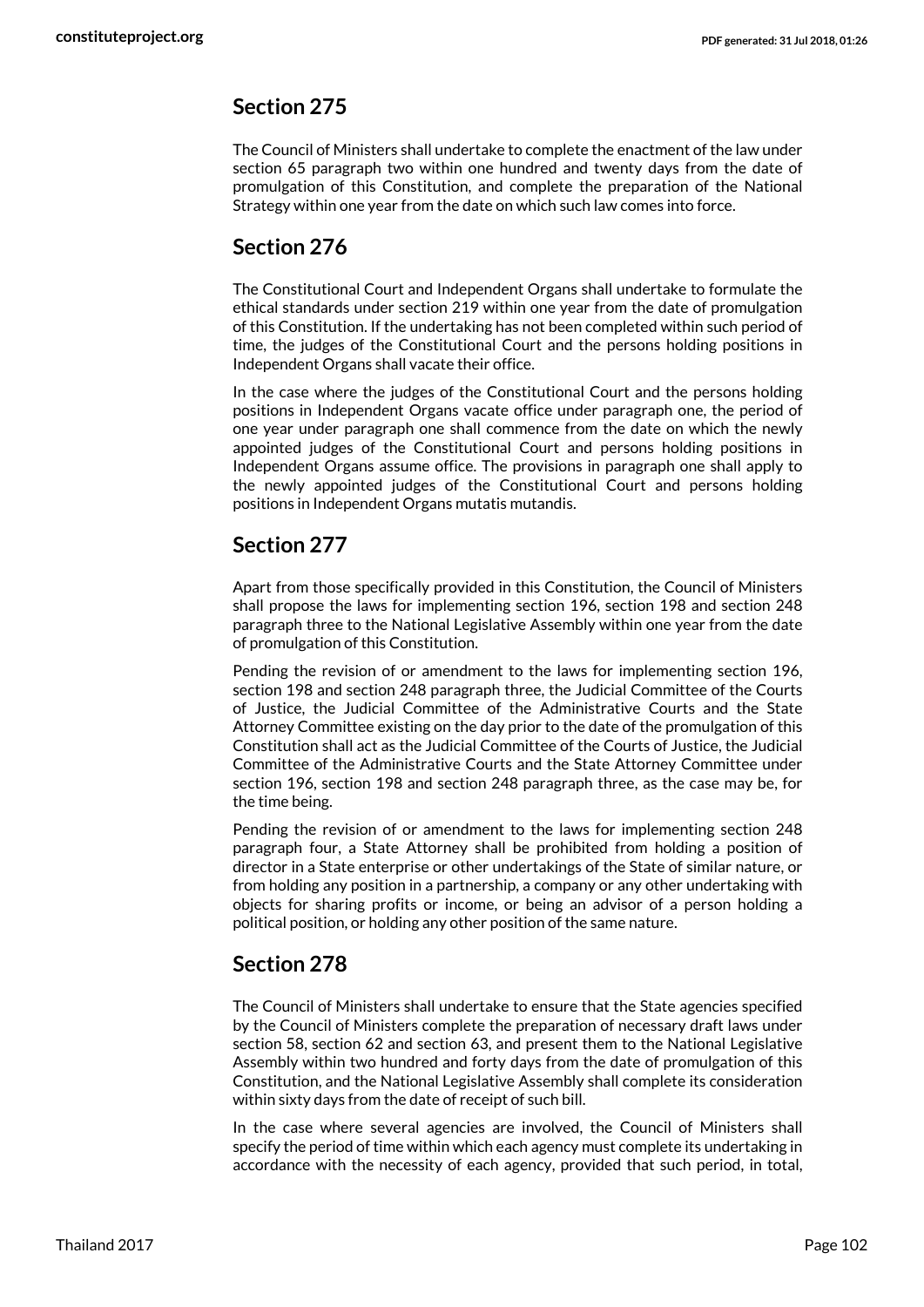## Section 275

The Council of Ministers shall undertake to complete the enactment of the law under section 65 paragraph two within one hundred and twenty days from the date of promulgation of this Constitution, and complete the preparation of the National Strategy within one year from the date on which such law comes into force.

## Section 276

The Constitutional Court and Independent Organs shall undertake to formulate the ethical standards under section 219 within one year from the date of promulgation of this Constitution. If the undertaking has not been completed within such period of time, the judges of the Constitutional Court and the persons holding positions in Independent Organs shall vacate their office.

In the case where the judges of the Constitutional Court and the persons holding positions in Independent Organs vacate office under paragraph one, the period of one year under paragraph one shall commence from the date on which the newly appointed judges of the Constitutional Court and persons holding positions in Independent Organs assume office. The provisions in paragraph one shall apply to the newly appointed judges of the Constitutional Court and persons holding positions in Independent Organs mutatis mutandis.

## Section 277

Apart from those specifically provided in this Constitution, the Council of Ministers shall propose the laws for implementing section 196, section 198 and section 248 paragraph three to the National Legislative Assembly within one year from the date of promulgation of this Constitution.

Pending the revision of or amendment to the laws for implementing section 196, section 198 and section 248 paragraph three, the Judicial Committee of the Courts of Justice, the Judicial Committee of the Administrative Courts and the State Attorney Committee existing on the day prior to the date of the promulgation of this Constitution shall act as the Judicial Committee of the Courts of Justice, the Judicial Committee of the Administrative Courts and the State Attorney Committee under section 196, section 198 and section 248 paragraph three, as the case may be, for the time being.

Pending the revision of or amendment to the laws for implementing section 248 paragraph four, a State Attorney shall be prohibited from holding a position of director in a State enterprise or other undertakings of the State of similar nature, or from holding any position in a partnership, a company or any other undertaking with objects for sharing profits or income, or being an advisor of a person holding a political position, or holding any other position of the same nature.

## Section 278

The Council of Ministers shall undertake to ensure that the State agencies specified by the Council of Ministers complete the preparation of necessary draft laws under section 58, section 62 and section 63, and present them to the National Legislative Assembly within two hundred and forty days from the date of promulgation of this Constitution, and the National Legislative Assembly shall complete its consideration within sixty days from the date of receipt of such bill.

In the case where several agencies are involved, the Council of Ministers shall specify the period of time within which each agency must complete its undertaking in accordance with the necessity of each agency, provided that such period, in total,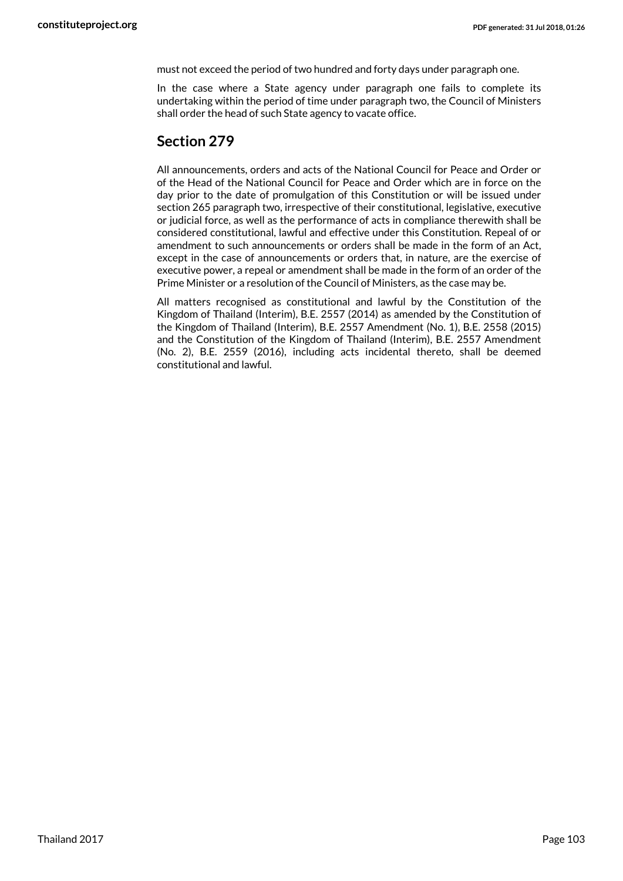must not exceed the period of two hundred and forty days under paragraph one.

In the case where a State agency under paragraph one fails to complete its undertaking within the period of time under paragraph two, the Council of Ministers shall order the head of such State agency to vacate office.

## Section 279

All announcements, orders and acts of the National Council for Peace and Order or of the Head of the National Council for Peace and Order which are in force on the day prior to the date of promulgation of this Constitution or will be issued under section 265 paragraph two, irrespective of their constitutional, legislative, executive or judicial force, as well as the performance of acts in compliance therewith shall be considered constitutional, lawful and effective under this Constitution. Repeal of or amendment to such announcements or orders shall be made in the form of an Act, except in the case of announcements or orders that, in nature, are the exercise of executive power, a repeal or amendment shall be made in the form of an order of the Prime Minister or a resolution of the Council of Ministers, as the case may be.

All matters recognised as constitutional and lawful by the Constitution of the Kingdom of Thailand (Interim), B.E. 2557 (2014) as amended by the Constitution of the Kingdom of Thailand (Interim), B.E. 2557 Amendment (No. 1), B.E. 2558 (2015) and the Constitution of the Kingdom of Thailand (Interim), B.E. 2557 Amendment (No. 2), B.E. 2559 (2016), including acts incidental thereto, shall be deemed constitutional and lawful.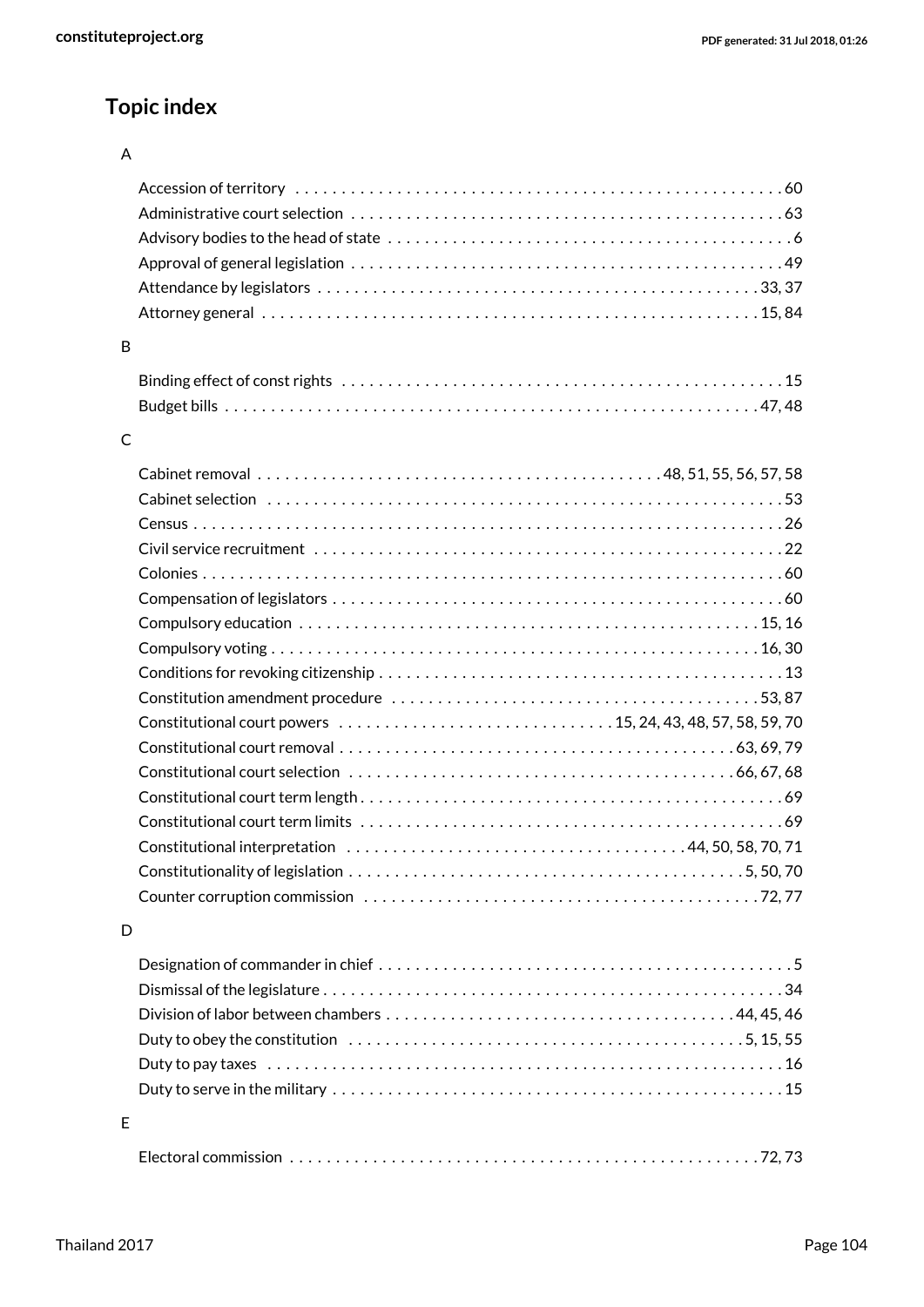## Topic index

### A

- Accession of territory . . . . . . . . . . 60
- Administrative court selection . . . . . . . . . . 63
- Advisory bodies to the head of state . . . . . . . . . . 6
- Approval of general legislation . . . . . . . . . . 49
- Attendance by legislators . . . . . . . . . . 33, 37
- Attorney general . . . . . . . . . . 15, 84

### B

- Binding effect of const rights . . . . . . . . . . 15
- Budget bills . . . . . . . . . . 47, 48

### C

- Cabinet removal . . . . . . . . . . 48, 51, 55, 56, 57, 58
- Cabinet selection . . . . . . . . . . 53
- Census . . . . . . . . . . 26
- Civil service recruitment . . . . . . . . . . 22
- Colonies . . . . . . . . . . 60
- Compensation of legislators . . . . . . . . . . 60
- Compulsory education . . . . . . . . . . 15, 16
- Compulsory voting . . . . . . . . . . 16, 30
- Conditions for revoking citizenship . . . . . . . . . . 13
- Constitution amendment procedure . . . . . . . . . . 53, 87
- Constitutional court powers . . . . . . . . . . 15, 24, 43, 48, 57, 58, 59, 70
- Constitutional court removal . . . . . . . . . . 63, 69, 79
- Constitutional court selection . . . . . . . . . . 66, 67, 68
- Constitutional court term length . . . . . . . . . . 69
- Constitutional court term limits . . . . . . . . . . 69
- Constitutional interpretation . . . . . . . . . . 44, 50, 58, 70, 71
- Constitutionality of legislation . . . . . . . . . . 5, 50, 70
- Counter corruption commission . . . . . . . . . . 72, 77

### D

- Designation of commander in chief . . . . . . . . . . 5
- Dismissal of the legislature . . . . . . . . . . 34
- Division of labor between chambers . . . . . . . . . . 44, 45, 46
- Duty to obey the constitution . . . . . . . . . . 5, 15, 55
- Duty to pay taxes . . . . . . . . . . 16
- Duty to serve in the military . . . . . . . . . . 15

### E

- Electoral commission . . . . . . . . . . 72, 73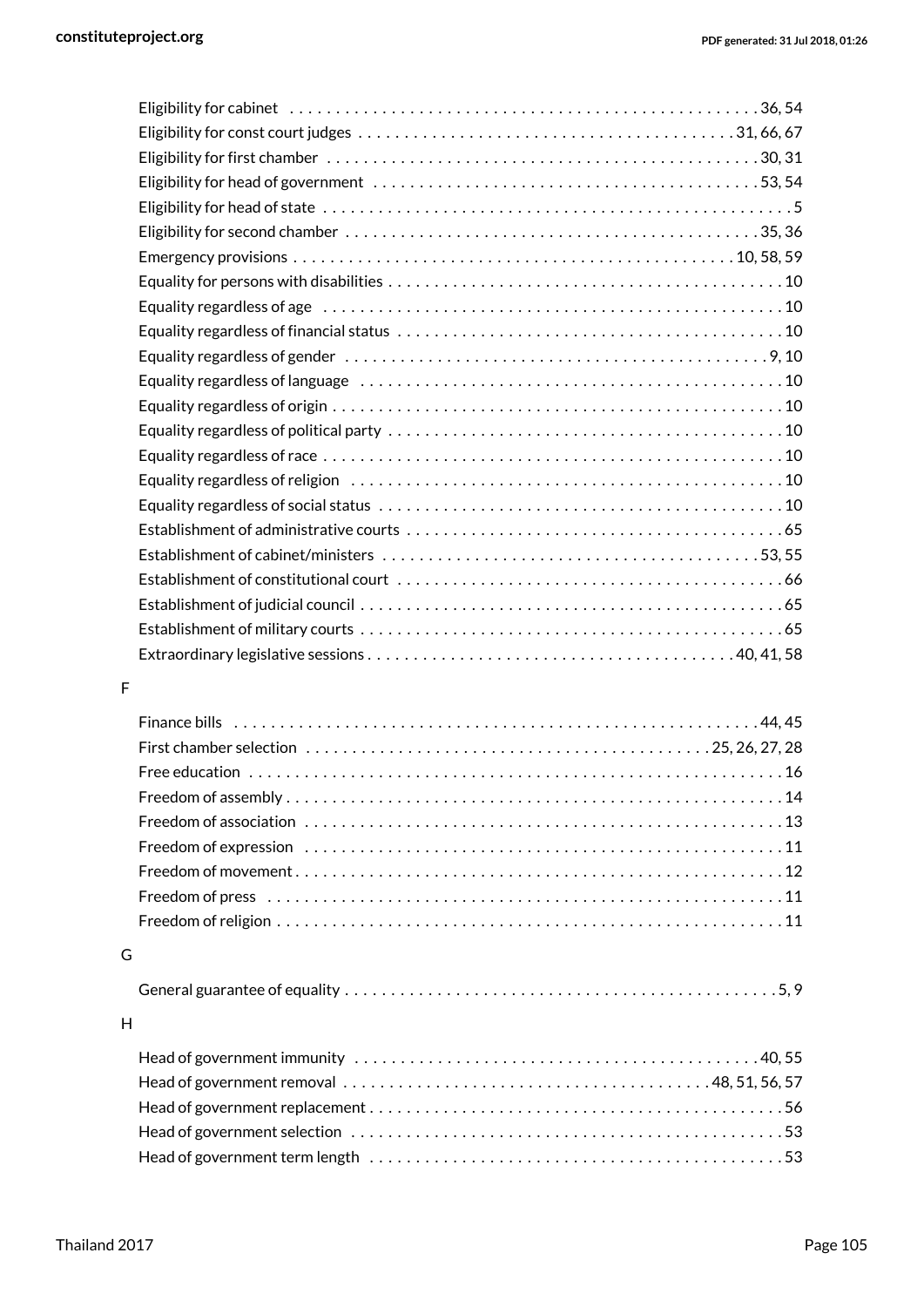Eligibility for cabinet . . . 36, 54
Eligibility for const court judges . . . 31, 66, 67
Eligibility for first chamber . . . 30, 31
Eligibility for head of government . . . 53, 54
Eligibility for head of state . . . 5
Eligibility for second chamber . . . 35, 36
Emergency provisions . . . 10, 58, 59
Equality for persons with disabilities . . . 10
Equality regardless of age . . . 10
Equality regardless of financial status . . . 10
Equality regardless of gender . . . 9, 10
Equality regardless of language . . . 10
Equality regardless of origin . . . 10
Equality regardless of political party . . . 10
Equality regardless of race . . . 10
Equality regardless of religion . . . 10
Equality regardless of social status . . . 10
Establishment of administrative courts . . . 65
Establishment of cabinet/ministers . . . 53, 55
Establishment of constitutional court . . . 66
Establishment of judicial council . . . 65
Establishment of military courts . . . 65
Extraordinary legislative sessions . . . 40, 41, 58

F

Finance bills . . . 44, 45
First chamber selection . . . 25, 26, 27, 28
Free education . . . 16
Freedom of assembly . . . 14
Freedom of association . . . 13
Freedom of expression . . . 11
Freedom of movement . . . 12
Freedom of press . . . 11
Freedom of religion . . . 11

G

General guarantee of equality . . . 5, 9

H

Head of government immunity . . . 40, 55
Head of government removal . . . 48, 51, 56, 57
Head of government replacement . . . 56
Head of government selection . . . 53
Head of government term length . . . 53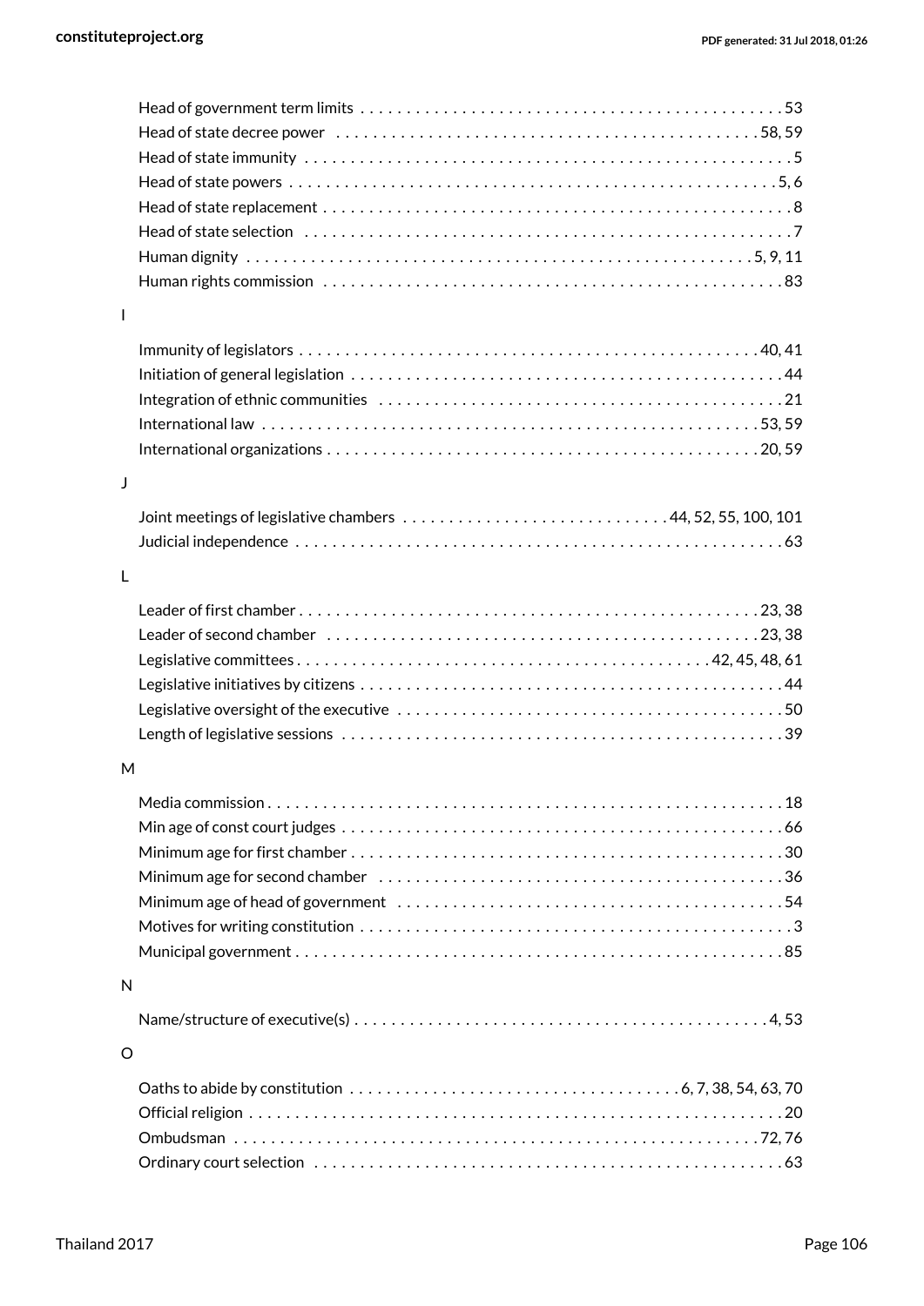Head of government term limits . . . . . . . . . . . . . . . . . . . . . . . . . . . . . . . . . . . . . . . . . . . . . . 53
Head of state decree power . . . . . . . . . . . . . . . . . . . . . . . . . . . . . . . . . . . . . . . . . . . . . 58, 59
Head of state immunity . . . . . . . . . . . . . . . . . . . . . . . . . . . . . . . . . . . . . . . . . . . . . . . . . . . . 5
Head of state powers . . . . . . . . . . . . . . . . . . . . . . . . . . . . . . . . . . . . . . . . . . . . . . . . . . . . 5, 6
Head of state replacement . . . . . . . . . . . . . . . . . . . . . . . . . . . . . . . . . . . . . . . . . . . . . . . . . . 8
Head of state selection . . . . . . . . . . . . . . . . . . . . . . . . . . . . . . . . . . . . . . . . . . . . . . . . . . . . 7
Human dignity . . . . . . . . . . . . . . . . . . . . . . . . . . . . . . . . . . . . . . . . . . . . . . . . . . . . . . 5, 9, 11
Human rights commission . . . . . . . . . . . . . . . . . . . . . . . . . . . . . . . . . . . . . . . . . . . . . . . . . 83

I

Immunity of legislators . . . . . . . . . . . . . . . . . . . . . . . . . . . . . . . . . . . . . . . . . . . . . . . . . 40, 41
Initiation of general legislation . . . . . . . . . . . . . . . . . . . . . . . . . . . . . . . . . . . . . . . . . . . . . . 44
Integration of ethnic communities . . . . . . . . . . . . . . . . . . . . . . . . . . . . . . . . . . . . . . . . . . . 21
International law . . . . . . . . . . . . . . . . . . . . . . . . . . . . . . . . . . . . . . . . . . . . . . . . . . . . . 53, 59
International organizations . . . . . . . . . . . . . . . . . . . . . . . . . . . . . . . . . . . . . . . . . . . . . . 20, 59

J

Joint meetings of legislative chambers . . . . . . . . . . . . . . . . . . . . . . . . . . . . 44, 52, 55, 100, 101
Judicial independence . . . . . . . . . . . . . . . . . . . . . . . . . . . . . . . . . . . . . . . . . . . . . . . . . . . . 63

L

Leader of first chamber . . . . . . . . . . . . . . . . . . . . . . . . . . . . . . . . . . . . . . . . . . . . . . . . . 23, 38
Leader of second chamber . . . . . . . . . . . . . . . . . . . . . . . . . . . . . . . . . . . . . . . . . . . . . . 23, 38
Legislative committees . . . . . . . . . . . . . . . . . . . . . . . . . . . . . . . . . . . . . . . . . . . . . 42, 45, 48, 61
Legislative initiatives by citizens . . . . . . . . . . . . . . . . . . . . . . . . . . . . . . . . . . . . . . . . . . . . . 44
Legislative oversight of the executive . . . . . . . . . . . . . . . . . . . . . . . . . . . . . . . . . . . . . . . . . 50
Length of legislative sessions . . . . . . . . . . . . . . . . . . . . . . . . . . . . . . . . . . . . . . . . . . . . . . . 39

M

Media commission . . . . . . . . . . . . . . . . . . . . . . . . . . . . . . . . . . . . . . . . . . . . . . . . . . . . . . . 18
Min age of const court judges . . . . . . . . . . . . . . . . . . . . . . . . . . . . . . . . . . . . . . . . . . . . . . . 66
Minimum age for first chamber . . . . . . . . . . . . . . . . . . . . . . . . . . . . . . . . . . . . . . . . . . . . . . 30
Minimum age for second chamber . . . . . . . . . . . . . . . . . . . . . . . . . . . . . . . . . . . . . . . . . . . . 36
Minimum age of head of government . . . . . . . . . . . . . . . . . . . . . . . . . . . . . . . . . . . . . . . . . 54
Motives for writing constitution . . . . . . . . . . . . . . . . . . . . . . . . . . . . . . . . . . . . . . . . . . . . . . 3
Municipal government . . . . . . . . . . . . . . . . . . . . . . . . . . . . . . . . . . . . . . . . . . . . . . . . . . . . 85

N

Name/structure of executive(s) . . . . . . . . . . . . . . . . . . . . . . . . . . . . . . . . . . . . . . . . . . . . 4, 53

O

Oaths to abide by constitution . . . . . . . . . . . . . . . . . . . . . . . . . . . . . . . . . . . 6, 7, 38, 54, 63, 70
Official religion . . . . . . . . . . . . . . . . . . . . . . . . . . . . . . . . . . . . . . . . . . . . . . . . . . . . . . . . . 20
Ombudsman . . . . . . . . . . . . . . . . . . . . . . . . . . . . . . . . . . . . . . . . . . . . . . . . . . . . . . . . 72, 76
Ordinary court selection . . . . . . . . . . . . . . . . . . . . . . . . . . . . . . . . . . . . . . . . . . . . . . . . . . 63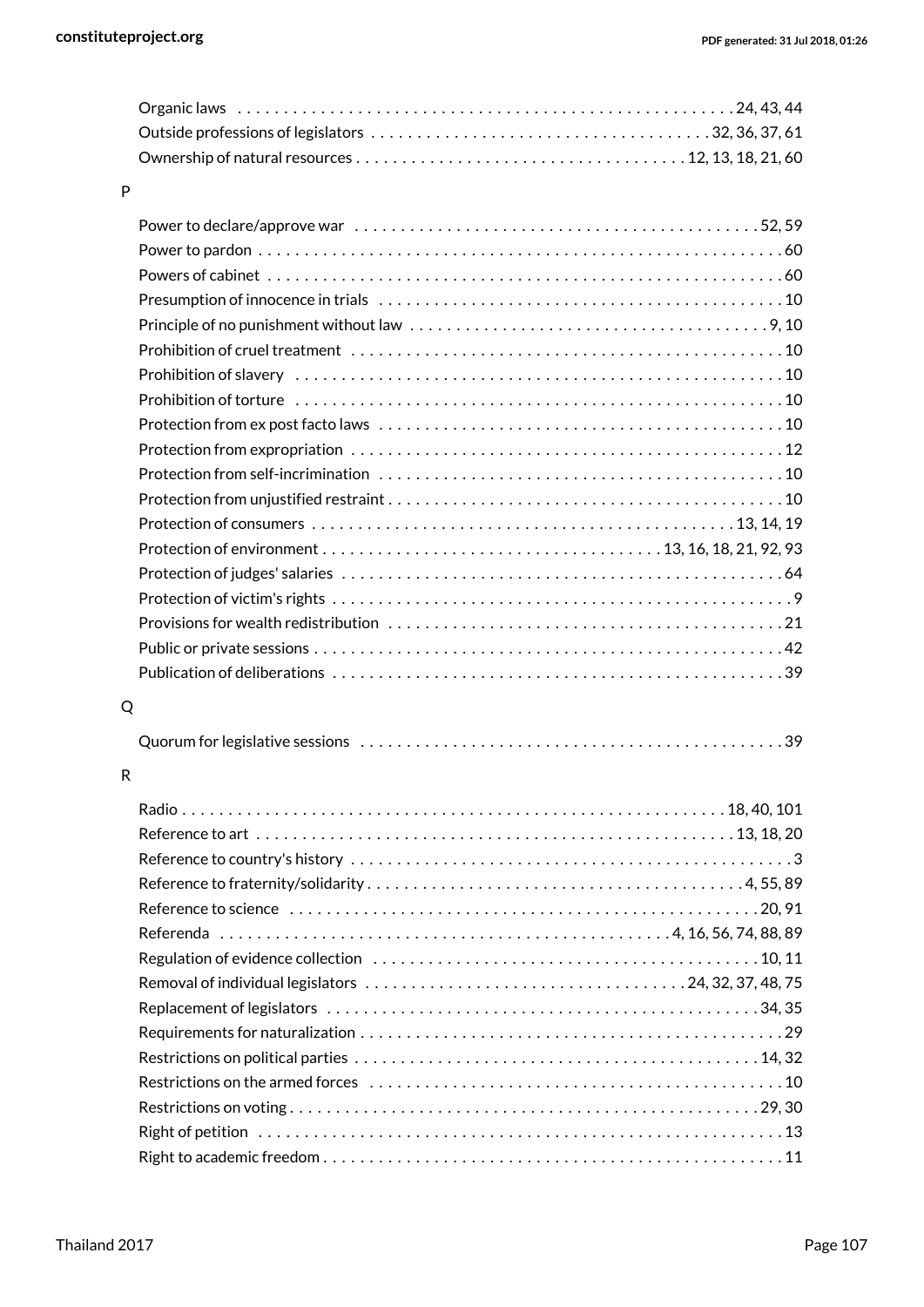Organic laws . . . . . . . . . . . . . . . . . . . . . . . . . . . . . . . . . . . . . . . . . . . . . . . . . . . . . 24, 43, 44
Outside professions of legislators . . . . . . . . . . . . . . . . . . . . . . . . . . . . . . . . . . . . . 32, 36, 37, 61
Ownership of natural resources . . . . . . . . . . . . . . . . . . . . . . . . . . . . . . . . . . . . 12, 13, 18, 21, 60

P

Power to declare/approve war . . . . . . . . . . . . . . . . . . . . . . . . . . . . . . . . . . . . . . . . . . . 52, 59
Power to pardon . . . . . . . . . . . . . . . . . . . . . . . . . . . . . . . . . . . . . . . . . . . . . . . . . . . . . . . . 60
Powers of cabinet . . . . . . . . . . . . . . . . . . . . . . . . . . . . . . . . . . . . . . . . . . . . . . . . . . . . . . . 60
Presumption of innocence in trials . . . . . . . . . . . . . . . . . . . . . . . . . . . . . . . . . . . . . . . . . . 10
Principle of no punishment without law . . . . . . . . . . . . . . . . . . . . . . . . . . . . . . . . . . . . . 9, 10
Prohibition of cruel treatment . . . . . . . . . . . . . . . . . . . . . . . . . . . . . . . . . . . . . . . . . . . . . 10
Prohibition of slavery . . . . . . . . . . . . . . . . . . . . . . . . . . . . . . . . . . . . . . . . . . . . . . . . . . . . 10
Prohibition of torture . . . . . . . . . . . . . . . . . . . . . . . . . . . . . . . . . . . . . . . . . . . . . . . . . . . . 10
Protection from ex post facto laws . . . . . . . . . . . . . . . . . . . . . . . . . . . . . . . . . . . . . . . . . . 10
Protection from expropriation . . . . . . . . . . . . . . . . . . . . . . . . . . . . . . . . . . . . . . . . . . . . . 12
Protection from self-incrimination . . . . . . . . . . . . . . . . . . . . . . . . . . . . . . . . . . . . . . . . . . 10
Protection from unjustified restraint . . . . . . . . . . . . . . . . . . . . . . . . . . . . . . . . . . . . . . . . 10
Protection of consumers . . . . . . . . . . . . . . . . . . . . . . . . . . . . . . . . . . . . . . . . . . . . . 13, 14, 19
Protection of environment . . . . . . . . . . . . . . . . . . . . . . . . . . . . . . . . . . . 13, 16, 18, 21, 92, 93
Protection of judges' salaries . . . . . . . . . . . . . . . . . . . . . . . . . . . . . . . . . . . . . . . . . . . . . . 64
Protection of victim's rights . . . . . . . . . . . . . . . . . . . . . . . . . . . . . . . . . . . . . . . . . . . . . . . . 9
Provisions for wealth redistribution . . . . . . . . . . . . . . . . . . . . . . . . . . . . . . . . . . . . . . . . . 21
Public or private sessions . . . . . . . . . . . . . . . . . . . . . . . . . . . . . . . . . . . . . . . . . . . . . . . . . 42
Publication of deliberations . . . . . . . . . . . . . . . . . . . . . . . . . . . . . . . . . . . . . . . . . . . . . . . 39

Q

Quorum for legislative sessions . . . . . . . . . . . . . . . . . . . . . . . . . . . . . . . . . . . . . . . . . . . . 39

R

Radio . . . . . . . . . . . . . . . . . . . . . . . . . . . . . . . . . . . . . . . . . . . . . . . . . . . . . . . . . 18, 40, 101
Reference to art . . . . . . . . . . . . . . . . . . . . . . . . . . . . . . . . . . . . . . . . . . . . . . . . . . . 13, 18, 20
Reference to country's history . . . . . . . . . . . . . . . . . . . . . . . . . . . . . . . . . . . . . . . . . . . . . . 3
Reference to fraternity/solidarity . . . . . . . . . . . . . . . . . . . . . . . . . . . . . . . . . . . . . . . . 4, 55, 89
Reference to science . . . . . . . . . . . . . . . . . . . . . . . . . . . . . . . . . . . . . . . . . . . . . . . . . . . 20, 91
Referenda . . . . . . . . . . . . . . . . . . . . . . . . . . . . . . . . . . . . . . . . . . . . . . 4, 16, 56, 74, 88, 89
Regulation of evidence collection . . . . . . . . . . . . . . . . . . . . . . . . . . . . . . . . . . . . . . . . . 10, 11
Removal of individual legislators . . . . . . . . . . . . . . . . . . . . . . . . . . . . . . . . . . 24, 32, 37, 48, 75
Replacement of legislators . . . . . . . . . . . . . . . . . . . . . . . . . . . . . . . . . . . . . . . . . . . . . . 34, 35
Requirements for naturalization . . . . . . . . . . . . . . . . . . . . . . . . . . . . . . . . . . . . . . . . . . . . 29
Restrictions on political parties . . . . . . . . . . . . . . . . . . . . . . . . . . . . . . . . . . . . . . . . . . . 14, 32
Restrictions on the armed forces . . . . . . . . . . . . . . . . . . . . . . . . . . . . . . . . . . . . . . . . . . . . 10
Restrictions on voting . . . . . . . . . . . . . . . . . . . . . . . . . . . . . . . . . . . . . . . . . . . . . . . . . . 29, 30
Right of petition . . . . . . . . . . . . . . . . . . . . . . . . . . . . . . . . . . . . . . . . . . . . . . . . . . . . . . . . 13
Right to academic freedom . . . . . . . . . . . . . . . . . . . . . . . . . . . . . . . . . . . . . . . . . . . . . . . . 11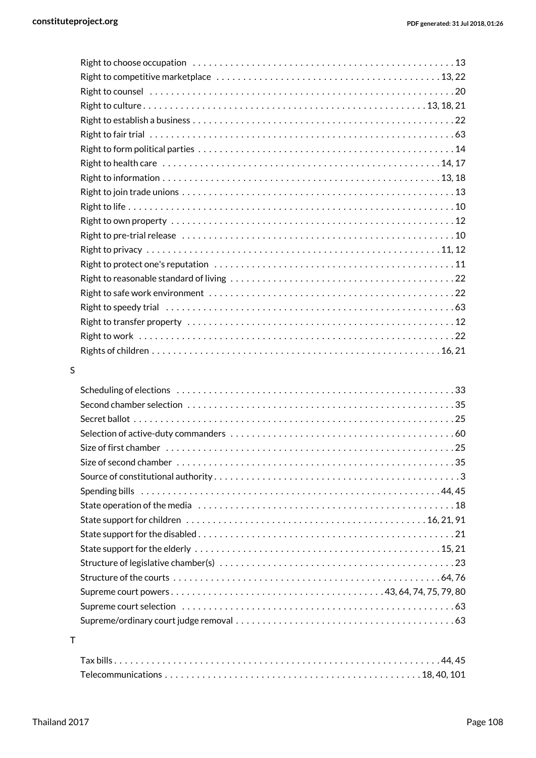Right to choose occupation . . . . . . . . . . . . . . . . . . . . . . . . . . . . . . . . . . . . . . . . . . . . . . . . 13
Right to competitive marketplace . . . . . . . . . . . . . . . . . . . . . . . . . . . . . . . . . . . . . . . . . 13, 22
Right to counsel . . . . . . . . . . . . . . . . . . . . . . . . . . . . . . . . . . . . . . . . . . . . . . . . . . . . . 20
Right to culture . . . . . . . . . . . . . . . . . . . . . . . . . . . . . . . . . . . . . . . . . . . . . . . . . 13, 18, 21
Right to establish a business . . . . . . . . . . . . . . . . . . . . . . . . . . . . . . . . . . . . . . . . . . . . . . 22
Right to fair trial . . . . . . . . . . . . . . . . . . . . . . . . . . . . . . . . . . . . . . . . . . . . . . . . . . . . . 63
Right to form political parties . . . . . . . . . . . . . . . . . . . . . . . . . . . . . . . . . . . . . . . . . . . . . . 14
Right to health care . . . . . . . . . . . . . . . . . . . . . . . . . . . . . . . . . . . . . . . . . . . . . . . . . . 14, 17
Right to information . . . . . . . . . . . . . . . . . . . . . . . . . . . . . . . . . . . . . . . . . . . . . . . . . . 13, 18
Right to join trade unions . . . . . . . . . . . . . . . . . . . . . . . . . . . . . . . . . . . . . . . . . . . . . . . . . 13
Right to life . . . . . . . . . . . . . . . . . . . . . . . . . . . . . . . . . . . . . . . . . . . . . . . . . . . . . . . . . 10
Right to own property . . . . . . . . . . . . . . . . . . . . . . . . . . . . . . . . . . . . . . . . . . . . . . . . . . . 12
Right to pre-trial release . . . . . . . . . . . . . . . . . . . . . . . . . . . . . . . . . . . . . . . . . . . . . . . . . 10
Right to privacy . . . . . . . . . . . . . . . . . . . . . . . . . . . . . . . . . . . . . . . . . . . . . . . . . . . . 11, 12
Right to protect one's reputation . . . . . . . . . . . . . . . . . . . . . . . . . . . . . . . . . . . . . . . . . . . 11
Right to reasonable standard of living . . . . . . . . . . . . . . . . . . . . . . . . . . . . . . . . . . . . . . . . 22
Right to safe work environment . . . . . . . . . . . . . . . . . . . . . . . . . . . . . . . . . . . . . . . . . . . . 22
Right to speedy trial . . . . . . . . . . . . . . . . . . . . . . . . . . . . . . . . . . . . . . . . . . . . . . . . . . . . 63
Right to transfer property . . . . . . . . . . . . . . . . . . . . . . . . . . . . . . . . . . . . . . . . . . . . . . . . . 12
Right to work . . . . . . . . . . . . . . . . . . . . . . . . . . . . . . . . . . . . . . . . . . . . . . . . . . . . . . . . 22
Rights of children . . . . . . . . . . . . . . . . . . . . . . . . . . . . . . . . . . . . . . . . . . . . . . . . . . . 16, 21

S

Scheduling of elections . . . . . . . . . . . . . . . . . . . . . . . . . . . . . . . . . . . . . . . . . . . . . . . . . . 33
Second chamber selection . . . . . . . . . . . . . . . . . . . . . . . . . . . . . . . . . . . . . . . . . . . . . . . . 35
Secret ballot . . . . . . . . . . . . . . . . . . . . . . . . . . . . . . . . . . . . . . . . . . . . . . . . . . . . . . . . . 25
Selection of active-duty commanders . . . . . . . . . . . . . . . . . . . . . . . . . . . . . . . . . . . . . . . . . 60
Size of first chamber . . . . . . . . . . . . . . . . . . . . . . . . . . . . . . . . . . . . . . . . . . . . . . . . . . . . 25
Size of second chamber . . . . . . . . . . . . . . . . . . . . . . . . . . . . . . . . . . . . . . . . . . . . . . . . . . 35
Source of constitutional authority . . . . . . . . . . . . . . . . . . . . . . . . . . . . . . . . . . . . . . . . . . . . 3
Spending bills . . . . . . . . . . . . . . . . . . . . . . . . . . . . . . . . . . . . . . . . . . . . . . . . . . . . . . 44, 45
State operation of the media . . . . . . . . . . . . . . . . . . . . . . . . . . . . . . . . . . . . . . . . . . . . . . . 18
State support for children . . . . . . . . . . . . . . . . . . . . . . . . . . . . . . . . . . . . . . . . . . . . 16, 21, 91
State support for the disabled . . . . . . . . . . . . . . . . . . . . . . . . . . . . . . . . . . . . . . . . . . . . . . 21
State support for the elderly . . . . . . . . . . . . . . . . . . . . . . . . . . . . . . . . . . . . . . . . . . . . . 15, 21
Structure of legislative chamber(s) . . . . . . . . . . . . . . . . . . . . . . . . . . . . . . . . . . . . . . . . . . . 23
Structure of the courts . . . . . . . . . . . . . . . . . . . . . . . . . . . . . . . . . . . . . . . . . . . . . . . . . 64, 76
Supreme court powers . . . . . . . . . . . . . . . . . . . . . . . . . . . . . . . . . . . . . 43, 64, 74, 75, 79, 80
Supreme court selection . . . . . . . . . . . . . . . . . . . . . . . . . . . . . . . . . . . . . . . . . . . . . . . . . . 63
Supreme/ordinary court judge removal . . . . . . . . . . . . . . . . . . . . . . . . . . . . . . . . . . . . . . . . 63

T

Tax bills . . . . . . . . . . . . . . . . . . . . . . . . . . . . . . . . . . . . . . . . . . . . . . . . . . . . . . . . . 44, 45
Telecommunications . . . . . . . . . . . . . . . . . . . . . . . . . . . . . . . . . . . . . . . . . . . . . . 18, 40, 101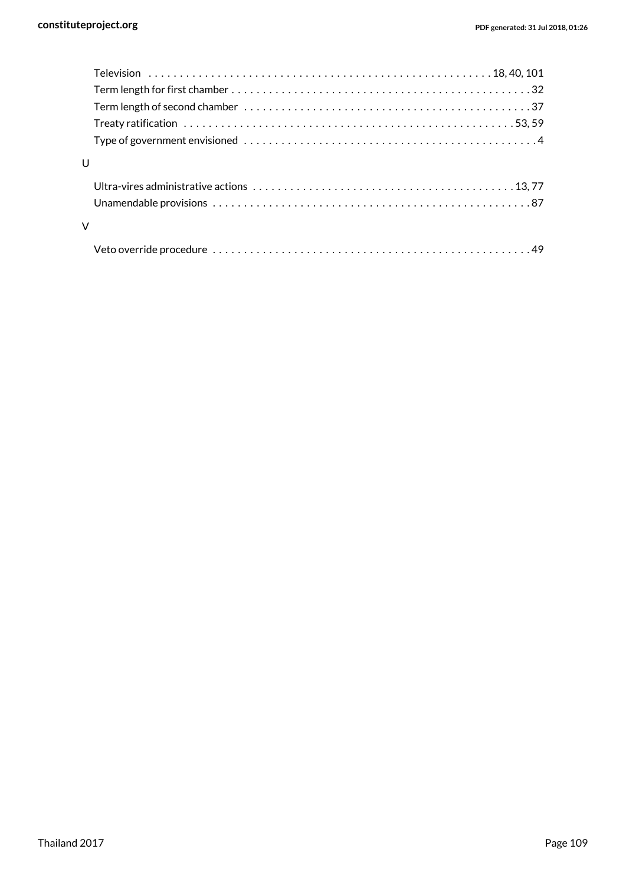Television . . . . . . . . . . . . . . . . . . . . . . . . . . . . . . . . . . . . . . . . . . . . . . . . . . . . . . 18, 40, 101
Term length for first chamber . . . . . . . . . . . . . . . . . . . . . . . . . . . . . . . . . . . . . . . . . . . . . . . . 32
Term length of second chamber . . . . . . . . . . . . . . . . . . . . . . . . . . . . . . . . . . . . . . . . . . . . . 37
Treaty ratification . . . . . . . . . . . . . . . . . . . . . . . . . . . . . . . . . . . . . . . . . . . . . . . . . . . . 53, 59
Type of government envisioned . . . . . . . . . . . . . . . . . . . . . . . . . . . . . . . . . . . . . . . . . . . . . . 4

U

Ultra-vires administrative actions . . . . . . . . . . . . . . . . . . . . . . . . . . . . . . . . . . . . . . . . . . 13, 77
Unamendable provisions . . . . . . . . . . . . . . . . . . . . . . . . . . . . . . . . . . . . . . . . . . . . . . . . . . . 87

V

Veto override procedure . . . . . . . . . . . . . . . . . . . . . . . . . . . . . . . . . . . . . . . . . . . . . . . . . . . 49